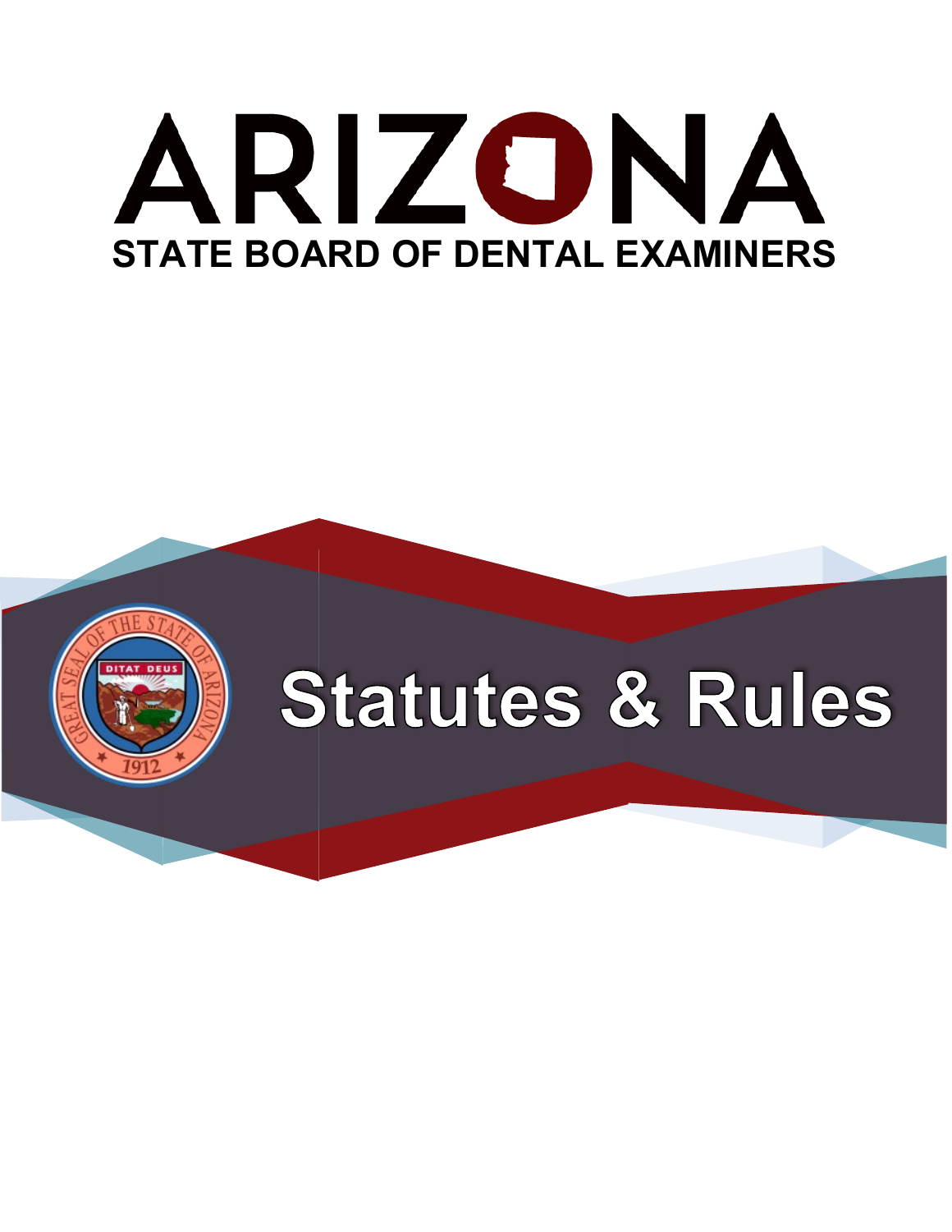# ARIZONA

## STATE BOARD OF DENTAL EXAMINERS

# Statutes & Rules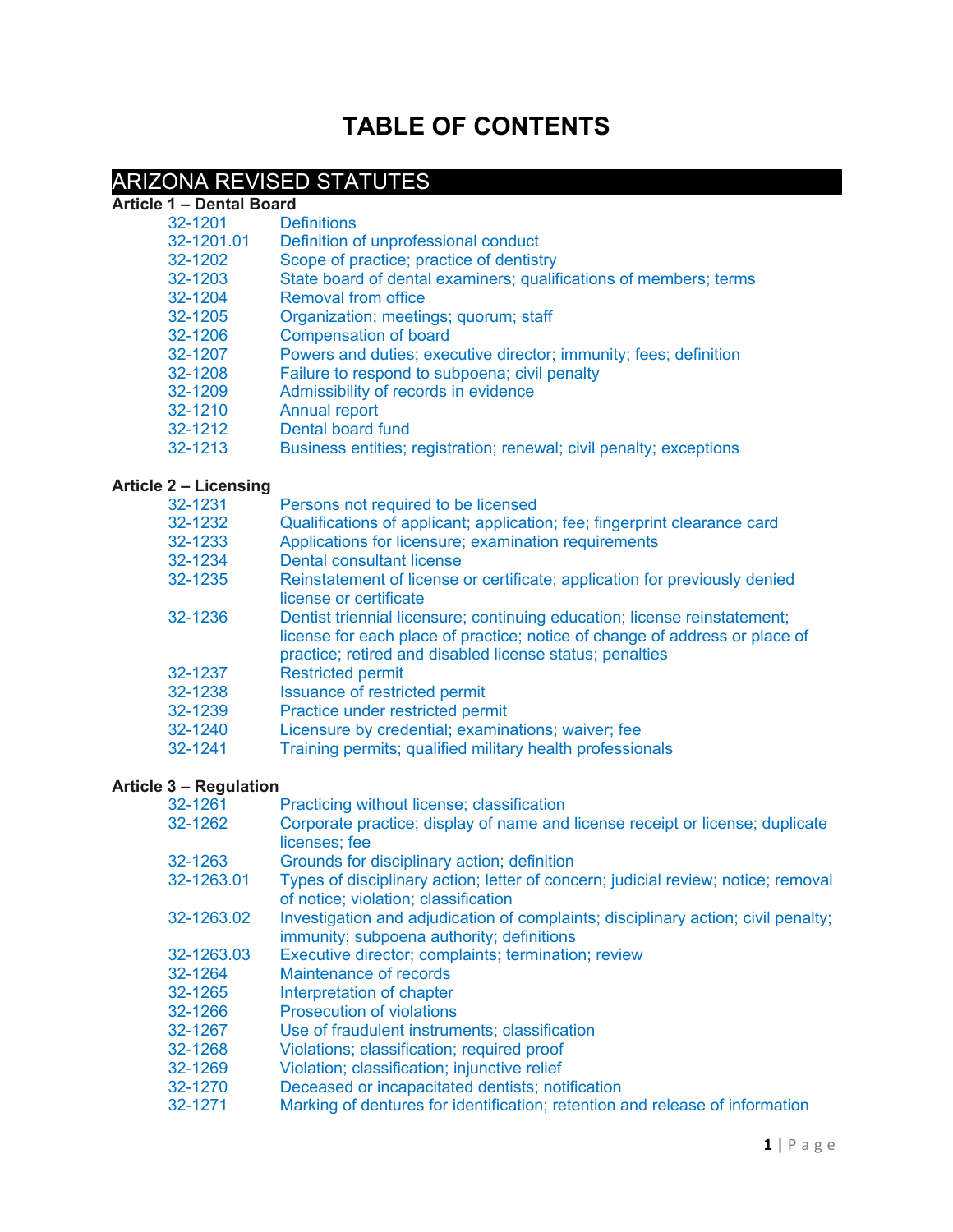# TABLE OF CONTENTS

## ARIZONA REVISED STATUTES

### Article 1 – Dental Board

| | |
|---|---|
| 32-1201 | Definitions |
| 32-1201.01 | Definition of unprofessional conduct |
| 32-1202 | Scope of practice; practice of dentistry |
| 32-1203 | State board of dental examiners; qualifications of members; terms |
| 32-1204 | Removal from office |
| 32-1205 | Organization; meetings; quorum; staff |
| 32-1206 | Compensation of board |
| 32-1207 | Powers and duties; executive director; immunity; fees; definition |
| 32-1208 | Failure to respond to subpoena; civil penalty |
| 32-1209 | Admissibility of records in evidence |
| 32-1210 | Annual report |
| 32-1212 | Dental board fund |
| 32-1213 | Business entities; registration; renewal; civil penalty; exceptions |

### Article 2 – Licensing

| | |
|---|---|
| 32-1231 | Persons not required to be licensed |
| 32-1232 | Qualifications of applicant; application; fee; fingerprint clearance card |
| 32-1233 | Applications for licensure; examination requirements |
| 32-1234 | Dental consultant license |
| 32-1235 | Reinstatement of license or certificate; application for previously denied license or certificate |
| 32-1236 | Dentist triennial licensure; continuing education; license reinstatement; license for each place of practice; notice of change of address or place of practice; retired and disabled license status; penalties |
| 32-1237 | Restricted permit |
| 32-1238 | Issuance of restricted permit |
| 32-1239 | Practice under restricted permit |
| 32-1240 | Licensure by credential; examinations; waiver; fee |
| 32-1241 | Training permits; qualified military health professionals |

### Article 3 – Regulation

| | |
|---|---|
| 32-1261 | Practicing without license; classification |
| 32-1262 | Corporate practice; display of name and license receipt or license; duplicate licenses; fee |
| 32-1263 | Grounds for disciplinary action; definition |
| 32-1263.01 | Types of disciplinary action; letter of concern; judicial review; notice; removal of notice; violation; classification |
| 32-1263.02 | Investigation and adjudication of complaints; disciplinary action; civil penalty; immunity; subpoena authority; definitions |
| 32-1263.03 | Executive director; complaints; termination; review |
| 32-1264 | Maintenance of records |
| 32-1265 | Interpretation of chapter |
| 32-1266 | Prosecution of violations |
| 32-1267 | Use of fraudulent instruments; classification |
| 32-1268 | Violations; classification; required proof |
| 32-1269 | Violation; classification; injunctive relief |
| 32-1270 | Deceased or incapacitated dentists; notification |
| 32-1271 | Marking of dentures for identification; retention and release of information |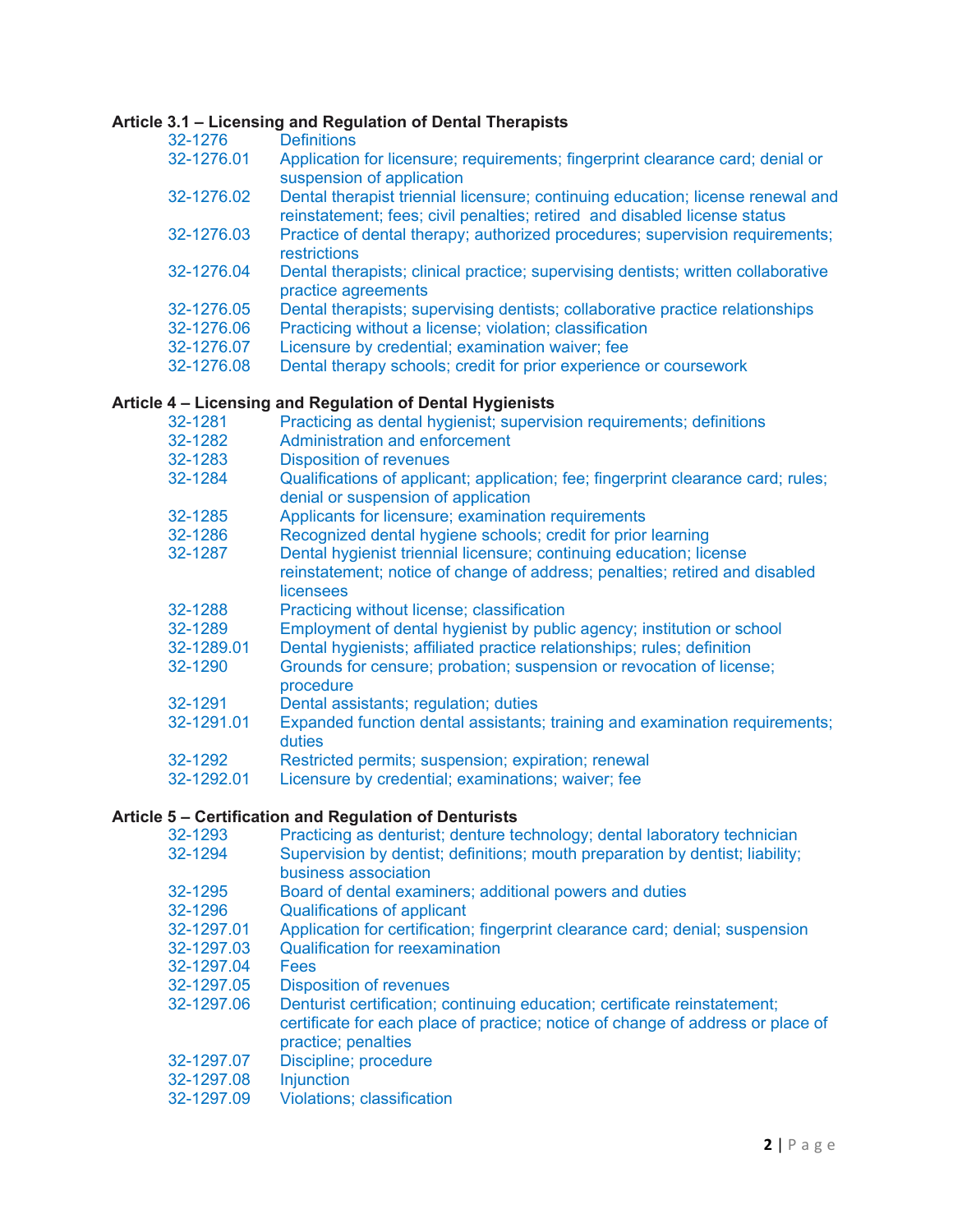**Article 3.1 – Licensing and Regulation of Dental Therapists**

| | |
|---|---|
| 32-1276 | Definitions |
| 32-1276.01 | Application for licensure; requirements; fingerprint clearance card; denial or suspension of application |
| 32-1276.02 | Dental therapist triennial licensure; continuing education; license renewal and reinstatement; fees; civil penalties; retired and disabled license status |
| 32-1276.03 | Practice of dental therapy; authorized procedures; supervision requirements; restrictions |
| 32-1276.04 | Dental therapists; clinical practice; supervising dentists; written collaborative practice agreements |
| 32-1276.05 | Dental therapists; supervising dentists; collaborative practice relationships |
| 32-1276.06 | Practicing without a license; violation; classification |
| 32-1276.07 | Licensure by credential; examination waiver; fee |
| 32-1276.08 | Dental therapy schools; credit for prior experience or coursework |

**Article 4 – Licensing and Regulation of Dental Hygienists**

| | |
|---|---|
| 32-1281 | Practicing as dental hygienist; supervision requirements; definitions |
| 32-1282 | Administration and enforcement |
| 32-1283 | Disposition of revenues |
| 32-1284 | Qualifications of applicant; application; fee; fingerprint clearance card; rules; denial or suspension of application |
| 32-1285 | Applicants for licensure; examination requirements |
| 32-1286 | Recognized dental hygiene schools; credit for prior learning |
| 32-1287 | Dental hygienist triennial licensure; continuing education; license reinstatement; notice of change of address; penalties; retired and disabled licensees |
| 32-1288 | Practicing without license; classification |
| 32-1289 | Employment of dental hygienist by public agency; institution or school |
| 32-1289.01 | Dental hygienists; affiliated practice relationships; rules; definition |
| 32-1290 | Grounds for censure; probation; suspension or revocation of license; procedure |
| 32-1291 | Dental assistants; regulation; duties |
| 32-1291.01 | Expanded function dental assistants; training and examination requirements; duties |
| 32-1292 | Restricted permits; suspension; expiration; renewal |
| 32-1292.01 | Licensure by credential; examinations; waiver; fee |

**Article 5 – Certification and Regulation of Denturists**

| | |
|---|---|
| 32-1293 | Practicing as denturist; denture technology; dental laboratory technician |
| 32-1294 | Supervision by dentist; definitions; mouth preparation by dentist; liability; business association |
| 32-1295 | Board of dental examiners; additional powers and duties |
| 32-1296 | Qualifications of applicant |
| 32-1297.01 | Application for certification; fingerprint clearance card; denial; suspension |
| 32-1297.03 | Qualification for reexamination |
| 32-1297.04 | Fees |
| 32-1297.05 | Disposition of revenues |
| 32-1297.06 | Denturist certification; continuing education; certificate reinstatement; certificate for each place of practice; notice of change of address or place of practice; penalties |
| 32-1297.07 | Discipline; procedure |
| 32-1297.08 | Injunction |
| 32-1297.09 | Violations; classification |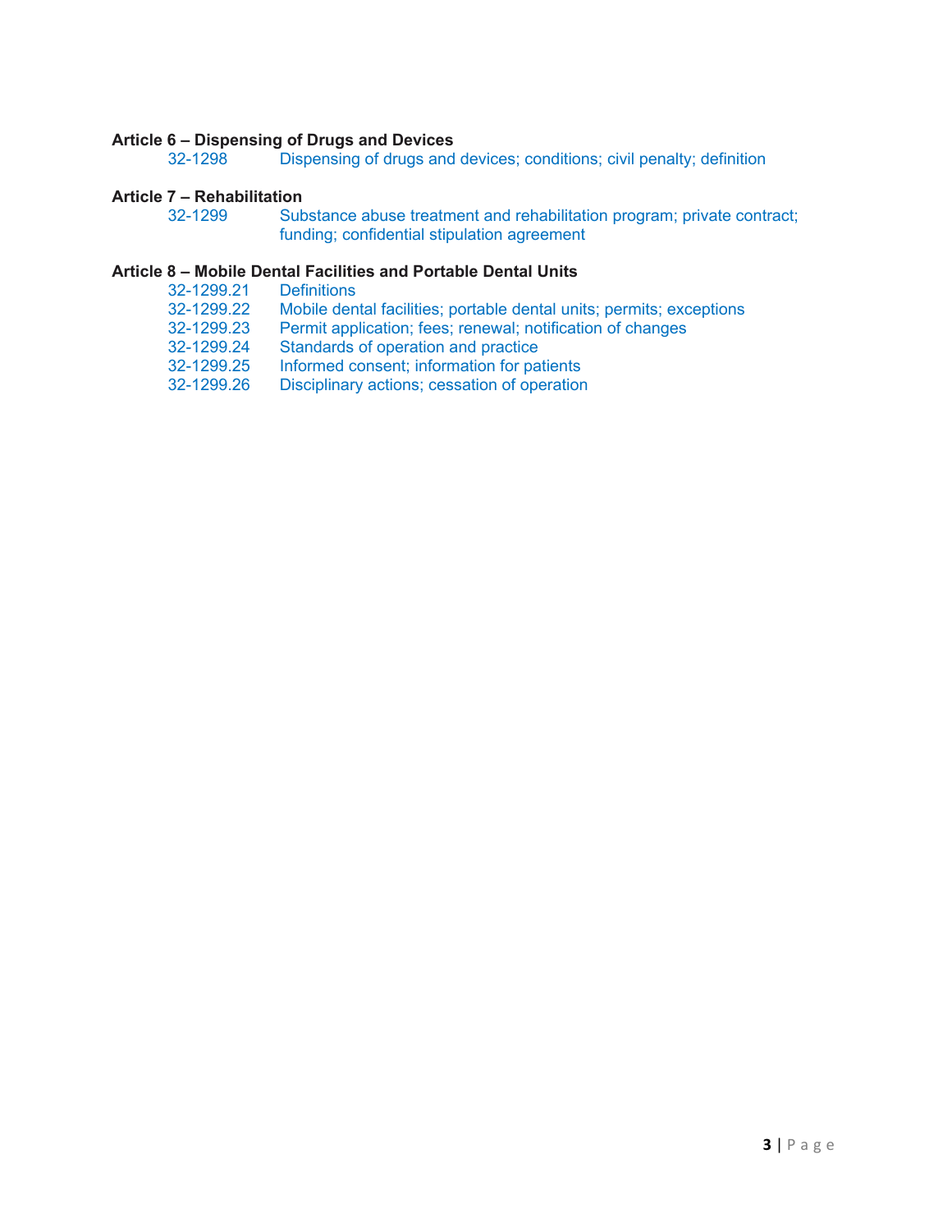**Article 6 – Dispensing of Drugs and Devices**

32-1298 Dispensing of drugs and devices; conditions; civil penalty; definition

**Article 7 – Rehabilitation**

32-1299 Substance abuse treatment and rehabilitation program; private contract; funding; confidential stipulation agreement

**Article 8 – Mobile Dental Facilities and Portable Dental Units**

32-1299.21 Definitions
32-1299.22 Mobile dental facilities; portable dental units; permits; exceptions
32-1299.23 Permit application; fees; renewal; notification of changes
32-1299.24 Standards of operation and practice
32-1299.25 Informed consent; information for patients
32-1299.26 Disciplinary actions; cessation of operation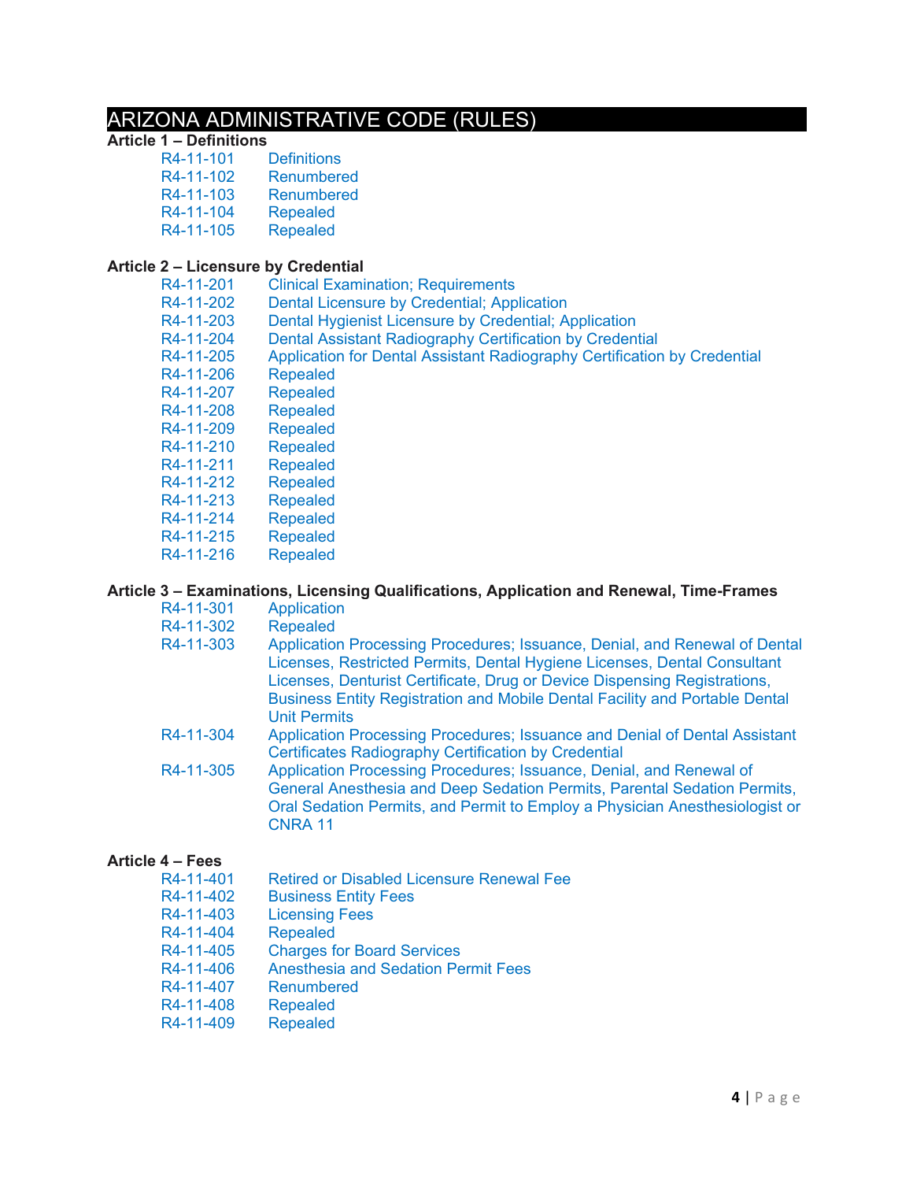# ARIZONA ADMINISTRATIVE CODE (RULES)

**Article 1 – Definitions**

| | |
|---|---|
| R4-11-101 | Definitions |
| R4-11-102 | Renumbered |
| R4-11-103 | Renumbered |
| R4-11-104 | Repealed |
| R4-11-105 | Repealed |

**Article 2 – Licensure by Credential**

| | |
|---|---|
| R4-11-201 | Clinical Examination; Requirements |
| R4-11-202 | Dental Licensure by Credential; Application |
| R4-11-203 | Dental Hygienist Licensure by Credential; Application |
| R4-11-204 | Dental Assistant Radiography Certification by Credential |
| R4-11-205 | Application for Dental Assistant Radiography Certification by Credential |
| R4-11-206 | Repealed |
| R4-11-207 | Repealed |
| R4-11-208 | Repealed |
| R4-11-209 | Repealed |
| R4-11-210 | Repealed |
| R4-11-211 | Repealed |
| R4-11-212 | Repealed |
| R4-11-213 | Repealed |
| R4-11-214 | Repealed |
| R4-11-215 | Repealed |
| R4-11-216 | Repealed |

**Article 3 – Examinations, Licensing Qualifications, Application and Renewal, Time-Frames**

| | |
|---|---|
| R4-11-301 | Application |
| R4-11-302 | Repealed |
| R4-11-303 | Application Processing Procedures; Issuance, Denial, and Renewal of Dental Licenses, Restricted Permits, Dental Hygiene Licenses, Dental Consultant Licenses, Denturist Certificate, Drug or Device Dispensing Registrations, Business Entity Registration and Mobile Dental Facility and Portable Dental Unit Permits |
| R4-11-304 | Application Processing Procedures; Issuance and Denial of Dental Assistant Certificates Radiography Certification by Credential |
| R4-11-305 | Application Processing Procedures; Issuance, Denial, and Renewal of General Anesthesia and Deep Sedation Permits, Parental Sedation Permits, Oral Sedation Permits, and Permit to Employ a Physician Anesthesiologist or CNRA 11 |

**Article 4 – Fees**

| | |
|---|---|
| R4-11-401 | Retired or Disabled Licensure Renewal Fee |
| R4-11-402 | Business Entity Fees |
| R4-11-403 | Licensing Fees |
| R4-11-404 | Repealed |
| R4-11-405 | Charges for Board Services |
| R4-11-406 | Anesthesia and Sedation Permit Fees |
| R4-11-407 | Renumbered |
| R4-11-408 | Repealed |
| R4-11-409 | Repealed |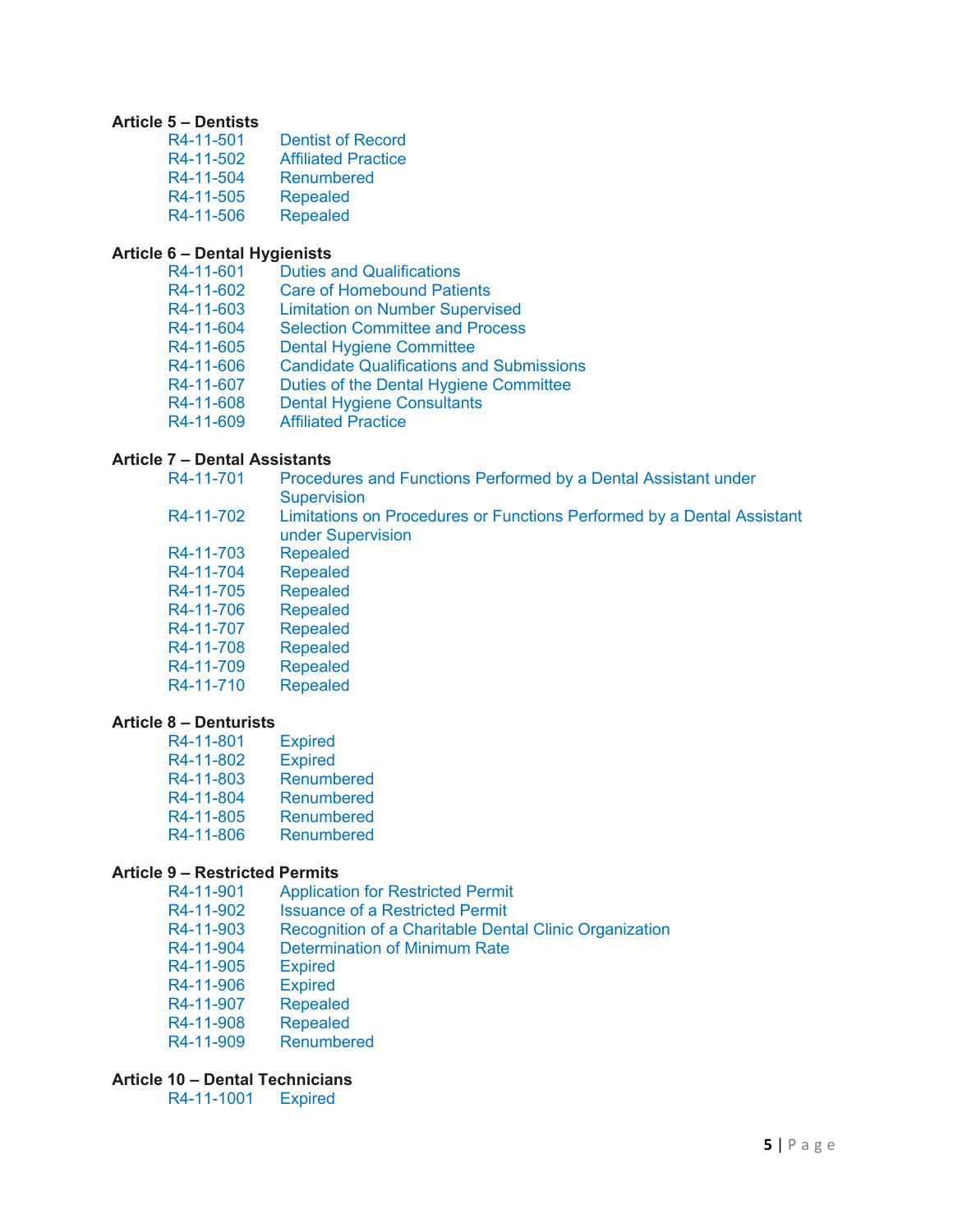**Article 5 – Dentists**

| | |
|---|---|
| R4-11-501 | Dentist of Record |
| R4-11-502 | Affiliated Practice |
| R4-11-504 | Renumbered |
| R4-11-505 | Repealed |
| R4-11-506 | Repealed |

**Article 6 – Dental Hygienists**

| | |
|---|---|
| R4-11-601 | Duties and Qualifications |
| R4-11-602 | Care of Homebound Patients |
| R4-11-603 | Limitation on Number Supervised |
| R4-11-604 | Selection Committee and Process |
| R4-11-605 | Dental Hygiene Committee |
| R4-11-606 | Candidate Qualifications and Submissions |
| R4-11-607 | Duties of the Dental Hygiene Committee |
| R4-11-608 | Dental Hygiene Consultants |
| R4-11-609 | Affiliated Practice |

**Article 7 – Dental Assistants**

| | |
|---|---|
| R4-11-701 | Procedures and Functions Performed by a Dental Assistant under Supervision |
| R4-11-702 | Limitations on Procedures or Functions Performed by a Dental Assistant under Supervision |
| R4-11-703 | Repealed |
| R4-11-704 | Repealed |
| R4-11-705 | Repealed |
| R4-11-706 | Repealed |
| R4-11-707 | Repealed |
| R4-11-708 | Repealed |
| R4-11-709 | Repealed |
| R4-11-710 | Repealed |

**Article 8 – Denturists**

| | |
|---|---|
| R4-11-801 | Expired |
| R4-11-802 | Expired |
| R4-11-803 | Renumbered |
| R4-11-804 | Renumbered |
| R4-11-805 | Renumbered |
| R4-11-806 | Renumbered |

**Article 9 – Restricted Permits**

| | |
|---|---|
| R4-11-901 | Application for Restricted Permit |
| R4-11-902 | Issuance of a Restricted Permit |
| R4-11-903 | Recognition of a Charitable Dental Clinic Organization |
| R4-11-904 | Determination of Minimum Rate |
| R4-11-905 | Expired |
| R4-11-906 | Expired |
| R4-11-907 | Repealed |
| R4-11-908 | Repealed |
| R4-11-909 | Renumbered |

**Article 10 – Dental Technicians**

| | |
|---|---|
| R4-11-1001 | Expired |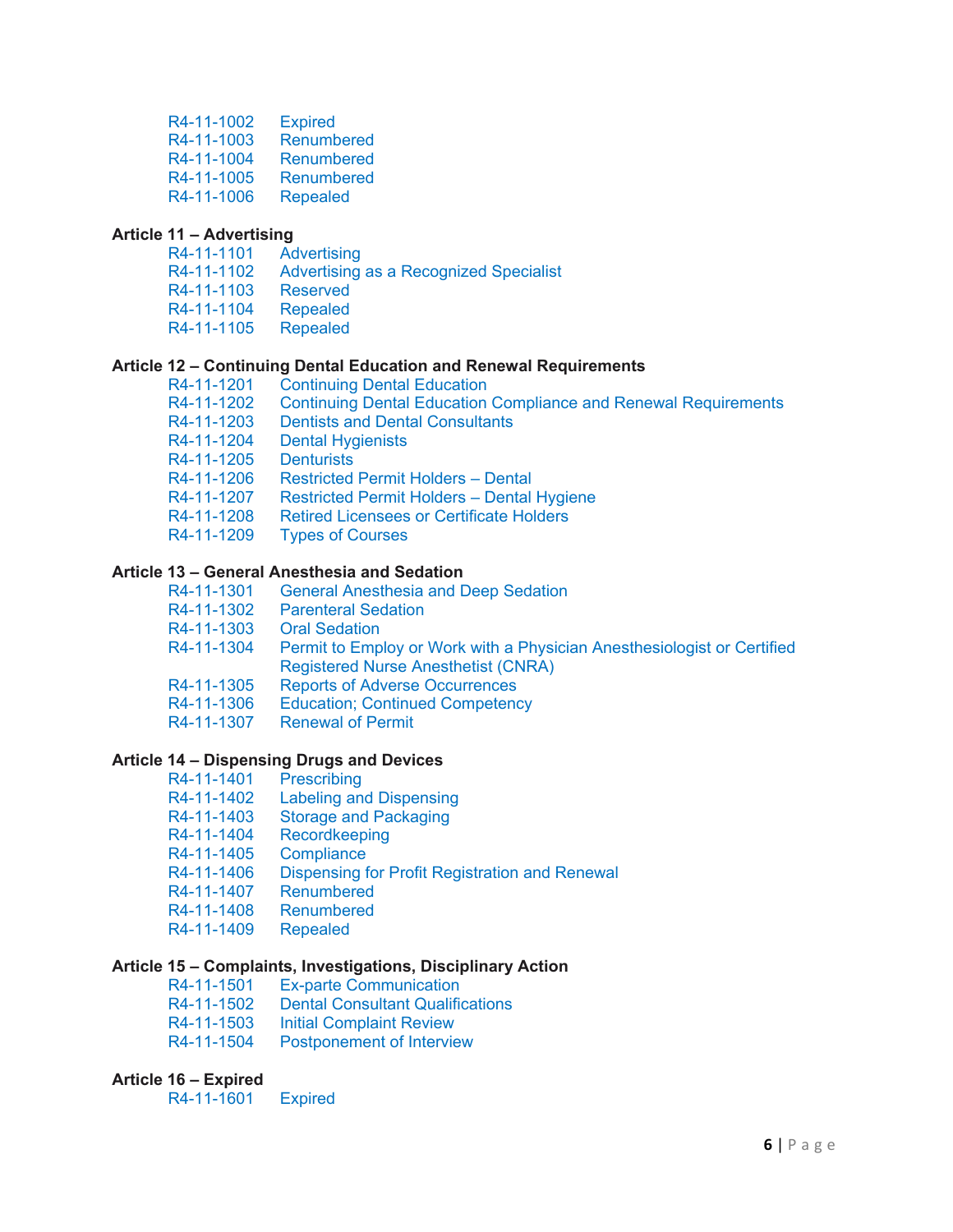R4-11-1002 Expired
R4-11-1003 Renumbered
R4-11-1004 Renumbered
R4-11-1005 Renumbered
R4-11-1006 Repealed

**Article 11 – Advertising**

R4-11-1101 Advertising
R4-11-1102 Advertising as a Recognized Specialist
R4-11-1103 Reserved
R4-11-1104 Repealed
R4-11-1105 Repealed

**Article 12 – Continuing Dental Education and Renewal Requirements**

R4-11-1201 Continuing Dental Education
R4-11-1202 Continuing Dental Education Compliance and Renewal Requirements
R4-11-1203 Dentists and Dental Consultants
R4-11-1204 Dental Hygienists
R4-11-1205 Denturists
R4-11-1206 Restricted Permit Holders – Dental
R4-11-1207 Restricted Permit Holders – Dental Hygiene
R4-11-1208 Retired Licensees or Certificate Holders
R4-11-1209 Types of Courses

**Article 13 – General Anesthesia and Sedation**

R4-11-1301 General Anesthesia and Deep Sedation
R4-11-1302 Parenteral Sedation
R4-11-1303 Oral Sedation
R4-11-1304 Permit to Employ or Work with a Physician Anesthesiologist or Certified Registered Nurse Anesthetist (CNRA)
R4-11-1305 Reports of Adverse Occurrences
R4-11-1306 Education; Continued Competency
R4-11-1307 Renewal of Permit

**Article 14 – Dispensing Drugs and Devices**

R4-11-1401 Prescribing
R4-11-1402 Labeling and Dispensing
R4-11-1403 Storage and Packaging
R4-11-1404 Recordkeeping
R4-11-1405 Compliance
R4-11-1406 Dispensing for Profit Registration and Renewal
R4-11-1407 Renumbered
R4-11-1408 Renumbered
R4-11-1409 Repealed

**Article 15 – Complaints, Investigations, Disciplinary Action**

R4-11-1501 Ex-parte Communication
R4-11-1502 Dental Consultant Qualifications
R4-11-1503 Initial Complaint Review
R4-11-1504 Postponement of Interview

**Article 16 – Expired**

R4-11-1601 Expired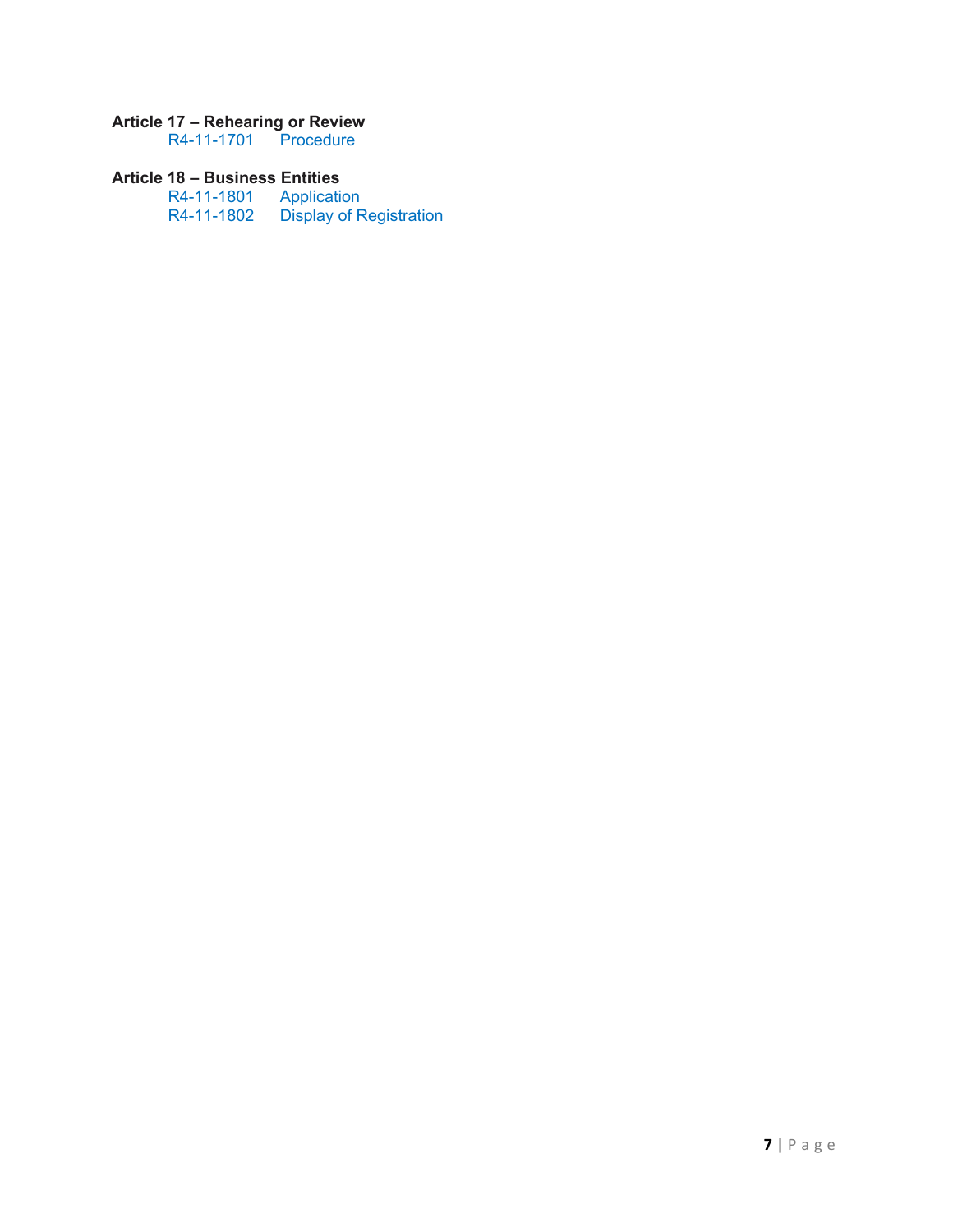**Article 17 – Rehearing or Review**

R4-11-1701 Procedure

**Article 18 – Business Entities**

R4-11-1801 Application
R4-11-1802 Display of Registration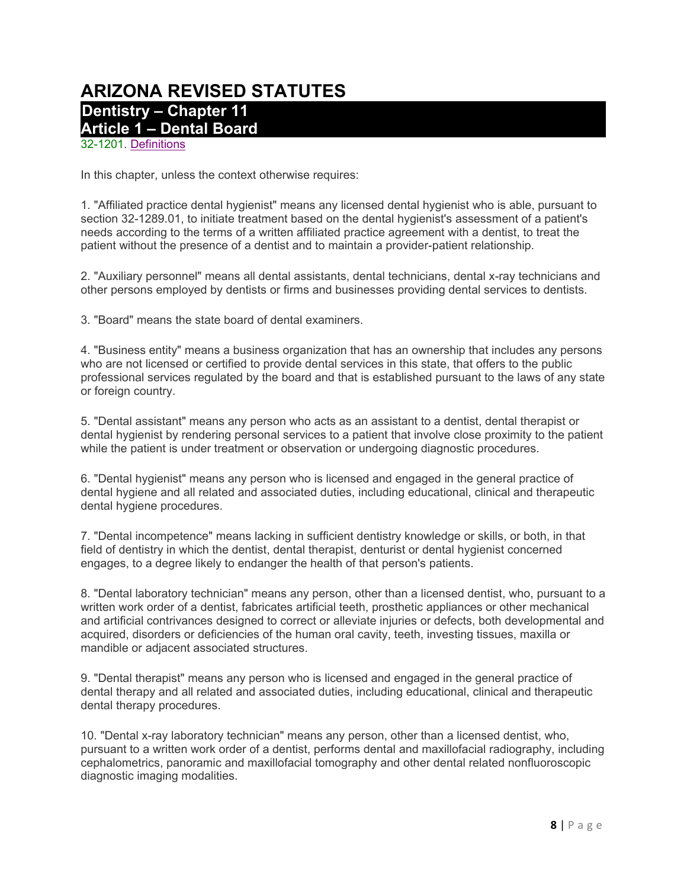# ARIZONA REVISED STATUTES

## Dentistry – Chapter 11

## Article 1 – Dental Board

32-1201. Definitions

In this chapter, unless the context otherwise requires:

1. "Affiliated practice dental hygienist" means any licensed dental hygienist who is able, pursuant to section 32-1289.01, to initiate treatment based on the dental hygienist's assessment of a patient's needs according to the terms of a written affiliated practice agreement with a dentist, to treat the patient without the presence of a dentist and to maintain a provider-patient relationship.

2. "Auxiliary personnel" means all dental assistants, dental technicians, dental x-ray technicians and other persons employed by dentists or firms and businesses providing dental services to dentists.

3. "Board" means the state board of dental examiners.

4. "Business entity" means a business organization that has an ownership that includes any persons who are not licensed or certified to provide dental services in this state, that offers to the public professional services regulated by the board and that is established pursuant to the laws of any state or foreign country.

5. "Dental assistant" means any person who acts as an assistant to a dentist, dental therapist or dental hygienist by rendering personal services to a patient that involve close proximity to the patient while the patient is under treatment or observation or undergoing diagnostic procedures.

6. "Dental hygienist" means any person who is licensed and engaged in the general practice of dental hygiene and all related and associated duties, including educational, clinical and therapeutic dental hygiene procedures.

7. "Dental incompetence" means lacking in sufficient dentistry knowledge or skills, or both, in that field of dentistry in which the dentist, dental therapist, denturist or dental hygienist concerned engages, to a degree likely to endanger the health of that person's patients.

8. "Dental laboratory technician" means any person, other than a licensed dentist, who, pursuant to a written work order of a dentist, fabricates artificial teeth, prosthetic appliances or other mechanical and artificial contrivances designed to correct or alleviate injuries or defects, both developmental and acquired, disorders or deficiencies of the human oral cavity, teeth, investing tissues, maxilla or mandible or adjacent associated structures.

9. "Dental therapist" means any person who is licensed and engaged in the general practice of dental therapy and all related and associated duties, including educational, clinical and therapeutic dental therapy procedures.

10. "Dental x-ray laboratory technician" means any person, other than a licensed dentist, who, pursuant to a written work order of a dentist, performs dental and maxillofacial radiography, including cephalometrics, panoramic and maxillofacial tomography and other dental related nonfluoroscopic diagnostic imaging modalities.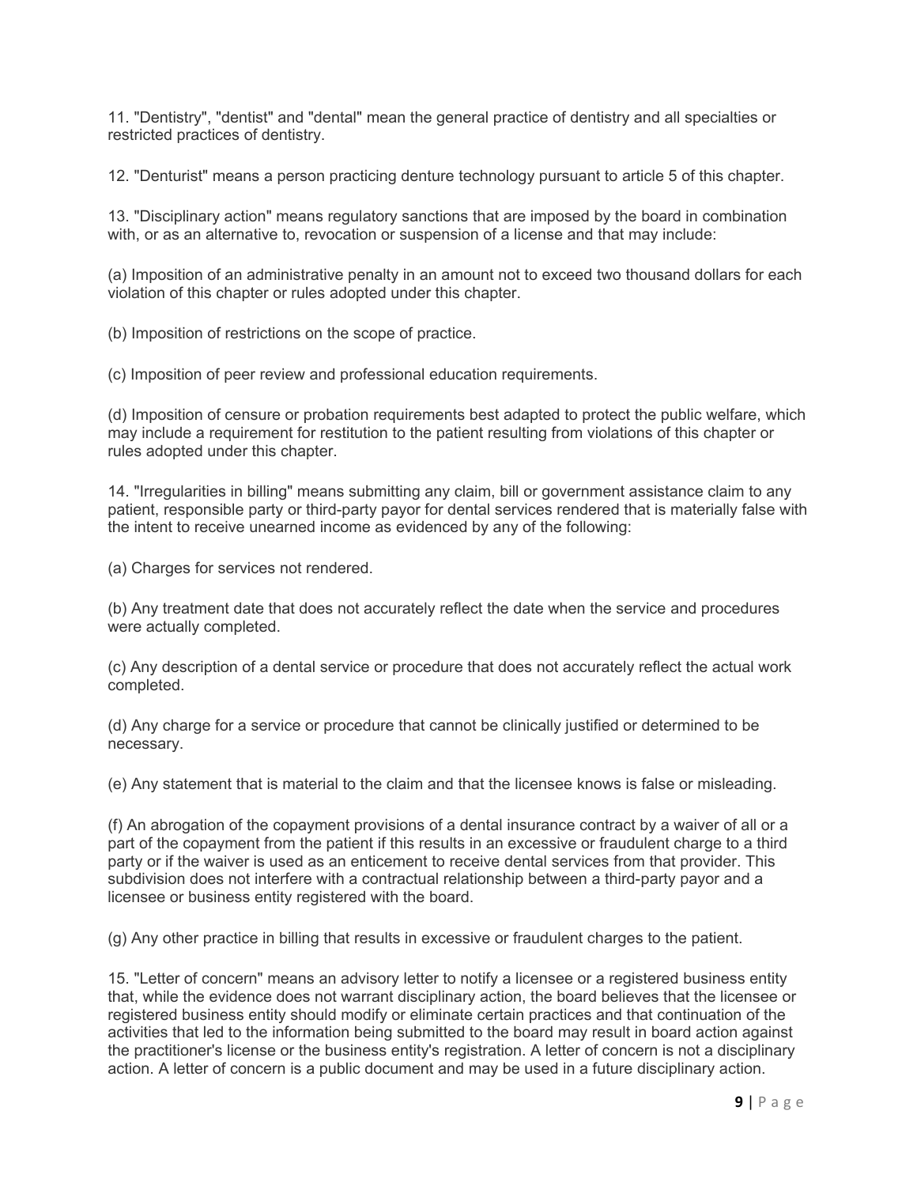11. "Dentistry", "dentist" and "dental" mean the general practice of dentistry and all specialties or restricted practices of dentistry.

12. "Denturist" means a person practicing denture technology pursuant to article 5 of this chapter.

13. "Disciplinary action" means regulatory sanctions that are imposed by the board in combination with, or as an alternative to, revocation or suspension of a license and that may include:

(a) Imposition of an administrative penalty in an amount not to exceed two thousand dollars for each violation of this chapter or rules adopted under this chapter.

(b) Imposition of restrictions on the scope of practice.

(c) Imposition of peer review and professional education requirements.

(d) Imposition of censure or probation requirements best adapted to protect the public welfare, which may include a requirement for restitution to the patient resulting from violations of this chapter or rules adopted under this chapter.

14. "Irregularities in billing" means submitting any claim, bill or government assistance claim to any patient, responsible party or third-party payor for dental services rendered that is materially false with the intent to receive unearned income as evidenced by any of the following:

(a) Charges for services not rendered.

(b) Any treatment date that does not accurately reflect the date when the service and procedures were actually completed.

(c) Any description of a dental service or procedure that does not accurately reflect the actual work completed.

(d) Any charge for a service or procedure that cannot be clinically justified or determined to be necessary.

(e) Any statement that is material to the claim and that the licensee knows is false or misleading.

(f) An abrogation of the copayment provisions of a dental insurance contract by a waiver of all or a part of the copayment from the patient if this results in an excessive or fraudulent charge to a third party or if the waiver is used as an enticement to receive dental services from that provider. This subdivision does not interfere with a contractual relationship between a third-party payor and a licensee or business entity registered with the board.

(g) Any other practice in billing that results in excessive or fraudulent charges to the patient.

15. "Letter of concern" means an advisory letter to notify a licensee or a registered business entity that, while the evidence does not warrant disciplinary action, the board believes that the licensee or registered business entity should modify or eliminate certain practices and that continuation of the activities that led to the information being submitted to the board may result in board action against the practitioner's license or the business entity's registration. A letter of concern is not a disciplinary action. A letter of concern is a public document and may be used in a future disciplinary action.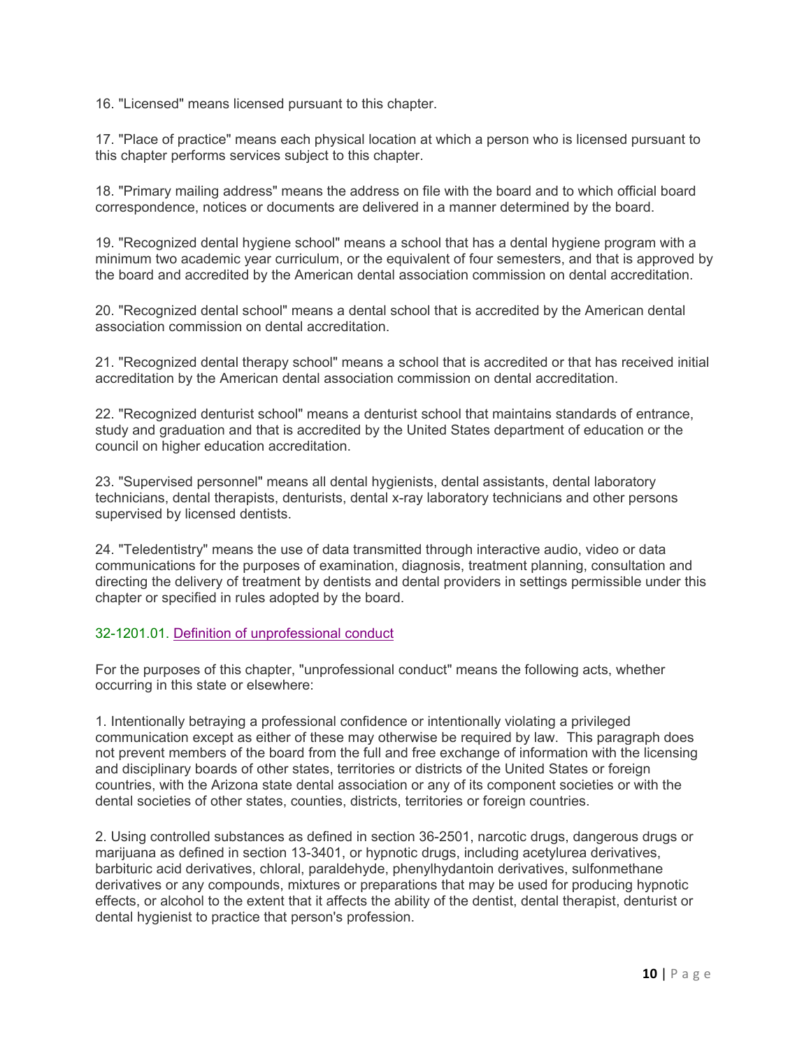16. "Licensed" means licensed pursuant to this chapter.

17. "Place of practice" means each physical location at which a person who is licensed pursuant to this chapter performs services subject to this chapter.

18. "Primary mailing address" means the address on file with the board and to which official board correspondence, notices or documents are delivered in a manner determined by the board.

19. "Recognized dental hygiene school" means a school that has a dental hygiene program with a minimum two academic year curriculum, or the equivalent of four semesters, and that is approved by the board and accredited by the American dental association commission on dental accreditation.

20. "Recognized dental school" means a dental school that is accredited by the American dental association commission on dental accreditation.

21. "Recognized dental therapy school" means a school that is accredited or that has received initial accreditation by the American dental association commission on dental accreditation.

22. "Recognized denturist school" means a denturist school that maintains standards of entrance, study and graduation and that is accredited by the United States department of education or the council on higher education accreditation.

23. "Supervised personnel" means all dental hygienists, dental assistants, dental laboratory technicians, dental therapists, denturists, dental x-ray laboratory technicians and other persons supervised by licensed dentists.

24. "Teledentistry" means the use of data transmitted through interactive audio, video or data communications for the purposes of examination, diagnosis, treatment planning, consultation and directing the delivery of treatment by dentists and dental providers in settings permissible under this chapter or specified in rules adopted by the board.

### 32-1201.01. Definition of unprofessional conduct

For the purposes of this chapter, "unprofessional conduct" means the following acts, whether occurring in this state or elsewhere:

1. Intentionally betraying a professional confidence or intentionally violating a privileged communication except as either of these may otherwise be required by law. This paragraph does not prevent members of the board from the full and free exchange of information with the licensing and disciplinary boards of other states, territories or districts of the United States or foreign countries, with the Arizona state dental association or any of its component societies or with the dental societies of other states, counties, districts, territories or foreign countries.

2. Using controlled substances as defined in section 36-2501, narcotic drugs, dangerous drugs or marijuana as defined in section 13-3401, or hypnotic drugs, including acetylurea derivatives, barbituric acid derivatives, chloral, paraldehyde, phenylhydantoin derivatives, sulfonmethane derivatives or any compounds, mixtures or preparations that may be used for producing hypnotic effects, or alcohol to the extent that it affects the ability of the dentist, dental therapist, denturist or dental hygienist to practice that person's profession.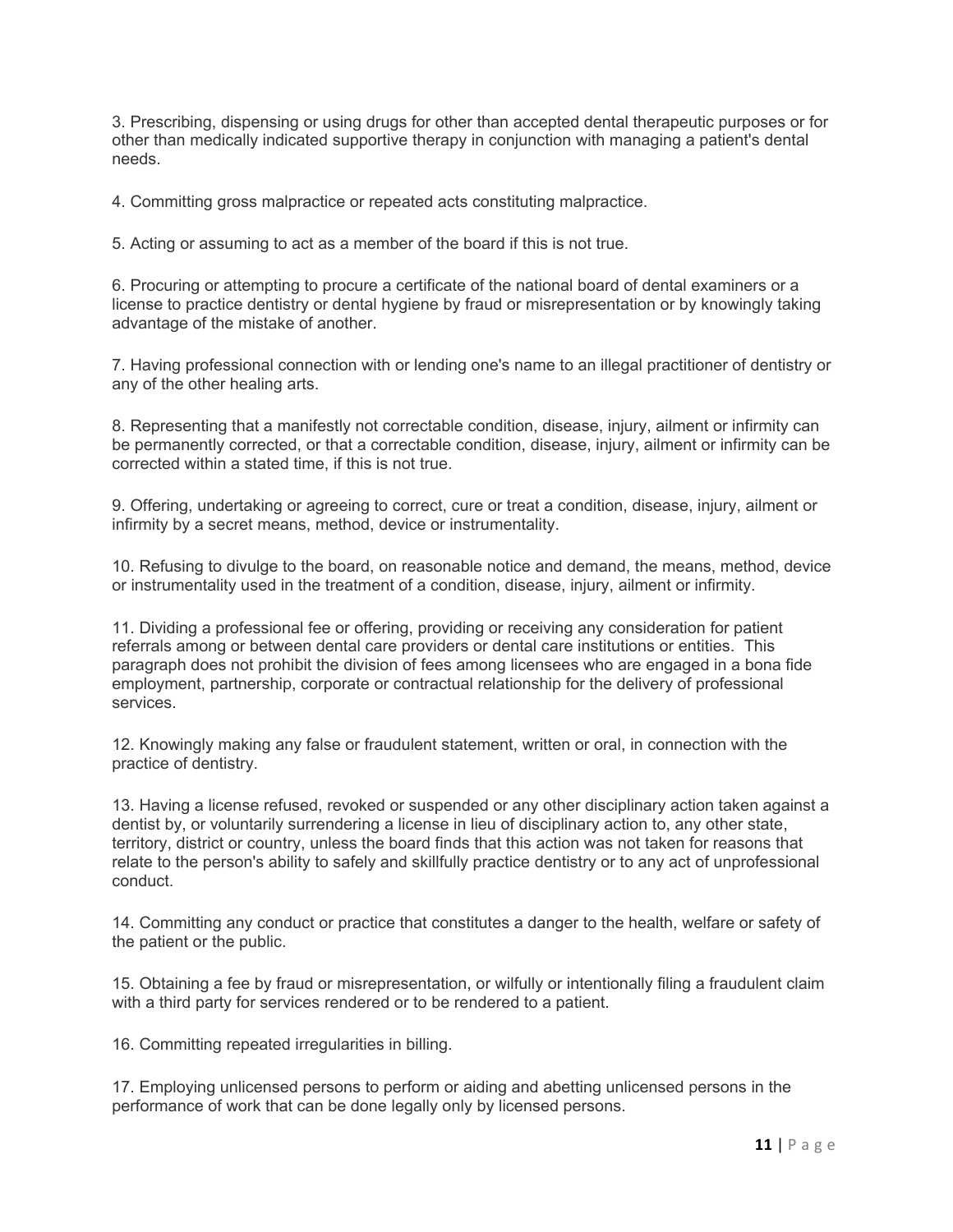3. Prescribing, dispensing or using drugs for other than accepted dental therapeutic purposes or for other than medically indicated supportive therapy in conjunction with managing a patient's dental needs.

4. Committing gross malpractice or repeated acts constituting malpractice.

5. Acting or assuming to act as a member of the board if this is not true.

6. Procuring or attempting to procure a certificate of the national board of dental examiners or a license to practice dentistry or dental hygiene by fraud or misrepresentation or by knowingly taking advantage of the mistake of another.

7. Having professional connection with or lending one's name to an illegal practitioner of dentistry or any of the other healing arts.

8. Representing that a manifestly not correctable condition, disease, injury, ailment or infirmity can be permanently corrected, or that a correctable condition, disease, injury, ailment or infirmity can be corrected within a stated time, if this is not true.

9. Offering, undertaking or agreeing to correct, cure or treat a condition, disease, injury, ailment or infirmity by a secret means, method, device or instrumentality.

10. Refusing to divulge to the board, on reasonable notice and demand, the means, method, device or instrumentality used in the treatment of a condition, disease, injury, ailment or infirmity.

11. Dividing a professional fee or offering, providing or receiving any consideration for patient referrals among or between dental care providers or dental care institutions or entities. This paragraph does not prohibit the division of fees among licensees who are engaged in a bona fide employment, partnership, corporate or contractual relationship for the delivery of professional services.

12. Knowingly making any false or fraudulent statement, written or oral, in connection with the practice of dentistry.

13. Having a license refused, revoked or suspended or any other disciplinary action taken against a dentist by, or voluntarily surrendering a license in lieu of disciplinary action to, any other state, territory, district or country, unless the board finds that this action was not taken for reasons that relate to the person's ability to safely and skillfully practice dentistry or to any act of unprofessional conduct.

14. Committing any conduct or practice that constitutes a danger to the health, welfare or safety of the patient or the public.

15. Obtaining a fee by fraud or misrepresentation, or wilfully or intentionally filing a fraudulent claim with a third party for services rendered or to be rendered to a patient.

16. Committing repeated irregularities in billing.

17. Employing unlicensed persons to perform or aiding and abetting unlicensed persons in the performance of work that can be done legally only by licensed persons.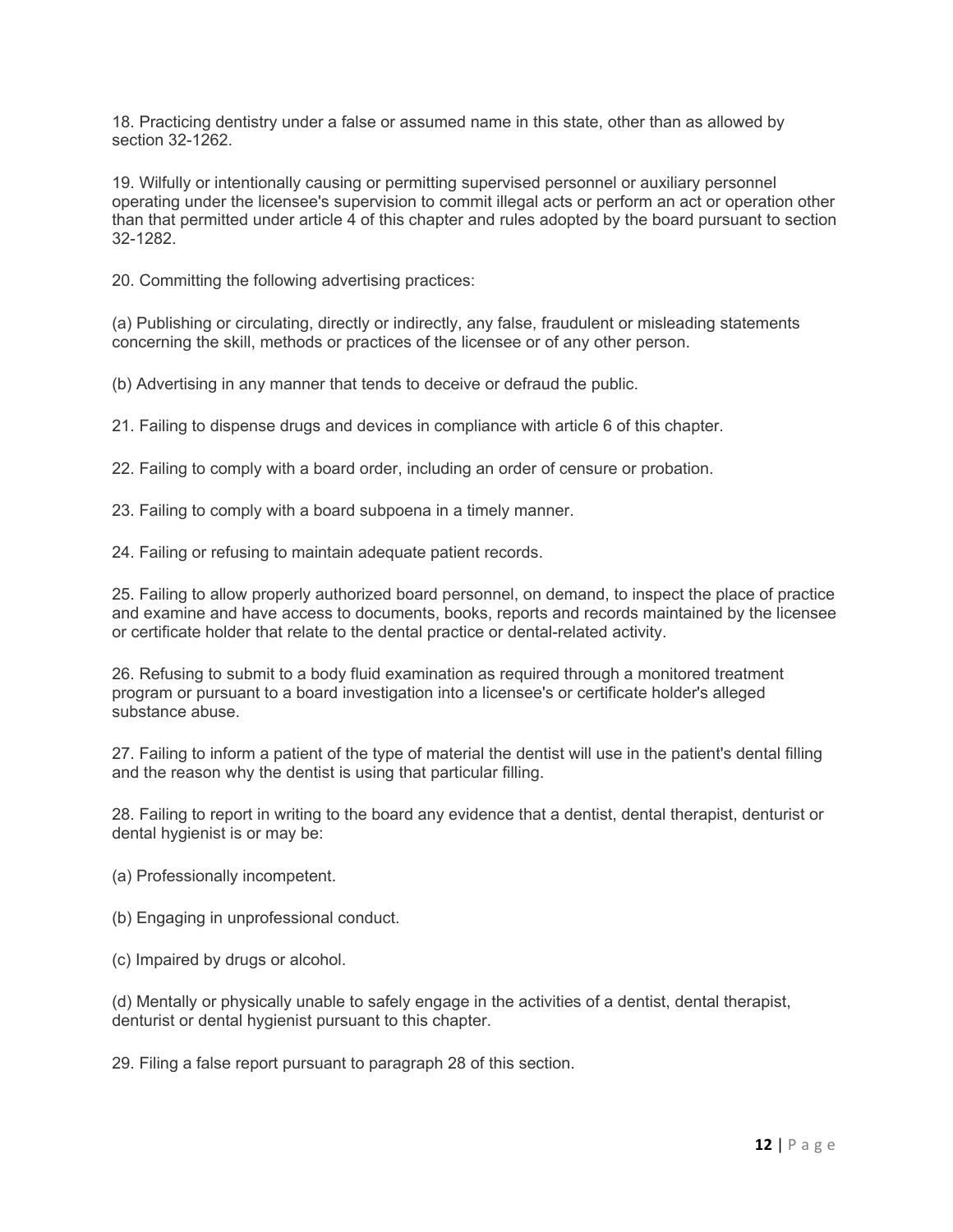18. Practicing dentistry under a false or assumed name in this state, other than as allowed by section 32-1262.

19. Wilfully or intentionally causing or permitting supervised personnel or auxiliary personnel operating under the licensee's supervision to commit illegal acts or perform an act or operation other than that permitted under article 4 of this chapter and rules adopted by the board pursuant to section 32-1282.

20. Committing the following advertising practices:

(a) Publishing or circulating, directly or indirectly, any false, fraudulent or misleading statements concerning the skill, methods or practices of the licensee or of any other person.

(b) Advertising in any manner that tends to deceive or defraud the public.

21. Failing to dispense drugs and devices in compliance with article 6 of this chapter.

22. Failing to comply with a board order, including an order of censure or probation.

23. Failing to comply with a board subpoena in a timely manner.

24. Failing or refusing to maintain adequate patient records.

25. Failing to allow properly authorized board personnel, on demand, to inspect the place of practice and examine and have access to documents, books, reports and records maintained by the licensee or certificate holder that relate to the dental practice or dental-related activity.

26. Refusing to submit to a body fluid examination as required through a monitored treatment program or pursuant to a board investigation into a licensee's or certificate holder's alleged substance abuse.

27. Failing to inform a patient of the type of material the dentist will use in the patient's dental filling and the reason why the dentist is using that particular filling.

28. Failing to report in writing to the board any evidence that a dentist, dental therapist, denturist or dental hygienist is or may be:

(a) Professionally incompetent.

(b) Engaging in unprofessional conduct.

(c) Impaired by drugs or alcohol.

(d) Mentally or physically unable to safely engage in the activities of a dentist, dental therapist, denturist or dental hygienist pursuant to this chapter.

29. Filing a false report pursuant to paragraph 28 of this section.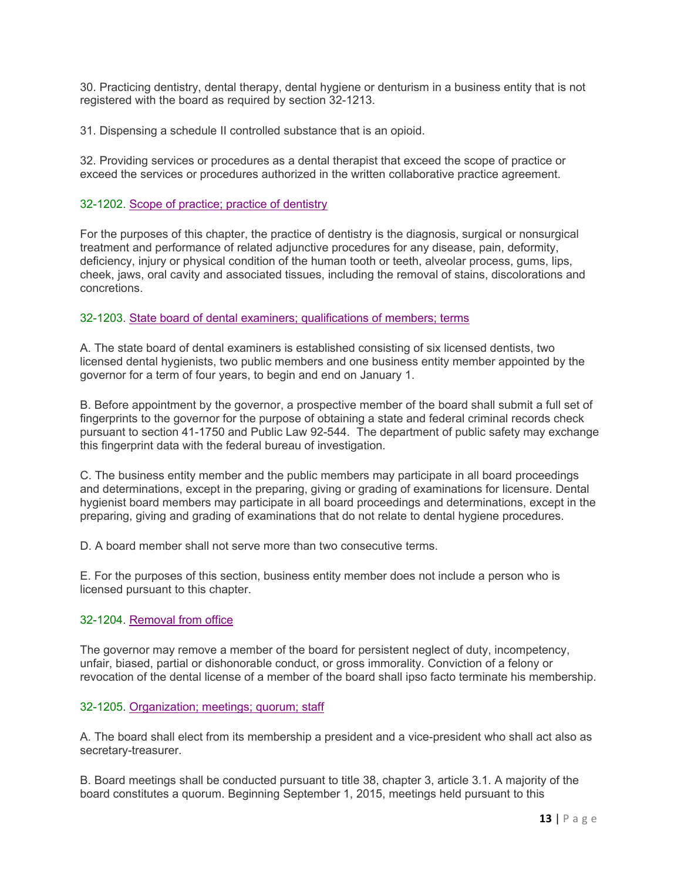30. Practicing dentistry, dental therapy, dental hygiene or denturism in a business entity that is not registered with the board as required by section 32-1213.

31. Dispensing a schedule II controlled substance that is an opioid.

32. Providing services or procedures as a dental therapist that exceed the scope of practice or exceed the services or procedures authorized in the written collaborative practice agreement.

### 32-1202. Scope of practice; practice of dentistry

For the purposes of this chapter, the practice of dentistry is the diagnosis, surgical or nonsurgical treatment and performance of related adjunctive procedures for any disease, pain, deformity, deficiency, injury or physical condition of the human tooth or teeth, alveolar process, gums, lips, cheek, jaws, oral cavity and associated tissues, including the removal of stains, discolorations and concretions.

### 32-1203. State board of dental examiners; qualifications of members; terms

A. The state board of dental examiners is established consisting of six licensed dentists, two licensed dental hygienists, two public members and one business entity member appointed by the governor for a term of four years, to begin and end on January 1.

B. Before appointment by the governor, a prospective member of the board shall submit a full set of fingerprints to the governor for the purpose of obtaining a state and federal criminal records check pursuant to section 41-1750 and Public Law 92-544. The department of public safety may exchange this fingerprint data with the federal bureau of investigation.

C. The business entity member and the public members may participate in all board proceedings and determinations, except in the preparing, giving or grading of examinations for licensure. Dental hygienist board members may participate in all board proceedings and determinations, except in the preparing, giving and grading of examinations that do not relate to dental hygiene procedures.

D. A board member shall not serve more than two consecutive terms.

E. For the purposes of this section, business entity member does not include a person who is licensed pursuant to this chapter.

### 32-1204. Removal from office

The governor may remove a member of the board for persistent neglect of duty, incompetency, unfair, biased, partial or dishonorable conduct, or gross immorality. Conviction of a felony or revocation of the dental license of a member of the board shall ipso facto terminate his membership.

### 32-1205. Organization; meetings; quorum; staff

A. The board shall elect from its membership a president and a vice-president who shall act also as secretary-treasurer.

B. Board meetings shall be conducted pursuant to title 38, chapter 3, article 3.1. A majority of the board constitutes a quorum. Beginning September 1, 2015, meetings held pursuant to this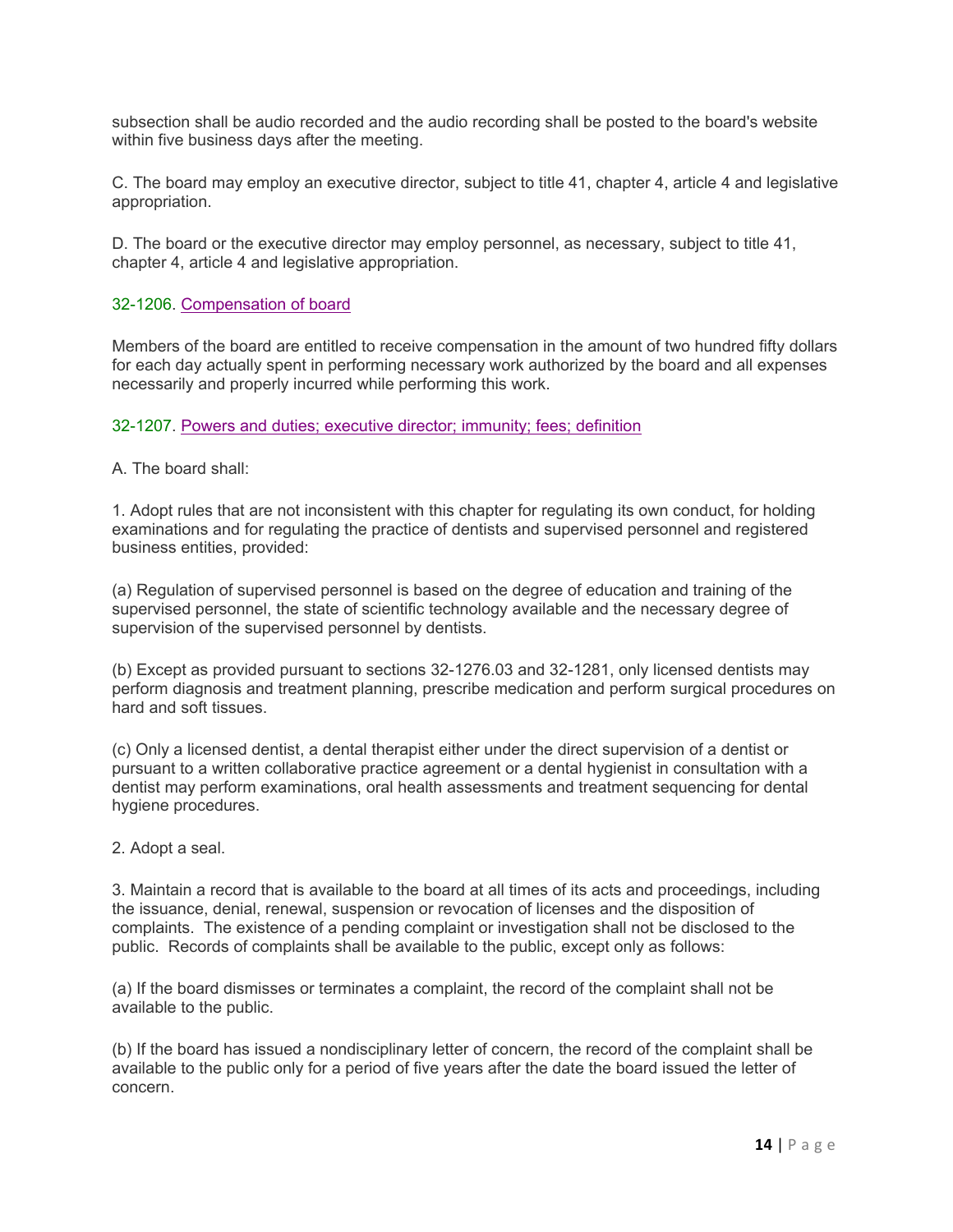subsection shall be audio recorded and the audio recording shall be posted to the board's website within five business days after the meeting.

C. The board may employ an executive director, subject to title 41, chapter 4, article 4 and legislative appropriation.

D. The board or the executive director may employ personnel, as necessary, subject to title 41, chapter 4, article 4 and legislative appropriation.

### 32-1206. Compensation of board

Members of the board are entitled to receive compensation in the amount of two hundred fifty dollars for each day actually spent in performing necessary work authorized by the board and all expenses necessarily and properly incurred while performing this work.

### 32-1207. Powers and duties; executive director; immunity; fees; definition

A. The board shall:

1. Adopt rules that are not inconsistent with this chapter for regulating its own conduct, for holding examinations and for regulating the practice of dentists and supervised personnel and registered business entities, provided:

(a) Regulation of supervised personnel is based on the degree of education and training of the supervised personnel, the state of scientific technology available and the necessary degree of supervision of the supervised personnel by dentists.

(b) Except as provided pursuant to sections 32-1276.03 and 32-1281, only licensed dentists may perform diagnosis and treatment planning, prescribe medication and perform surgical procedures on hard and soft tissues.

(c) Only a licensed dentist, a dental therapist either under the direct supervision of a dentist or pursuant to a written collaborative practice agreement or a dental hygienist in consultation with a dentist may perform examinations, oral health assessments and treatment sequencing for dental hygiene procedures.

2. Adopt a seal.

3. Maintain a record that is available to the board at all times of its acts and proceedings, including the issuance, denial, renewal, suspension or revocation of licenses and the disposition of complaints. The existence of a pending complaint or investigation shall not be disclosed to the public. Records of complaints shall be available to the public, except only as follows:

(a) If the board dismisses or terminates a complaint, the record of the complaint shall not be available to the public.

(b) If the board has issued a nondisciplinary letter of concern, the record of the complaint shall be available to the public only for a period of five years after the date the board issued the letter of concern.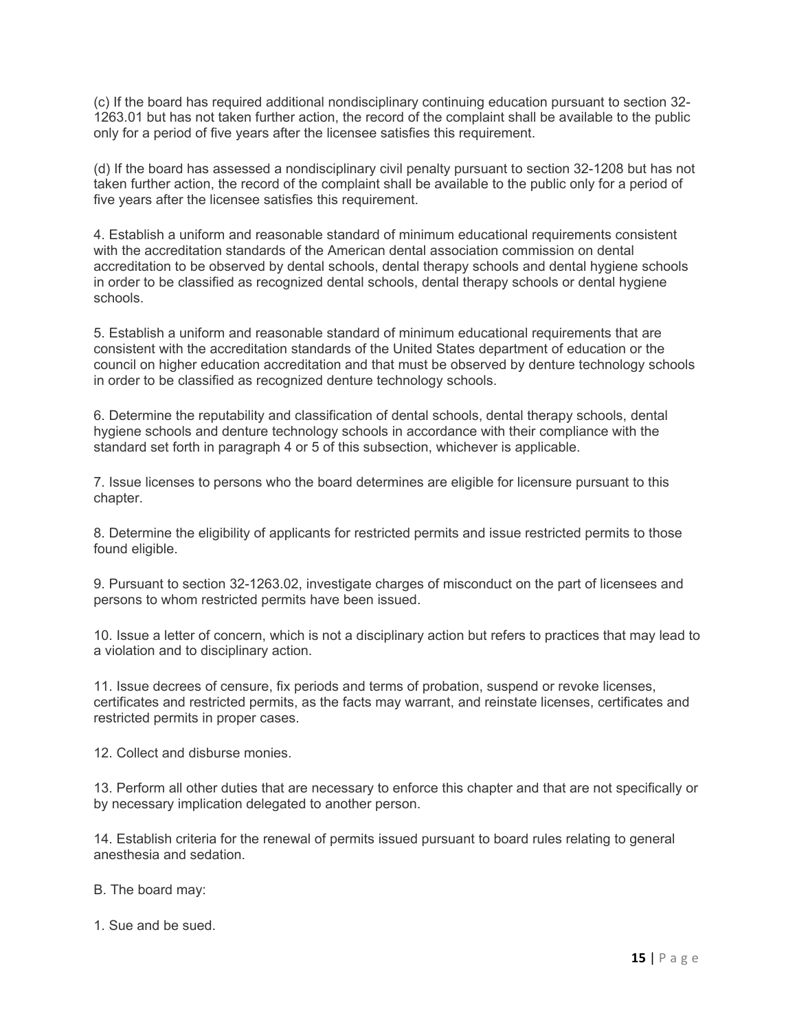(c) If the board has required additional nondisciplinary continuing education pursuant to section 32-1263.01 but has not taken further action, the record of the complaint shall be available to the public only for a period of five years after the licensee satisfies this requirement.

(d) If the board has assessed a nondisciplinary civil penalty pursuant to section 32-1208 but has not taken further action, the record of the complaint shall be available to the public only for a period of five years after the licensee satisfies this requirement.

4. Establish a uniform and reasonable standard of minimum educational requirements consistent with the accreditation standards of the American dental association commission on dental accreditation to be observed by dental schools, dental therapy schools and dental hygiene schools in order to be classified as recognized dental schools, dental therapy schools or dental hygiene schools.

5. Establish a uniform and reasonable standard of minimum educational requirements that are consistent with the accreditation standards of the United States department of education or the council on higher education accreditation and that must be observed by denture technology schools in order to be classified as recognized denture technology schools.

6. Determine the reputability and classification of dental schools, dental therapy schools, dental hygiene schools and denture technology schools in accordance with their compliance with the standard set forth in paragraph 4 or 5 of this subsection, whichever is applicable.

7. Issue licenses to persons who the board determines are eligible for licensure pursuant to this chapter.

8. Determine the eligibility of applicants for restricted permits and issue restricted permits to those found eligible.

9. Pursuant to section 32-1263.02, investigate charges of misconduct on the part of licensees and persons to whom restricted permits have been issued.

10. Issue a letter of concern, which is not a disciplinary action but refers to practices that may lead to a violation and to disciplinary action.

11. Issue decrees of censure, fix periods and terms of probation, suspend or revoke licenses, certificates and restricted permits, as the facts may warrant, and reinstate licenses, certificates and restricted permits in proper cases.

12. Collect and disburse monies.

13. Perform all other duties that are necessary to enforce this chapter and that are not specifically or by necessary implication delegated to another person.

14. Establish criteria for the renewal of permits issued pursuant to board rules relating to general anesthesia and sedation.

B. The board may:

1. Sue and be sued.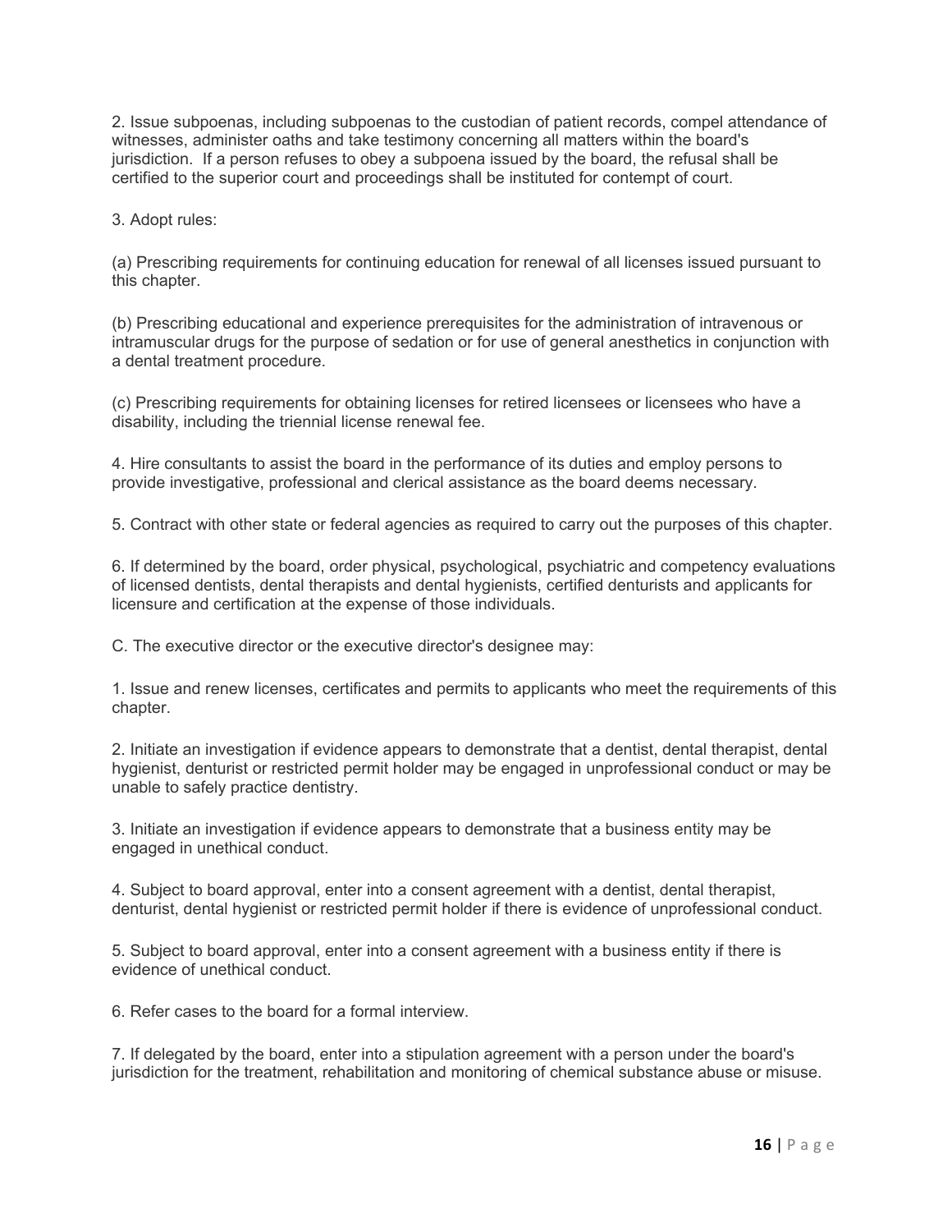2. Issue subpoenas, including subpoenas to the custodian of patient records, compel attendance of witnesses, administer oaths and take testimony concerning all matters within the board's jurisdiction. If a person refuses to obey a subpoena issued by the board, the refusal shall be certified to the superior court and proceedings shall be instituted for contempt of court.

3. Adopt rules:

(a) Prescribing requirements for continuing education for renewal of all licenses issued pursuant to this chapter.

(b) Prescribing educational and experience prerequisites for the administration of intravenous or intramuscular drugs for the purpose of sedation or for use of general anesthetics in conjunction with a dental treatment procedure.

(c) Prescribing requirements for obtaining licenses for retired licensees or licensees who have a disability, including the triennial license renewal fee.

4. Hire consultants to assist the board in the performance of its duties and employ persons to provide investigative, professional and clerical assistance as the board deems necessary.

5. Contract with other state or federal agencies as required to carry out the purposes of this chapter.

6. If determined by the board, order physical, psychological, psychiatric and competency evaluations of licensed dentists, dental therapists and dental hygienists, certified denturists and applicants for licensure and certification at the expense of those individuals.

C. The executive director or the executive director's designee may:

1. Issue and renew licenses, certificates and permits to applicants who meet the requirements of this chapter.

2. Initiate an investigation if evidence appears to demonstrate that a dentist, dental therapist, dental hygienist, denturist or restricted permit holder may be engaged in unprofessional conduct or may be unable to safely practice dentistry.

3. Initiate an investigation if evidence appears to demonstrate that a business entity may be engaged in unethical conduct.

4. Subject to board approval, enter into a consent agreement with a dentist, dental therapist, denturist, dental hygienist or restricted permit holder if there is evidence of unprofessional conduct.

5. Subject to board approval, enter into a consent agreement with a business entity if there is evidence of unethical conduct.

6. Refer cases to the board for a formal interview.

7. If delegated by the board, enter into a stipulation agreement with a person under the board's jurisdiction for the treatment, rehabilitation and monitoring of chemical substance abuse or misuse.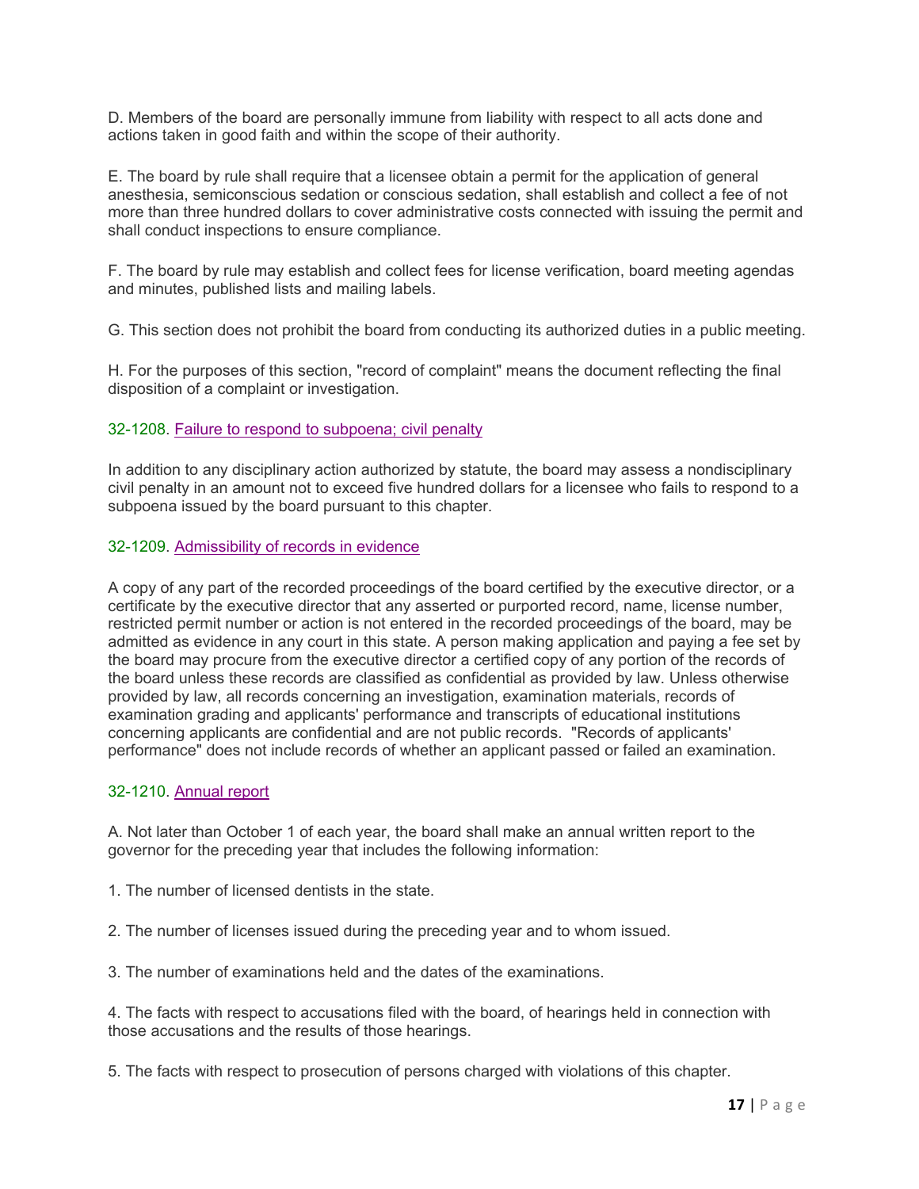D. Members of the board are personally immune from liability with respect to all acts done and actions taken in good faith and within the scope of their authority.

E. The board by rule shall require that a licensee obtain a permit for the application of general anesthesia, semiconscious sedation or conscious sedation, shall establish and collect a fee of not more than three hundred dollars to cover administrative costs connected with issuing the permit and shall conduct inspections to ensure compliance.

F. The board by rule may establish and collect fees for license verification, board meeting agendas and minutes, published lists and mailing labels.

G. This section does not prohibit the board from conducting its authorized duties in a public meeting.

H. For the purposes of this section, "record of complaint" means the document reflecting the final disposition of a complaint or investigation.

### 32-1208. Failure to respond to subpoena; civil penalty

In addition to any disciplinary action authorized by statute, the board may assess a nondisciplinary civil penalty in an amount not to exceed five hundred dollars for a licensee who fails to respond to a subpoena issued by the board pursuant to this chapter.

### 32-1209. Admissibility of records in evidence

A copy of any part of the recorded proceedings of the board certified by the executive director, or a certificate by the executive director that any asserted or purported record, name, license number, restricted permit number or action is not entered in the recorded proceedings of the board, may be admitted as evidence in any court in this state. A person making application and paying a fee set by the board may procure from the executive director a certified copy of any portion of the records of the board unless these records are classified as confidential as provided by law. Unless otherwise provided by law, all records concerning an investigation, examination materials, records of examination grading and applicants' performance and transcripts of educational institutions concerning applicants are confidential and are not public records. "Records of applicants' performance" does not include records of whether an applicant passed or failed an examination.

### 32-1210. Annual report

A. Not later than October 1 of each year, the board shall make an annual written report to the governor for the preceding year that includes the following information:

1. The number of licensed dentists in the state.

2. The number of licenses issued during the preceding year and to whom issued.

3. The number of examinations held and the dates of the examinations.

4. The facts with respect to accusations filed with the board, of hearings held in connection with those accusations and the results of those hearings.

5. The facts with respect to prosecution of persons charged with violations of this chapter.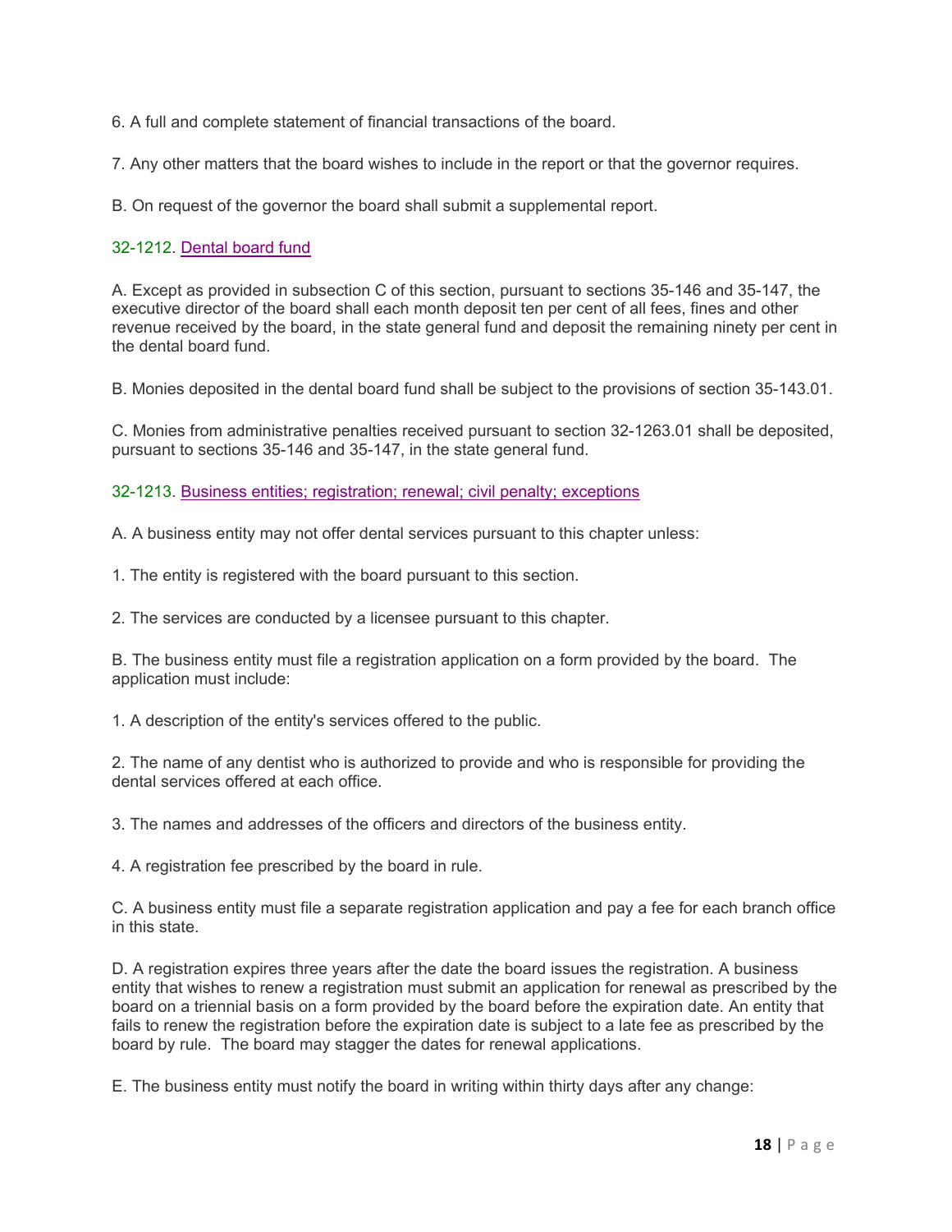6. A full and complete statement of financial transactions of the board.

7. Any other matters that the board wishes to include in the report or that the governor requires.

B. On request of the governor the board shall submit a supplemental report.

32-1212. [Dental board fund]

A. Except as provided in subsection C of this section, pursuant to sections 35-146 and 35-147, the executive director of the board shall each month deposit ten per cent of all fees, fines and other revenue received by the board, in the state general fund and deposit the remaining ninety per cent in the dental board fund.

B. Monies deposited in the dental board fund shall be subject to the provisions of section 35-143.01.

C. Monies from administrative penalties received pursuant to section 32-1263.01 shall be deposited, pursuant to sections 35-146 and 35-147, in the state general fund.

32-1213. [Business entities; registration; renewal; civil penalty; exceptions]

A. A business entity may not offer dental services pursuant to this chapter unless:

1. The entity is registered with the board pursuant to this section.

2. The services are conducted by a licensee pursuant to this chapter.

B. The business entity must file a registration application on a form provided by the board. The application must include:

1. A description of the entity's services offered to the public.

2. The name of any dentist who is authorized to provide and who is responsible for providing the dental services offered at each office.

3. The names and addresses of the officers and directors of the business entity.

4. A registration fee prescribed by the board in rule.

C. A business entity must file a separate registration application and pay a fee for each branch office in this state.

D. A registration expires three years after the date the board issues the registration. A business entity that wishes to renew a registration must submit an application for renewal as prescribed by the board on a triennial basis on a form provided by the board before the expiration date. An entity that fails to renew the registration before the expiration date is subject to a late fee as prescribed by the board by rule. The board may stagger the dates for renewal applications.

E. The business entity must notify the board in writing within thirty days after any change: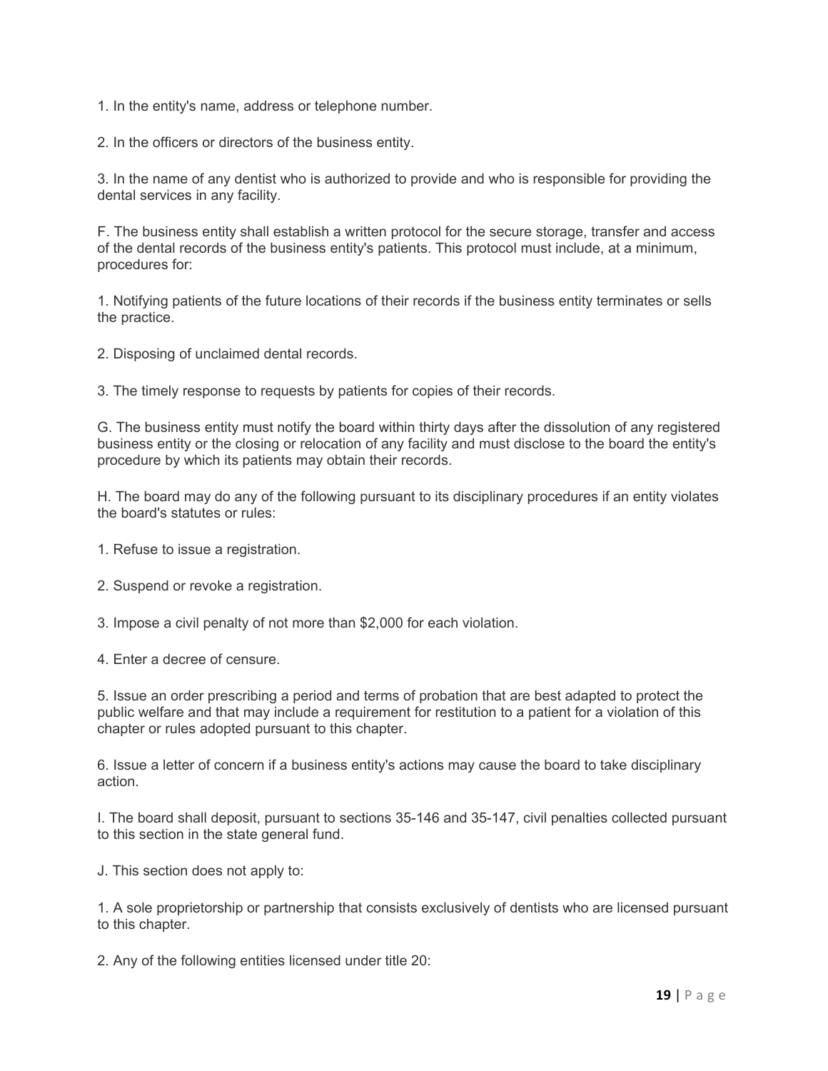1. In the entity's name, address or telephone number.

2. In the officers or directors of the business entity.

3. In the name of any dentist who is authorized to provide and who is responsible for providing the dental services in any facility.

F. The business entity shall establish a written protocol for the secure storage, transfer and access of the dental records of the business entity's patients. This protocol must include, at a minimum, procedures for:

1. Notifying patients of the future locations of their records if the business entity terminates or sells the practice.

2. Disposing of unclaimed dental records.

3. The timely response to requests by patients for copies of their records.

G. The business entity must notify the board within thirty days after the dissolution of any registered business entity or the closing or relocation of any facility and must disclose to the board the entity's procedure by which its patients may obtain their records.

H. The board may do any of the following pursuant to its disciplinary procedures if an entity violates the board's statutes or rules:

1. Refuse to issue a registration.

2. Suspend or revoke a registration.

3. Impose a civil penalty of not more than $2,000 for each violation.

4. Enter a decree of censure.

5. Issue an order prescribing a period and terms of probation that are best adapted to protect the public welfare and that may include a requirement for restitution to a patient for a violation of this chapter or rules adopted pursuant to this chapter.

6. Issue a letter of concern if a business entity's actions may cause the board to take disciplinary action.

I. The board shall deposit, pursuant to sections 35-146 and 35-147, civil penalties collected pursuant to this section in the state general fund.

J. This section does not apply to:

1. A sole proprietorship or partnership that consists exclusively of dentists who are licensed pursuant to this chapter.

2. Any of the following entities licensed under title 20: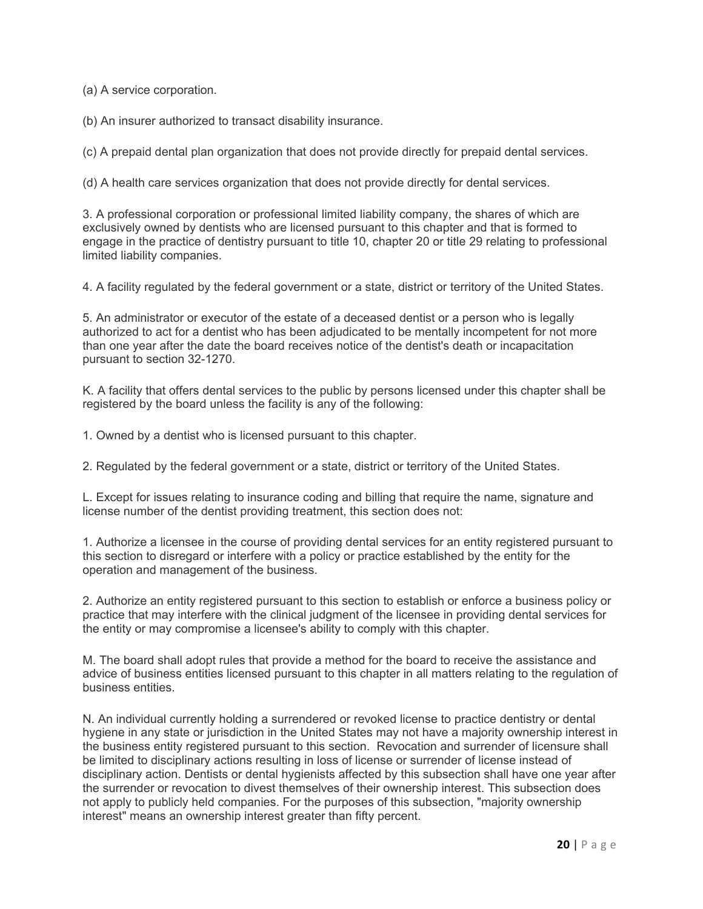(a) A service corporation.

(b) An insurer authorized to transact disability insurance.

(c) A prepaid dental plan organization that does not provide directly for prepaid dental services.

(d) A health care services organization that does not provide directly for dental services.

3. A professional corporation or professional limited liability company, the shares of which are exclusively owned by dentists who are licensed pursuant to this chapter and that is formed to engage in the practice of dentistry pursuant to title 10, chapter 20 or title 29 relating to professional limited liability companies.

4. A facility regulated by the federal government or a state, district or territory of the United States.

5. An administrator or executor of the estate of a deceased dentist or a person who is legally authorized to act for a dentist who has been adjudicated to be mentally incompetent for not more than one year after the date the board receives notice of the dentist's death or incapacitation pursuant to section 32-1270.

K. A facility that offers dental services to the public by persons licensed under this chapter shall be registered by the board unless the facility is any of the following:

1. Owned by a dentist who is licensed pursuant to this chapter.

2. Regulated by the federal government or a state, district or territory of the United States.

L. Except for issues relating to insurance coding and billing that require the name, signature and license number of the dentist providing treatment, this section does not:

1. Authorize a licensee in the course of providing dental services for an entity registered pursuant to this section to disregard or interfere with a policy or practice established by the entity for the operation and management of the business.

2. Authorize an entity registered pursuant to this section to establish or enforce a business policy or practice that may interfere with the clinical judgment of the licensee in providing dental services for the entity or may compromise a licensee's ability to comply with this chapter.

M. The board shall adopt rules that provide a method for the board to receive the assistance and advice of business entities licensed pursuant to this chapter in all matters relating to the regulation of business entities.

N. An individual currently holding a surrendered or revoked license to practice dentistry or dental hygiene in any state or jurisdiction in the United States may not have a majority ownership interest in the business entity registered pursuant to this section. Revocation and surrender of licensure shall be limited to disciplinary actions resulting in loss of license or surrender of license instead of disciplinary action. Dentists or dental hygienists affected by this subsection shall have one year after the surrender or revocation to divest themselves of their ownership interest. This subsection does not apply to publicly held companies. For the purposes of this subsection, "majority ownership interest" means an ownership interest greater than fifty percent.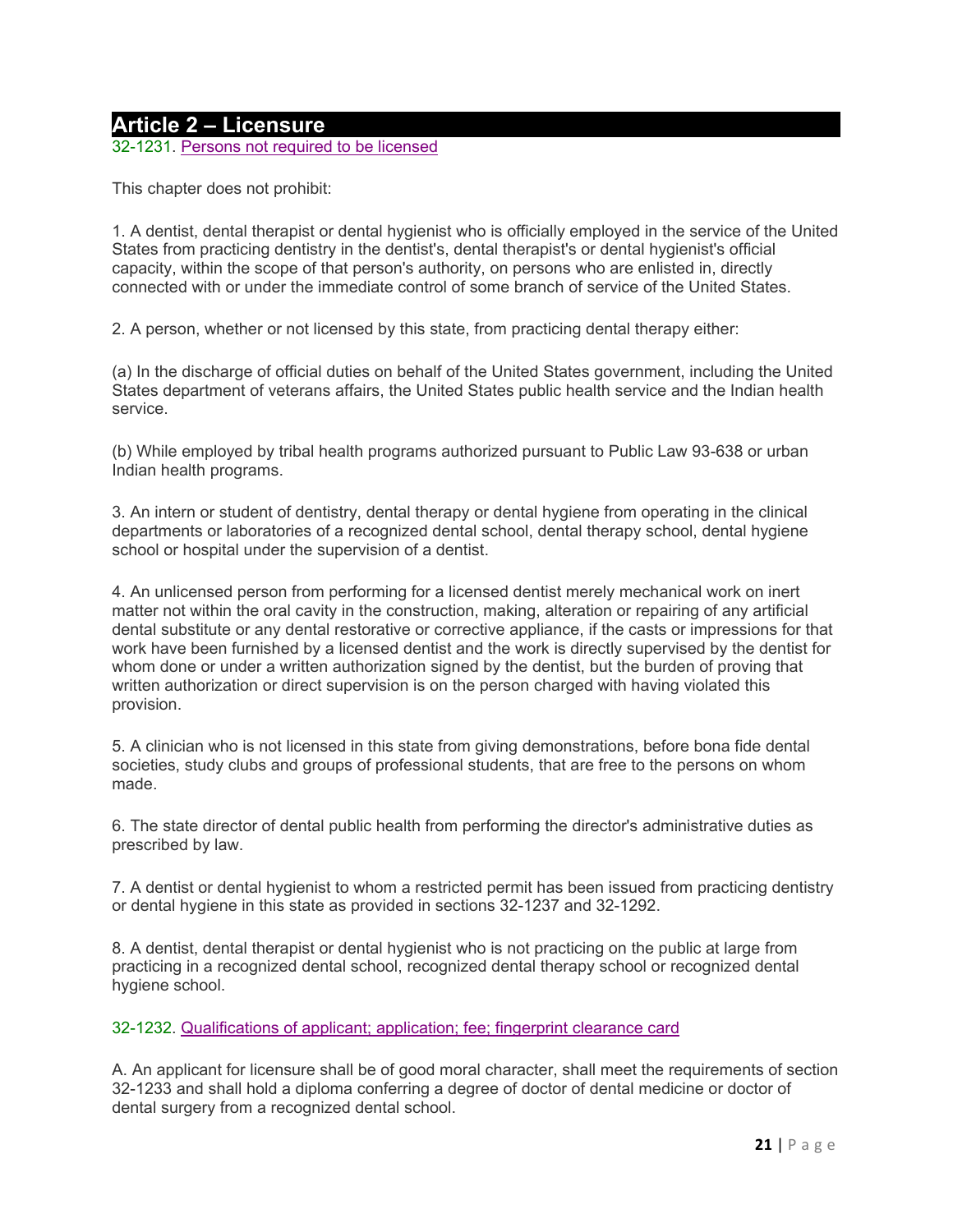## Article 2 – Licensure

32-1231. Persons not required to be licensed

This chapter does not prohibit:

1. A dentist, dental therapist or dental hygienist who is officially employed in the service of the United States from practicing dentistry in the dentist's, dental therapist's or dental hygienist's official capacity, within the scope of that person's authority, on persons who are enlisted in, directly connected with or under the immediate control of some branch of service of the United States.

2. A person, whether or not licensed by this state, from practicing dental therapy either:

(a) In the discharge of official duties on behalf of the United States government, including the United States department of veterans affairs, the United States public health service and the Indian health service.

(b) While employed by tribal health programs authorized pursuant to Public Law 93-638 or urban Indian health programs.

3. An intern or student of dentistry, dental therapy or dental hygiene from operating in the clinical departments or laboratories of a recognized dental school, dental therapy school, dental hygiene school or hospital under the supervision of a dentist.

4. An unlicensed person from performing for a licensed dentist merely mechanical work on inert matter not within the oral cavity in the construction, making, alteration or repairing of any artificial dental substitute or any dental restorative or corrective appliance, if the casts or impressions for that work have been furnished by a licensed dentist and the work is directly supervised by the dentist for whom done or under a written authorization signed by the dentist, but the burden of proving that written authorization or direct supervision is on the person charged with having violated this provision.

5. A clinician who is not licensed in this state from giving demonstrations, before bona fide dental societies, study clubs and groups of professional students, that are free to the persons on whom made.

6. The state director of dental public health from performing the director's administrative duties as prescribed by law.

7. A dentist or dental hygienist to whom a restricted permit has been issued from practicing dentistry or dental hygiene in this state as provided in sections 32-1237 and 32-1292.

8. A dentist, dental therapist or dental hygienist who is not practicing on the public at large from practicing in a recognized dental school, recognized dental therapy school or recognized dental hygiene school.

32-1232. Qualifications of applicant; application; fee; fingerprint clearance card

A. An applicant for licensure shall be of good moral character, shall meet the requirements of section 32-1233 and shall hold a diploma conferring a degree of doctor of dental medicine or doctor of dental surgery from a recognized dental school.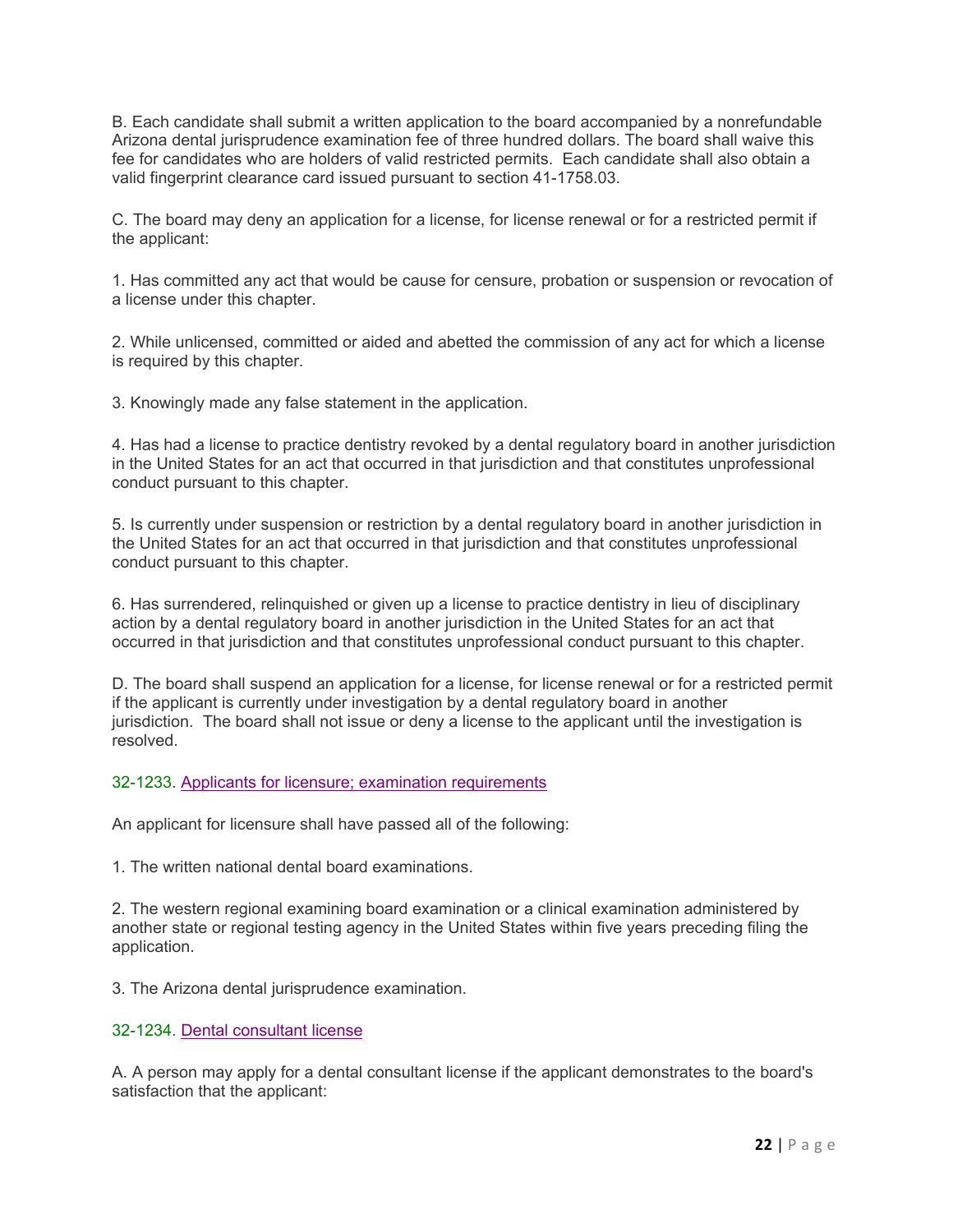B. Each candidate shall submit a written application to the board accompanied by a nonrefundable Arizona dental jurisprudence examination fee of three hundred dollars. The board shall waive this fee for candidates who are holders of valid restricted permits. Each candidate shall also obtain a valid fingerprint clearance card issued pursuant to section 41-1758.03.

C. The board may deny an application for a license, for license renewal or for a restricted permit if the applicant:

1. Has committed any act that would be cause for censure, probation or suspension or revocation of a license under this chapter.

2. While unlicensed, committed or aided and abetted the commission of any act for which a license is required by this chapter.

3. Knowingly made any false statement in the application.

4. Has had a license to practice dentistry revoked by a dental regulatory board in another jurisdiction in the United States for an act that occurred in that jurisdiction and that constitutes unprofessional conduct pursuant to this chapter.

5. Is currently under suspension or restriction by a dental regulatory board in another jurisdiction in the United States for an act that occurred in that jurisdiction and that constitutes unprofessional conduct pursuant to this chapter.

6. Has surrendered, relinquished or given up a license to practice dentistry in lieu of disciplinary action by a dental regulatory board in another jurisdiction in the United States for an act that occurred in that jurisdiction and that constitutes unprofessional conduct pursuant to this chapter.

D. The board shall suspend an application for a license, for license renewal or for a restricted permit if the applicant is currently under investigation by a dental regulatory board in another jurisdiction. The board shall not issue or deny a license to the applicant until the investigation is resolved.

### 32-1233. Applicants for licensure; examination requirements

An applicant for licensure shall have passed all of the following:

1. The written national dental board examinations.

2. The western regional examining board examination or a clinical examination administered by another state or regional testing agency in the United States within five years preceding filing the application.

3. The Arizona dental jurisprudence examination.

### 32-1234. Dental consultant license

A. A person may apply for a dental consultant license if the applicant demonstrates to the board's satisfaction that the applicant: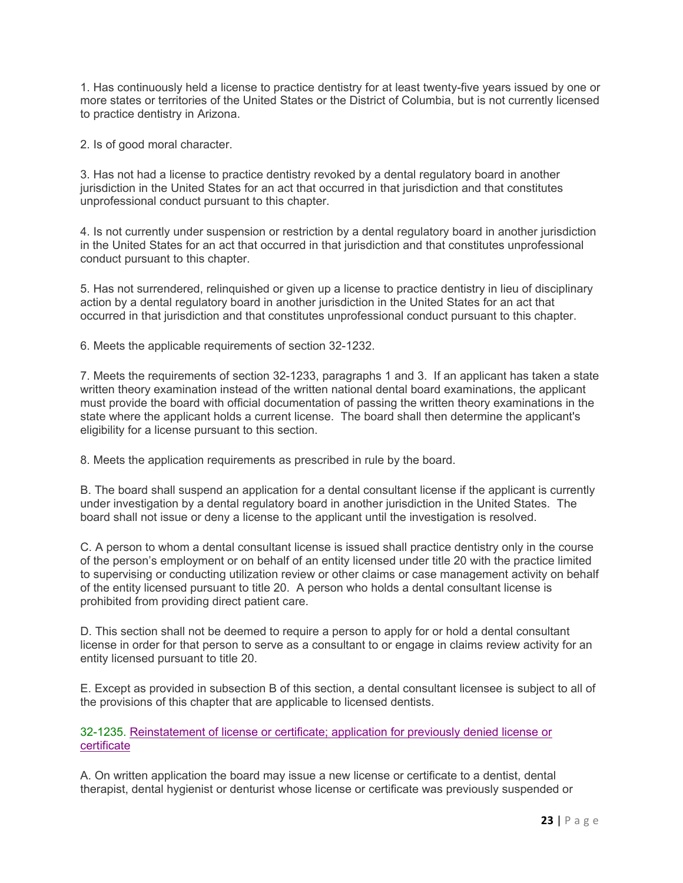1. Has continuously held a license to practice dentistry for at least twenty-five years issued by one or more states or territories of the United States or the District of Columbia, but is not currently licensed to practice dentistry in Arizona.

2. Is of good moral character.

3. Has not had a license to practice dentistry revoked by a dental regulatory board in another jurisdiction in the United States for an act that occurred in that jurisdiction and that constitutes unprofessional conduct pursuant to this chapter.

4. Is not currently under suspension or restriction by a dental regulatory board in another jurisdiction in the United States for an act that occurred in that jurisdiction and that constitutes unprofessional conduct pursuant to this chapter.

5. Has not surrendered, relinquished or given up a license to practice dentistry in lieu of disciplinary action by a dental regulatory board in another jurisdiction in the United States for an act that occurred in that jurisdiction and that constitutes unprofessional conduct pursuant to this chapter.

6. Meets the applicable requirements of section 32-1232.

7. Meets the requirements of section 32-1233, paragraphs 1 and 3. If an applicant has taken a state written theory examination instead of the written national dental board examinations, the applicant must provide the board with official documentation of passing the written theory examinations in the state where the applicant holds a current license. The board shall then determine the applicant's eligibility for a license pursuant to this section.

8. Meets the application requirements as prescribed in rule by the board.

B. The board shall suspend an application for a dental consultant license if the applicant is currently under investigation by a dental regulatory board in another jurisdiction in the United States. The board shall not issue or deny a license to the applicant until the investigation is resolved.

C. A person to whom a dental consultant license is issued shall practice dentistry only in the course of the person's employment or on behalf of an entity licensed under title 20 with the practice limited to supervising or conducting utilization review or other claims or case management activity on behalf of the entity licensed pursuant to title 20. A person who holds a dental consultant license is prohibited from providing direct patient care.

D. This section shall not be deemed to require a person to apply for or hold a dental consultant license in order for that person to serve as a consultant to or engage in claims review activity for an entity licensed pursuant to title 20.

E. Except as provided in subsection B of this section, a dental consultant licensee is subject to all of the provisions of this chapter that are applicable to licensed dentists.

32-1235. Reinstatement of license or certificate; application for previously denied license or certificate

A. On written application the board may issue a new license or certificate to a dentist, dental therapist, dental hygienist or denturist whose license or certificate was previously suspended or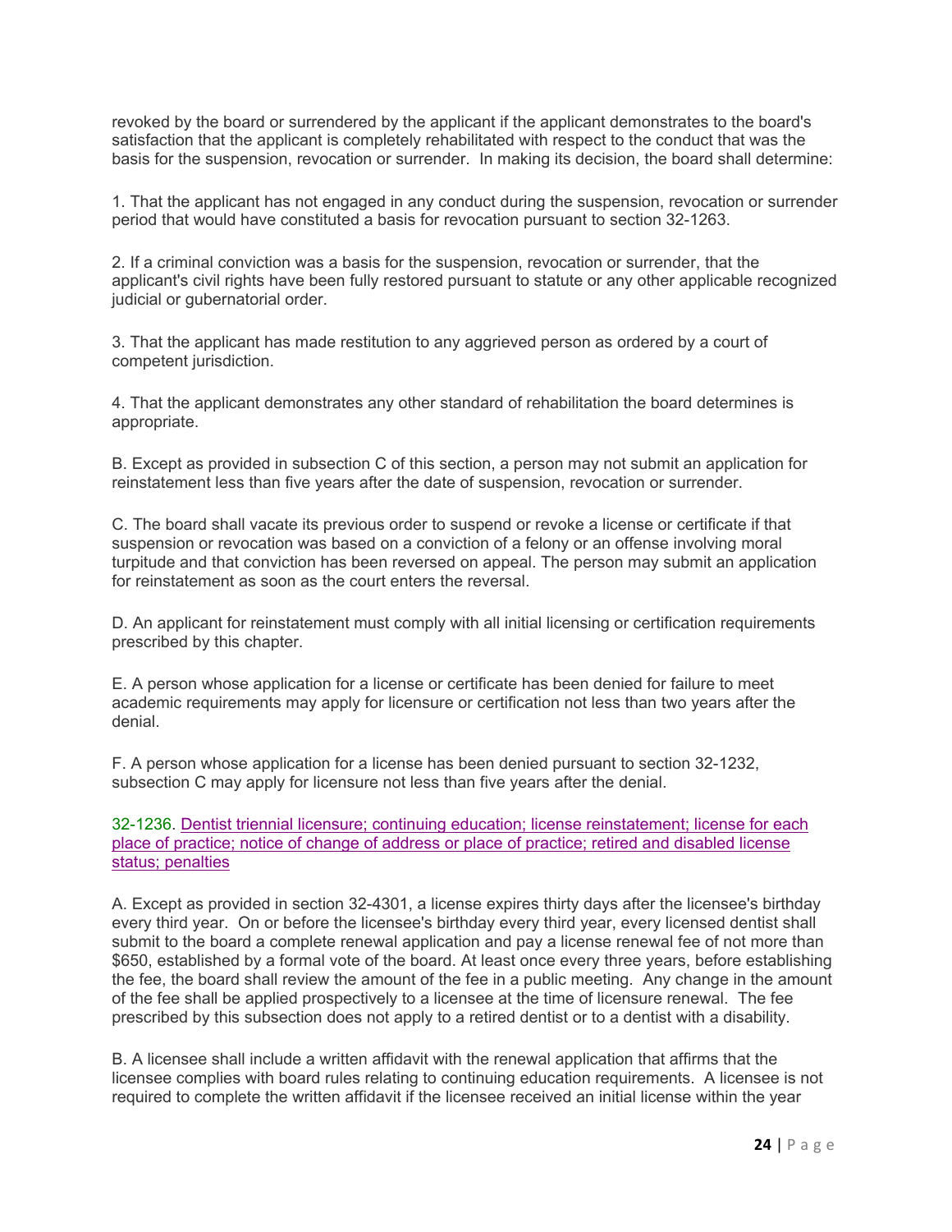revoked by the board or surrendered by the applicant if the applicant demonstrates to the board's satisfaction that the applicant is completely rehabilitated with respect to the conduct that was the basis for the suspension, revocation or surrender. In making its decision, the board shall determine:

1. That the applicant has not engaged in any conduct during the suspension, revocation or surrender period that would have constituted a basis for revocation pursuant to section 32-1263.

2. If a criminal conviction was a basis for the suspension, revocation or surrender, that the applicant's civil rights have been fully restored pursuant to statute or any other applicable recognized judicial or gubernatorial order.

3. That the applicant has made restitution to any aggrieved person as ordered by a court of competent jurisdiction.

4. That the applicant demonstrates any other standard of rehabilitation the board determines is appropriate.

B. Except as provided in subsection C of this section, a person may not submit an application for reinstatement less than five years after the date of suspension, revocation or surrender.

C. The board shall vacate its previous order to suspend or revoke a license or certificate if that suspension or revocation was based on a conviction of a felony or an offense involving moral turpitude and that conviction has been reversed on appeal. The person may submit an application for reinstatement as soon as the court enters the reversal.

D. An applicant for reinstatement must comply with all initial licensing or certification requirements prescribed by this chapter.

E. A person whose application for a license or certificate has been denied for failure to meet academic requirements may apply for licensure or certification not less than two years after the denial.

F. A person whose application for a license has been denied pursuant to section 32-1232, subsection C may apply for licensure not less than five years after the denial.

32-1236. Dentist triennial licensure; continuing education; license reinstatement; license for each place of practice; notice of change of address or place of practice; retired and disabled license status; penalties

A. Except as provided in section 32-4301, a license expires thirty days after the licensee's birthday every third year. On or before the licensee's birthday every third year, every licensed dentist shall submit to the board a complete renewal application and pay a license renewal fee of not more than $650, established by a formal vote of the board. At least once every three years, before establishing the fee, the board shall review the amount of the fee in a public meeting. Any change in the amount of the fee shall be applied prospectively to a licensee at the time of licensure renewal. The fee prescribed by this subsection does not apply to a retired dentist or to a dentist with a disability.

B. A licensee shall include a written affidavit with the renewal application that affirms that the licensee complies with board rules relating to continuing education requirements. A licensee is not required to complete the written affidavit if the licensee received an initial license within the year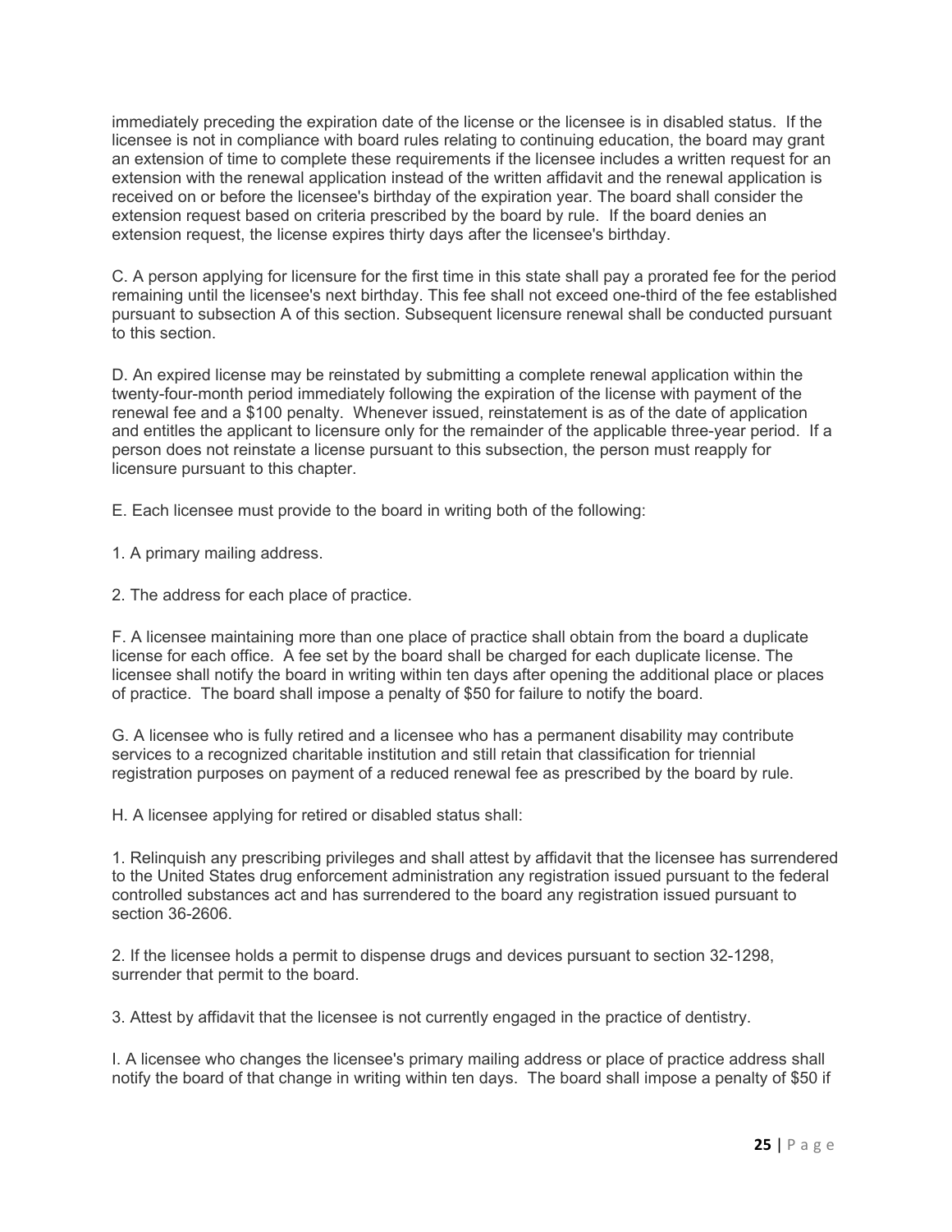immediately preceding the expiration date of the license or the licensee is in disabled status. If the licensee is not in compliance with board rules relating to continuing education, the board may grant an extension of time to complete these requirements if the licensee includes a written request for an extension with the renewal application instead of the written affidavit and the renewal application is received on or before the licensee's birthday of the expiration year. The board shall consider the extension request based on criteria prescribed by the board by rule. If the board denies an extension request, the license expires thirty days after the licensee's birthday.

C. A person applying for licensure for the first time in this state shall pay a prorated fee for the period remaining until the licensee's next birthday. This fee shall not exceed one-third of the fee established pursuant to subsection A of this section. Subsequent licensure renewal shall be conducted pursuant to this section.

D. An expired license may be reinstated by submitting a complete renewal application within the twenty-four-month period immediately following the expiration of the license with payment of the renewal fee and a $100 penalty. Whenever issued, reinstatement is as of the date of application and entitles the applicant to licensure only for the remainder of the applicable three-year period. If a person does not reinstate a license pursuant to this subsection, the person must reapply for licensure pursuant to this chapter.

E. Each licensee must provide to the board in writing both of the following:

1. A primary mailing address.

2. The address for each place of practice.

F. A licensee maintaining more than one place of practice shall obtain from the board a duplicate license for each office. A fee set by the board shall be charged for each duplicate license. The licensee shall notify the board in writing within ten days after opening the additional place or places of practice. The board shall impose a penalty of $50 for failure to notify the board.

G. A licensee who is fully retired and a licensee who has a permanent disability may contribute services to a recognized charitable institution and still retain that classification for triennial registration purposes on payment of a reduced renewal fee as prescribed by the board by rule.

H. A licensee applying for retired or disabled status shall:

1. Relinquish any prescribing privileges and shall attest by affidavit that the licensee has surrendered to the United States drug enforcement administration any registration issued pursuant to the federal controlled substances act and has surrendered to the board any registration issued pursuant to section 36-2606.

2. If the licensee holds a permit to dispense drugs and devices pursuant to section 32-1298, surrender that permit to the board.

3. Attest by affidavit that the licensee is not currently engaged in the practice of dentistry.

I. A licensee who changes the licensee's primary mailing address or place of practice address shall notify the board of that change in writing within ten days. The board shall impose a penalty of $50 if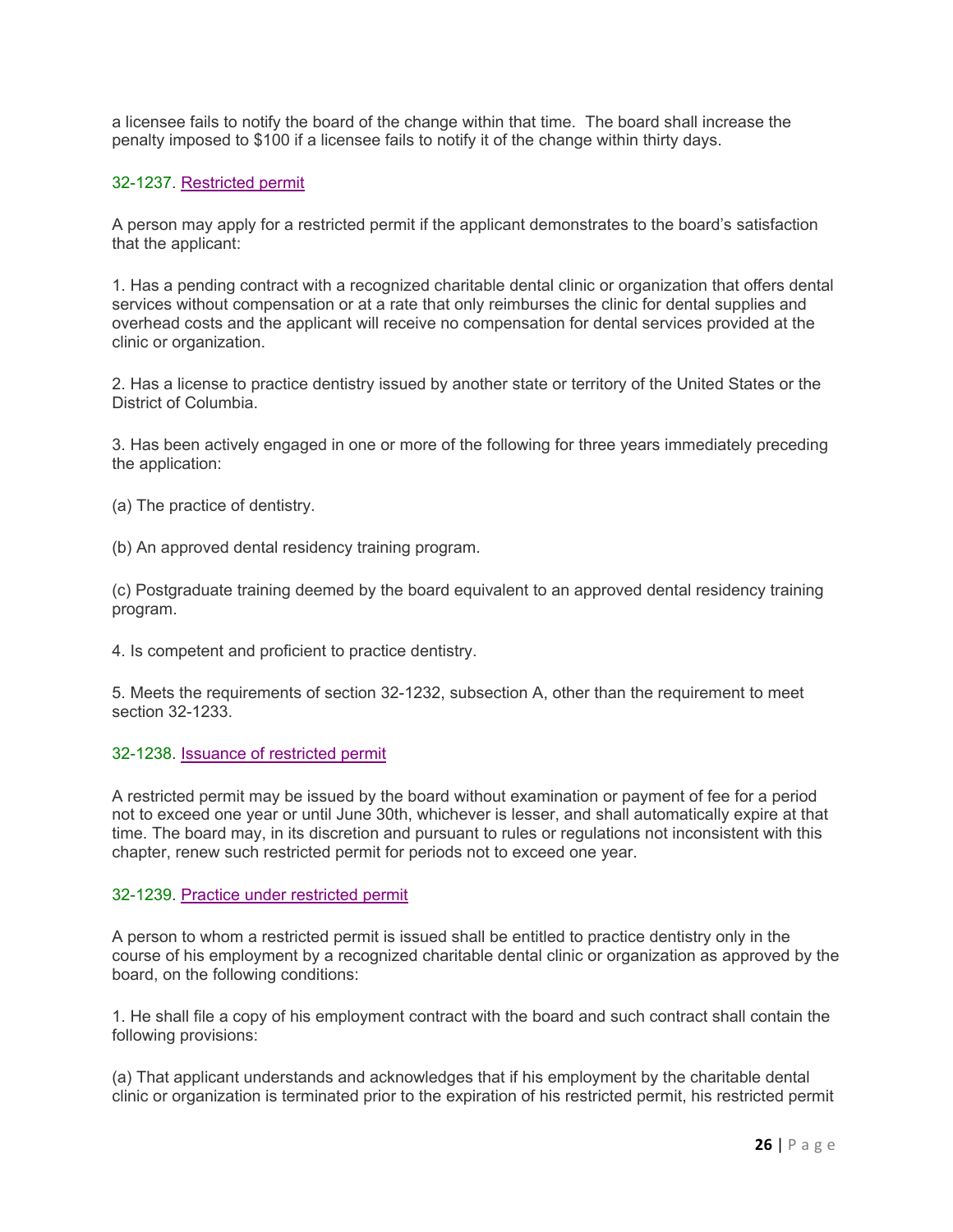a licensee fails to notify the board of the change within that time. The board shall increase the penalty imposed to $100 if a licensee fails to notify it of the change within thirty days.

### 32-1237. Restricted permit

A person may apply for a restricted permit if the applicant demonstrates to the board's satisfaction that the applicant:

1. Has a pending contract with a recognized charitable dental clinic or organization that offers dental services without compensation or at a rate that only reimburses the clinic for dental supplies and overhead costs and the applicant will receive no compensation for dental services provided at the clinic or organization.

2. Has a license to practice dentistry issued by another state or territory of the United States or the District of Columbia.

3. Has been actively engaged in one or more of the following for three years immediately preceding the application:

(a) The practice of dentistry.

(b) An approved dental residency training program.

(c) Postgraduate training deemed by the board equivalent to an approved dental residency training program.

4. Is competent and proficient to practice dentistry.

5. Meets the requirements of section 32-1232, subsection A, other than the requirement to meet section 32-1233.

### 32-1238. Issuance of restricted permit

A restricted permit may be issued by the board without examination or payment of fee for a period not to exceed one year or until June 30th, whichever is lesser, and shall automatically expire at that time. The board may, in its discretion and pursuant to rules or regulations not inconsistent with this chapter, renew such restricted permit for periods not to exceed one year.

### 32-1239. Practice under restricted permit

A person to whom a restricted permit is issued shall be entitled to practice dentistry only in the course of his employment by a recognized charitable dental clinic or organization as approved by the board, on the following conditions:

1. He shall file a copy of his employment contract with the board and such contract shall contain the following provisions:

(a) That applicant understands and acknowledges that if his employment by the charitable dental clinic or organization is terminated prior to the expiration of his restricted permit, his restricted permit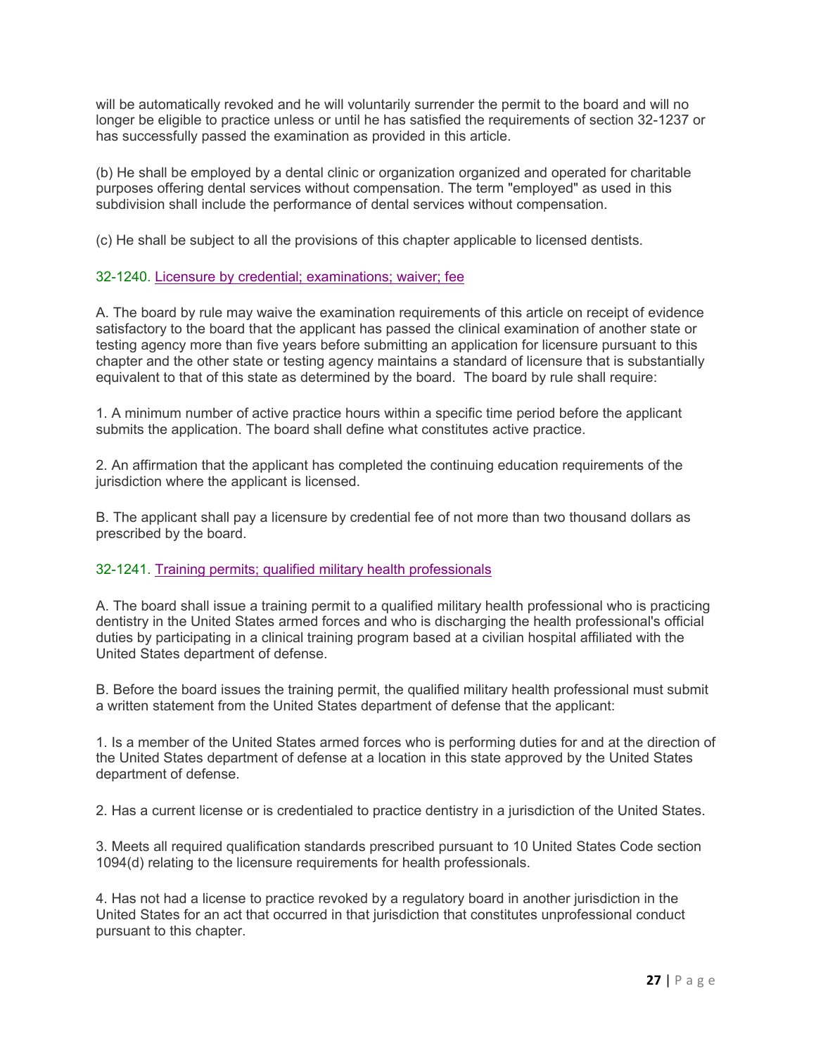will be automatically revoked and he will voluntarily surrender the permit to the board and will no longer be eligible to practice unless or until he has satisfied the requirements of section 32-1237 or has successfully passed the examination as provided in this article.

(b) He shall be employed by a dental clinic or organization organized and operated for charitable purposes offering dental services without compensation. The term "employed" as used in this subdivision shall include the performance of dental services without compensation.

(c) He shall be subject to all the provisions of this chapter applicable to licensed dentists.

### 32-1240. Licensure by credential; examinations; waiver; fee

A. The board by rule may waive the examination requirements of this article on receipt of evidence satisfactory to the board that the applicant has passed the clinical examination of another state or testing agency more than five years before submitting an application for licensure pursuant to this chapter and the other state or testing agency maintains a standard of licensure that is substantially equivalent to that of this state as determined by the board. The board by rule shall require:

1. A minimum number of active practice hours within a specific time period before the applicant submits the application. The board shall define what constitutes active practice.

2. An affirmation that the applicant has completed the continuing education requirements of the jurisdiction where the applicant is licensed.

B. The applicant shall pay a licensure by credential fee of not more than two thousand dollars as prescribed by the board.

### 32-1241. Training permits; qualified military health professionals

A. The board shall issue a training permit to a qualified military health professional who is practicing dentistry in the United States armed forces and who is discharging the health professional's official duties by participating in a clinical training program based at a civilian hospital affiliated with the United States department of defense.

B. Before the board issues the training permit, the qualified military health professional must submit a written statement from the United States department of defense that the applicant:

1. Is a member of the United States armed forces who is performing duties for and at the direction of the United States department of defense at a location in this state approved by the United States department of defense.

2. Has a current license or is credentialed to practice dentistry in a jurisdiction of the United States.

3. Meets all required qualification standards prescribed pursuant to 10 United States Code section 1094(d) relating to the licensure requirements for health professionals.

4. Has not had a license to practice revoked by a regulatory board in another jurisdiction in the United States for an act that occurred in that jurisdiction that constitutes unprofessional conduct pursuant to this chapter.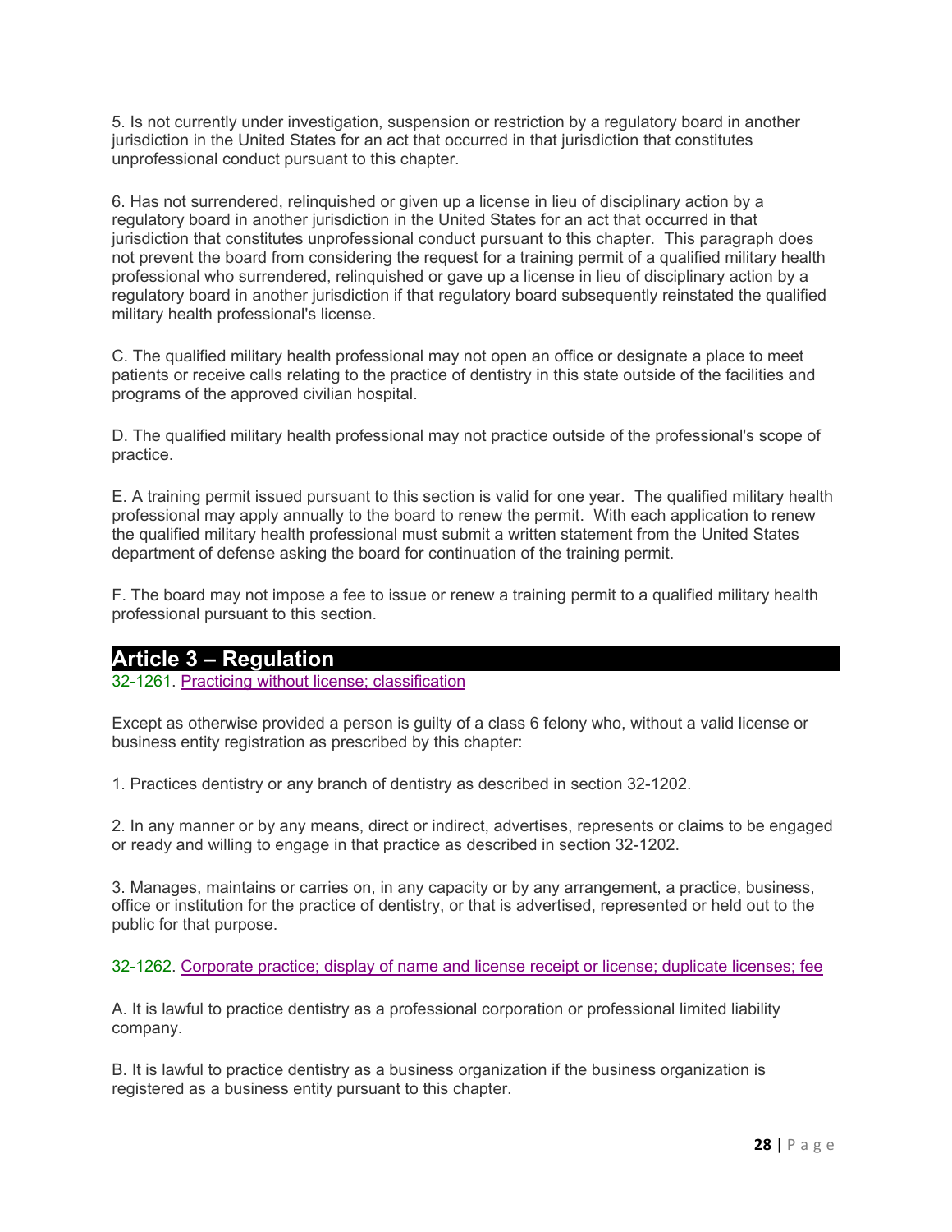5. Is not currently under investigation, suspension or restriction by a regulatory board in another jurisdiction in the United States for an act that occurred in that jurisdiction that constitutes unprofessional conduct pursuant to this chapter.

6. Has not surrendered, relinquished or given up a license in lieu of disciplinary action by a regulatory board in another jurisdiction in the United States for an act that occurred in that jurisdiction that constitutes unprofessional conduct pursuant to this chapter. This paragraph does not prevent the board from considering the request for a training permit of a qualified military health professional who surrendered, relinquished or gave up a license in lieu of disciplinary action by a regulatory board in another jurisdiction if that regulatory board subsequently reinstated the qualified military health professional's license.

C. The qualified military health professional may not open an office or designate a place to meet patients or receive calls relating to the practice of dentistry in this state outside of the facilities and programs of the approved civilian hospital.

D. The qualified military health professional may not practice outside of the professional's scope of practice.

E. A training permit issued pursuant to this section is valid for one year. The qualified military health professional may apply annually to the board to renew the permit. With each application to renew the qualified military health professional must submit a written statement from the United States department of defense asking the board for continuation of the training permit.

F. The board may not impose a fee to issue or renew a training permit to a qualified military health professional pursuant to this section.

## Article 3 – Regulation

32-1261. Practicing without license; classification

Except as otherwise provided a person is guilty of a class 6 felony who, without a valid license or business entity registration as prescribed by this chapter:

1. Practices dentistry or any branch of dentistry as described in section 32-1202.

2. In any manner or by any means, direct or indirect, advertises, represents or claims to be engaged or ready and willing to engage in that practice as described in section 32-1202.

3. Manages, maintains or carries on, in any capacity or by any arrangement, a practice, business, office or institution for the practice of dentistry, or that is advertised, represented or held out to the public for that purpose.

32-1262. Corporate practice; display of name and license receipt or license; duplicate licenses; fee

A. It is lawful to practice dentistry as a professional corporation or professional limited liability company.

B. It is lawful to practice dentistry as a business organization if the business organization is registered as a business entity pursuant to this chapter.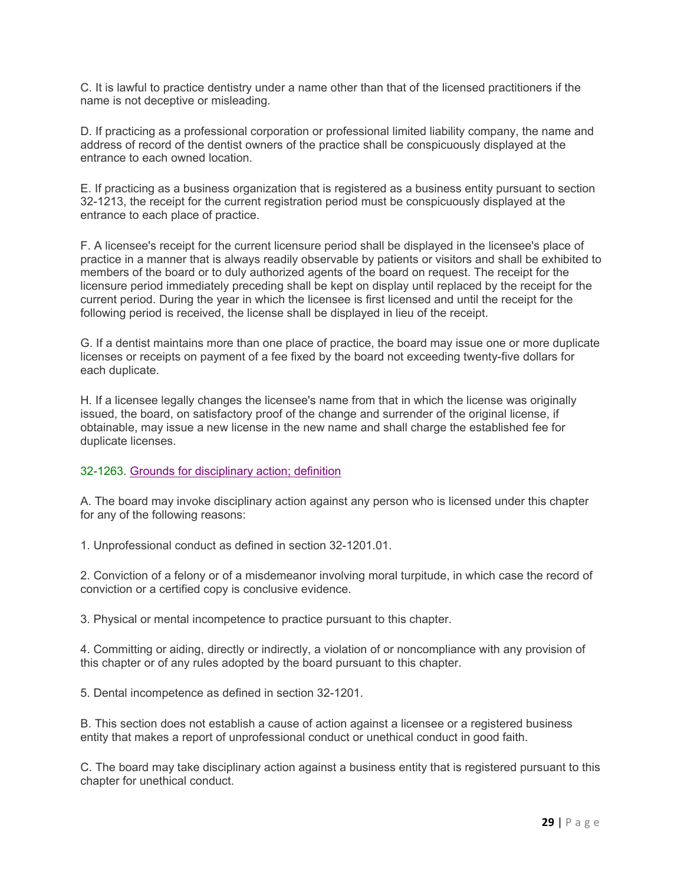C. It is lawful to practice dentistry under a name other than that of the licensed practitioners if the name is not deceptive or misleading.

D. If practicing as a professional corporation or professional limited liability company, the name and address of record of the dentist owners of the practice shall be conspicuously displayed at the entrance to each owned location.

E. If practicing as a business organization that is registered as a business entity pursuant to section 32-1213, the receipt for the current registration period must be conspicuously displayed at the entrance to each place of practice.

F. A licensee's receipt for the current licensure period shall be displayed in the licensee's place of practice in a manner that is always readily observable by patients or visitors and shall be exhibited to members of the board or to duly authorized agents of the board on request. The receipt for the licensure period immediately preceding shall be kept on display until replaced by the receipt for the current period. During the year in which the licensee is first licensed and until the receipt for the following period is received, the license shall be displayed in lieu of the receipt.

G. If a dentist maintains more than one place of practice, the board may issue one or more duplicate licenses or receipts on payment of a fee fixed by the board not exceeding twenty-five dollars for each duplicate.

H. If a licensee legally changes the licensee's name from that in which the license was originally issued, the board, on satisfactory proof of the change and surrender of the original license, if obtainable, may issue a new license in the new name and shall charge the established fee for duplicate licenses.

### 32-1263. Grounds for disciplinary action; definition

A. The board may invoke disciplinary action against any person who is licensed under this chapter for any of the following reasons:

1. Unprofessional conduct as defined in section 32-1201.01.

2. Conviction of a felony or of a misdemeanor involving moral turpitude, in which case the record of conviction or a certified copy is conclusive evidence.

3. Physical or mental incompetence to practice pursuant to this chapter.

4. Committing or aiding, directly or indirectly, a violation of or noncompliance with any provision of this chapter or of any rules adopted by the board pursuant to this chapter.

5. Dental incompetence as defined in section 32-1201.

B. This section does not establish a cause of action against a licensee or a registered business entity that makes a report of unprofessional conduct or unethical conduct in good faith.

C. The board may take disciplinary action against a business entity that is registered pursuant to this chapter for unethical conduct.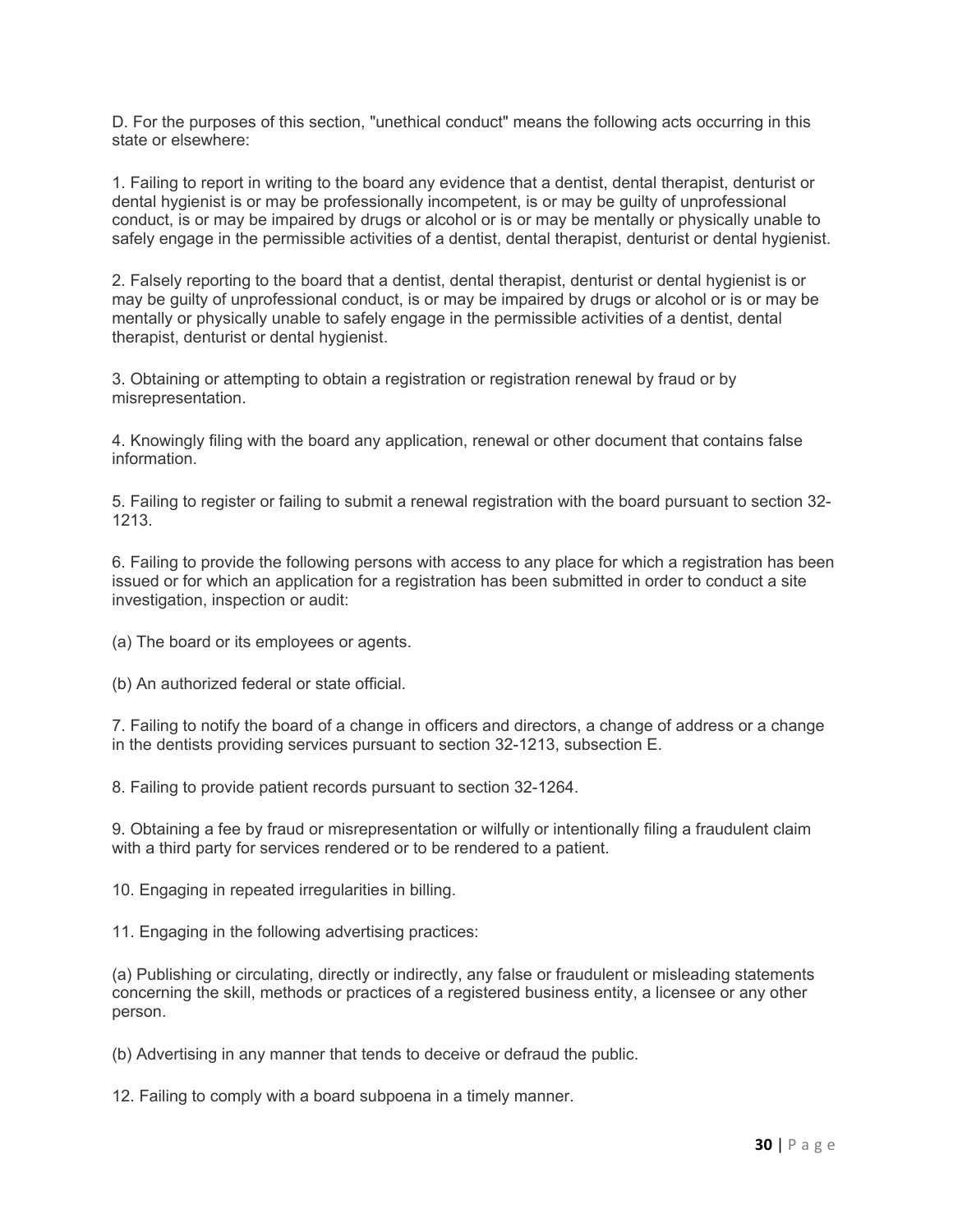D. For the purposes of this section, "unethical conduct" means the following acts occurring in this state or elsewhere:

1. Failing to report in writing to the board any evidence that a dentist, dental therapist, denturist or dental hygienist is or may be professionally incompetent, is or may be guilty of unprofessional conduct, is or may be impaired by drugs or alcohol or is or may be mentally or physically unable to safely engage in the permissible activities of a dentist, dental therapist, denturist or dental hygienist.

2. Falsely reporting to the board that a dentist, dental therapist, denturist or dental hygienist is or may be guilty of unprofessional conduct, is or may be impaired by drugs or alcohol or is or may be mentally or physically unable to safely engage in the permissible activities of a dentist, dental therapist, denturist or dental hygienist.

3. Obtaining or attempting to obtain a registration or registration renewal by fraud or by misrepresentation.

4. Knowingly filing with the board any application, renewal or other document that contains false information.

5. Failing to register or failing to submit a renewal registration with the board pursuant to section 32-1213.

6. Failing to provide the following persons with access to any place for which a registration has been issued or for which an application for a registration has been submitted in order to conduct a site investigation, inspection or audit:

(a) The board or its employees or agents.

(b) An authorized federal or state official.

7. Failing to notify the board of a change in officers and directors, a change of address or a change in the dentists providing services pursuant to section 32-1213, subsection E.

8. Failing to provide patient records pursuant to section 32-1264.

9. Obtaining a fee by fraud or misrepresentation or wilfully or intentionally filing a fraudulent claim with a third party for services rendered or to be rendered to a patient.

10. Engaging in repeated irregularities in billing.

11. Engaging in the following advertising practices:

(a) Publishing or circulating, directly or indirectly, any false or fraudulent or misleading statements concerning the skill, methods or practices of a registered business entity, a licensee or any other person.

(b) Advertising in any manner that tends to deceive or defraud the public.

12. Failing to comply with a board subpoena in a timely manner.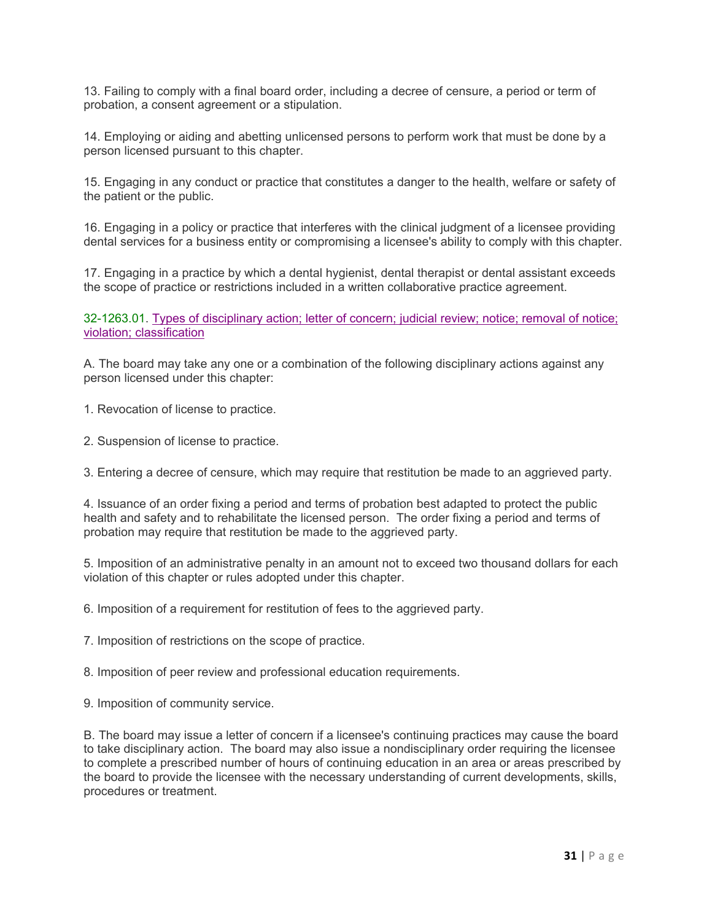13. Failing to comply with a final board order, including a decree of censure, a period or term of probation, a consent agreement or a stipulation.

14. Employing or aiding and abetting unlicensed persons to perform work that must be done by a person licensed pursuant to this chapter.

15. Engaging in any conduct or practice that constitutes a danger to the health, welfare or safety of the patient or the public.

16. Engaging in a policy or practice that interferes with the clinical judgment of a licensee providing dental services for a business entity or compromising a licensee's ability to comply with this chapter.

17. Engaging in a practice by which a dental hygienist, dental therapist or dental assistant exceeds the scope of practice or restrictions included in a written collaborative practice agreement.

32-1263.01. Types of disciplinary action; letter of concern; judicial review; notice; removal of notice; violation; classification

A. The board may take any one or a combination of the following disciplinary actions against any person licensed under this chapter:

1. Revocation of license to practice.

2. Suspension of license to practice.

3. Entering a decree of censure, which may require that restitution be made to an aggrieved party.

4. Issuance of an order fixing a period and terms of probation best adapted to protect the public health and safety and to rehabilitate the licensed person. The order fixing a period and terms of probation may require that restitution be made to the aggrieved party.

5. Imposition of an administrative penalty in an amount not to exceed two thousand dollars for each violation of this chapter or rules adopted under this chapter.

6. Imposition of a requirement for restitution of fees to the aggrieved party.

7. Imposition of restrictions on the scope of practice.

8. Imposition of peer review and professional education requirements.

9. Imposition of community service.

B. The board may issue a letter of concern if a licensee's continuing practices may cause the board to take disciplinary action. The board may also issue a nondisciplinary order requiring the licensee to complete a prescribed number of hours of continuing education in an area or areas prescribed by the board to provide the licensee with the necessary understanding of current developments, skills, procedures or treatment.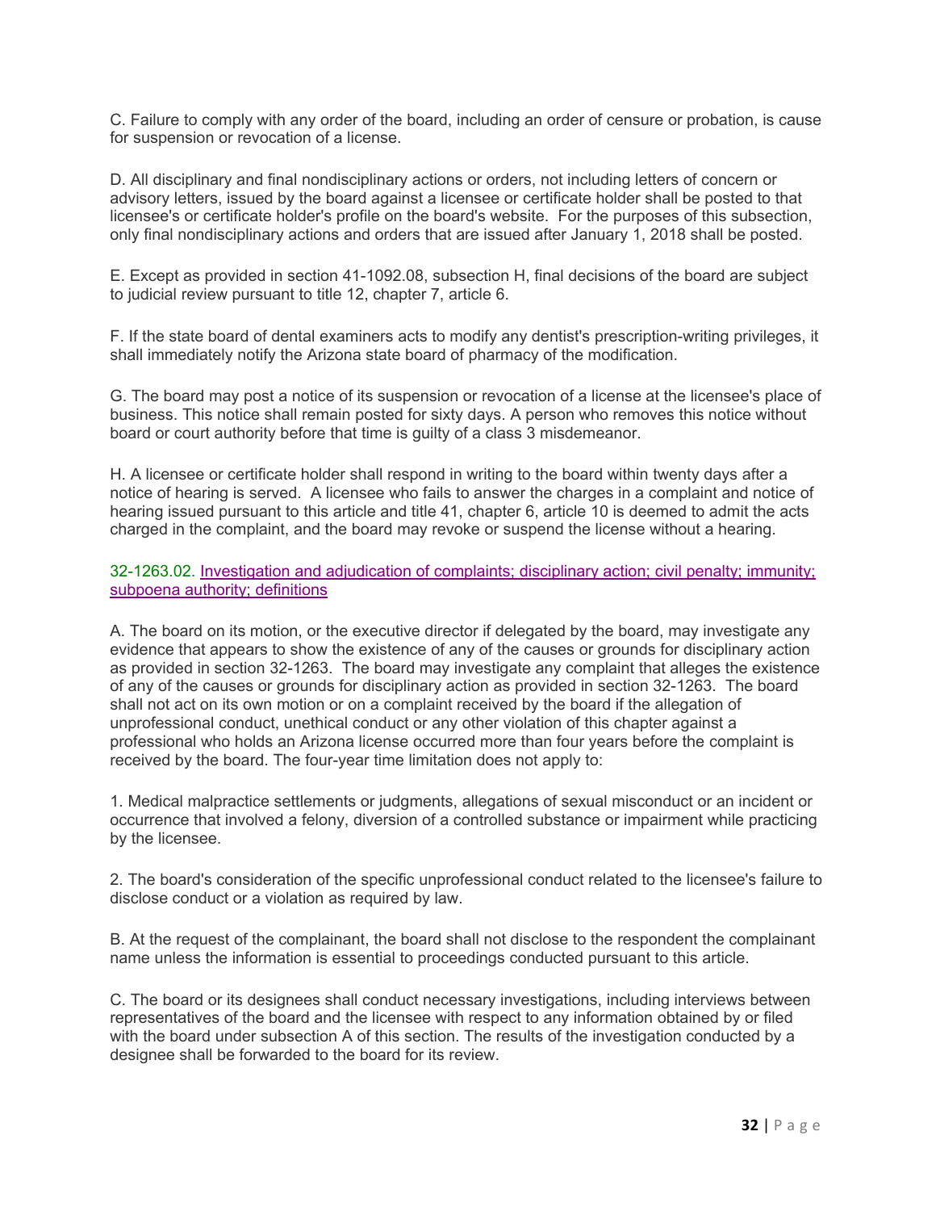C. Failure to comply with any order of the board, including an order of censure or probation, is cause for suspension or revocation of a license.

D. All disciplinary and final nondisciplinary actions or orders, not including letters of concern or advisory letters, issued by the board against a licensee or certificate holder shall be posted to that licensee's or certificate holder's profile on the board's website. For the purposes of this subsection, only final nondisciplinary actions and orders that are issued after January 1, 2018 shall be posted.

E. Except as provided in section 41-1092.08, subsection H, final decisions of the board are subject to judicial review pursuant to title 12, chapter 7, article 6.

F. If the state board of dental examiners acts to modify any dentist's prescription-writing privileges, it shall immediately notify the Arizona state board of pharmacy of the modification.

G. The board may post a notice of its suspension or revocation of a license at the licensee's place of business. This notice shall remain posted for sixty days. A person who removes this notice without board or court authority before that time is guilty of a class 3 misdemeanor.

H. A licensee or certificate holder shall respond in writing to the board within twenty days after a notice of hearing is served. A licensee who fails to answer the charges in a complaint and notice of hearing issued pursuant to this article and title 41, chapter 6, article 10 is deemed to admit the acts charged in the complaint, and the board may revoke or suspend the license without a hearing.

32-1263.02. Investigation and adjudication of complaints; disciplinary action; civil penalty; immunity; subpoena authority; definitions

A. The board on its motion, or the executive director if delegated by the board, may investigate any evidence that appears to show the existence of any of the causes or grounds for disciplinary action as provided in section 32-1263. The board may investigate any complaint that alleges the existence of any of the causes or grounds for disciplinary action as provided in section 32-1263. The board shall not act on its own motion or on a complaint received by the board if the allegation of unprofessional conduct, unethical conduct or any other violation of this chapter against a professional who holds an Arizona license occurred more than four years before the complaint is received by the board. The four-year time limitation does not apply to:

1. Medical malpractice settlements or judgments, allegations of sexual misconduct or an incident or occurrence that involved a felony, diversion of a controlled substance or impairment while practicing by the licensee.

2. The board's consideration of the specific unprofessional conduct related to the licensee's failure to disclose conduct or a violation as required by law.

B. At the request of the complainant, the board shall not disclose to the respondent the complainant name unless the information is essential to proceedings conducted pursuant to this article.

C. The board or its designees shall conduct necessary investigations, including interviews between representatives of the board and the licensee with respect to any information obtained by or filed with the board under subsection A of this section. The results of the investigation conducted by a designee shall be forwarded to the board for its review.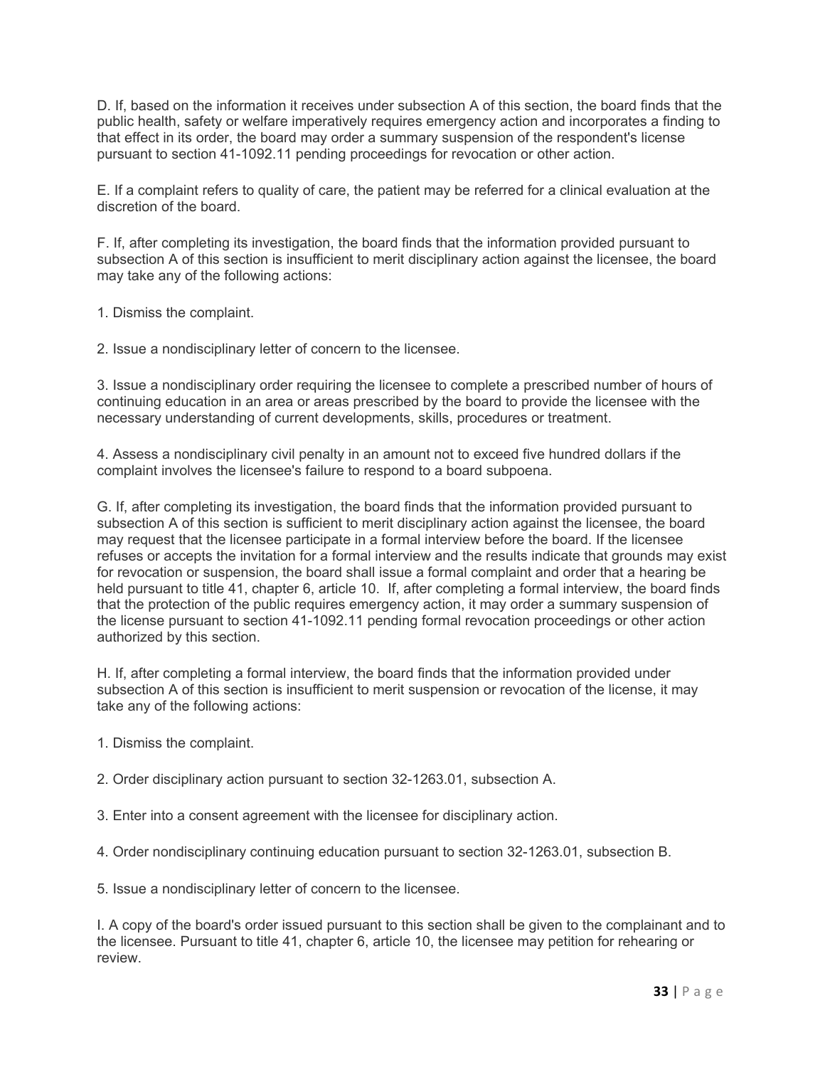D. If, based on the information it receives under subsection A of this section, the board finds that the public health, safety or welfare imperatively requires emergency action and incorporates a finding to that effect in its order, the board may order a summary suspension of the respondent's license pursuant to section 41-1092.11 pending proceedings for revocation or other action.

E. If a complaint refers to quality of care, the patient may be referred for a clinical evaluation at the discretion of the board.

F. If, after completing its investigation, the board finds that the information provided pursuant to subsection A of this section is insufficient to merit disciplinary action against the licensee, the board may take any of the following actions:

1. Dismiss the complaint.

2. Issue a nondisciplinary letter of concern to the licensee.

3. Issue a nondisciplinary order requiring the licensee to complete a prescribed number of hours of continuing education in an area or areas prescribed by the board to provide the licensee with the necessary understanding of current developments, skills, procedures or treatment.

4. Assess a nondisciplinary civil penalty in an amount not to exceed five hundred dollars if the complaint involves the licensee's failure to respond to a board subpoena.

G. If, after completing its investigation, the board finds that the information provided pursuant to subsection A of this section is sufficient to merit disciplinary action against the licensee, the board may request that the licensee participate in a formal interview before the board. If the licensee refuses or accepts the invitation for a formal interview and the results indicate that grounds may exist for revocation or suspension, the board shall issue a formal complaint and order that a hearing be held pursuant to title 41, chapter 6, article 10. If, after completing a formal interview, the board finds that the protection of the public requires emergency action, it may order a summary suspension of the license pursuant to section 41-1092.11 pending formal revocation proceedings or other action authorized by this section.

H. If, after completing a formal interview, the board finds that the information provided under subsection A of this section is insufficient to merit suspension or revocation of the license, it may take any of the following actions:

1. Dismiss the complaint.

2. Order disciplinary action pursuant to section 32-1263.01, subsection A.

3. Enter into a consent agreement with the licensee for disciplinary action.

4. Order nondisciplinary continuing education pursuant to section 32-1263.01, subsection B.

5. Issue a nondisciplinary letter of concern to the licensee.

I. A copy of the board's order issued pursuant to this section shall be given to the complainant and to the licensee. Pursuant to title 41, chapter 6, article 10, the licensee may petition for rehearing or review.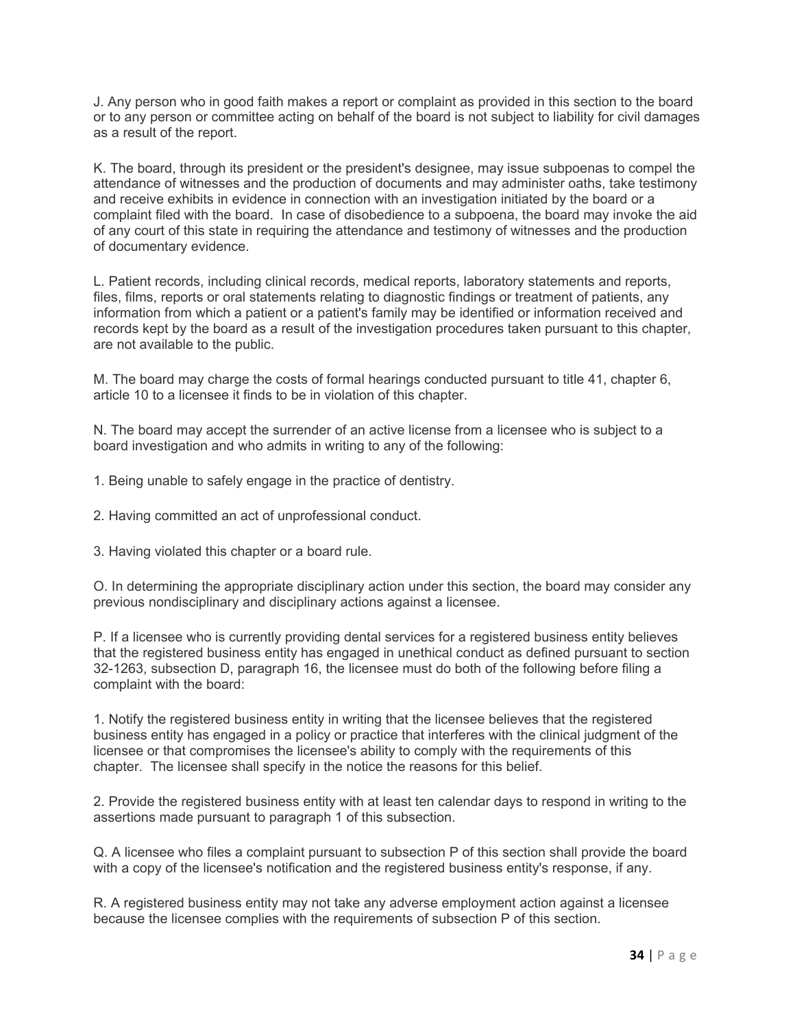J. Any person who in good faith makes a report or complaint as provided in this section to the board or to any person or committee acting on behalf of the board is not subject to liability for civil damages as a result of the report.

K. The board, through its president or the president's designee, may issue subpoenas to compel the attendance of witnesses and the production of documents and may administer oaths, take testimony and receive exhibits in evidence in connection with an investigation initiated by the board or a complaint filed with the board. In case of disobedience to a subpoena, the board may invoke the aid of any court of this state in requiring the attendance and testimony of witnesses and the production of documentary evidence.

L. Patient records, including clinical records, medical reports, laboratory statements and reports, files, films, reports or oral statements relating to diagnostic findings or treatment of patients, any information from which a patient or a patient's family may be identified or information received and records kept by the board as a result of the investigation procedures taken pursuant to this chapter, are not available to the public.

M. The board may charge the costs of formal hearings conducted pursuant to title 41, chapter 6, article 10 to a licensee it finds to be in violation of this chapter.

N. The board may accept the surrender of an active license from a licensee who is subject to a board investigation and who admits in writing to any of the following:

1. Being unable to safely engage in the practice of dentistry.

2. Having committed an act of unprofessional conduct.

3. Having violated this chapter or a board rule.

O. In determining the appropriate disciplinary action under this section, the board may consider any previous nondisciplinary and disciplinary actions against a licensee.

P. If a licensee who is currently providing dental services for a registered business entity believes that the registered business entity has engaged in unethical conduct as defined pursuant to section 32-1263, subsection D, paragraph 16, the licensee must do both of the following before filing a complaint with the board:

1. Notify the registered business entity in writing that the licensee believes that the registered business entity has engaged in a policy or practice that interferes with the clinical judgment of the licensee or that compromises the licensee's ability to comply with the requirements of this chapter. The licensee shall specify in the notice the reasons for this belief.

2. Provide the registered business entity with at least ten calendar days to respond in writing to the assertions made pursuant to paragraph 1 of this subsection.

Q. A licensee who files a complaint pursuant to subsection P of this section shall provide the board with a copy of the licensee's notification and the registered business entity's response, if any.

R. A registered business entity may not take any adverse employment action against a licensee because the licensee complies with the requirements of subsection P of this section.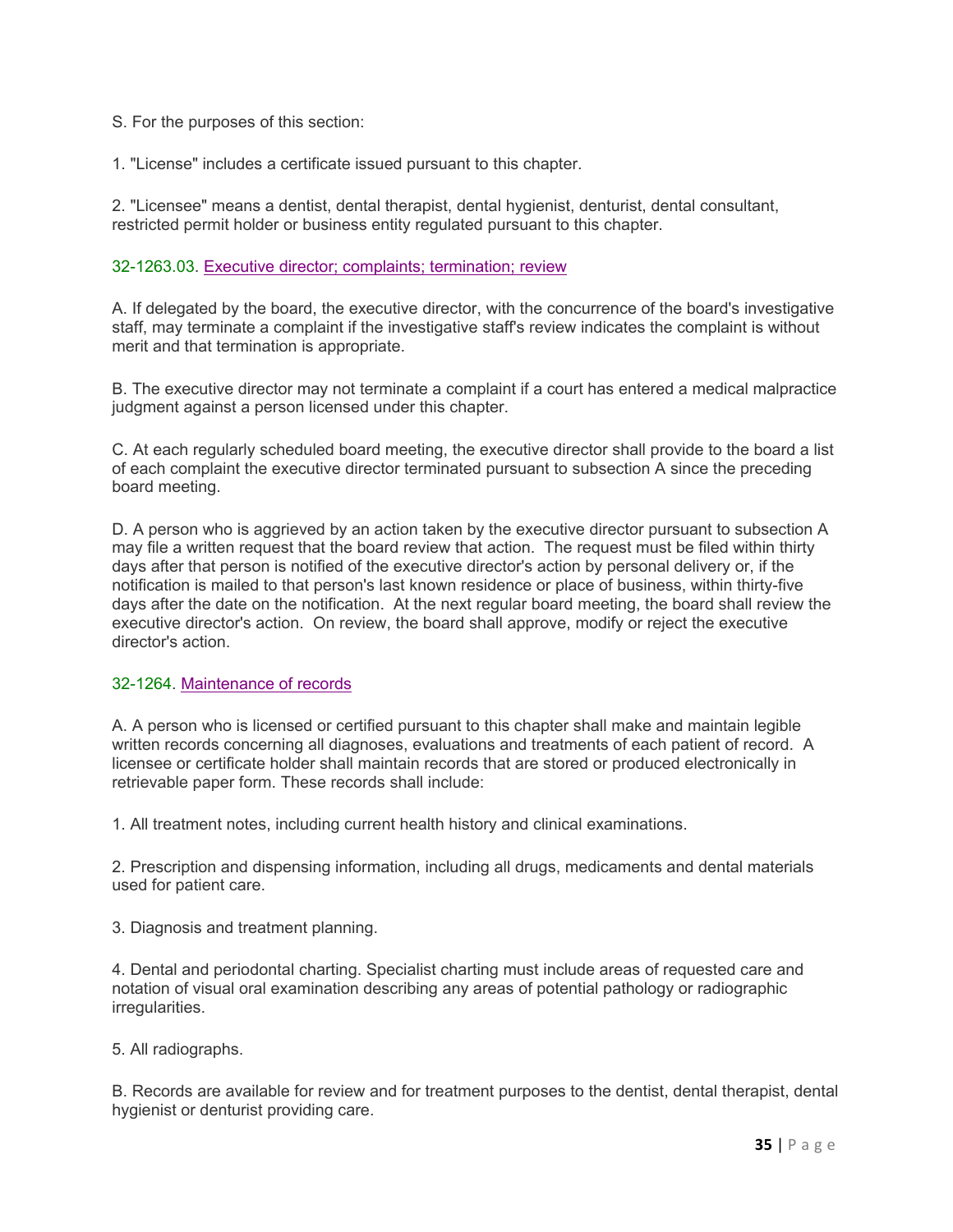S. For the purposes of this section:

1. "License" includes a certificate issued pursuant to this chapter.

2. "Licensee" means a dentist, dental therapist, dental hygienist, denturist, dental consultant, restricted permit holder or business entity regulated pursuant to this chapter.

### 32-1263.03. Executive director; complaints; termination; review

A. If delegated by the board, the executive director, with the concurrence of the board's investigative staff, may terminate a complaint if the investigative staff's review indicates the complaint is without merit and that termination is appropriate.

B. The executive director may not terminate a complaint if a court has entered a medical malpractice judgment against a person licensed under this chapter.

C. At each regularly scheduled board meeting, the executive director shall provide to the board a list of each complaint the executive director terminated pursuant to subsection A since the preceding board meeting.

D. A person who is aggrieved by an action taken by the executive director pursuant to subsection A may file a written request that the board review that action. The request must be filed within thirty days after that person is notified of the executive director's action by personal delivery or, if the notification is mailed to that person's last known residence or place of business, within thirty-five days after the date on the notification. At the next regular board meeting, the board shall review the executive director's action. On review, the board shall approve, modify or reject the executive director's action.

### 32-1264. Maintenance of records

A. A person who is licensed or certified pursuant to this chapter shall make and maintain legible written records concerning all diagnoses, evaluations and treatments of each patient of record. A licensee or certificate holder shall maintain records that are stored or produced electronically in retrievable paper form. These records shall include:

1. All treatment notes, including current health history and clinical examinations.

2. Prescription and dispensing information, including all drugs, medicaments and dental materials used for patient care.

3. Diagnosis and treatment planning.

4. Dental and periodontal charting. Specialist charting must include areas of requested care and notation of visual oral examination describing any areas of potential pathology or radiographic irregularities.

5. All radiographs.

B. Records are available for review and for treatment purposes to the dentist, dental therapist, dental hygienist or denturist providing care.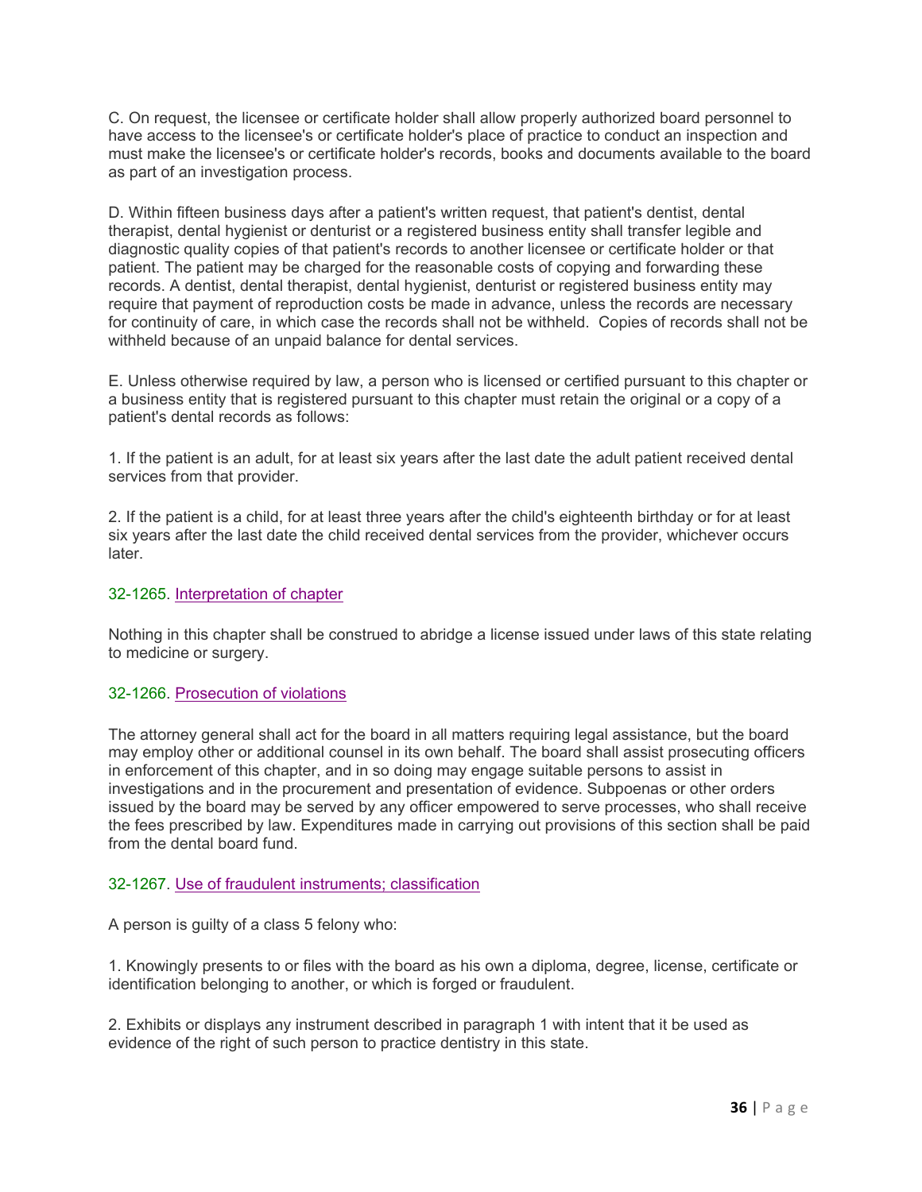C. On request, the licensee or certificate holder shall allow properly authorized board personnel to have access to the licensee's or certificate holder's place of practice to conduct an inspection and must make the licensee's or certificate holder's records, books and documents available to the board as part of an investigation process.

D. Within fifteen business days after a patient's written request, that patient's dentist, dental therapist, dental hygienist or denturist or a registered business entity shall transfer legible and diagnostic quality copies of that patient's records to another licensee or certificate holder or that patient. The patient may be charged for the reasonable costs of copying and forwarding these records. A dentist, dental therapist, dental hygienist, denturist or registered business entity may require that payment of reproduction costs be made in advance, unless the records are necessary for continuity of care, in which case the records shall not be withheld. Copies of records shall not be withheld because of an unpaid balance for dental services.

E. Unless otherwise required by law, a person who is licensed or certified pursuant to this chapter or a business entity that is registered pursuant to this chapter must retain the original or a copy of a patient's dental records as follows:

1. If the patient is an adult, for at least six years after the last date the adult patient received dental services from that provider.

2. If the patient is a child, for at least three years after the child's eighteenth birthday or for at least six years after the last date the child received dental services from the provider, whichever occurs later.

### 32-1265. Interpretation of chapter

Nothing in this chapter shall be construed to abridge a license issued under laws of this state relating to medicine or surgery.

### 32-1266. Prosecution of violations

The attorney general shall act for the board in all matters requiring legal assistance, but the board may employ other or additional counsel in its own behalf. The board shall assist prosecuting officers in enforcement of this chapter, and in so doing may engage suitable persons to assist in investigations and in the procurement and presentation of evidence. Subpoenas or other orders issued by the board may be served by any officer empowered to serve processes, who shall receive the fees prescribed by law. Expenditures made in carrying out provisions of this section shall be paid from the dental board fund.

### 32-1267. Use of fraudulent instruments; classification

A person is guilty of a class 5 felony who:

1. Knowingly presents to or files with the board as his own a diploma, degree, license, certificate or identification belonging to another, or which is forged or fraudulent.

2. Exhibits or displays any instrument described in paragraph 1 with intent that it be used as evidence of the right of such person to practice dentistry in this state.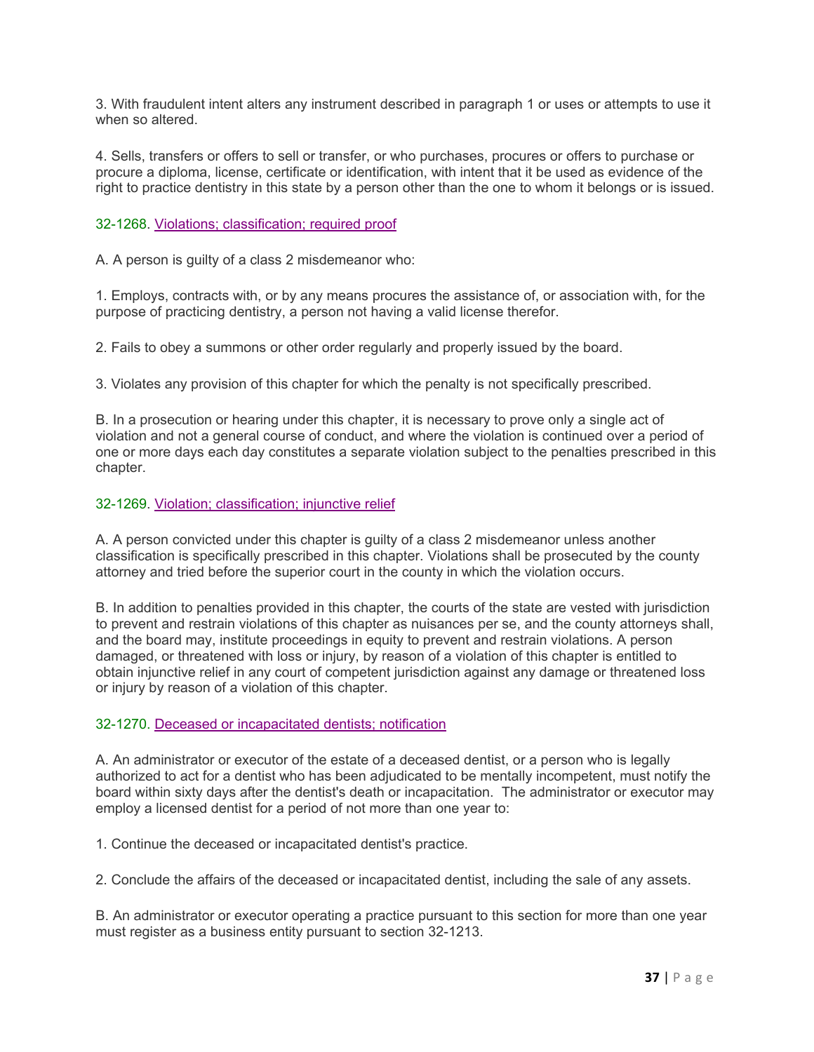3. With fraudulent intent alters any instrument described in paragraph 1 or uses or attempts to use it when so altered.

4. Sells, transfers or offers to sell or transfer, or who purchases, procures or offers to purchase or procure a diploma, license, certificate or identification, with intent that it be used as evidence of the right to practice dentistry in this state by a person other than the one to whom it belongs or is issued.

### 32-1268. Violations; classification; required proof

A. A person is guilty of a class 2 misdemeanor who:

1. Employs, contracts with, or by any means procures the assistance of, or association with, for the purpose of practicing dentistry, a person not having a valid license therefor.

2. Fails to obey a summons or other order regularly and properly issued by the board.

3. Violates any provision of this chapter for which the penalty is not specifically prescribed.

B. In a prosecution or hearing under this chapter, it is necessary to prove only a single act of violation and not a general course of conduct, and where the violation is continued over a period of one or more days each day constitutes a separate violation subject to the penalties prescribed in this chapter.

### 32-1269. Violation; classification; injunctive relief

A. A person convicted under this chapter is guilty of a class 2 misdemeanor unless another classification is specifically prescribed in this chapter. Violations shall be prosecuted by the county attorney and tried before the superior court in the county in which the violation occurs.

B. In addition to penalties provided in this chapter, the courts of the state are vested with jurisdiction to prevent and restrain violations of this chapter as nuisances per se, and the county attorneys shall, and the board may, institute proceedings in equity to prevent and restrain violations. A person damaged, or threatened with loss or injury, by reason of a violation of this chapter is entitled to obtain injunctive relief in any court of competent jurisdiction against any damage or threatened loss or injury by reason of a violation of this chapter.

### 32-1270. Deceased or incapacitated dentists; notification

A. An administrator or executor of the estate of a deceased dentist, or a person who is legally authorized to act for a dentist who has been adjudicated to be mentally incompetent, must notify the board within sixty days after the dentist's death or incapacitation. The administrator or executor may employ a licensed dentist for a period of not more than one year to:

1. Continue the deceased or incapacitated dentist's practice.

2. Conclude the affairs of the deceased or incapacitated dentist, including the sale of any assets.

B. An administrator or executor operating a practice pursuant to this section for more than one year must register as a business entity pursuant to section 32-1213.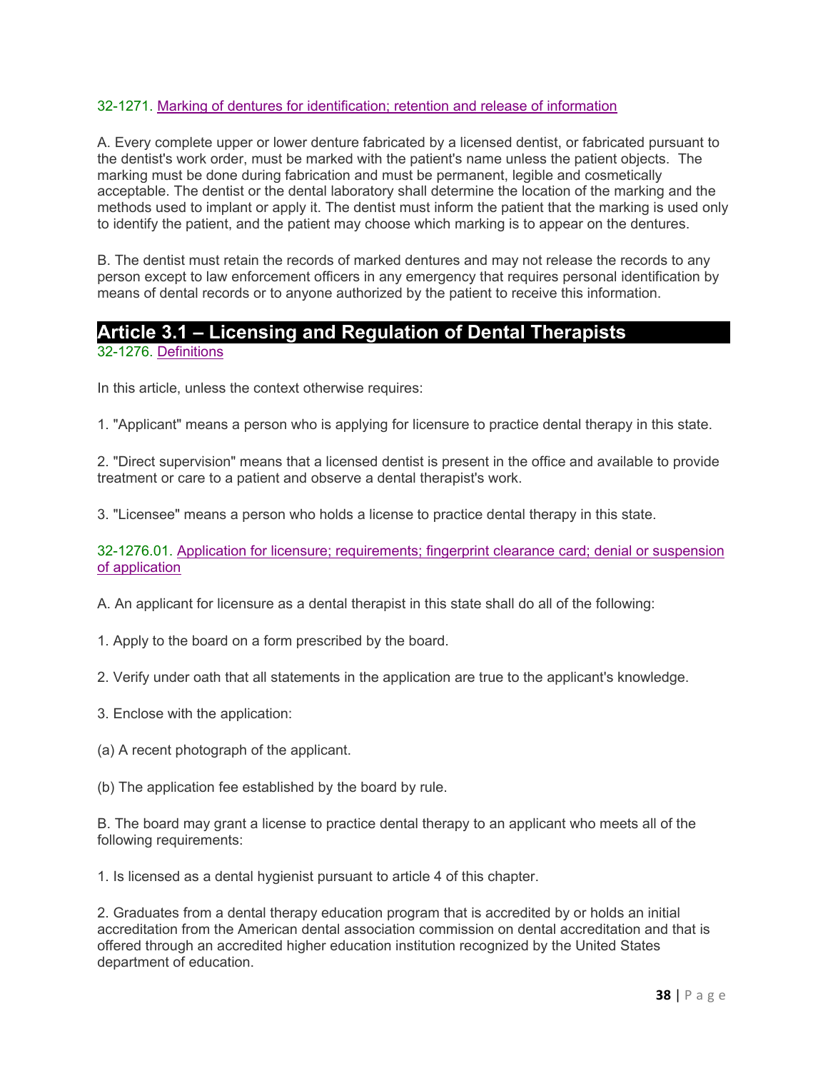32-1271. Marking of dentures for identification; retention and release of information

A. Every complete upper or lower denture fabricated by a licensed dentist, or fabricated pursuant to the dentist's work order, must be marked with the patient's name unless the patient objects. The marking must be done during fabrication and must be permanent, legible and cosmetically acceptable. The dentist or the dental laboratory shall determine the location of the marking and the methods used to implant or apply it. The dentist must inform the patient that the marking is used only to identify the patient, and the patient may choose which marking is to appear on the dentures.

B. The dentist must retain the records of marked dentures and may not release the records to any person except to law enforcement officers in any emergency that requires personal identification by means of dental records or to anyone authorized by the patient to receive this information.

## Article 3.1 – Licensing and Regulation of Dental Therapists

32-1276. Definitions

In this article, unless the context otherwise requires:

1. "Applicant" means a person who is applying for licensure to practice dental therapy in this state.

2. "Direct supervision" means that a licensed dentist is present in the office and available to provide treatment or care to a patient and observe a dental therapist's work.

3. "Licensee" means a person who holds a license to practice dental therapy in this state.

32-1276.01. Application for licensure; requirements; fingerprint clearance card; denial or suspension of application

A. An applicant for licensure as a dental therapist in this state shall do all of the following:

1. Apply to the board on a form prescribed by the board.

2. Verify under oath that all statements in the application are true to the applicant's knowledge.

3. Enclose with the application:

(a) A recent photograph of the applicant.

(b) The application fee established by the board by rule.

B. The board may grant a license to practice dental therapy to an applicant who meets all of the following requirements:

1. Is licensed as a dental hygienist pursuant to article 4 of this chapter.

2. Graduates from a dental therapy education program that is accredited by or holds an initial accreditation from the American dental association commission on dental accreditation and that is offered through an accredited higher education institution recognized by the United States department of education.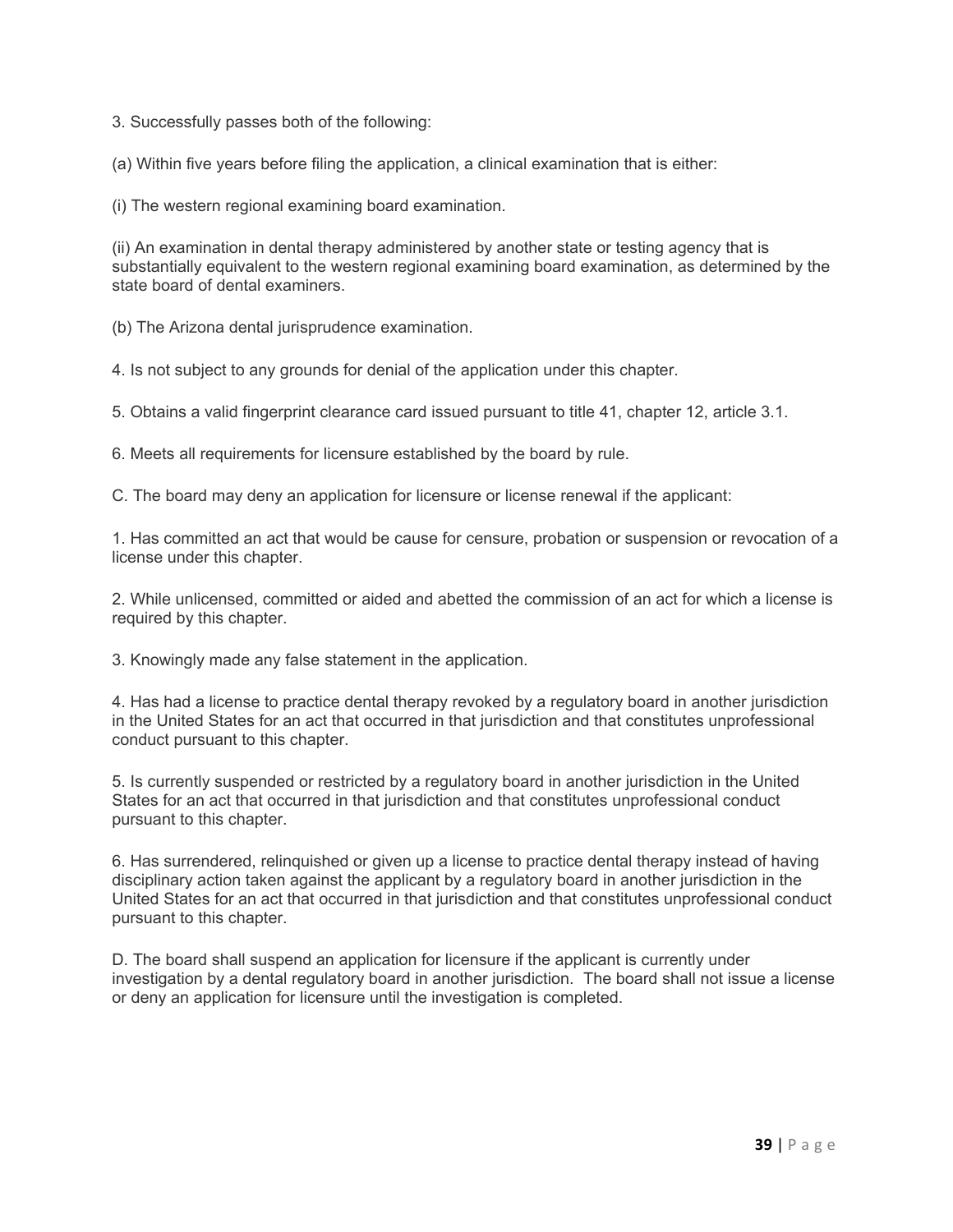3. Successfully passes both of the following:

(a) Within five years before filing the application, a clinical examination that is either:

(i) The western regional examining board examination.

(ii) An examination in dental therapy administered by another state or testing agency that is substantially equivalent to the western regional examining board examination, as determined by the state board of dental examiners.

(b) The Arizona dental jurisprudence examination.

4. Is not subject to any grounds for denial of the application under this chapter.

5. Obtains a valid fingerprint clearance card issued pursuant to title 41, chapter 12, article 3.1.

6. Meets all requirements for licensure established by the board by rule.

C. The board may deny an application for licensure or license renewal if the applicant:

1. Has committed an act that would be cause for censure, probation or suspension or revocation of a license under this chapter.

2. While unlicensed, committed or aided and abetted the commission of an act for which a license is required by this chapter.

3. Knowingly made any false statement in the application.

4. Has had a license to practice dental therapy revoked by a regulatory board in another jurisdiction in the United States for an act that occurred in that jurisdiction and that constitutes unprofessional conduct pursuant to this chapter.

5. Is currently suspended or restricted by a regulatory board in another jurisdiction in the United States for an act that occurred in that jurisdiction and that constitutes unprofessional conduct pursuant to this chapter.

6. Has surrendered, relinquished or given up a license to practice dental therapy instead of having disciplinary action taken against the applicant by a regulatory board in another jurisdiction in the United States for an act that occurred in that jurisdiction and that constitutes unprofessional conduct pursuant to this chapter.

D. The board shall suspend an application for licensure if the applicant is currently under investigation by a dental regulatory board in another jurisdiction. The board shall not issue a license or deny an application for licensure until the investigation is completed.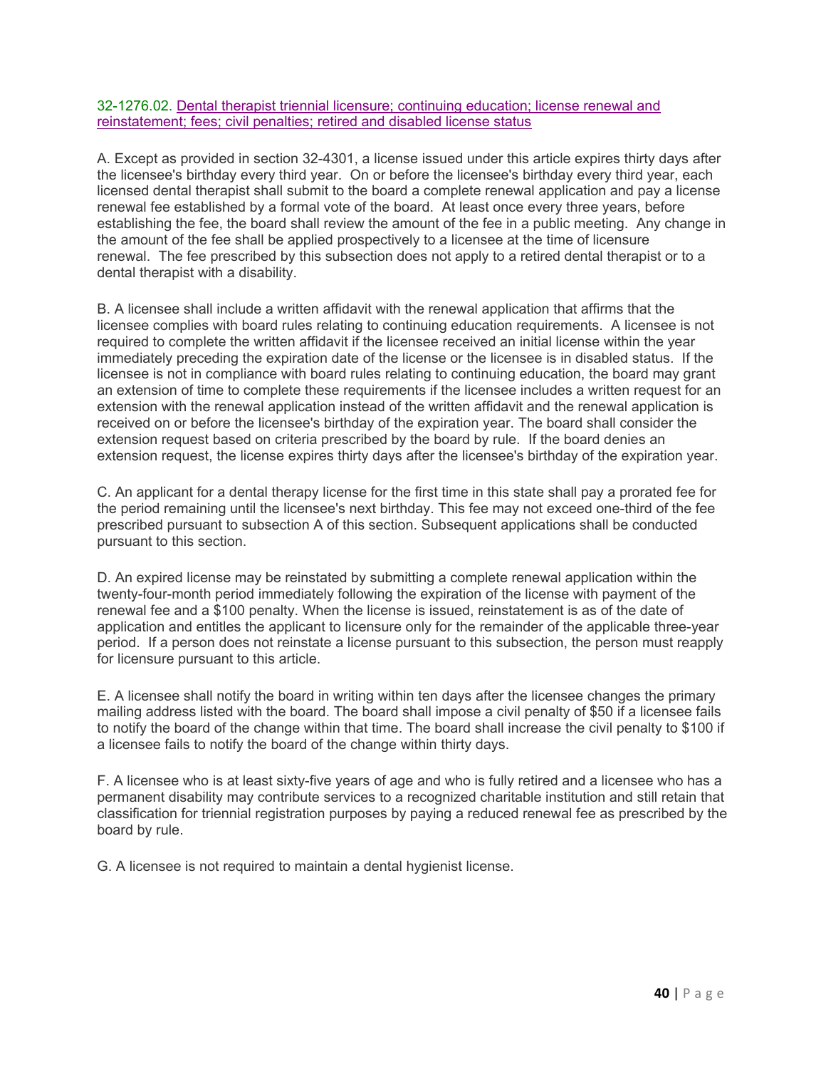32-1276.02. Dental therapist triennial licensure; continuing education; license renewal and reinstatement; fees; civil penalties; retired and disabled license status

A. Except as provided in section 32-4301, a license issued under this article expires thirty days after the licensee's birthday every third year. On or before the licensee's birthday every third year, each licensed dental therapist shall submit to the board a complete renewal application and pay a license renewal fee established by a formal vote of the board. At least once every three years, before establishing the fee, the board shall review the amount of the fee in a public meeting. Any change in the amount of the fee shall be applied prospectively to a licensee at the time of licensure renewal. The fee prescribed by this subsection does not apply to a retired dental therapist or to a dental therapist with a disability.

B. A licensee shall include a written affidavit with the renewal application that affirms that the licensee complies with board rules relating to continuing education requirements. A licensee is not required to complete the written affidavit if the licensee received an initial license within the year immediately preceding the expiration date of the license or the licensee is in disabled status. If the licensee is not in compliance with board rules relating to continuing education, the board may grant an extension of time to complete these requirements if the licensee includes a written request for an extension with the renewal application instead of the written affidavit and the renewal application is received on or before the licensee's birthday of the expiration year. The board shall consider the extension request based on criteria prescribed by the board by rule. If the board denies an extension request, the license expires thirty days after the licensee's birthday of the expiration year.

C. An applicant for a dental therapy license for the first time in this state shall pay a prorated fee for the period remaining until the licensee's next birthday. This fee may not exceed one-third of the fee prescribed pursuant to subsection A of this section. Subsequent applications shall be conducted pursuant to this section.

D. An expired license may be reinstated by submitting a complete renewal application within the twenty-four-month period immediately following the expiration of the license with payment of the renewal fee and a $100 penalty. When the license is issued, reinstatement is as of the date of application and entitles the applicant to licensure only for the remainder of the applicable three-year period. If a person does not reinstate a license pursuant to this subsection, the person must reapply for licensure pursuant to this article.

E. A licensee shall notify the board in writing within ten days after the licensee changes the primary mailing address listed with the board. The board shall impose a civil penalty of $50 if a licensee fails to notify the board of the change within that time. The board shall increase the civil penalty to $100 if a licensee fails to notify the board of the change within thirty days.

F. A licensee who is at least sixty-five years of age and who is fully retired and a licensee who has a permanent disability may contribute services to a recognized charitable institution and still retain that classification for triennial registration purposes by paying a reduced renewal fee as prescribed by the board by rule.

G. A licensee is not required to maintain a dental hygienist license.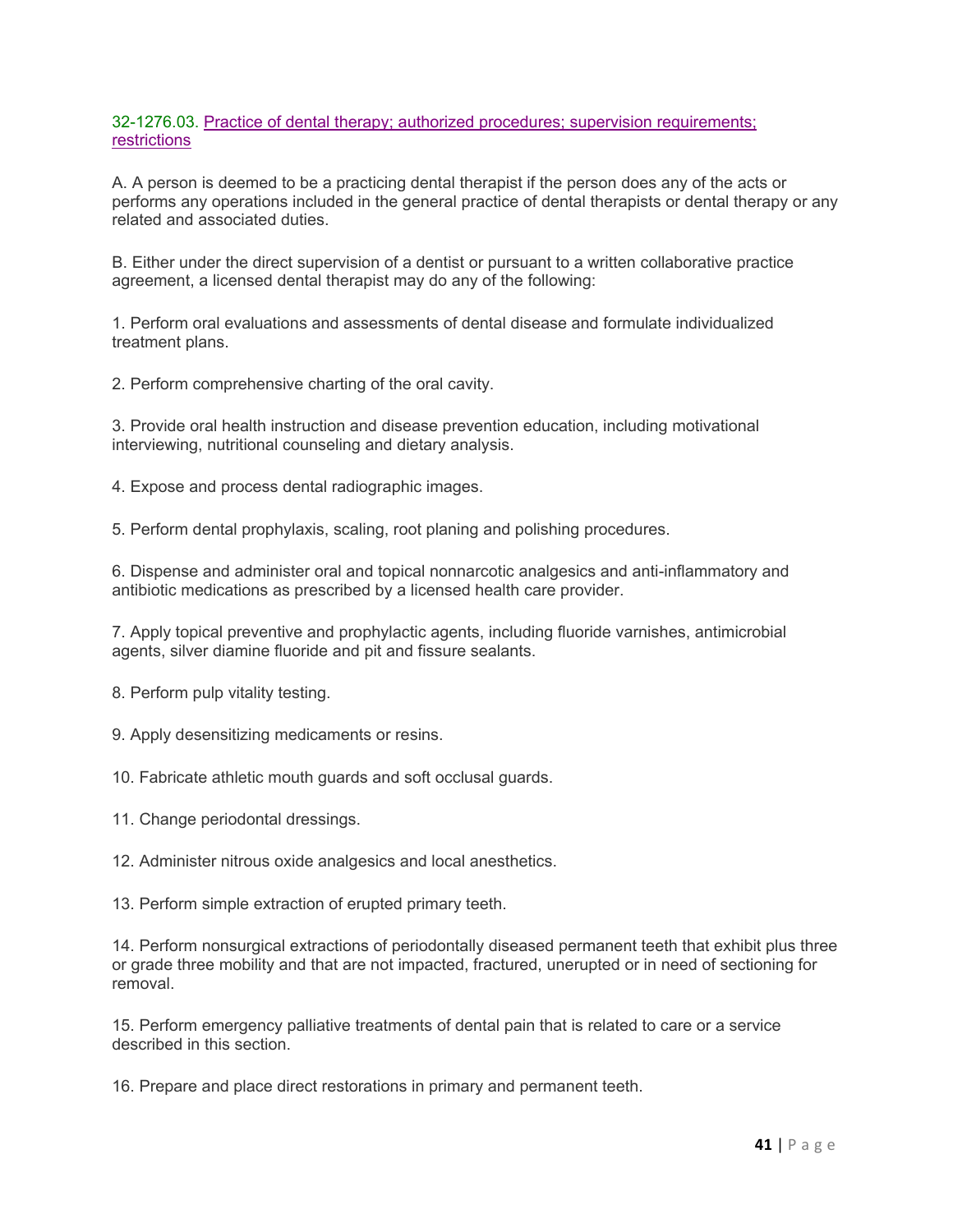32-1276.03. Practice of dental therapy; authorized procedures; supervision requirements; restrictions

A. A person is deemed to be a practicing dental therapist if the person does any of the acts or performs any operations included in the general practice of dental therapists or dental therapy or any related and associated duties.

B. Either under the direct supervision of a dentist or pursuant to a written collaborative practice agreement, a licensed dental therapist may do any of the following:

1. Perform oral evaluations and assessments of dental disease and formulate individualized treatment plans.

2. Perform comprehensive charting of the oral cavity.

3. Provide oral health instruction and disease prevention education, including motivational interviewing, nutritional counseling and dietary analysis.

4. Expose and process dental radiographic images.

5. Perform dental prophylaxis, scaling, root planing and polishing procedures.

6. Dispense and administer oral and topical nonnarcotic analgesics and anti-inflammatory and antibiotic medications as prescribed by a licensed health care provider.

7. Apply topical preventive and prophylactic agents, including fluoride varnishes, antimicrobial agents, silver diamine fluoride and pit and fissure sealants.

8. Perform pulp vitality testing.

9. Apply desensitizing medicaments or resins.

10. Fabricate athletic mouth guards and soft occlusal guards.

11. Change periodontal dressings.

12. Administer nitrous oxide analgesics and local anesthetics.

13. Perform simple extraction of erupted primary teeth.

14. Perform nonsurgical extractions of periodontally diseased permanent teeth that exhibit plus three or grade three mobility and that are not impacted, fractured, unerupted or in need of sectioning for removal.

15. Perform emergency palliative treatments of dental pain that is related to care or a service described in this section.

16. Prepare and place direct restorations in primary and permanent teeth.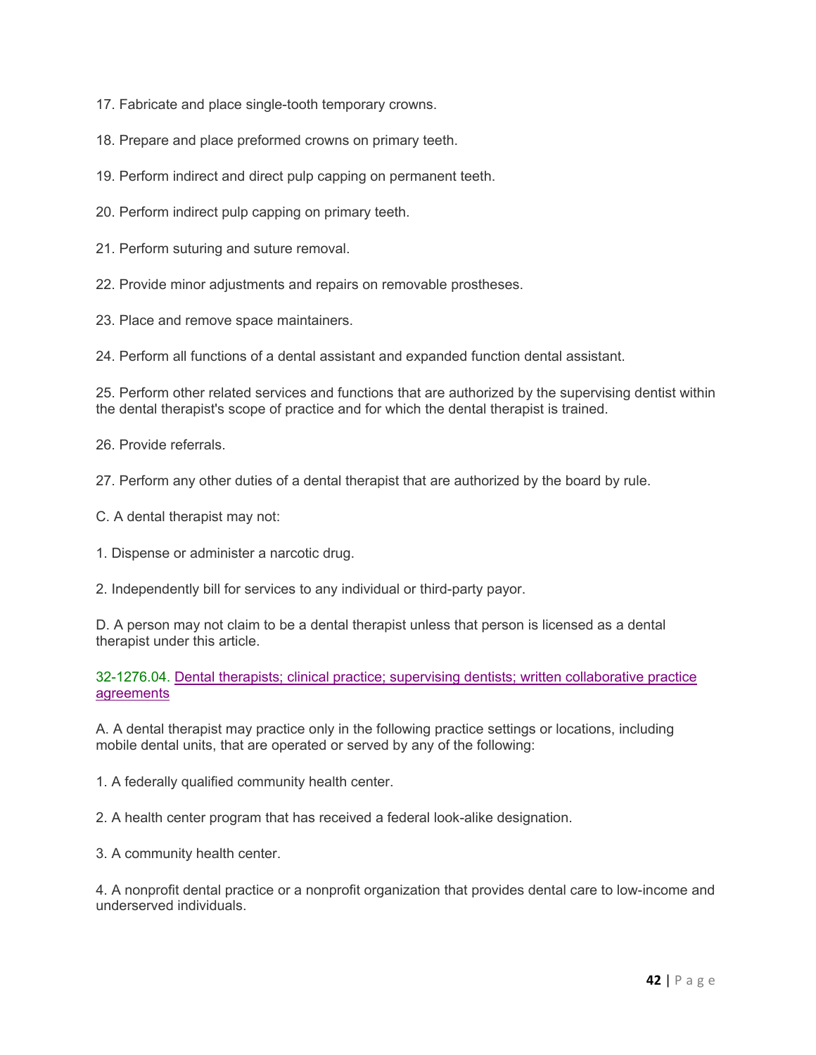17. Fabricate and place single-tooth temporary crowns.

18. Prepare and place preformed crowns on primary teeth.

19. Perform indirect and direct pulp capping on permanent teeth.

20. Perform indirect pulp capping on primary teeth.

21. Perform suturing and suture removal.

22. Provide minor adjustments and repairs on removable prostheses.

23. Place and remove space maintainers.

24. Perform all functions of a dental assistant and expanded function dental assistant.

25. Perform other related services and functions that are authorized by the supervising dentist within the dental therapist's scope of practice and for which the dental therapist is trained.

26. Provide referrals.

27. Perform any other duties of a dental therapist that are authorized by the board by rule.

C. A dental therapist may not:

1. Dispense or administer a narcotic drug.

2. Independently bill for services to any individual or third-party payor.

D. A person may not claim to be a dental therapist unless that person is licensed as a dental therapist under this article.

32-1276.04. Dental therapists; clinical practice; supervising dentists; written collaborative practice agreements

A. A dental therapist may practice only in the following practice settings or locations, including mobile dental units, that are operated or served by any of the following:

1. A federally qualified community health center.

2. A health center program that has received a federal look-alike designation.

3. A community health center.

4. A nonprofit dental practice or a nonprofit organization that provides dental care to low-income and underserved individuals.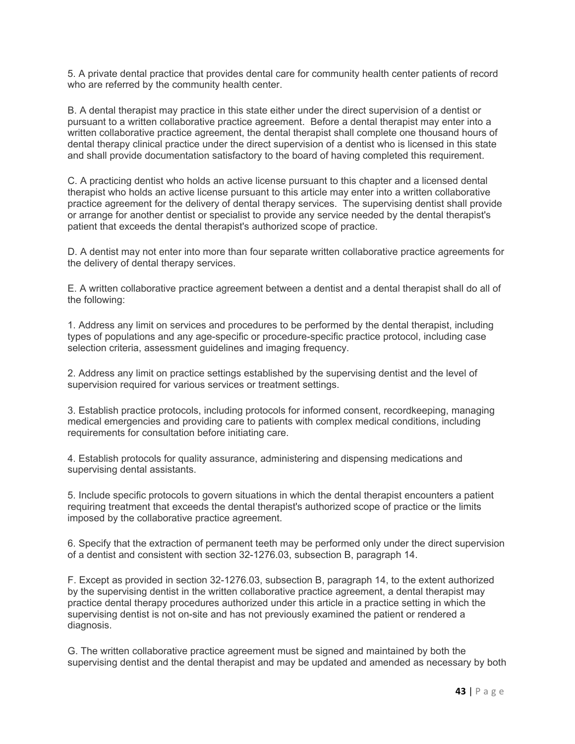5. A private dental practice that provides dental care for community health center patients of record who are referred by the community health center.

B. A dental therapist may practice in this state either under the direct supervision of a dentist or pursuant to a written collaborative practice agreement. Before a dental therapist may enter into a written collaborative practice agreement, the dental therapist shall complete one thousand hours of dental therapy clinical practice under the direct supervision of a dentist who is licensed in this state and shall provide documentation satisfactory to the board of having completed this requirement.

C. A practicing dentist who holds an active license pursuant to this chapter and a licensed dental therapist who holds an active license pursuant to this article may enter into a written collaborative practice agreement for the delivery of dental therapy services. The supervising dentist shall provide or arrange for another dentist or specialist to provide any service needed by the dental therapist's patient that exceeds the dental therapist's authorized scope of practice.

D. A dentist may not enter into more than four separate written collaborative practice agreements for the delivery of dental therapy services.

E. A written collaborative practice agreement between a dentist and a dental therapist shall do all of the following:

1. Address any limit on services and procedures to be performed by the dental therapist, including types of populations and any age-specific or procedure-specific practice protocol, including case selection criteria, assessment guidelines and imaging frequency.

2. Address any limit on practice settings established by the supervising dentist and the level of supervision required for various services or treatment settings.

3. Establish practice protocols, including protocols for informed consent, recordkeeping, managing medical emergencies and providing care to patients with complex medical conditions, including requirements for consultation before initiating care.

4. Establish protocols for quality assurance, administering and dispensing medications and supervising dental assistants.

5. Include specific protocols to govern situations in which the dental therapist encounters a patient requiring treatment that exceeds the dental therapist's authorized scope of practice or the limits imposed by the collaborative practice agreement.

6. Specify that the extraction of permanent teeth may be performed only under the direct supervision of a dentist and consistent with section 32-1276.03, subsection B, paragraph 14.

F. Except as provided in section 32-1276.03, subsection B, paragraph 14, to the extent authorized by the supervising dentist in the written collaborative practice agreement, a dental therapist may practice dental therapy procedures authorized under this article in a practice setting in which the supervising dentist is not on-site and has not previously examined the patient or rendered a diagnosis.

G. The written collaborative practice agreement must be signed and maintained by both the supervising dentist and the dental therapist and may be updated and amended as necessary by both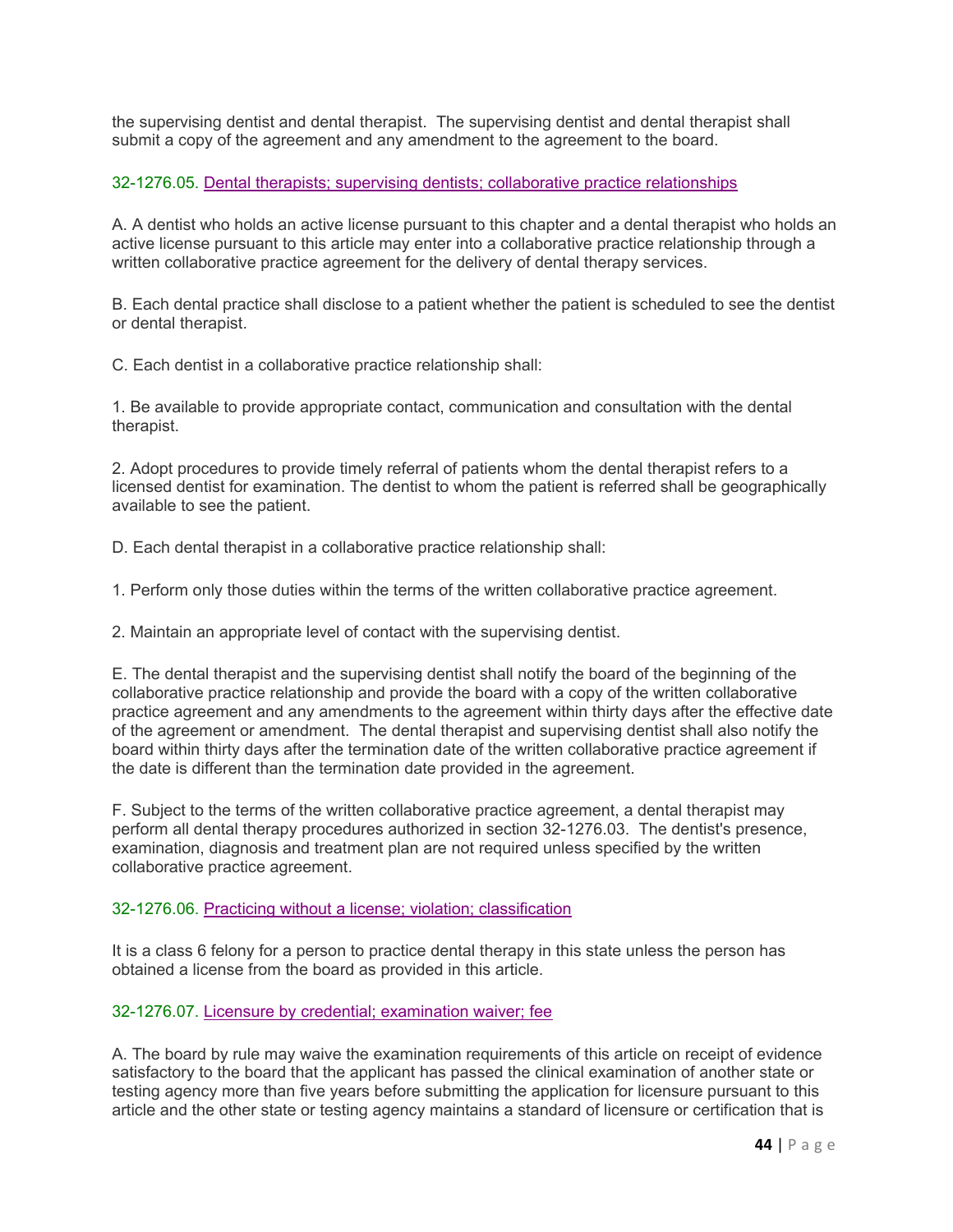the supervising dentist and dental therapist. The supervising dentist and dental therapist shall submit a copy of the agreement and any amendment to the agreement to the board.

32-1276.05. Dental therapists; supervising dentists; collaborative practice relationships

A. A dentist who holds an active license pursuant to this chapter and a dental therapist who holds an active license pursuant to this article may enter into a collaborative practice relationship through a written collaborative practice agreement for the delivery of dental therapy services.

B. Each dental practice shall disclose to a patient whether the patient is scheduled to see the dentist or dental therapist.

C. Each dentist in a collaborative practice relationship shall:

1. Be available to provide appropriate contact, communication and consultation with the dental therapist.

2. Adopt procedures to provide timely referral of patients whom the dental therapist refers to a licensed dentist for examination. The dentist to whom the patient is referred shall be geographically available to see the patient.

D. Each dental therapist in a collaborative practice relationship shall:

1. Perform only those duties within the terms of the written collaborative practice agreement.

2. Maintain an appropriate level of contact with the supervising dentist.

E. The dental therapist and the supervising dentist shall notify the board of the beginning of the collaborative practice relationship and provide the board with a copy of the written collaborative practice agreement and any amendments to the agreement within thirty days after the effective date of the agreement or amendment. The dental therapist and supervising dentist shall also notify the board within thirty days after the termination date of the written collaborative practice agreement if the date is different than the termination date provided in the agreement.

F. Subject to the terms of the written collaborative practice agreement, a dental therapist may perform all dental therapy procedures authorized in section 32-1276.03. The dentist's presence, examination, diagnosis and treatment plan are not required unless specified by the written collaborative practice agreement.

32-1276.06. Practicing without a license; violation; classification

It is a class 6 felony for a person to practice dental therapy in this state unless the person has obtained a license from the board as provided in this article.

32-1276.07. Licensure by credential; examination waiver; fee

A. The board by rule may waive the examination requirements of this article on receipt of evidence satisfactory to the board that the applicant has passed the clinical examination of another state or testing agency more than five years before submitting the application for licensure pursuant to this article and the other state or testing agency maintains a standard of licensure or certification that is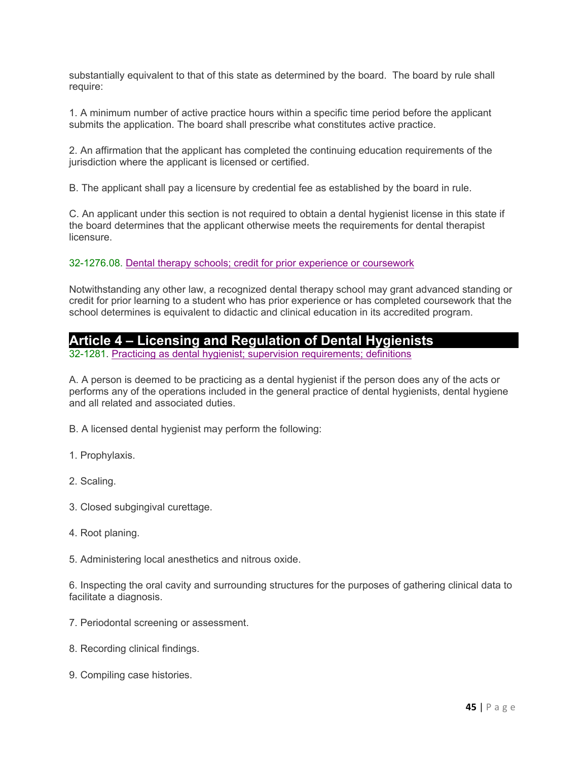substantially equivalent to that of this state as determined by the board. The board by rule shall require:

1. A minimum number of active practice hours within a specific time period before the applicant submits the application. The board shall prescribe what constitutes active practice.

2. An affirmation that the applicant has completed the continuing education requirements of the jurisdiction where the applicant is licensed or certified.

B. The applicant shall pay a licensure by credential fee as established by the board in rule.

C. An applicant under this section is not required to obtain a dental hygienist license in this state if the board determines that the applicant otherwise meets the requirements for dental therapist licensure.

32-1276.08. Dental therapy schools; credit for prior experience or coursework

Notwithstanding any other law, a recognized dental therapy school may grant advanced standing or credit for prior learning to a student who has prior experience or has completed coursework that the school determines is equivalent to didactic and clinical education in its accredited program.

## Article 4 – Licensing and Regulation of Dental Hygienists

32-1281. Practicing as dental hygienist; supervision requirements; definitions

A. A person is deemed to be practicing as a dental hygienist if the person does any of the acts or performs any of the operations included in the general practice of dental hygienists, dental hygiene and all related and associated duties.

B. A licensed dental hygienist may perform the following:

1. Prophylaxis.

2. Scaling.

3. Closed subgingival curettage.

4. Root planing.

5. Administering local anesthetics and nitrous oxide.

6. Inspecting the oral cavity and surrounding structures for the purposes of gathering clinical data to facilitate a diagnosis.

7. Periodontal screening or assessment.

8. Recording clinical findings.

9. Compiling case histories.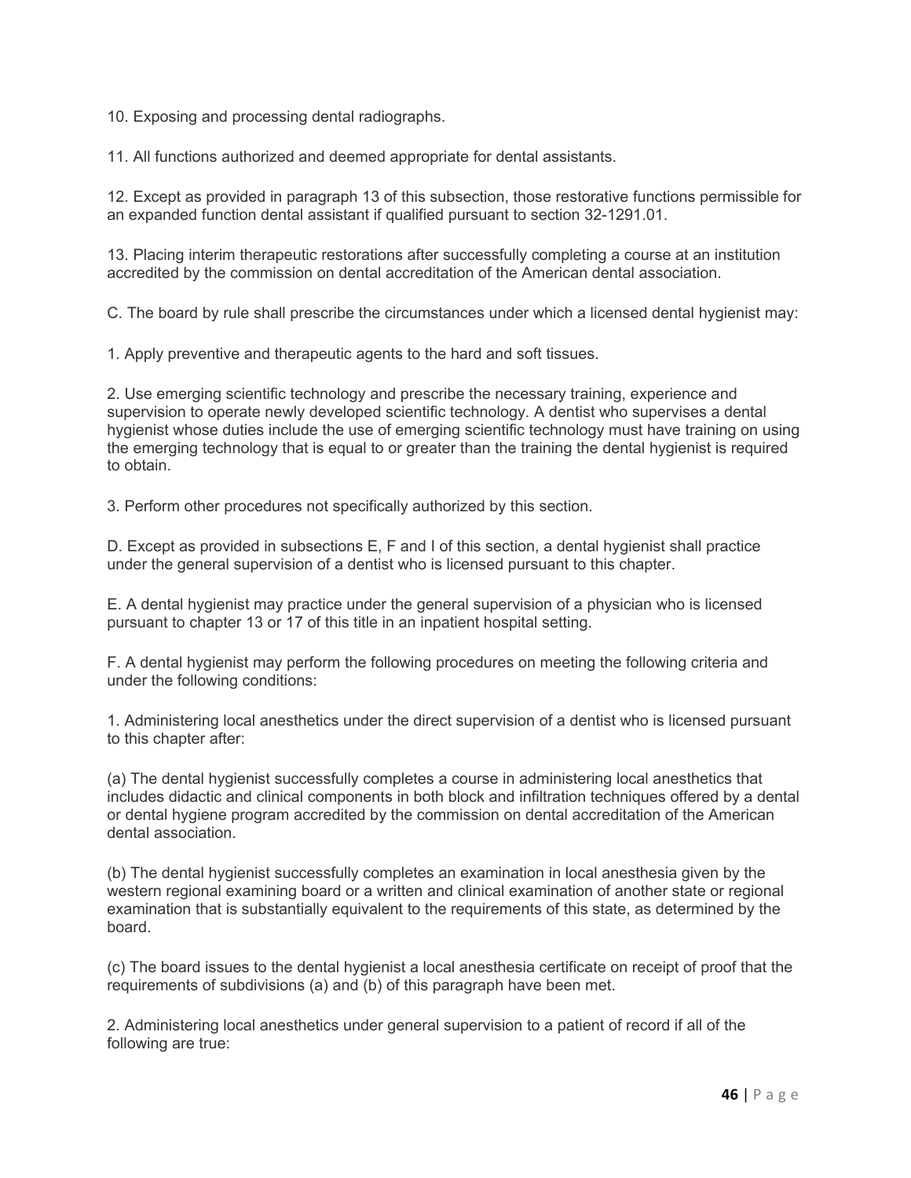10. Exposing and processing dental radiographs.

11. All functions authorized and deemed appropriate for dental assistants.

12. Except as provided in paragraph 13 of this subsection, those restorative functions permissible for an expanded function dental assistant if qualified pursuant to section 32-1291.01.

13. Placing interim therapeutic restorations after successfully completing a course at an institution accredited by the commission on dental accreditation of the American dental association.

C. The board by rule shall prescribe the circumstances under which a licensed dental hygienist may:

1. Apply preventive and therapeutic agents to the hard and soft tissues.

2. Use emerging scientific technology and prescribe the necessary training, experience and supervision to operate newly developed scientific technology. A dentist who supervises a dental hygienist whose duties include the use of emerging scientific technology must have training on using the emerging technology that is equal to or greater than the training the dental hygienist is required to obtain.

3. Perform other procedures not specifically authorized by this section.

D. Except as provided in subsections E, F and I of this section, a dental hygienist shall practice under the general supervision of a dentist who is licensed pursuant to this chapter.

E. A dental hygienist may practice under the general supervision of a physician who is licensed pursuant to chapter 13 or 17 of this title in an inpatient hospital setting.

F. A dental hygienist may perform the following procedures on meeting the following criteria and under the following conditions:

1. Administering local anesthetics under the direct supervision of a dentist who is licensed pursuant to this chapter after:

(a) The dental hygienist successfully completes a course in administering local anesthetics that includes didactic and clinical components in both block and infiltration techniques offered by a dental or dental hygiene program accredited by the commission on dental accreditation of the American dental association.

(b) The dental hygienist successfully completes an examination in local anesthesia given by the western regional examining board or a written and clinical examination of another state or regional examination that is substantially equivalent to the requirements of this state, as determined by the board.

(c) The board issues to the dental hygienist a local anesthesia certificate on receipt of proof that the requirements of subdivisions (a) and (b) of this paragraph have been met.

2. Administering local anesthetics under general supervision to a patient of record if all of the following are true: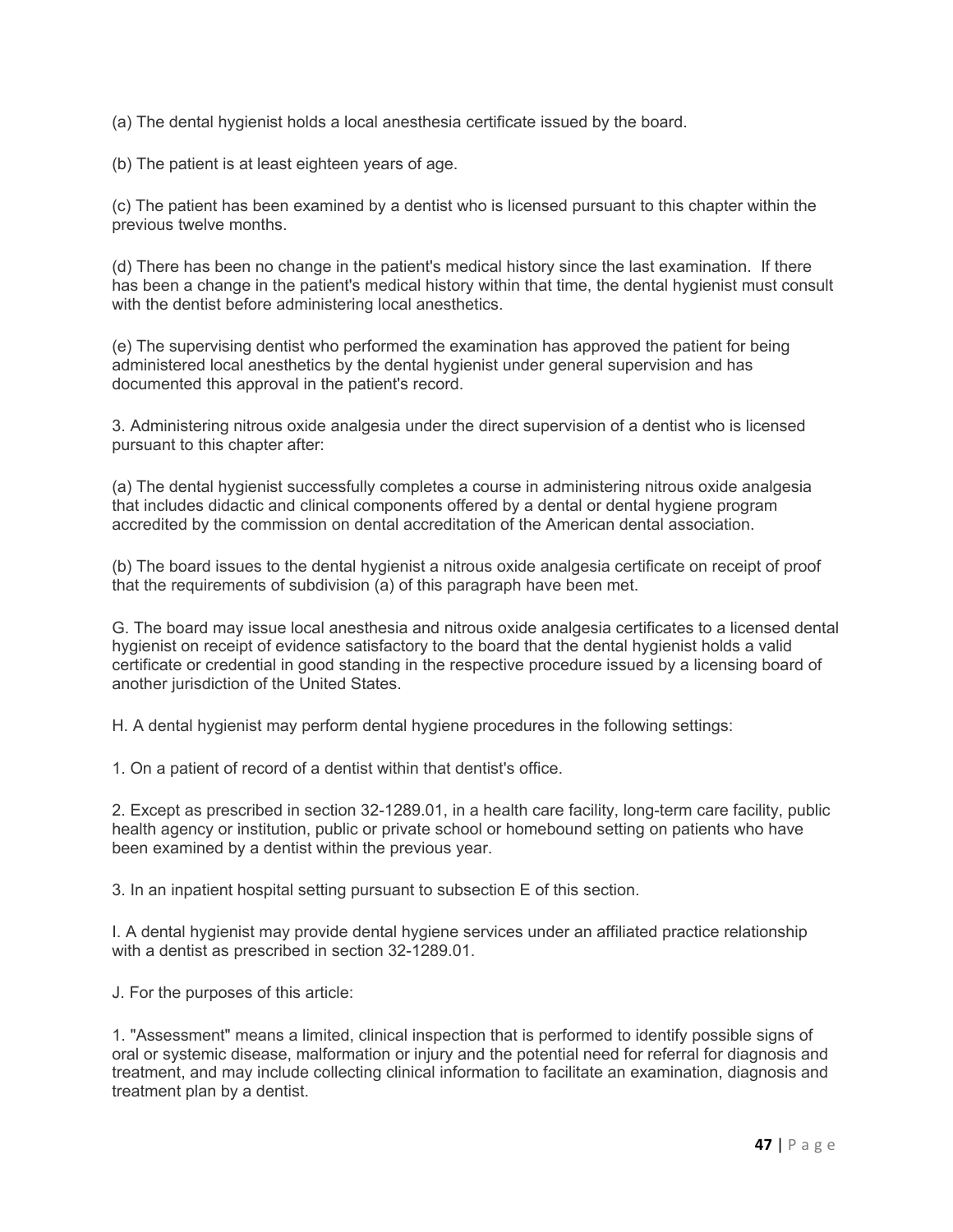(a) The dental hygienist holds a local anesthesia certificate issued by the board.

(b) The patient is at least eighteen years of age.

(c) The patient has been examined by a dentist who is licensed pursuant to this chapter within the previous twelve months.

(d) There has been no change in the patient's medical history since the last examination. If there has been a change in the patient's medical history within that time, the dental hygienist must consult with the dentist before administering local anesthetics.

(e) The supervising dentist who performed the examination has approved the patient for being administered local anesthetics by the dental hygienist under general supervision and has documented this approval in the patient's record.

3. Administering nitrous oxide analgesia under the direct supervision of a dentist who is licensed pursuant to this chapter after:

(a) The dental hygienist successfully completes a course in administering nitrous oxide analgesia that includes didactic and clinical components offered by a dental or dental hygiene program accredited by the commission on dental accreditation of the American dental association.

(b) The board issues to the dental hygienist a nitrous oxide analgesia certificate on receipt of proof that the requirements of subdivision (a) of this paragraph have been met.

G. The board may issue local anesthesia and nitrous oxide analgesia certificates to a licensed dental hygienist on receipt of evidence satisfactory to the board that the dental hygienist holds a valid certificate or credential in good standing in the respective procedure issued by a licensing board of another jurisdiction of the United States.

H. A dental hygienist may perform dental hygiene procedures in the following settings:

1. On a patient of record of a dentist within that dentist's office.

2. Except as prescribed in section 32-1289.01, in a health care facility, long-term care facility, public health agency or institution, public or private school or homebound setting on patients who have been examined by a dentist within the previous year.

3. In an inpatient hospital setting pursuant to subsection E of this section.

I. A dental hygienist may provide dental hygiene services under an affiliated practice relationship with a dentist as prescribed in section 32-1289.01.

J. For the purposes of this article:

1. "Assessment" means a limited, clinical inspection that is performed to identify possible signs of oral or systemic disease, malformation or injury and the potential need for referral for diagnosis and treatment, and may include collecting clinical information to facilitate an examination, diagnosis and treatment plan by a dentist.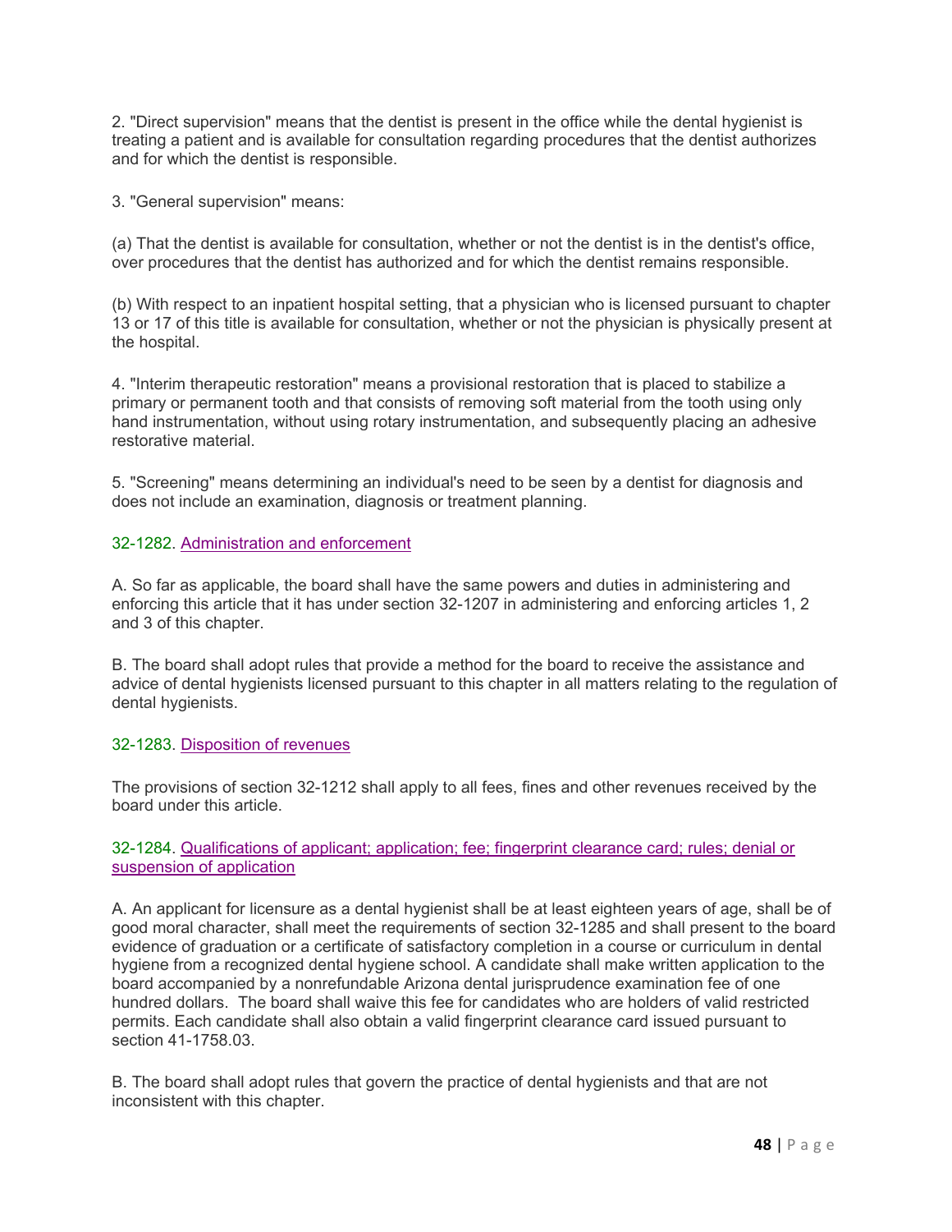2. "Direct supervision" means that the dentist is present in the office while the dental hygienist is treating a patient and is available for consultation regarding procedures that the dentist authorizes and for which the dentist is responsible.

3. "General supervision" means:

(a) That the dentist is available for consultation, whether or not the dentist is in the dentist's office, over procedures that the dentist has authorized and for which the dentist remains responsible.

(b) With respect to an inpatient hospital setting, that a physician who is licensed pursuant to chapter 13 or 17 of this title is available for consultation, whether or not the physician is physically present at the hospital.

4. "Interim therapeutic restoration" means a provisional restoration that is placed to stabilize a primary or permanent tooth and that consists of removing soft material from the tooth using only hand instrumentation, without using rotary instrumentation, and subsequently placing an adhesive restorative material.

5. "Screening" means determining an individual's need to be seen by a dentist for diagnosis and does not include an examination, diagnosis or treatment planning.

32-1282. Administration and enforcement

A. So far as applicable, the board shall have the same powers and duties in administering and enforcing this article that it has under section 32-1207 in administering and enforcing articles 1, 2 and 3 of this chapter.

B. The board shall adopt rules that provide a method for the board to receive the assistance and advice of dental hygienists licensed pursuant to this chapter in all matters relating to the regulation of dental hygienists.

32-1283. Disposition of revenues

The provisions of section 32-1212 shall apply to all fees, fines and other revenues received by the board under this article.

32-1284. Qualifications of applicant; application; fee; fingerprint clearance card; rules; denial or suspension of application

A. An applicant for licensure as a dental hygienist shall be at least eighteen years of age, shall be of good moral character, shall meet the requirements of section 32-1285 and shall present to the board evidence of graduation or a certificate of satisfactory completion in a course or curriculum in dental hygiene from a recognized dental hygiene school. A candidate shall make written application to the board accompanied by a nonrefundable Arizona dental jurisprudence examination fee of one hundred dollars. The board shall waive this fee for candidates who are holders of valid restricted permits. Each candidate shall also obtain a valid fingerprint clearance card issued pursuant to section 41-1758.03.

B. The board shall adopt rules that govern the practice of dental hygienists and that are not inconsistent with this chapter.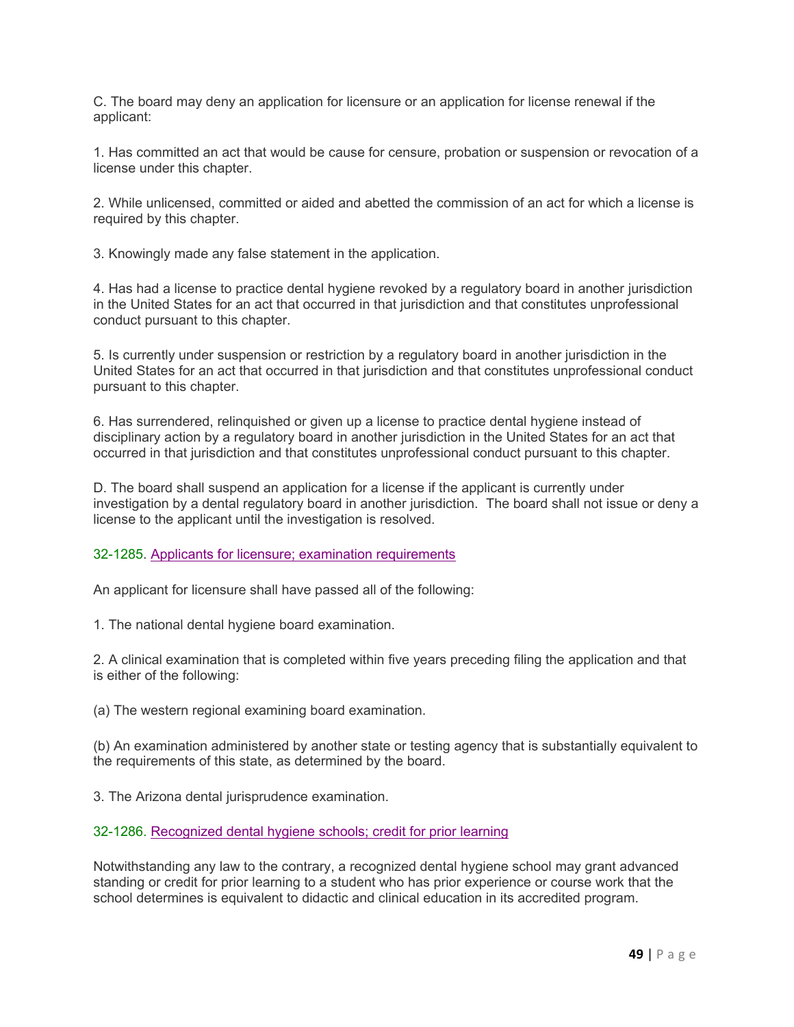C. The board may deny an application for licensure or an application for license renewal if the applicant:

1. Has committed an act that would be cause for censure, probation or suspension or revocation of a license under this chapter.

2. While unlicensed, committed or aided and abetted the commission of an act for which a license is required by this chapter.

3. Knowingly made any false statement in the application.

4. Has had a license to practice dental hygiene revoked by a regulatory board in another jurisdiction in the United States for an act that occurred in that jurisdiction and that constitutes unprofessional conduct pursuant to this chapter.

5. Is currently under suspension or restriction by a regulatory board in another jurisdiction in the United States for an act that occurred in that jurisdiction and that constitutes unprofessional conduct pursuant to this chapter.

6. Has surrendered, relinquished or given up a license to practice dental hygiene instead of disciplinary action by a regulatory board in another jurisdiction in the United States for an act that occurred in that jurisdiction and that constitutes unprofessional conduct pursuant to this chapter.

D. The board shall suspend an application for a license if the applicant is currently under investigation by a dental regulatory board in another jurisdiction. The board shall not issue or deny a license to the applicant until the investigation is resolved.

32-1285. Applicants for licensure; examination requirements

An applicant for licensure shall have passed all of the following:

1. The national dental hygiene board examination.

2. A clinical examination that is completed within five years preceding filing the application and that is either of the following:

(a) The western regional examining board examination.

(b) An examination administered by another state or testing agency that is substantially equivalent to the requirements of this state, as determined by the board.

3. The Arizona dental jurisprudence examination.

32-1286. Recognized dental hygiene schools; credit for prior learning

Notwithstanding any law to the contrary, a recognized dental hygiene school may grant advanced standing or credit for prior learning to a student who has prior experience or course work that the school determines is equivalent to didactic and clinical education in its accredited program.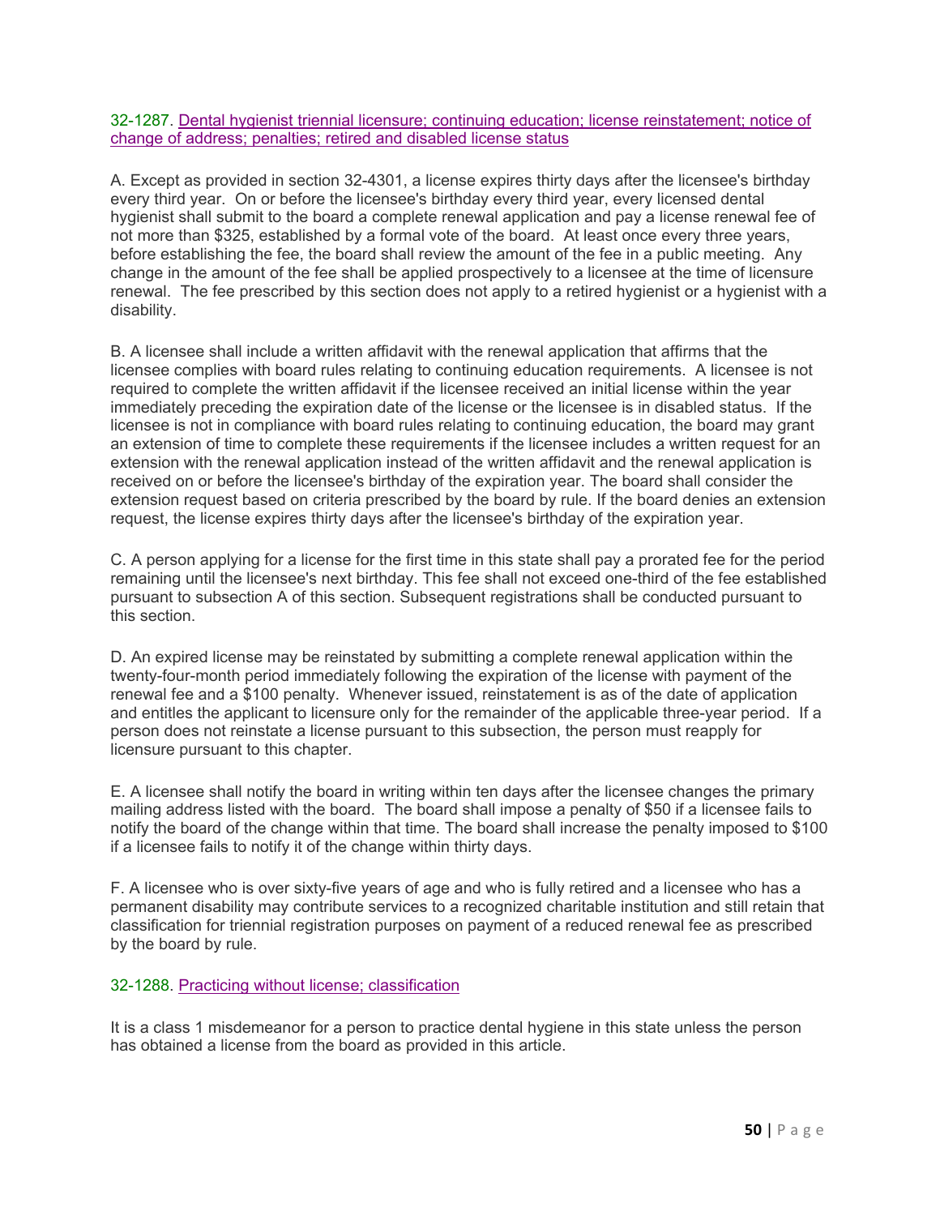### 32-1287. Dental hygienist triennial licensure; continuing education; license reinstatement; notice of change of address; penalties; retired and disabled license status

A. Except as provided in section 32-4301, a license expires thirty days after the licensee's birthday every third year. On or before the licensee's birthday every third year, every licensed dental hygienist shall submit to the board a complete renewal application and pay a license renewal fee of not more than $325, established by a formal vote of the board. At least once every three years, before establishing the fee, the board shall review the amount of the fee in a public meeting. Any change in the amount of the fee shall be applied prospectively to a licensee at the time of licensure renewal. The fee prescribed by this section does not apply to a retired hygienist or a hygienist with a disability.

B. A licensee shall include a written affidavit with the renewal application that affirms that the licensee complies with board rules relating to continuing education requirements. A licensee is not required to complete the written affidavit if the licensee received an initial license within the year immediately preceding the expiration date of the license or the licensee is in disabled status. If the licensee is not in compliance with board rules relating to continuing education, the board may grant an extension of time to complete these requirements if the licensee includes a written request for an extension with the renewal application instead of the written affidavit and the renewal application is received on or before the licensee's birthday of the expiration year. The board shall consider the extension request based on criteria prescribed by the board by rule. If the board denies an extension request, the license expires thirty days after the licensee's birthday of the expiration year.

C. A person applying for a license for the first time in this state shall pay a prorated fee for the period remaining until the licensee's next birthday. This fee shall not exceed one-third of the fee established pursuant to subsection A of this section. Subsequent registrations shall be conducted pursuant to this section.

D. An expired license may be reinstated by submitting a complete renewal application within the twenty-four-month period immediately following the expiration of the license with payment of the renewal fee and a $100 penalty. Whenever issued, reinstatement is as of the date of application and entitles the applicant to licensure only for the remainder of the applicable three-year period. If a person does not reinstate a license pursuant to this subsection, the person must reapply for licensure pursuant to this chapter.

E. A licensee shall notify the board in writing within ten days after the licensee changes the primary mailing address listed with the board. The board shall impose a penalty of $50 if a licensee fails to notify the board of the change within that time. The board shall increase the penalty imposed to $100 if a licensee fails to notify it of the change within thirty days.

F. A licensee who is over sixty-five years of age and who is fully retired and a licensee who has a permanent disability may contribute services to a recognized charitable institution and still retain that classification for triennial registration purposes on payment of a reduced renewal fee as prescribed by the board by rule.

### 32-1288. Practicing without license; classification

It is a class 1 misdemeanor for a person to practice dental hygiene in this state unless the person has obtained a license from the board as provided in this article.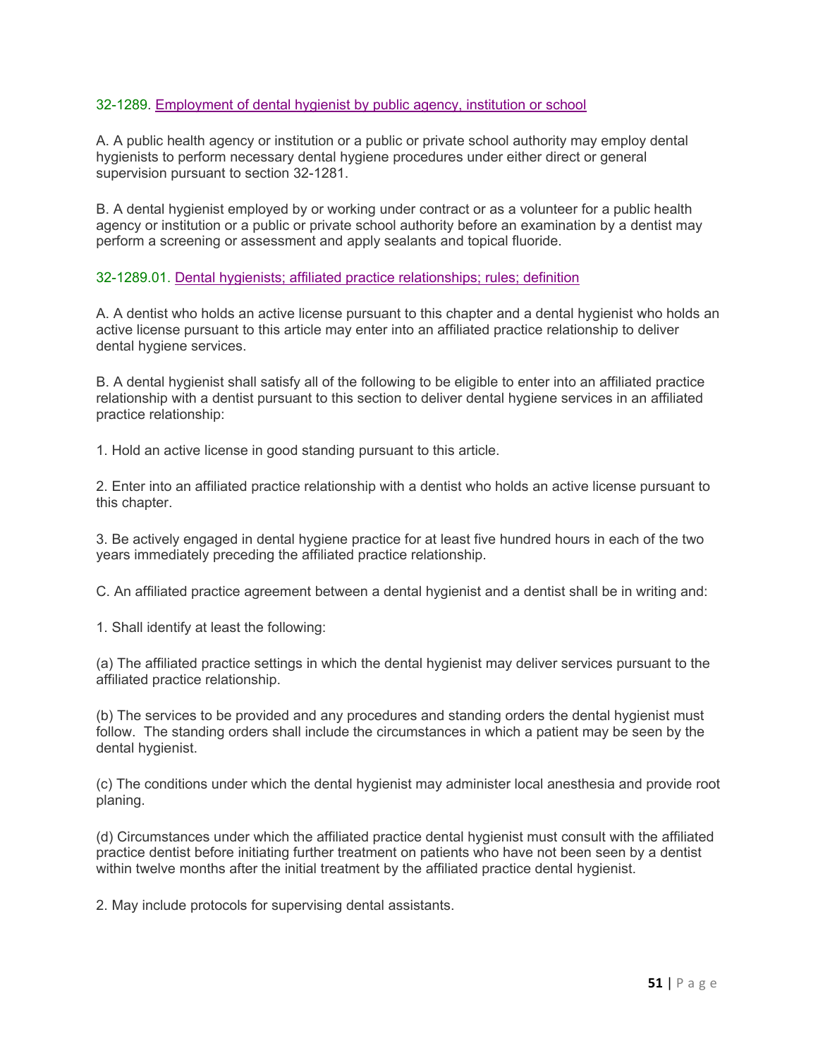### 32-1289. Employment of dental hygienist by public agency, institution or school

A. A public health agency or institution or a public or private school authority may employ dental hygienists to perform necessary dental hygiene procedures under either direct or general supervision pursuant to section 32-1281.

B. A dental hygienist employed by or working under contract or as a volunteer for a public health agency or institution or a public or private school authority before an examination by a dentist may perform a screening or assessment and apply sealants and topical fluoride.

### 32-1289.01. Dental hygienists; affiliated practice relationships; rules; definition

A. A dentist who holds an active license pursuant to this chapter and a dental hygienist who holds an active license pursuant to this article may enter into an affiliated practice relationship to deliver dental hygiene services.

B. A dental hygienist shall satisfy all of the following to be eligible to enter into an affiliated practice relationship with a dentist pursuant to this section to deliver dental hygiene services in an affiliated practice relationship:

1. Hold an active license in good standing pursuant to this article.

2. Enter into an affiliated practice relationship with a dentist who holds an active license pursuant to this chapter.

3. Be actively engaged in dental hygiene practice for at least five hundred hours in each of the two years immediately preceding the affiliated practice relationship.

C. An affiliated practice agreement between a dental hygienist and a dentist shall be in writing and:

1. Shall identify at least the following:

(a) The affiliated practice settings in which the dental hygienist may deliver services pursuant to the affiliated practice relationship.

(b) The services to be provided and any procedures and standing orders the dental hygienist must follow. The standing orders shall include the circumstances in which a patient may be seen by the dental hygienist.

(c) The conditions under which the dental hygienist may administer local anesthesia and provide root planing.

(d) Circumstances under which the affiliated practice dental hygienist must consult with the affiliated practice dentist before initiating further treatment on patients who have not been seen by a dentist within twelve months after the initial treatment by the affiliated practice dental hygienist.

2. May include protocols for supervising dental assistants.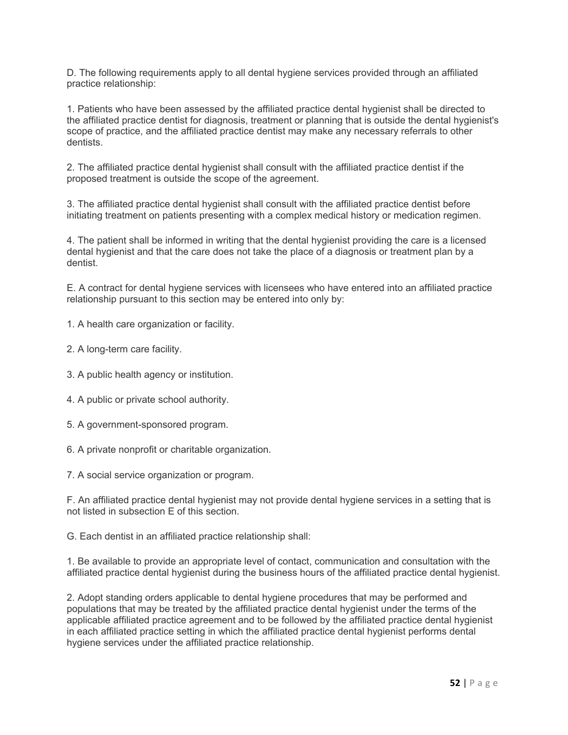D. The following requirements apply to all dental hygiene services provided through an affiliated practice relationship:

1. Patients who have been assessed by the affiliated practice dental hygienist shall be directed to the affiliated practice dentist for diagnosis, treatment or planning that is outside the dental hygienist's scope of practice, and the affiliated practice dentist may make any necessary referrals to other dentists.

2. The affiliated practice dental hygienist shall consult with the affiliated practice dentist if the proposed treatment is outside the scope of the agreement.

3. The affiliated practice dental hygienist shall consult with the affiliated practice dentist before initiating treatment on patients presenting with a complex medical history or medication regimen.

4. The patient shall be informed in writing that the dental hygienist providing the care is a licensed dental hygienist and that the care does not take the place of a diagnosis or treatment plan by a dentist.

E. A contract for dental hygiene services with licensees who have entered into an affiliated practice relationship pursuant to this section may be entered into only by:

1. A health care organization or facility.

2. A long-term care facility.

3. A public health agency or institution.

4. A public or private school authority.

5. A government-sponsored program.

6. A private nonprofit or charitable organization.

7. A social service organization or program.

F. An affiliated practice dental hygienist may not provide dental hygiene services in a setting that is not listed in subsection E of this section.

G. Each dentist in an affiliated practice relationship shall:

1. Be available to provide an appropriate level of contact, communication and consultation with the affiliated practice dental hygienist during the business hours of the affiliated practice dental hygienist.

2. Adopt standing orders applicable to dental hygiene procedures that may be performed and populations that may be treated by the affiliated practice dental hygienist under the terms of the applicable affiliated practice agreement and to be followed by the affiliated practice dental hygienist in each affiliated practice setting in which the affiliated practice dental hygienist performs dental hygiene services under the affiliated practice relationship.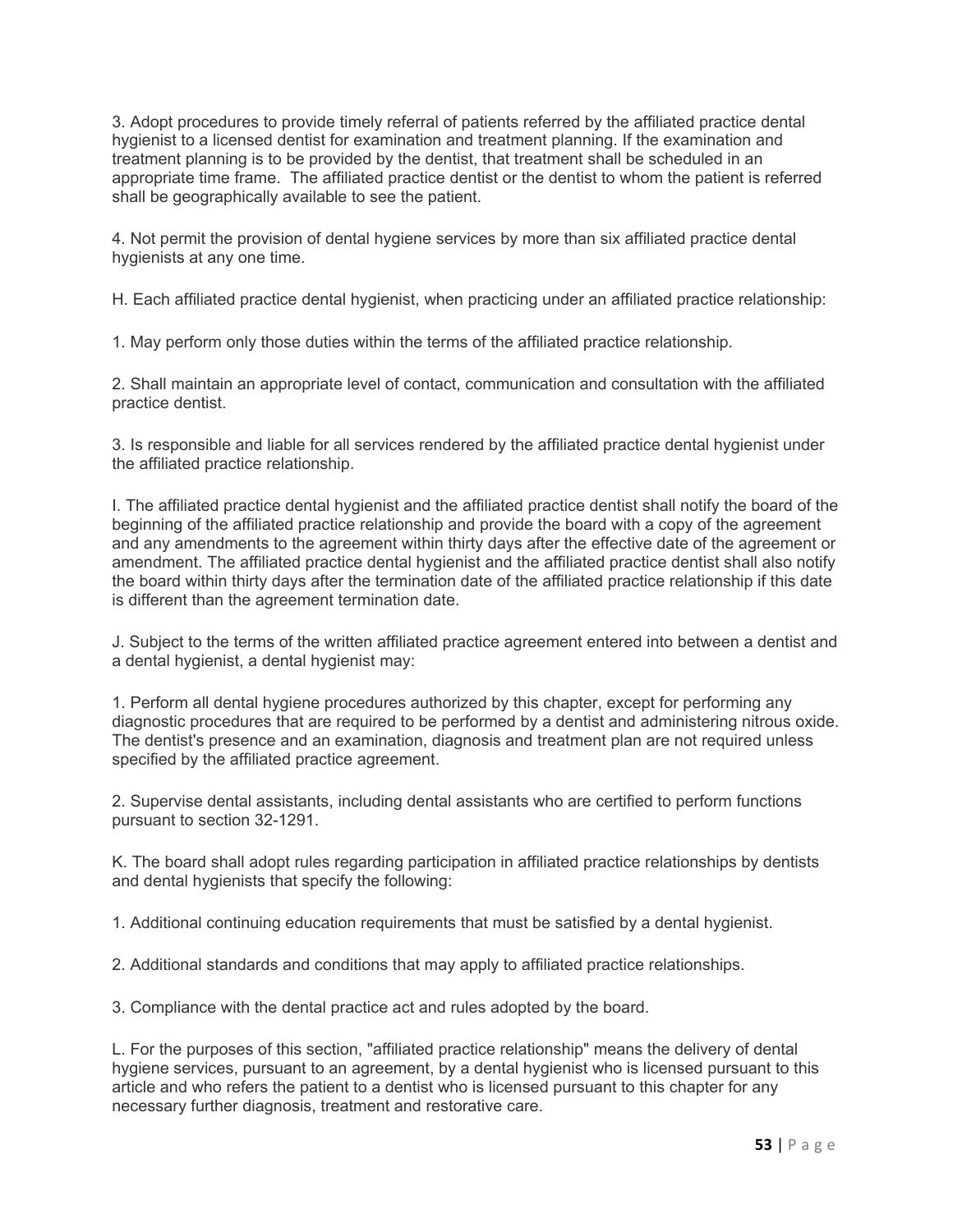3. Adopt procedures to provide timely referral of patients referred by the affiliated practice dental hygienist to a licensed dentist for examination and treatment planning. If the examination and treatment planning is to be provided by the dentist, that treatment shall be scheduled in an appropriate time frame. The affiliated practice dentist or the dentist to whom the patient is referred shall be geographically available to see the patient.

4. Not permit the provision of dental hygiene services by more than six affiliated practice dental hygienists at any one time.

H. Each affiliated practice dental hygienist, when practicing under an affiliated practice relationship:

1. May perform only those duties within the terms of the affiliated practice relationship.

2. Shall maintain an appropriate level of contact, communication and consultation with the affiliated practice dentist.

3. Is responsible and liable for all services rendered by the affiliated practice dental hygienist under the affiliated practice relationship.

I. The affiliated practice dental hygienist and the affiliated practice dentist shall notify the board of the beginning of the affiliated practice relationship and provide the board with a copy of the agreement and any amendments to the agreement within thirty days after the effective date of the agreement or amendment. The affiliated practice dental hygienist and the affiliated practice dentist shall also notify the board within thirty days after the termination date of the affiliated practice relationship if this date is different than the agreement termination date.

J. Subject to the terms of the written affiliated practice agreement entered into between a dentist and a dental hygienist, a dental hygienist may:

1. Perform all dental hygiene procedures authorized by this chapter, except for performing any diagnostic procedures that are required to be performed by a dentist and administering nitrous oxide. The dentist's presence and an examination, diagnosis and treatment plan are not required unless specified by the affiliated practice agreement.

2. Supervise dental assistants, including dental assistants who are certified to perform functions pursuant to section 32-1291.

K. The board shall adopt rules regarding participation in affiliated practice relationships by dentists and dental hygienists that specify the following:

1. Additional continuing education requirements that must be satisfied by a dental hygienist.

2. Additional standards and conditions that may apply to affiliated practice relationships.

3. Compliance with the dental practice act and rules adopted by the board.

L. For the purposes of this section, "affiliated practice relationship" means the delivery of dental hygiene services, pursuant to an agreement, by a dental hygienist who is licensed pursuant to this article and who refers the patient to a dentist who is licensed pursuant to this chapter for any necessary further diagnosis, treatment and restorative care.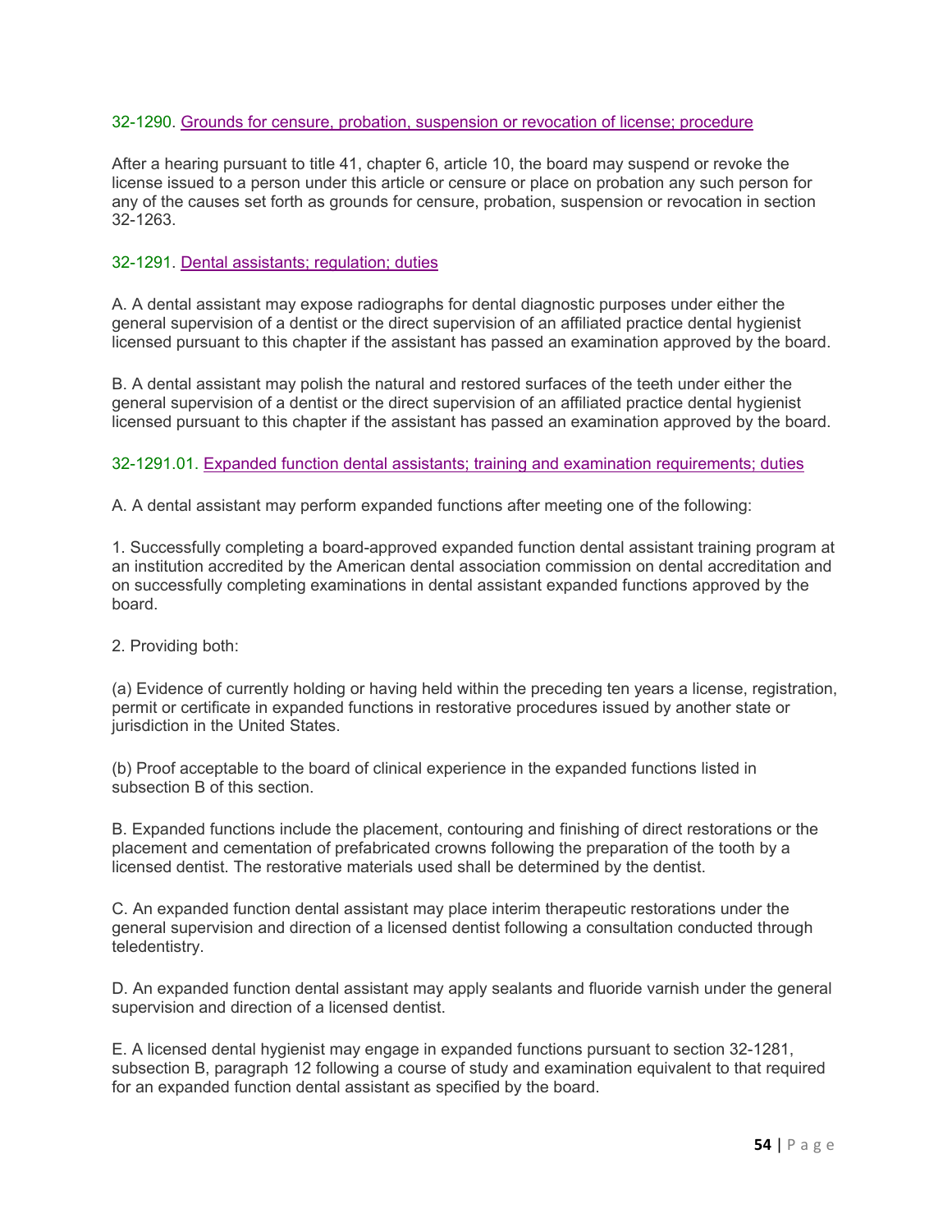### 32-1290. Grounds for censure, probation, suspension or revocation of license; procedure

After a hearing pursuant to title 41, chapter 6, article 10, the board may suspend or revoke the license issued to a person under this article or censure or place on probation any such person for any of the causes set forth as grounds for censure, probation, suspension or revocation in section 32-1263.

### 32-1291. Dental assistants; regulation; duties

A. A dental assistant may expose radiographs for dental diagnostic purposes under either the general supervision of a dentist or the direct supervision of an affiliated practice dental hygienist licensed pursuant to this chapter if the assistant has passed an examination approved by the board.

B. A dental assistant may polish the natural and restored surfaces of the teeth under either the general supervision of a dentist or the direct supervision of an affiliated practice dental hygienist licensed pursuant to this chapter if the assistant has passed an examination approved by the board.

### 32-1291.01. Expanded function dental assistants; training and examination requirements; duties

A. A dental assistant may perform expanded functions after meeting one of the following:

1. Successfully completing a board-approved expanded function dental assistant training program at an institution accredited by the American dental association commission on dental accreditation and on successfully completing examinations in dental assistant expanded functions approved by the board.

2. Providing both:

(a) Evidence of currently holding or having held within the preceding ten years a license, registration, permit or certificate in expanded functions in restorative procedures issued by another state or jurisdiction in the United States.

(b) Proof acceptable to the board of clinical experience in the expanded functions listed in subsection B of this section.

B. Expanded functions include the placement, contouring and finishing of direct restorations or the placement and cementation of prefabricated crowns following the preparation of the tooth by a licensed dentist. The restorative materials used shall be determined by the dentist.

C. An expanded function dental assistant may place interim therapeutic restorations under the general supervision and direction of a licensed dentist following a consultation conducted through teledentistry.

D. An expanded function dental assistant may apply sealants and fluoride varnish under the general supervision and direction of a licensed dentist.

E. A licensed dental hygienist may engage in expanded functions pursuant to section 32-1281, subsection B, paragraph 12 following a course of study and examination equivalent to that required for an expanded function dental assistant as specified by the board.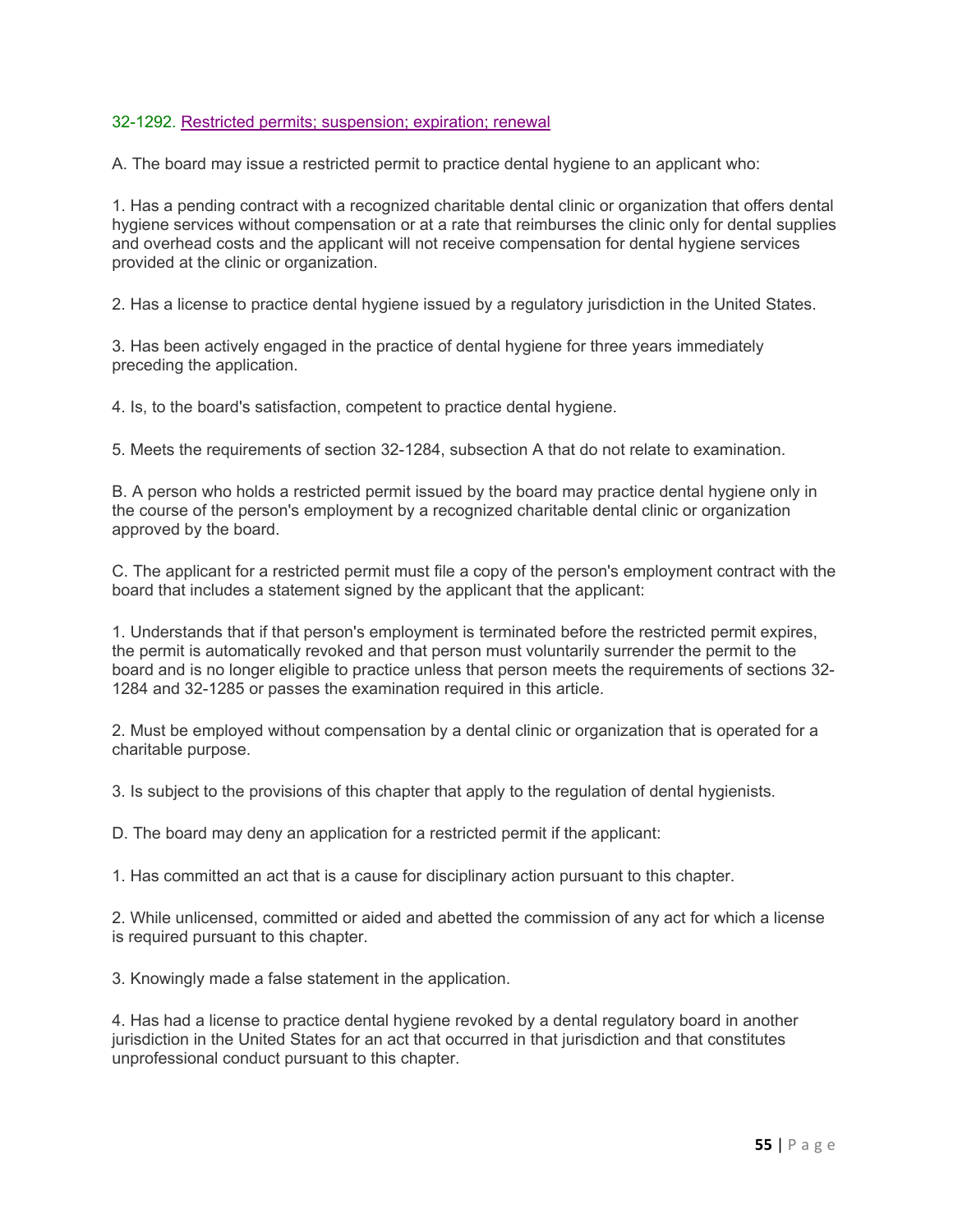### 32-1292. Restricted permits; suspension; expiration; renewal

A. The board may issue a restricted permit to practice dental hygiene to an applicant who:

1. Has a pending contract with a recognized charitable dental clinic or organization that offers dental hygiene services without compensation or at a rate that reimburses the clinic only for dental supplies and overhead costs and the applicant will not receive compensation for dental hygiene services provided at the clinic or organization.

2. Has a license to practice dental hygiene issued by a regulatory jurisdiction in the United States.

3. Has been actively engaged in the practice of dental hygiene for three years immediately preceding the application.

4. Is, to the board's satisfaction, competent to practice dental hygiene.

5. Meets the requirements of section 32-1284, subsection A that do not relate to examination.

B. A person who holds a restricted permit issued by the board may practice dental hygiene only in the course of the person's employment by a recognized charitable dental clinic or organization approved by the board.

C. The applicant for a restricted permit must file a copy of the person's employment contract with the board that includes a statement signed by the applicant that the applicant:

1. Understands that if that person's employment is terminated before the restricted permit expires, the permit is automatically revoked and that person must voluntarily surrender the permit to the board and is no longer eligible to practice unless that person meets the requirements of sections 32-1284 and 32-1285 or passes the examination required in this article.

2. Must be employed without compensation by a dental clinic or organization that is operated for a charitable purpose.

3. Is subject to the provisions of this chapter that apply to the regulation of dental hygienists.

D. The board may deny an application for a restricted permit if the applicant:

1. Has committed an act that is a cause for disciplinary action pursuant to this chapter.

2. While unlicensed, committed or aided and abetted the commission of any act for which a license is required pursuant to this chapter.

3. Knowingly made a false statement in the application.

4. Has had a license to practice dental hygiene revoked by a dental regulatory board in another jurisdiction in the United States for an act that occurred in that jurisdiction and that constitutes unprofessional conduct pursuant to this chapter.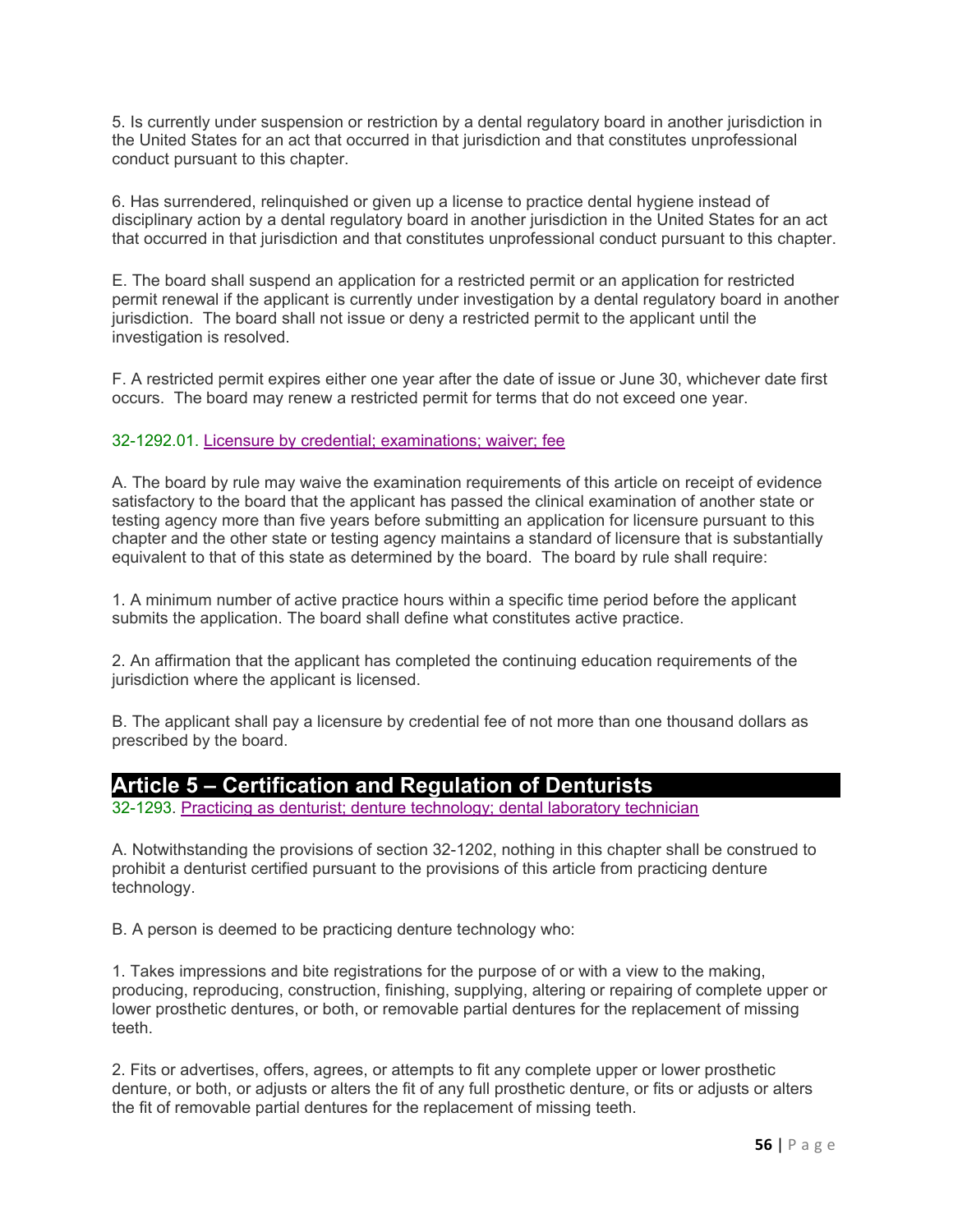5. Is currently under suspension or restriction by a dental regulatory board in another jurisdiction in the United States for an act that occurred in that jurisdiction and that constitutes unprofessional conduct pursuant to this chapter.

6. Has surrendered, relinquished or given up a license to practice dental hygiene instead of disciplinary action by a dental regulatory board in another jurisdiction in the United States for an act that occurred in that jurisdiction and that constitutes unprofessional conduct pursuant to this chapter.

E. The board shall suspend an application for a restricted permit or an application for restricted permit renewal if the applicant is currently under investigation by a dental regulatory board in another jurisdiction. The board shall not issue or deny a restricted permit to the applicant until the investigation is resolved.

F. A restricted permit expires either one year after the date of issue or June 30, whichever date first occurs. The board may renew a restricted permit for terms that do not exceed one year.

32-1292.01. Licensure by credential; examinations; waiver; fee

A. The board by rule may waive the examination requirements of this article on receipt of evidence satisfactory to the board that the applicant has passed the clinical examination of another state or testing agency more than five years before submitting an application for licensure pursuant to this chapter and the other state or testing agency maintains a standard of licensure that is substantially equivalent to that of this state as determined by the board. The board by rule shall require:

1. A minimum number of active practice hours within a specific time period before the applicant submits the application. The board shall define what constitutes active practice.

2. An affirmation that the applicant has completed the continuing education requirements of the jurisdiction where the applicant is licensed.

B. The applicant shall pay a licensure by credential fee of not more than one thousand dollars as prescribed by the board.

## Article 5 – Certification and Regulation of Denturists

32-1293. Practicing as denturist; denture technology; dental laboratory technician

A. Notwithstanding the provisions of section 32-1202, nothing in this chapter shall be construed to prohibit a denturist certified pursuant to the provisions of this article from practicing denture technology.

B. A person is deemed to be practicing denture technology who:

1. Takes impressions and bite registrations for the purpose of or with a view to the making, producing, reproducing, construction, finishing, supplying, altering or repairing of complete upper or lower prosthetic dentures, or both, or removable partial dentures for the replacement of missing teeth.

2. Fits or advertises, offers, agrees, or attempts to fit any complete upper or lower prosthetic denture, or both, or adjusts or alters the fit of any full prosthetic denture, or fits or adjusts or alters the fit of removable partial dentures for the replacement of missing teeth.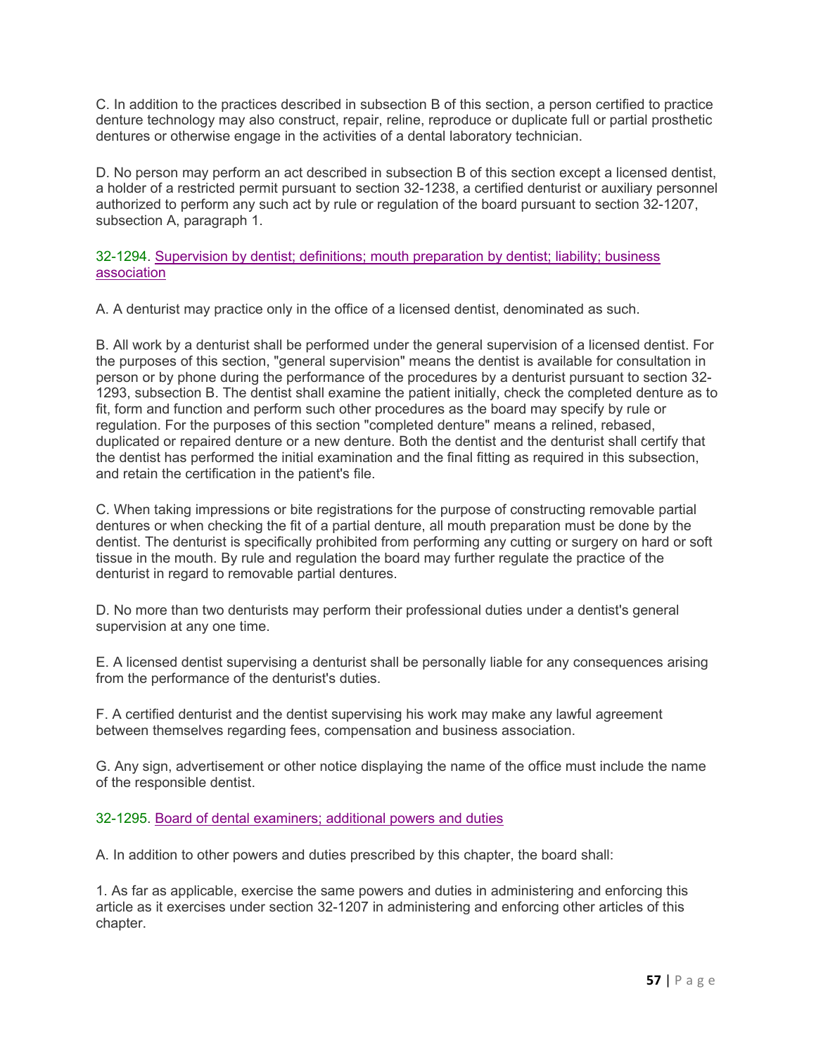C. In addition to the practices described in subsection B of this section, a person certified to practice denture technology may also construct, repair, reline, reproduce or duplicate full or partial prosthetic dentures or otherwise engage in the activities of a dental laboratory technician.

D. No person may perform an act described in subsection B of this section except a licensed dentist, a holder of a restricted permit pursuant to section 32-1238, a certified denturist or auxiliary personnel authorized to perform any such act by rule or regulation of the board pursuant to section 32-1207, subsection A, paragraph 1.

### 32-1294. Supervision by dentist; definitions; mouth preparation by dentist; liability; business association

A. A denturist may practice only in the office of a licensed dentist, denominated as such.

B. All work by a denturist shall be performed under the general supervision of a licensed dentist. For the purposes of this section, "general supervision" means the dentist is available for consultation in person or by phone during the performance of the procedures by a denturist pursuant to section 32-1293, subsection B. The dentist shall examine the patient initially, check the completed denture as to fit, form and function and perform such other procedures as the board may specify by rule or regulation. For the purposes of this section "completed denture" means a relined, rebased, duplicated or repaired denture or a new denture. Both the dentist and the denturist shall certify that the dentist has performed the initial examination and the final fitting as required in this subsection, and retain the certification in the patient's file.

C. When taking impressions or bite registrations for the purpose of constructing removable partial dentures or when checking the fit of a partial denture, all mouth preparation must be done by the dentist. The denturist is specifically prohibited from performing any cutting or surgery on hard or soft tissue in the mouth. By rule and regulation the board may further regulate the practice of the denturist in regard to removable partial dentures.

D. No more than two denturists may perform their professional duties under a dentist's general supervision at any one time.

E. A licensed dentist supervising a denturist shall be personally liable for any consequences arising from the performance of the denturist's duties.

F. A certified denturist and the dentist supervising his work may make any lawful agreement between themselves regarding fees, compensation and business association.

G. Any sign, advertisement or other notice displaying the name of the office must include the name of the responsible dentist.

### 32-1295. Board of dental examiners; additional powers and duties

A. In addition to other powers and duties prescribed by this chapter, the board shall:

1. As far as applicable, exercise the same powers and duties in administering and enforcing this article as it exercises under section 32-1207 in administering and enforcing other articles of this chapter.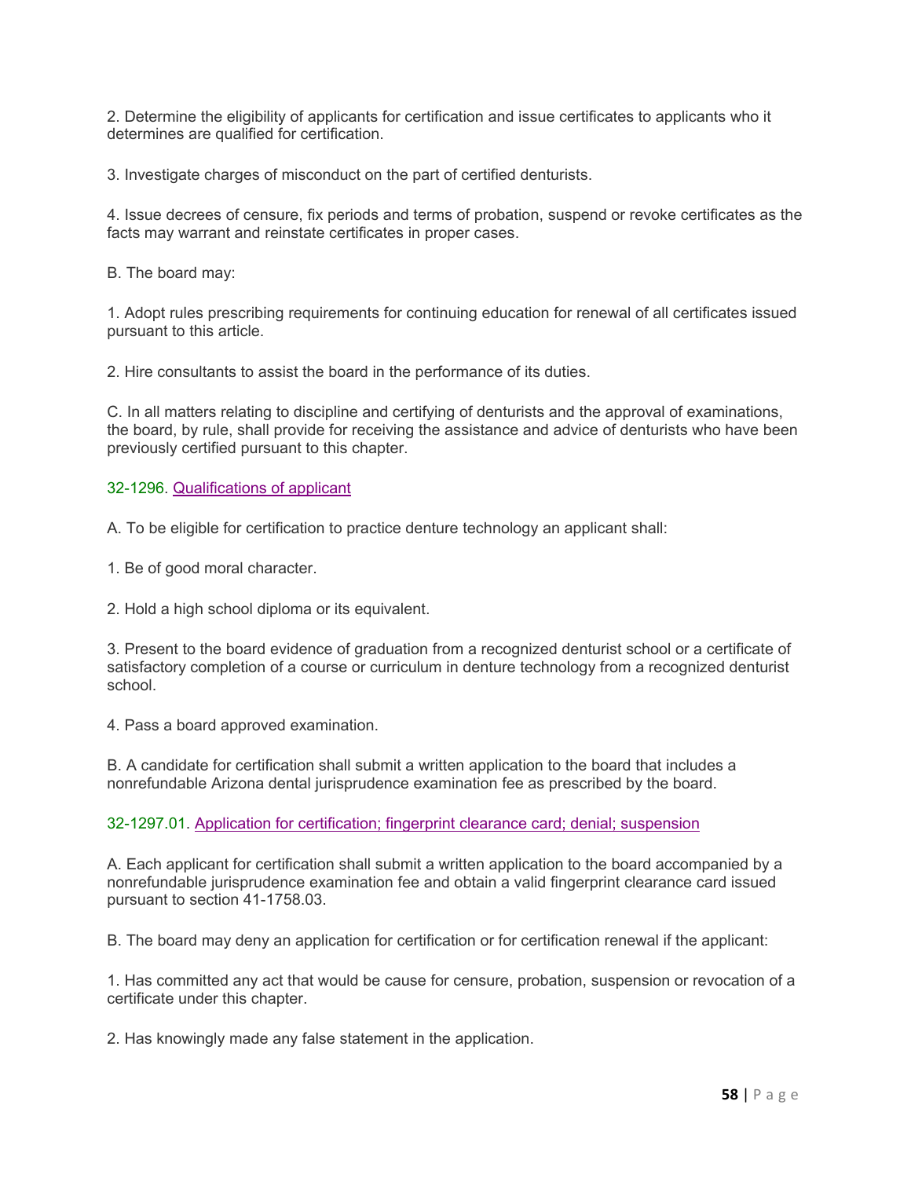2. Determine the eligibility of applicants for certification and issue certificates to applicants who it determines are qualified for certification.

3. Investigate charges of misconduct on the part of certified denturists.

4. Issue decrees of censure, fix periods and terms of probation, suspend or revoke certificates as the facts may warrant and reinstate certificates in proper cases.

B. The board may:

1. Adopt rules prescribing requirements for continuing education for renewal of all certificates issued pursuant to this article.

2. Hire consultants to assist the board in the performance of its duties.

C. In all matters relating to discipline and certifying of denturists and the approval of examinations, the board, by rule, shall provide for receiving the assistance and advice of denturists who have been previously certified pursuant to this chapter.

### 32-1296. Qualifications of applicant

A. To be eligible for certification to practice denture technology an applicant shall:

1. Be of good moral character.

2. Hold a high school diploma or its equivalent.

3. Present to the board evidence of graduation from a recognized denturist school or a certificate of satisfactory completion of a course or curriculum in denture technology from a recognized denturist school.

4. Pass a board approved examination.

B. A candidate for certification shall submit a written application to the board that includes a nonrefundable Arizona dental jurisprudence examination fee as prescribed by the board.

### 32-1297.01. Application for certification; fingerprint clearance card; denial; suspension

A. Each applicant for certification shall submit a written application to the board accompanied by a nonrefundable jurisprudence examination fee and obtain a valid fingerprint clearance card issued pursuant to section 41-1758.03.

B. The board may deny an application for certification or for certification renewal if the applicant:

1. Has committed any act that would be cause for censure, probation, suspension or revocation of a certificate under this chapter.

2. Has knowingly made any false statement in the application.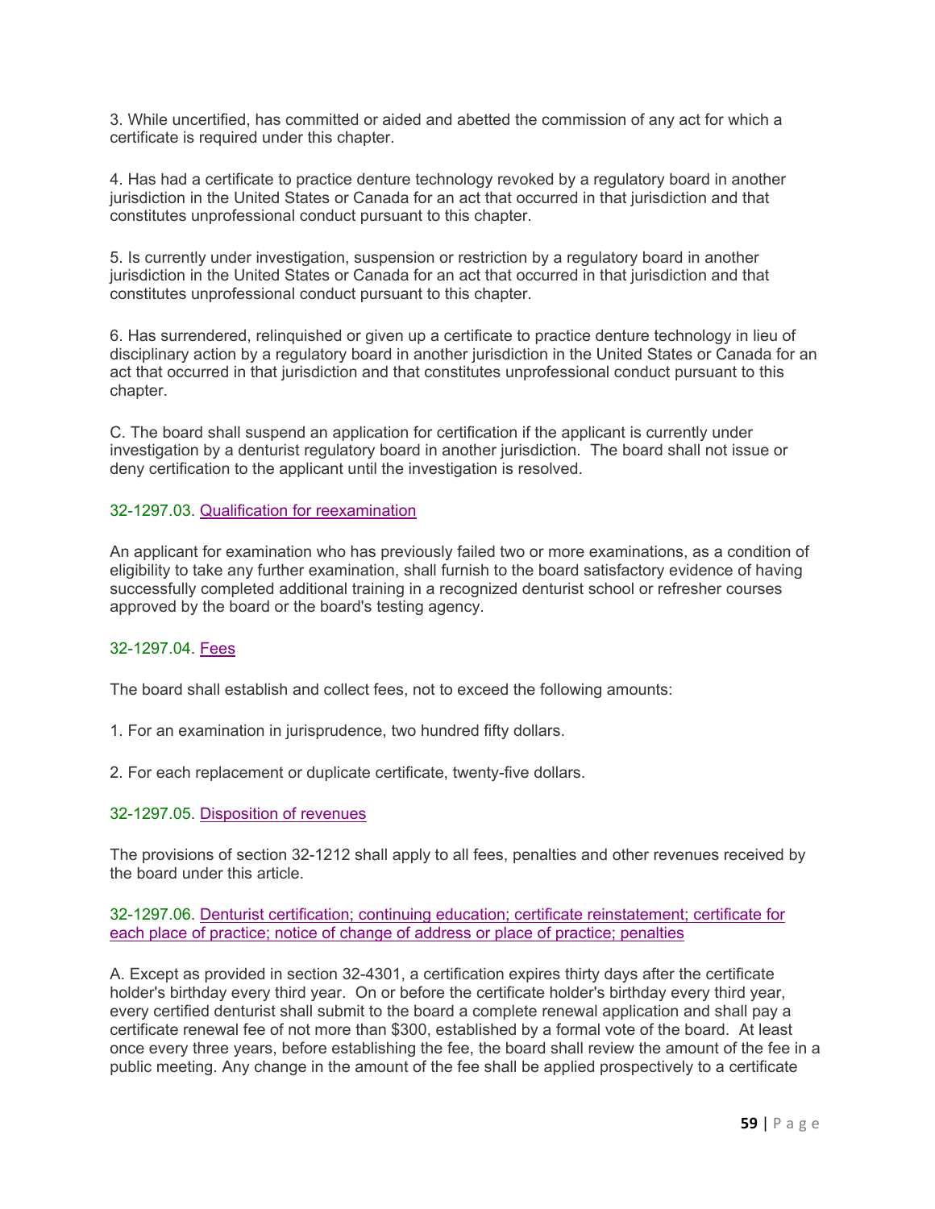3. While uncertified, has committed or aided and abetted the commission of any act for which a certificate is required under this chapter.

4. Has had a certificate to practice denture technology revoked by a regulatory board in another jurisdiction in the United States or Canada for an act that occurred in that jurisdiction and that constitutes unprofessional conduct pursuant to this chapter.

5. Is currently under investigation, suspension or restriction by a regulatory board in another jurisdiction in the United States or Canada for an act that occurred in that jurisdiction and that constitutes unprofessional conduct pursuant to this chapter.

6. Has surrendered, relinquished or given up a certificate to practice denture technology in lieu of disciplinary action by a regulatory board in another jurisdiction in the United States or Canada for an act that occurred in that jurisdiction and that constitutes unprofessional conduct pursuant to this chapter.

C. The board shall suspend an application for certification if the applicant is currently under investigation by a denturist regulatory board in another jurisdiction. The board shall not issue or deny certification to the applicant until the investigation is resolved.

### 32-1297.03. Qualification for reexamination

An applicant for examination who has previously failed two or more examinations, as a condition of eligibility to take any further examination, shall furnish to the board satisfactory evidence of having successfully completed additional training in a recognized denturist school or refresher courses approved by the board or the board's testing agency.

### 32-1297.04. Fees

The board shall establish and collect fees, not to exceed the following amounts:

1. For an examination in jurisprudence, two hundred fifty dollars.

2. For each replacement or duplicate certificate, twenty-five dollars.

### 32-1297.05. Disposition of revenues

The provisions of section 32-1212 shall apply to all fees, penalties and other revenues received by the board under this article.

### 32-1297.06. Denturist certification; continuing education; certificate reinstatement; certificate for each place of practice; notice of change of address or place of practice; penalties

A. Except as provided in section 32-4301, a certification expires thirty days after the certificate holder's birthday every third year. On or before the certificate holder's birthday every third year, every certified denturist shall submit to the board a complete renewal application and shall pay a certificate renewal fee of not more than $300, established by a formal vote of the board. At least once every three years, before establishing the fee, the board shall review the amount of the fee in a public meeting. Any change in the amount of the fee shall be applied prospectively to a certificate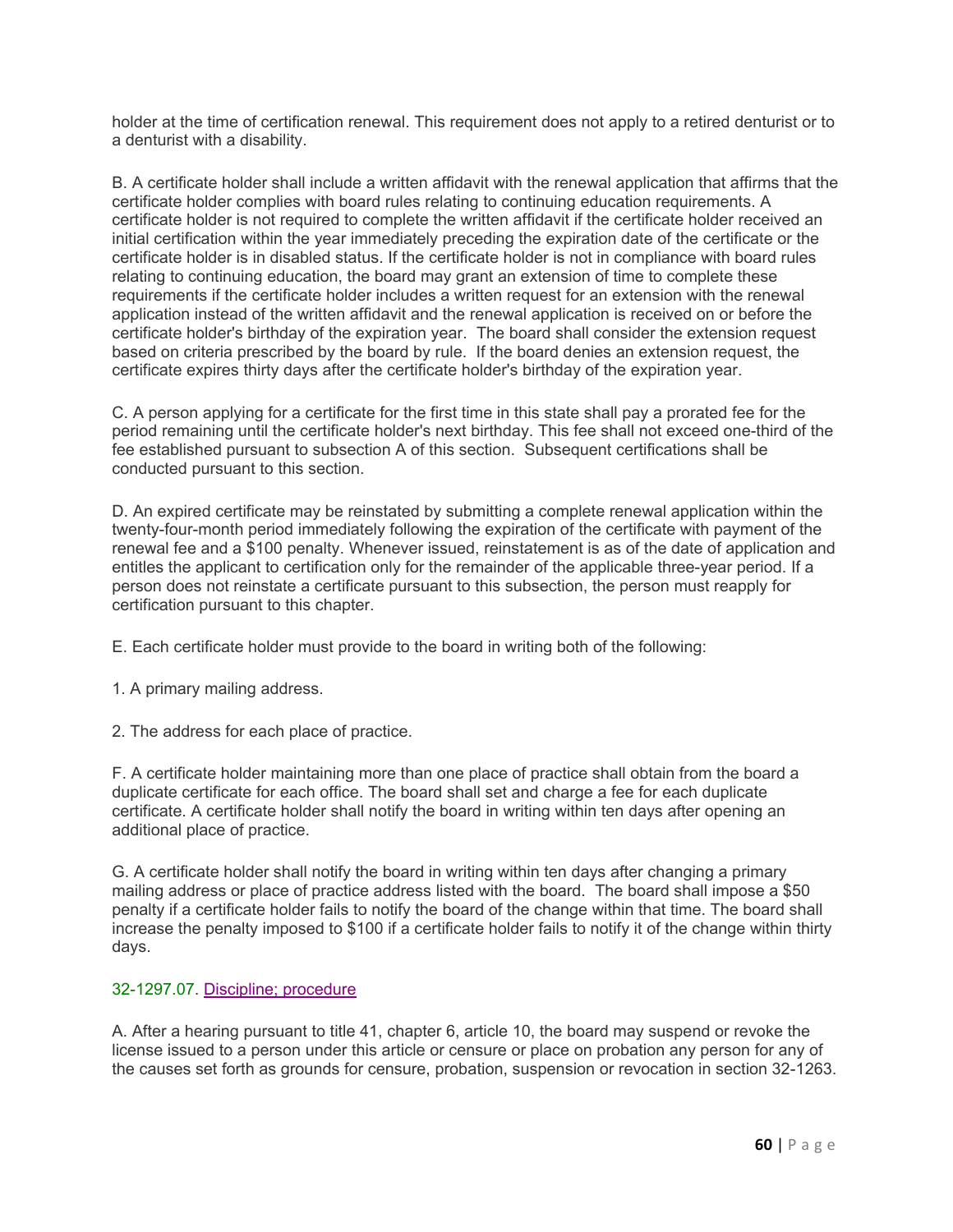holder at the time of certification renewal. This requirement does not apply to a retired denturist or to a denturist with a disability.

B. A certificate holder shall include a written affidavit with the renewal application that affirms that the certificate holder complies with board rules relating to continuing education requirements. A certificate holder is not required to complete the written affidavit if the certificate holder received an initial certification within the year immediately preceding the expiration date of the certificate or the certificate holder is in disabled status. If the certificate holder is not in compliance with board rules relating to continuing education, the board may grant an extension of time to complete these requirements if the certificate holder includes a written request for an extension with the renewal application instead of the written affidavit and the renewal application is received on or before the certificate holder's birthday of the expiration year. The board shall consider the extension request based on criteria prescribed by the board by rule. If the board denies an extension request, the certificate expires thirty days after the certificate holder's birthday of the expiration year.

C. A person applying for a certificate for the first time in this state shall pay a prorated fee for the period remaining until the certificate holder's next birthday. This fee shall not exceed one-third of the fee established pursuant to subsection A of this section. Subsequent certifications shall be conducted pursuant to this section.

D. An expired certificate may be reinstated by submitting a complete renewal application within the twenty-four-month period immediately following the expiration of the certificate with payment of the renewal fee and a $100 penalty. Whenever issued, reinstatement is as of the date of application and entitles the applicant to certification only for the remainder of the applicable three-year period. If a person does not reinstate a certificate pursuant to this subsection, the person must reapply for certification pursuant to this chapter.

E. Each certificate holder must provide to the board in writing both of the following:

1. A primary mailing address.

2. The address for each place of practice.

F. A certificate holder maintaining more than one place of practice shall obtain from the board a duplicate certificate for each office. The board shall set and charge a fee for each duplicate certificate. A certificate holder shall notify the board in writing within ten days after opening an additional place of practice.

G. A certificate holder shall notify the board in writing within ten days after changing a primary mailing address or place of practice address listed with the board. The board shall impose a $50 penalty if a certificate holder fails to notify the board of the change within that time. The board shall increase the penalty imposed to $100 if a certificate holder fails to notify it of the change within thirty days.

32-1297.07. Discipline; procedure

A. After a hearing pursuant to title 41, chapter 6, article 10, the board may suspend or revoke the license issued to a person under this article or censure or place on probation any person for any of the causes set forth as grounds for censure, probation, suspension or revocation in section 32-1263.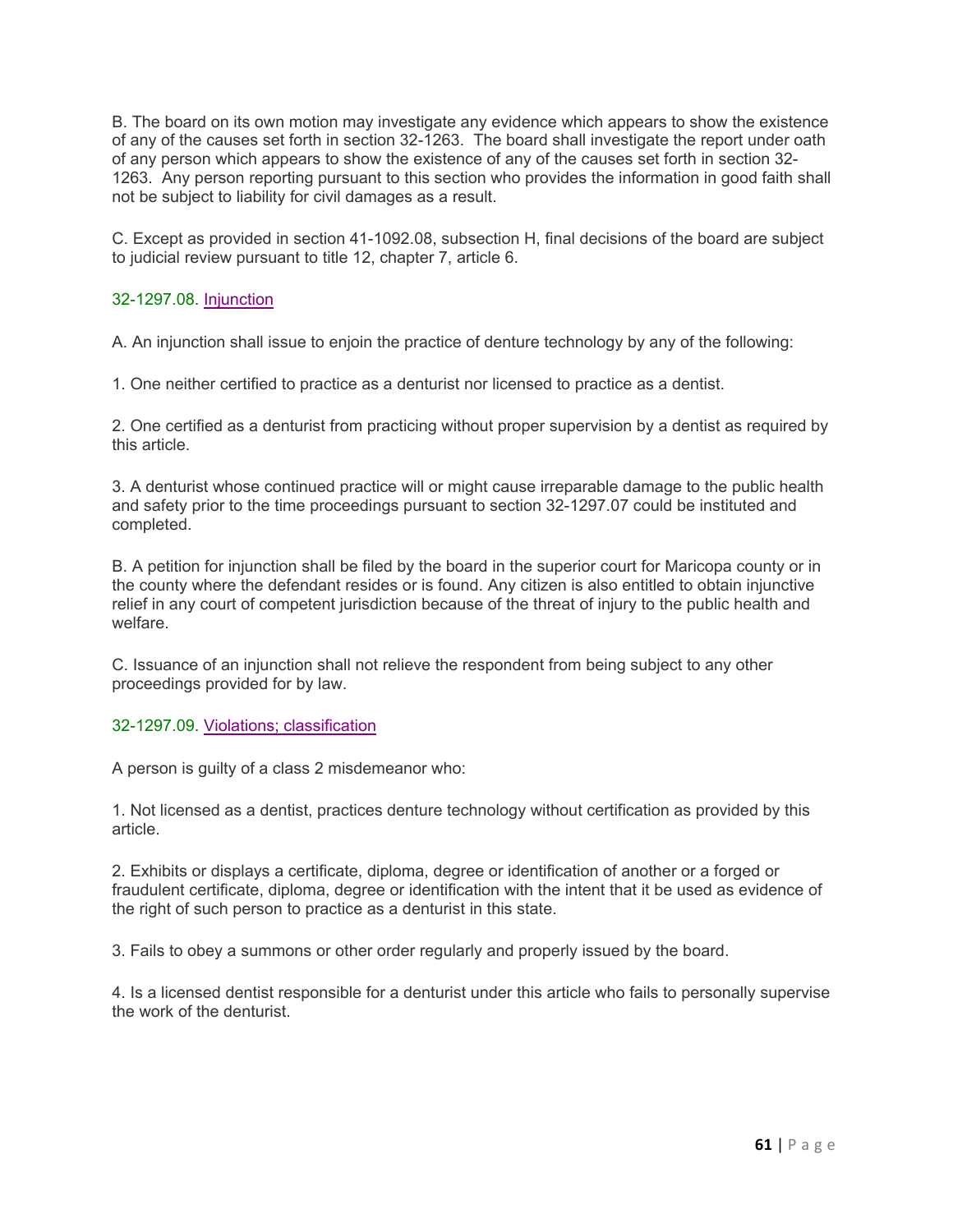B. The board on its own motion may investigate any evidence which appears to show the existence of any of the causes set forth in section 32-1263. The board shall investigate the report under oath of any person which appears to show the existence of any of the causes set forth in section 32-1263. Any person reporting pursuant to this section who provides the information in good faith shall not be subject to liability for civil damages as a result.

C. Except as provided in section 41-1092.08, subsection H, final decisions of the board are subject to judicial review pursuant to title 12, chapter 7, article 6.

### 32-1297.08. Injunction

A. An injunction shall issue to enjoin the practice of denture technology by any of the following:

1. One neither certified to practice as a denturist nor licensed to practice as a dentist.

2. One certified as a denturist from practicing without proper supervision by a dentist as required by this article.

3. A denturist whose continued practice will or might cause irreparable damage to the public health and safety prior to the time proceedings pursuant to section 32-1297.07 could be instituted and completed.

B. A petition for injunction shall be filed by the board in the superior court for Maricopa county or in the county where the defendant resides or is found. Any citizen is also entitled to obtain injunctive relief in any court of competent jurisdiction because of the threat of injury to the public health and welfare.

C. Issuance of an injunction shall not relieve the respondent from being subject to any other proceedings provided for by law.

### 32-1297.09. Violations; classification

A person is guilty of a class 2 misdemeanor who:

1. Not licensed as a dentist, practices denture technology without certification as provided by this article.

2. Exhibits or displays a certificate, diploma, degree or identification of another or a forged or fraudulent certificate, diploma, degree or identification with the intent that it be used as evidence of the right of such person to practice as a denturist in this state.

3. Fails to obey a summons or other order regularly and properly issued by the board.

4. Is a licensed dentist responsible for a denturist under this article who fails to personally supervise the work of the denturist.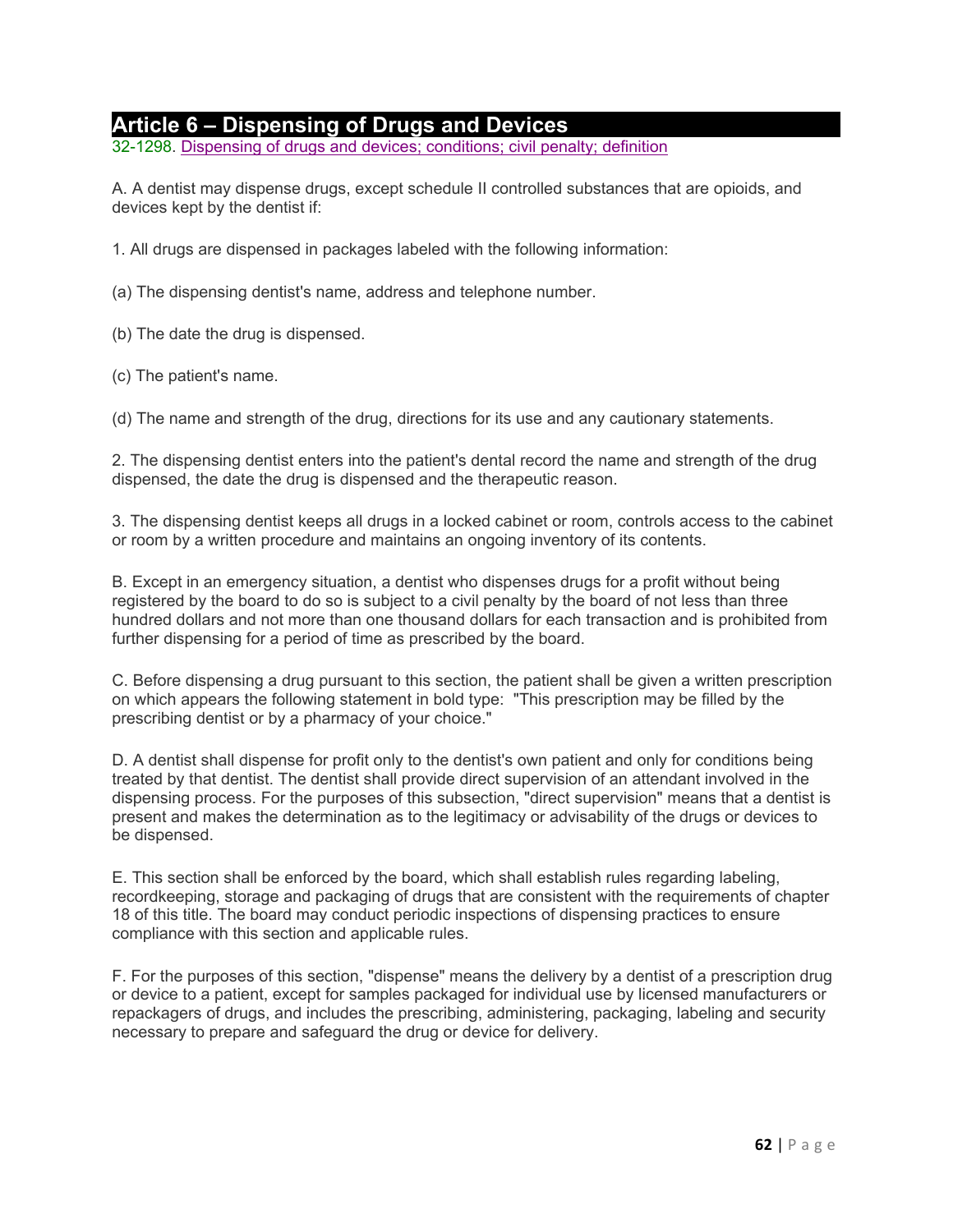## Article 6 – Dispensing of Drugs and Devices

32-1298. Dispensing of drugs and devices; conditions; civil penalty; definition

A. A dentist may dispense drugs, except schedule II controlled substances that are opioids, and devices kept by the dentist if:

1. All drugs are dispensed in packages labeled with the following information:

(a) The dispensing dentist's name, address and telephone number.

(b) The date the drug is dispensed.

(c) The patient's name.

(d) The name and strength of the drug, directions for its use and any cautionary statements.

2. The dispensing dentist enters into the patient's dental record the name and strength of the drug dispensed, the date the drug is dispensed and the therapeutic reason.

3. The dispensing dentist keeps all drugs in a locked cabinet or room, controls access to the cabinet or room by a written procedure and maintains an ongoing inventory of its contents.

B. Except in an emergency situation, a dentist who dispenses drugs for a profit without being registered by the board to do so is subject to a civil penalty by the board of not less than three hundred dollars and not more than one thousand dollars for each transaction and is prohibited from further dispensing for a period of time as prescribed by the board.

C. Before dispensing a drug pursuant to this section, the patient shall be given a written prescription on which appears the following statement in bold type: "This prescription may be filled by the prescribing dentist or by a pharmacy of your choice."

D. A dentist shall dispense for profit only to the dentist's own patient and only for conditions being treated by that dentist. The dentist shall provide direct supervision of an attendant involved in the dispensing process. For the purposes of this subsection, "direct supervision" means that a dentist is present and makes the determination as to the legitimacy or advisability of the drugs or devices to be dispensed.

E. This section shall be enforced by the board, which shall establish rules regarding labeling, recordkeeping, storage and packaging of drugs that are consistent with the requirements of chapter 18 of this title. The board may conduct periodic inspections of dispensing practices to ensure compliance with this section and applicable rules.

F. For the purposes of this section, "dispense" means the delivery by a dentist of a prescription drug or device to a patient, except for samples packaged for individual use by licensed manufacturers or repackagers of drugs, and includes the prescribing, administering, packaging, labeling and security necessary to prepare and safeguard the drug or device for delivery.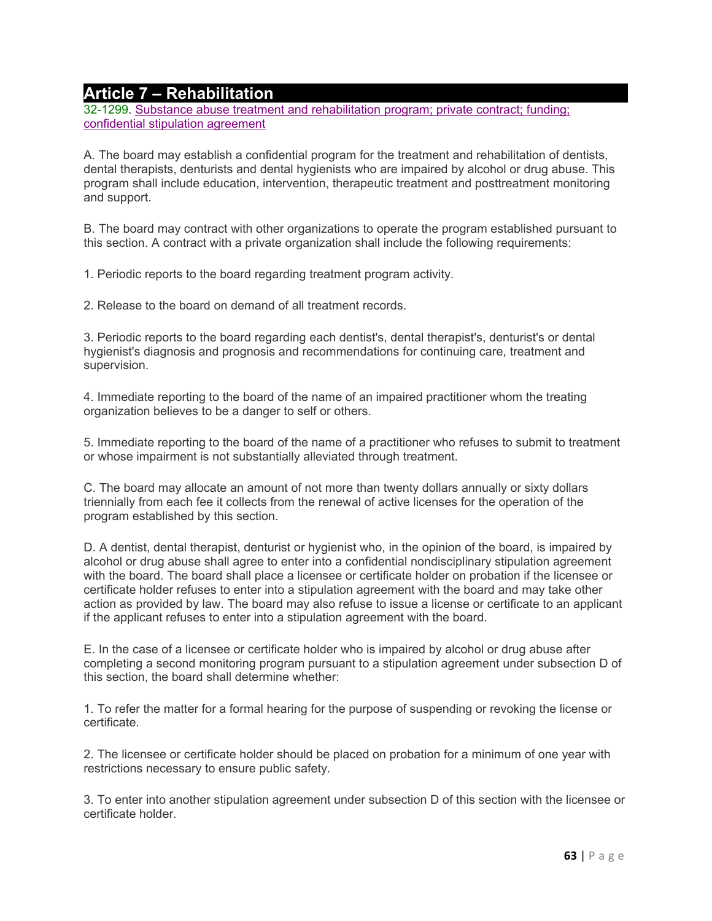# Article 7 – Rehabilitation

32-1299. Substance abuse treatment and rehabilitation program; private contract; funding; confidential stipulation agreement

A. The board may establish a confidential program for the treatment and rehabilitation of dentists, dental therapists, denturists and dental hygienists who are impaired by alcohol or drug abuse. This program shall include education, intervention, therapeutic treatment and posttreatment monitoring and support.

B. The board may contract with other organizations to operate the program established pursuant to this section. A contract with a private organization shall include the following requirements:

1. Periodic reports to the board regarding treatment program activity.

2. Release to the board on demand of all treatment records.

3. Periodic reports to the board regarding each dentist's, dental therapist's, denturist's or dental hygienist's diagnosis and prognosis and recommendations for continuing care, treatment and supervision.

4. Immediate reporting to the board of the name of an impaired practitioner whom the treating organization believes to be a danger to self or others.

5. Immediate reporting to the board of the name of a practitioner who refuses to submit to treatment or whose impairment is not substantially alleviated through treatment.

C. The board may allocate an amount of not more than twenty dollars annually or sixty dollars triennially from each fee it collects from the renewal of active licenses for the operation of the program established by this section.

D. A dentist, dental therapist, denturist or hygienist who, in the opinion of the board, is impaired by alcohol or drug abuse shall agree to enter into a confidential nondisciplinary stipulation agreement with the board. The board shall place a licensee or certificate holder on probation if the licensee or certificate holder refuses to enter into a stipulation agreement with the board and may take other action as provided by law. The board may also refuse to issue a license or certificate to an applicant if the applicant refuses to enter into a stipulation agreement with the board.

E. In the case of a licensee or certificate holder who is impaired by alcohol or drug abuse after completing a second monitoring program pursuant to a stipulation agreement under subsection D of this section, the board shall determine whether:

1. To refer the matter for a formal hearing for the purpose of suspending or revoking the license or certificate.

2. The licensee or certificate holder should be placed on probation for a minimum of one year with restrictions necessary to ensure public safety.

3. To enter into another stipulation agreement under subsection D of this section with the licensee or certificate holder.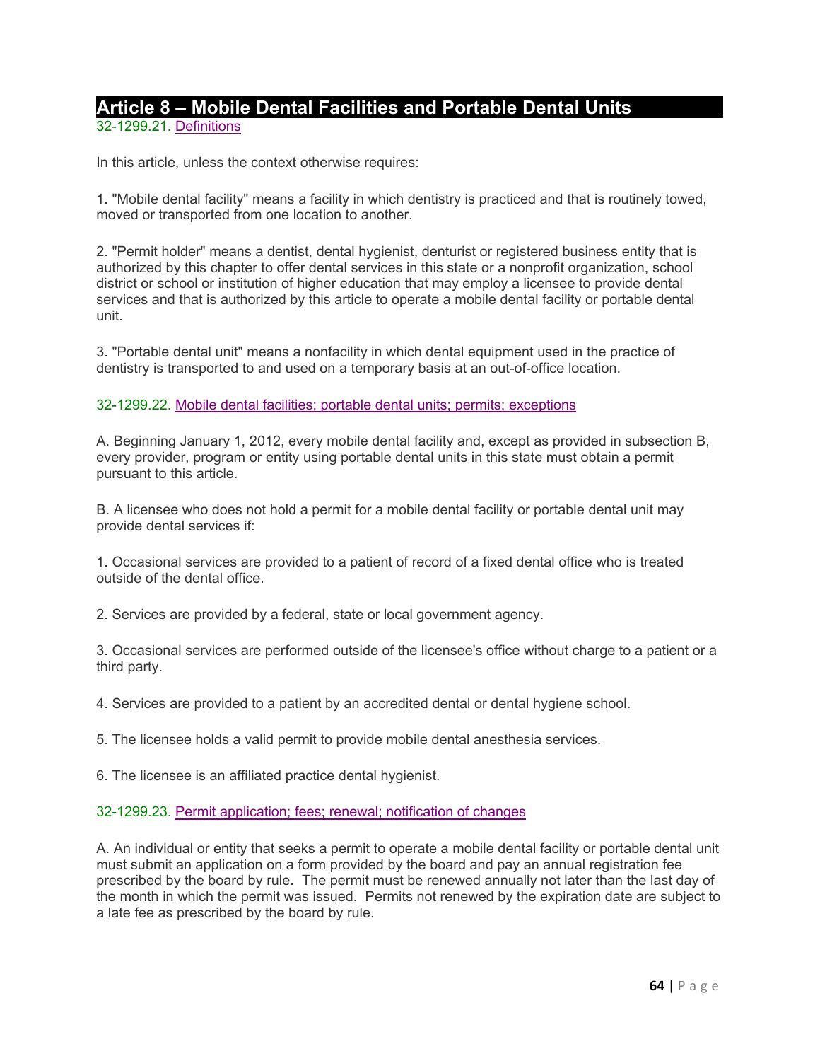# Article 8 – Mobile Dental Facilities and Portable Dental Units

32-1299.21. Definitions

In this article, unless the context otherwise requires:

1. "Mobile dental facility" means a facility in which dentistry is practiced and that is routinely towed, moved or transported from one location to another.

2. "Permit holder" means a dentist, dental hygienist, denturist or registered business entity that is authorized by this chapter to offer dental services in this state or a nonprofit organization, school district or school or institution of higher education that may employ a licensee to provide dental services and that is authorized by this article to operate a mobile dental facility or portable dental unit.

3. "Portable dental unit" means a nonfacility in which dental equipment used in the practice of dentistry is transported to and used on a temporary basis at an out-of-office location.

32-1299.22. Mobile dental facilities; portable dental units; permits; exceptions

A. Beginning January 1, 2012, every mobile dental facility and, except as provided in subsection B, every provider, program or entity using portable dental units in this state must obtain a permit pursuant to this article.

B. A licensee who does not hold a permit for a mobile dental facility or portable dental unit may provide dental services if:

1. Occasional services are provided to a patient of record of a fixed dental office who is treated outside of the dental office.

2. Services are provided by a federal, state or local government agency.

3. Occasional services are performed outside of the licensee's office without charge to a patient or a third party.

4. Services are provided to a patient by an accredited dental or dental hygiene school.

5. The licensee holds a valid permit to provide mobile dental anesthesia services.

6. The licensee is an affiliated practice dental hygienist.

32-1299.23. Permit application; fees; renewal; notification of changes

A. An individual or entity that seeks a permit to operate a mobile dental facility or portable dental unit must submit an application on a form provided by the board and pay an annual registration fee prescribed by the board by rule. The permit must be renewed annually not later than the last day of the month in which the permit was issued. Permits not renewed by the expiration date are subject to a late fee as prescribed by the board by rule.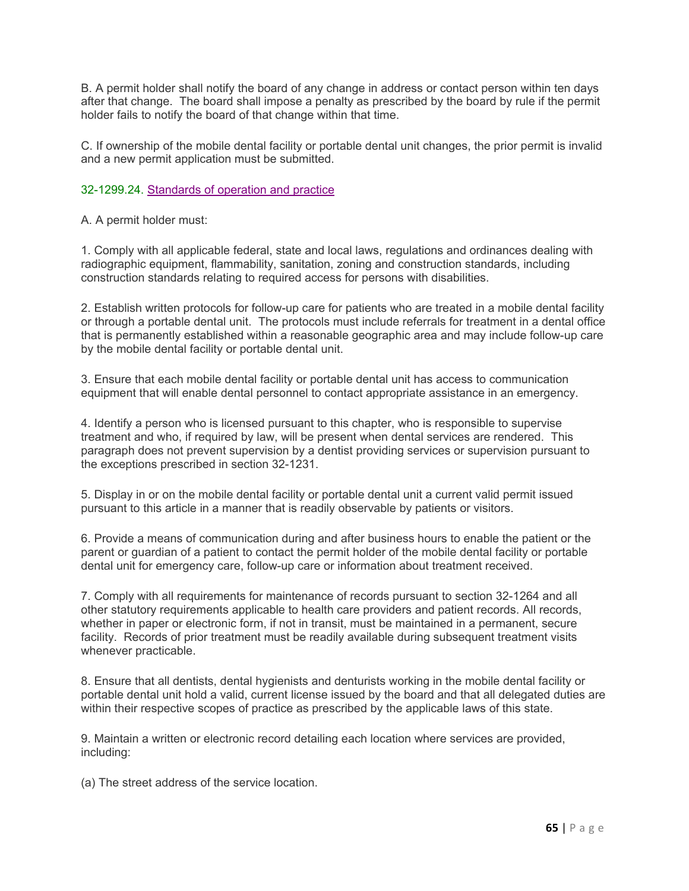B. A permit holder shall notify the board of any change in address or contact person within ten days after that change. The board shall impose a penalty as prescribed by the board by rule if the permit holder fails to notify the board of that change within that time.

C. If ownership of the mobile dental facility or portable dental unit changes, the prior permit is invalid and a new permit application must be submitted.

### 32-1299.24. Standards of operation and practice

A. A permit holder must:

1. Comply with all applicable federal, state and local laws, regulations and ordinances dealing with radiographic equipment, flammability, sanitation, zoning and construction standards, including construction standards relating to required access for persons with disabilities.

2. Establish written protocols for follow-up care for patients who are treated in a mobile dental facility or through a portable dental unit. The protocols must include referrals for treatment in a dental office that is permanently established within a reasonable geographic area and may include follow-up care by the mobile dental facility or portable dental unit.

3. Ensure that each mobile dental facility or portable dental unit has access to communication equipment that will enable dental personnel to contact appropriate assistance in an emergency.

4. Identify a person who is licensed pursuant to this chapter, who is responsible to supervise treatment and who, if required by law, will be present when dental services are rendered. This paragraph does not prevent supervision by a dentist providing services or supervision pursuant to the exceptions prescribed in section 32-1231.

5. Display in or on the mobile dental facility or portable dental unit a current valid permit issued pursuant to this article in a manner that is readily observable by patients or visitors.

6. Provide a means of communication during and after business hours to enable the patient or the parent or guardian of a patient to contact the permit holder of the mobile dental facility or portable dental unit for emergency care, follow-up care or information about treatment received.

7. Comply with all requirements for maintenance of records pursuant to section 32-1264 and all other statutory requirements applicable to health care providers and patient records. All records, whether in paper or electronic form, if not in transit, must be maintained in a permanent, secure facility. Records of prior treatment must be readily available during subsequent treatment visits whenever practicable.

8. Ensure that all dentists, dental hygienists and denturists working in the mobile dental facility or portable dental unit hold a valid, current license issued by the board and that all delegated duties are within their respective scopes of practice as prescribed by the applicable laws of this state.

9. Maintain a written or electronic record detailing each location where services are provided, including:

(a) The street address of the service location.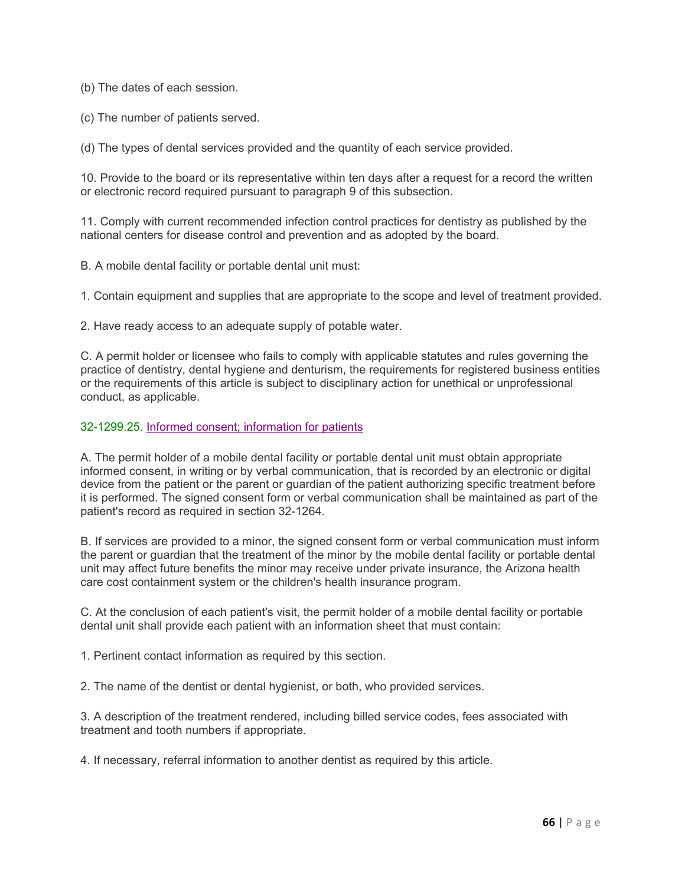(b) The dates of each session.

(c) The number of patients served.

(d) The types of dental services provided and the quantity of each service provided.

10. Provide to the board or its representative within ten days after a request for a record the written or electronic record required pursuant to paragraph 9 of this subsection.

11. Comply with current recommended infection control practices for dentistry as published by the national centers for disease control and prevention and as adopted by the board.

B. A mobile dental facility or portable dental unit must:

1. Contain equipment and supplies that are appropriate to the scope and level of treatment provided.

2. Have ready access to an adequate supply of potable water.

C. A permit holder or licensee who fails to comply with applicable statutes and rules governing the practice of dentistry, dental hygiene and denturism, the requirements for registered business entities or the requirements of this article is subject to disciplinary action for unethical or unprofessional conduct, as applicable.

### 32-1299.25. Informed consent; information for patients

A. The permit holder of a mobile dental facility or portable dental unit must obtain appropriate informed consent, in writing or by verbal communication, that is recorded by an electronic or digital device from the patient or the parent or guardian of the patient authorizing specific treatment before it is performed. The signed consent form or verbal communication shall be maintained as part of the patient's record as required in section 32-1264.

B. If services are provided to a minor, the signed consent form or verbal communication must inform the parent or guardian that the treatment of the minor by the mobile dental facility or portable dental unit may affect future benefits the minor may receive under private insurance, the Arizona health care cost containment system or the children's health insurance program.

C. At the conclusion of each patient's visit, the permit holder of a mobile dental facility or portable dental unit shall provide each patient with an information sheet that must contain:

1. Pertinent contact information as required by this section.

2. The name of the dentist or dental hygienist, or both, who provided services.

3. A description of the treatment rendered, including billed service codes, fees associated with treatment and tooth numbers if appropriate.

4. If necessary, referral information to another dentist as required by this article.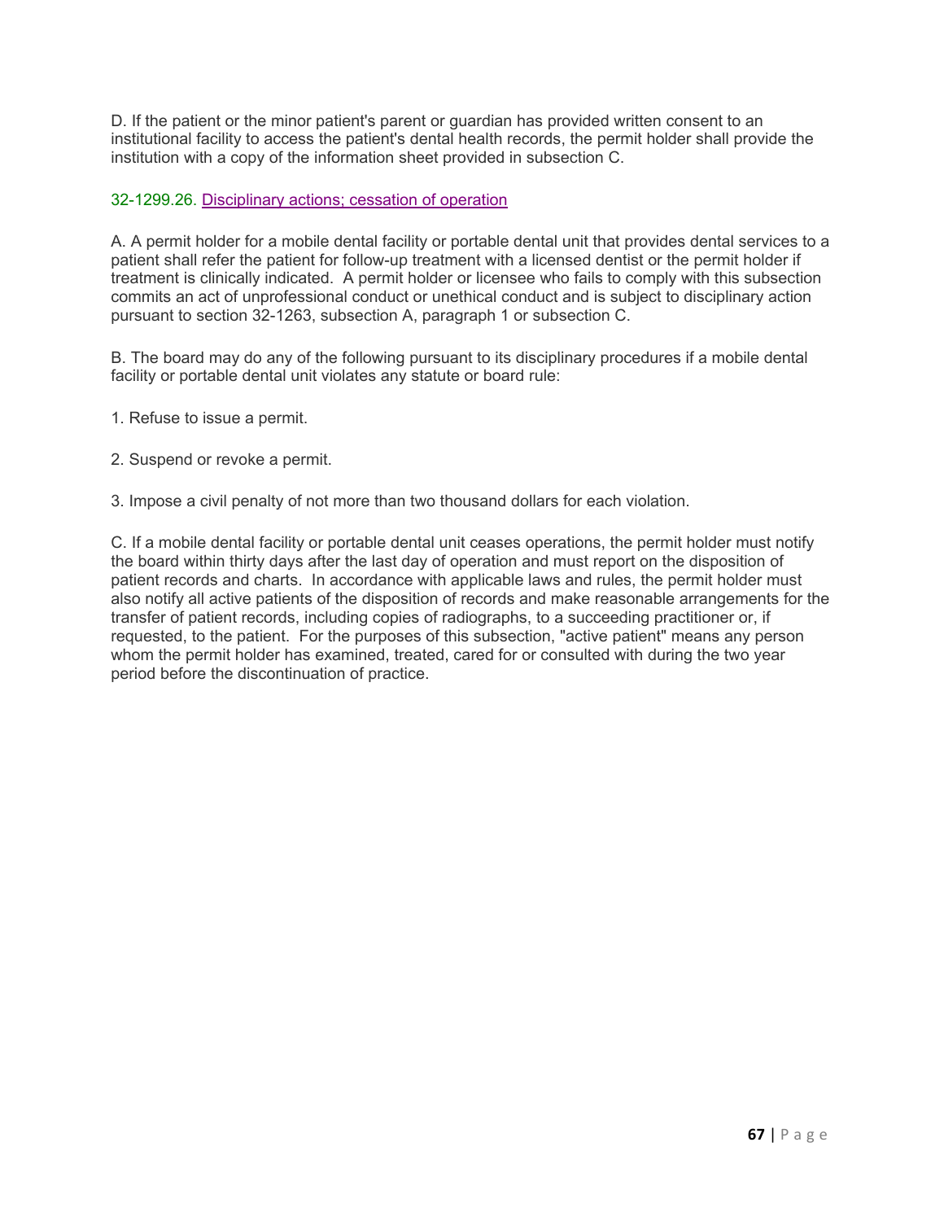D. If the patient or the minor patient's parent or guardian has provided written consent to an institutional facility to access the patient's dental health records, the permit holder shall provide the institution with a copy of the information sheet provided in subsection C.

### 32-1299.26. Disciplinary actions; cessation of operation

A. A permit holder for a mobile dental facility or portable dental unit that provides dental services to a patient shall refer the patient for follow-up treatment with a licensed dentist or the permit holder if treatment is clinically indicated. A permit holder or licensee who fails to comply with this subsection commits an act of unprofessional conduct or unethical conduct and is subject to disciplinary action pursuant to section 32-1263, subsection A, paragraph 1 or subsection C.

B. The board may do any of the following pursuant to its disciplinary procedures if a mobile dental facility or portable dental unit violates any statute or board rule:

1. Refuse to issue a permit.

2. Suspend or revoke a permit.

3. Impose a civil penalty of not more than two thousand dollars for each violation.

C. If a mobile dental facility or portable dental unit ceases operations, the permit holder must notify the board within thirty days after the last day of operation and must report on the disposition of patient records and charts. In accordance with applicable laws and rules, the permit holder must also notify all active patients of the disposition of records and make reasonable arrangements for the transfer of patient records, including copies of radiographs, to a succeeding practitioner or, if requested, to the patient. For the purposes of this subsection, "active patient" means any person whom the permit holder has examined, treated, cared for or consulted with during the two year period before the discontinuation of practice.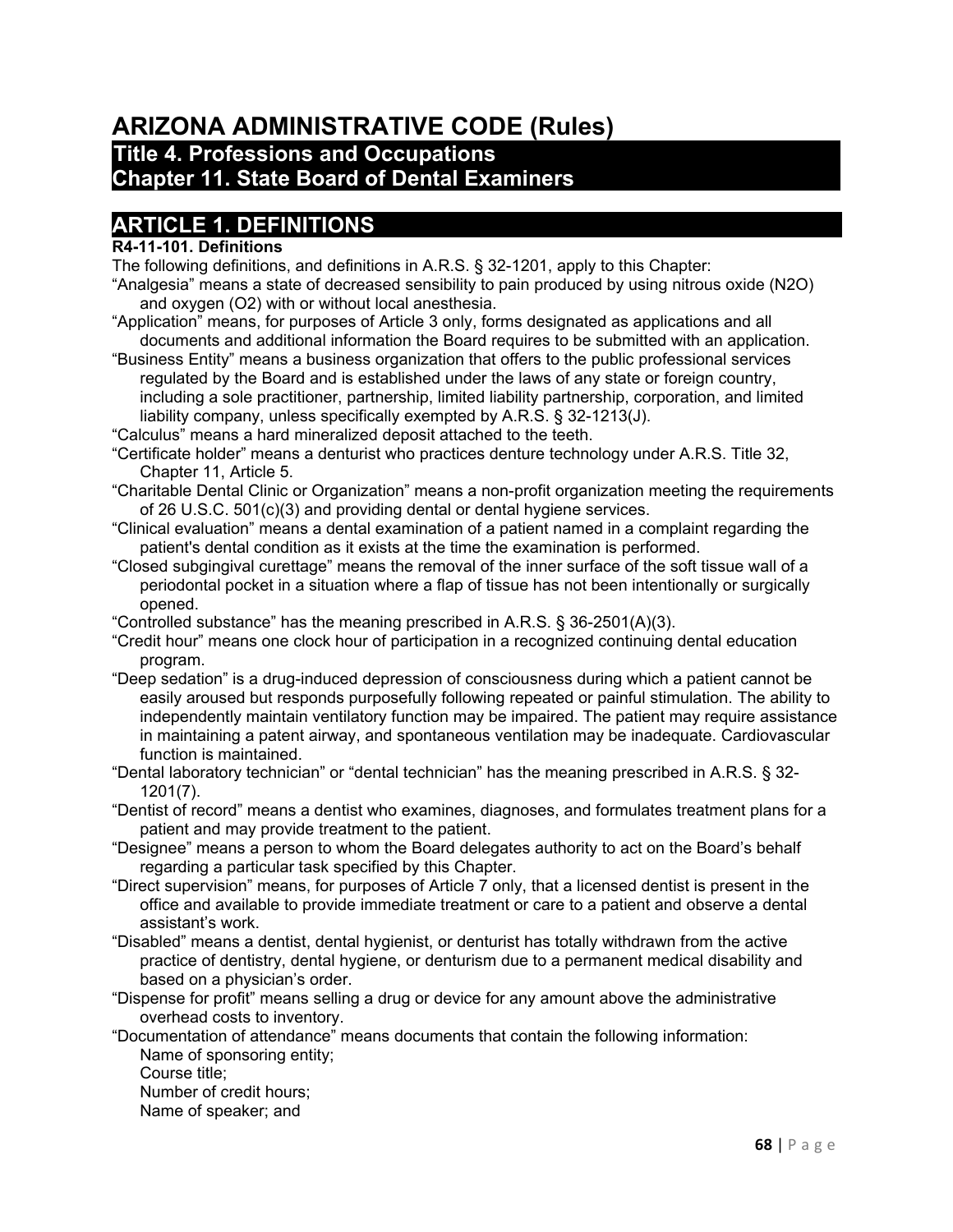# ARIZONA ADMINISTRATIVE CODE (Rules)

## Title 4. Professions and Occupations
## Chapter 11. State Board of Dental Examiners

## ARTICLE 1. DEFINITIONS

**R4-11-101. Definitions**

The following definitions, and definitions in A.R.S. § 32-1201, apply to this Chapter:

"Analgesia" means a state of decreased sensibility to pain produced by using nitrous oxide ($N_2O$) and oxygen ($O_2$) with or without local anesthesia.

"Application" means, for purposes of Article 3 only, forms designated as applications and all documents and additional information the Board requires to be submitted with an application.

"Business Entity" means a business organization that offers to the public professional services regulated by the Board and is established under the laws of any state or foreign country, including a sole practitioner, partnership, limited liability partnership, corporation, and limited liability company, unless specifically exempted by A.R.S. § 32-1213(J).

"Calculus" means a hard mineralized deposit attached to the teeth.

"Certificate holder" means a denturist who practices denture technology under A.R.S. Title 32, Chapter 11, Article 5.

"Charitable Dental Clinic or Organization" means a non-profit organization meeting the requirements of 26 U.S.C. 501(c)(3) and providing dental or dental hygiene services.

"Clinical evaluation" means a dental examination of a patient named in a complaint regarding the patient's dental condition as it exists at the time the examination is performed.

"Closed subgingival curettage" means the removal of the inner surface of the soft tissue wall of a periodontal pocket in a situation where a flap of tissue has not been intentionally or surgically opened.

"Controlled substance" has the meaning prescribed in A.R.S. § 36-2501(A)(3).

"Credit hour" means one clock hour of participation in a recognized continuing dental education program.

"Deep sedation" is a drug-induced depression of consciousness during which a patient cannot be easily aroused but responds purposefully following repeated or painful stimulation. The ability to independently maintain ventilatory function may be impaired. The patient may require assistance in maintaining a patent airway, and spontaneous ventilation may be inadequate. Cardiovascular function is maintained.

"Dental laboratory technician" or "dental technician" has the meaning prescribed in A.R.S. § 32-1201(7).

"Dentist of record" means a dentist who examines, diagnoses, and formulates treatment plans for a patient and may provide treatment to the patient.

"Designee" means a person to whom the Board delegates authority to act on the Board's behalf regarding a particular task specified by this Chapter.

"Direct supervision" means, for purposes of Article 7 only, that a licensed dentist is present in the office and available to provide immediate treatment or care to a patient and observe a dental assistant's work.

"Disabled" means a dentist, dental hygienist, or denturist has totally withdrawn from the active practice of dentistry, dental hygiene, or denturism due to a permanent medical disability and based on a physician's order.

"Dispense for profit" means selling a drug or device for any amount above the administrative overhead costs to inventory.

"Documentation of attendance" means documents that contain the following information:

Name of sponsoring entity;
Course title;
Number of credit hours;
Name of speaker; and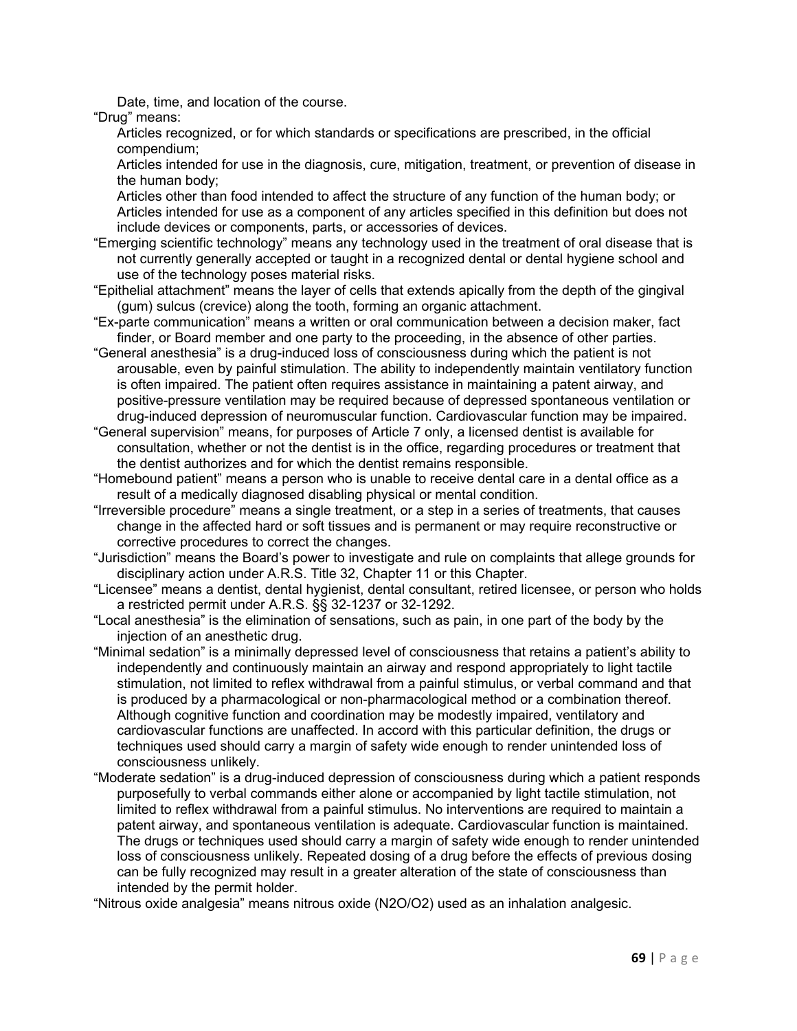Date, time, and location of the course.

"Drug" means:

Articles recognized, or for which standards or specifications are prescribed, in the official compendium;

Articles intended for use in the diagnosis, cure, mitigation, treatment, or prevention of disease in the human body;

Articles other than food intended to affect the structure of any function of the human body; or

Articles intended for use as a component of any articles specified in this definition but does not include devices or components, parts, or accessories of devices.

"Emerging scientific technology" means any technology used in the treatment of oral disease that is not currently generally accepted or taught in a recognized dental or dental hygiene school and use of the technology poses material risks.

"Epithelial attachment" means the layer of cells that extends apically from the depth of the gingival (gum) sulcus (crevice) along the tooth, forming an organic attachment.

"Ex-parte communication" means a written or oral communication between a decision maker, fact finder, or Board member and one party to the proceeding, in the absence of other parties.

"General anesthesia" is a drug-induced loss of consciousness during which the patient is not arousable, even by painful stimulation. The ability to independently maintain ventilatory function is often impaired. The patient often requires assistance in maintaining a patent airway, and positive-pressure ventilation may be required because of depressed spontaneous ventilation or drug-induced depression of neuromuscular function. Cardiovascular function may be impaired.

"General supervision" means, for purposes of Article 7 only, a licensed dentist is available for consultation, whether or not the dentist is in the office, regarding procedures or treatment that the dentist authorizes and for which the dentist remains responsible.

"Homebound patient" means a person who is unable to receive dental care in a dental office as a result of a medically diagnosed disabling physical or mental condition.

"Irreversible procedure" means a single treatment, or a step in a series of treatments, that causes change in the affected hard or soft tissues and is permanent or may require reconstructive or corrective procedures to correct the changes.

"Jurisdiction" means the Board's power to investigate and rule on complaints that allege grounds for disciplinary action under A.R.S. Title 32, Chapter 11 or this Chapter.

"Licensee" means a dentist, dental hygienist, dental consultant, retired licensee, or person who holds a restricted permit under A.R.S. §§ 32-1237 or 32-1292.

"Local anesthesia" is the elimination of sensations, such as pain, in one part of the body by the injection of an anesthetic drug.

"Minimal sedation" is a minimally depressed level of consciousness that retains a patient's ability to independently and continuously maintain an airway and respond appropriately to light tactile stimulation, not limited to reflex withdrawal from a painful stimulus, or verbal command and that is produced by a pharmacological or non-pharmacological method or a combination thereof. Although cognitive function and coordination may be modestly impaired, ventilatory and cardiovascular functions are unaffected. In accord with this particular definition, the drugs or techniques used should carry a margin of safety wide enough to render unintended loss of consciousness unlikely.

"Moderate sedation" is a drug-induced depression of consciousness during which a patient responds purposefully to verbal commands either alone or accompanied by light tactile stimulation, not limited to reflex withdrawal from a painful stimulus. No interventions are required to maintain a patent airway, and spontaneous ventilation is adequate. Cardiovascular function is maintained. The drugs or techniques used should carry a margin of safety wide enough to render unintended loss of consciousness unlikely. Repeated dosing of a drug before the effects of previous dosing can be fully recognized may result in a greater alteration of the state of consciousness than intended by the permit holder.

"Nitrous oxide analgesia" means nitrous oxide ($N_2O/O_2$) used as an inhalation analgesic.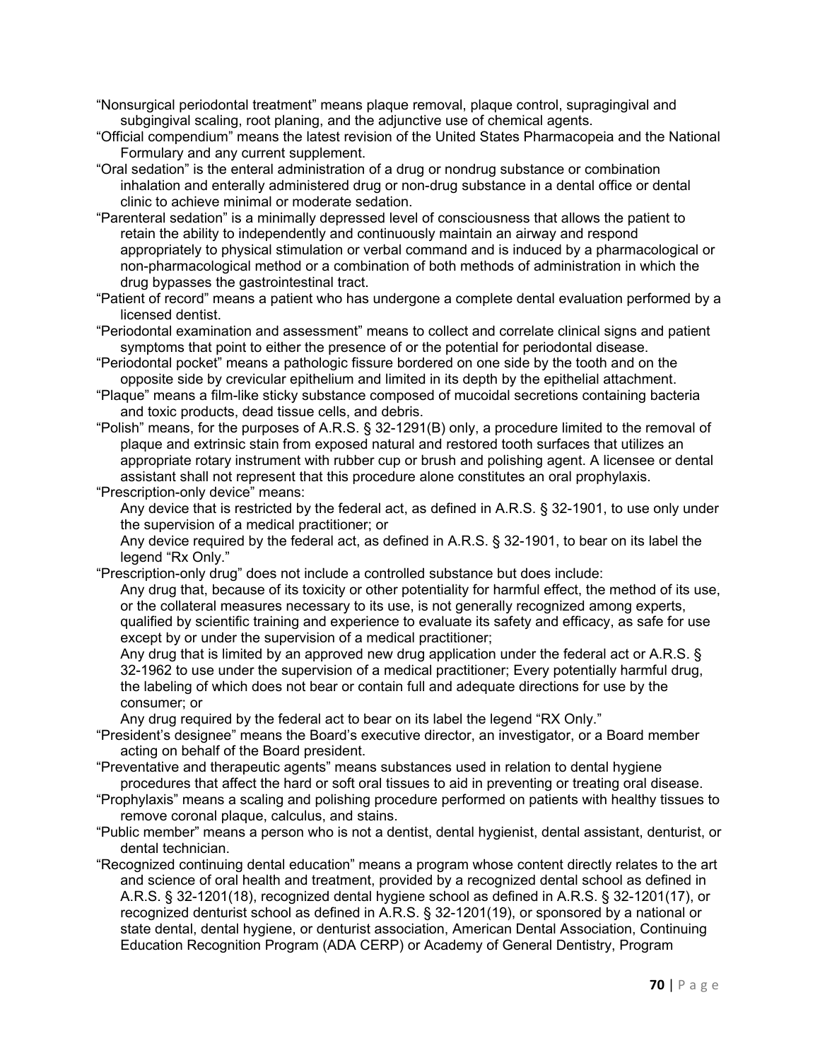"Nonsurgical periodontal treatment" means plaque removal, plaque control, supragingival and subgingival scaling, root planing, and the adjunctive use of chemical agents.

"Official compendium" means the latest revision of the United States Pharmacopeia and the National Formulary and any current supplement.

"Oral sedation" is the enteral administration of a drug or nondrug substance or combination inhalation and enterally administered drug or non-drug substance in a dental office or dental clinic to achieve minimal or moderate sedation.

"Parenteral sedation" is a minimally depressed level of consciousness that allows the patient to retain the ability to independently and continuously maintain an airway and respond appropriately to physical stimulation or verbal command and is induced by a pharmacological or non-pharmacological method or a combination of both methods of administration in which the drug bypasses the gastrointestinal tract.

"Patient of record" means a patient who has undergone a complete dental evaluation performed by a licensed dentist.

"Periodontal examination and assessment" means to collect and correlate clinical signs and patient symptoms that point to either the presence of or the potential for periodontal disease.

"Periodontal pocket" means a pathologic fissure bordered on one side by the tooth and on the opposite side by crevicular epithelium and limited in its depth by the epithelial attachment.

"Plaque" means a film-like sticky substance composed of mucoidal secretions containing bacteria and toxic products, dead tissue cells, and debris.

"Polish" means, for the purposes of A.R.S. § 32-1291(B) only, a procedure limited to the removal of plaque and extrinsic stain from exposed natural and restored tooth surfaces that utilizes an appropriate rotary instrument with rubber cup or brush and polishing agent. A licensee or dental assistant shall not represent that this procedure alone constitutes an oral prophylaxis.

"Prescription-only device" means:

Any device that is restricted by the federal act, as defined in A.R.S. § 32-1901, to use only under the supervision of a medical practitioner; or

Any device required by the federal act, as defined in A.R.S. § 32-1901, to bear on its label the legend "Rx Only."

"Prescription-only drug" does not include a controlled substance but does include:

Any drug that, because of its toxicity or other potentiality for harmful effect, the method of its use, or the collateral measures necessary to its use, is not generally recognized among experts, qualified by scientific training and experience to evaluate its safety and efficacy, as safe for use except by or under the supervision of a medical practitioner;

Any drug that is limited by an approved new drug application under the federal act or A.R.S. § 32-1962 to use under the supervision of a medical practitioner; Every potentially harmful drug, the labeling of which does not bear or contain full and adequate directions for use by the consumer; or

Any drug required by the federal act to bear on its label the legend "RX Only."

"President's designee" means the Board's executive director, an investigator, or a Board member acting on behalf of the Board president.

"Preventative and therapeutic agents" means substances used in relation to dental hygiene procedures that affect the hard or soft oral tissues to aid in preventing or treating oral disease.

"Prophylaxis" means a scaling and polishing procedure performed on patients with healthy tissues to remove coronal plaque, calculus, and stains.

"Public member" means a person who is not a dentist, dental hygienist, dental assistant, denturist, or dental technician.

"Recognized continuing dental education" means a program whose content directly relates to the art and science of oral health and treatment, provided by a recognized dental school as defined in A.R.S. § 32-1201(18), recognized dental hygiene school as defined in A.R.S. § 32-1201(17), or recognized denturist school as defined in A.R.S. § 32-1201(19), or sponsored by a national or state dental, dental hygiene, or denturist association, American Dental Association, Continuing Education Recognition Program (ADA CERP) or Academy of General Dentistry, Program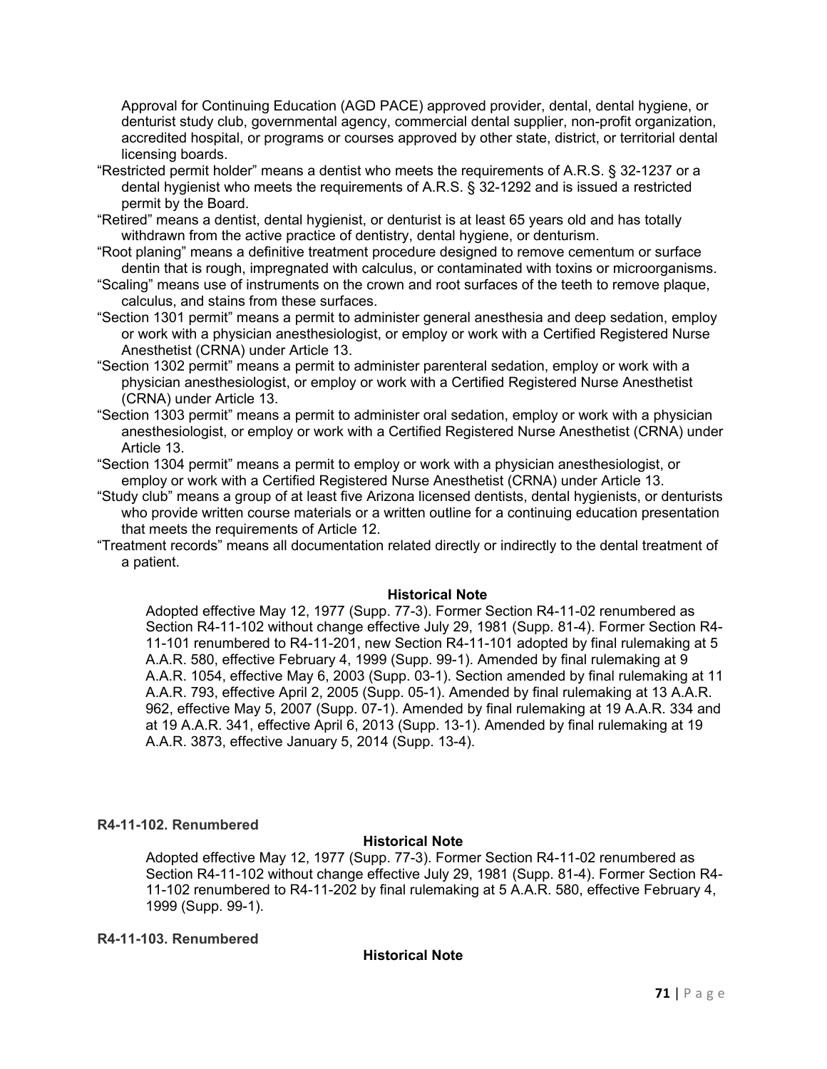Approval for Continuing Education (AGD PACE) approved provider, dental, dental hygiene, or denturist study club, governmental agency, commercial dental supplier, non-profit organization, accredited hospital, or programs or courses approved by other state, district, or territorial dental licensing boards.

"Restricted permit holder" means a dentist who meets the requirements of A.R.S. § 32-1237 or a dental hygienist who meets the requirements of A.R.S. § 32-1292 and is issued a restricted permit by the Board.

"Retired" means a dentist, dental hygienist, or denturist is at least 65 years old and has totally withdrawn from the active practice of dentistry, dental hygiene, or denturism.

"Root planing" means a definitive treatment procedure designed to remove cementum or surface dentin that is rough, impregnated with calculus, or contaminated with toxins or microorganisms.

"Scaling" means use of instruments on the crown and root surfaces of the teeth to remove plaque, calculus, and stains from these surfaces.

"Section 1301 permit" means a permit to administer general anesthesia and deep sedation, employ or work with a physician anesthesiologist, or employ or work with a Certified Registered Nurse Anesthetist (CRNA) under Article 13.

"Section 1302 permit" means a permit to administer parenteral sedation, employ or work with a physician anesthesiologist, or employ or work with a Certified Registered Nurse Anesthetist (CRNA) under Article 13.

"Section 1303 permit" means a permit to administer oral sedation, employ or work with a physician anesthesiologist, or employ or work with a Certified Registered Nurse Anesthetist (CRNA) under Article 13.

"Section 1304 permit" means a permit to employ or work with a physician anesthesiologist, or employ or work with a Certified Registered Nurse Anesthetist (CRNA) under Article 13.

"Study club" means a group of at least five Arizona licensed dentists, dental hygienists, or denturists who provide written course materials or a written outline for a continuing education presentation that meets the requirements of Article 12.

"Treatment records" means all documentation related directly or indirectly to the dental treatment of a patient.

**Historical Note**

Adopted effective May 12, 1977 (Supp. 77-3). Former Section R4-11-02 renumbered as Section R4-11-102 without change effective July 29, 1981 (Supp. 81-4). Former Section R4-11-101 renumbered to R4-11-201, new Section R4-11-101 adopted by final rulemaking at 5 A.A.R. 580, effective February 4, 1999 (Supp. 99-1). Amended by final rulemaking at 9 A.A.R. 1054, effective May 6, 2003 (Supp. 03-1). Section amended by final rulemaking at 11 A.A.R. 793, effective April 2, 2005 (Supp. 05-1). Amended by final rulemaking at 13 A.A.R. 962, effective May 5, 2007 (Supp. 07-1). Amended by final rulemaking at 19 A.A.R. 334 and at 19 A.A.R. 341, effective April 6, 2013 (Supp. 13-1). Amended by final rulemaking at 19 A.A.R. 3873, effective January 5, 2014 (Supp. 13-4).

**R4-11-102. Renumbered**

**Historical Note**

Adopted effective May 12, 1977 (Supp. 77-3). Former Section R4-11-02 renumbered as Section R4-11-102 without change effective July 29, 1981 (Supp. 81-4). Former Section R4-11-102 renumbered to R4-11-202 by final rulemaking at 5 A.A.R. 580, effective February 4, 1999 (Supp. 99-1).

**R4-11-103. Renumbered**

**Historical Note**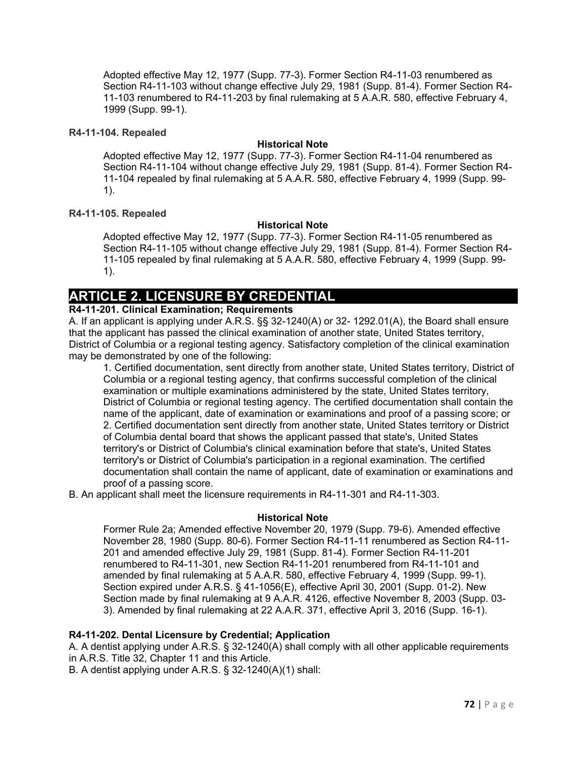Adopted effective May 12, 1977 (Supp. 77-3). Former Section R4-11-03 renumbered as Section R4-11-103 without change effective July 29, 1981 (Supp. 81-4). Former Section R4-11-103 renumbered to R4-11-203 by final rulemaking at 5 A.A.R. 580, effective February 4, 1999 (Supp. 99-1).

**R4-11-104. Repealed**

**Historical Note**

Adopted effective May 12, 1977 (Supp. 77-3). Former Section R4-11-04 renumbered as Section R4-11-104 without change effective July 29, 1981 (Supp. 81-4). Former Section R4-11-104 repealed by final rulemaking at 5 A.A.R. 580, effective February 4, 1999 (Supp. 99-1).

**R4-11-105. Repealed**

**Historical Note**

Adopted effective May 12, 1977 (Supp. 77-3). Former Section R4-11-05 renumbered as Section R4-11-105 without change effective July 29, 1981 (Supp. 81-4). Former Section R4-11-105 repealed by final rulemaking at 5 A.A.R. 580, effective February 4, 1999 (Supp. 99-1).

# ARTICLE 2. LICENSURE BY CREDENTIAL

**R4-11-201. Clinical Examination; Requirements**

A. If an applicant is applying under A.R.S. §§ 32-1240(A) or 32- 1292.01(A), the Board shall ensure that the applicant has passed the clinical examination of another state, United States territory, District of Columbia or a regional testing agency. Satisfactory completion of the clinical examination may be demonstrated by one of the following:

1. Certified documentation, sent directly from another state, United States territory, District of Columbia or a regional testing agency, that confirms successful completion of the clinical examination or multiple examinations administered by the state, United States territory, District of Columbia or regional testing agency. The certified documentation shall contain the name of the applicant, date of examination or examinations and proof of a passing score; or
2. Certified documentation sent directly from another state, United States territory or District of Columbia dental board that shows the applicant passed that state's, United States territory's or District of Columbia's clinical examination before that state's, United States territory's or District of Columbia's participation in a regional examination. The certified documentation shall contain the name of applicant, date of examination or examinations and proof of a passing score.

B. An applicant shall meet the licensure requirements in R4-11-301 and R4-11-303.

**Historical Note**

Former Rule 2a; Amended effective November 20, 1979 (Supp. 79-6). Amended effective November 28, 1980 (Supp. 80-6). Former Section R4-11-11 renumbered as Section R4-11-201 and amended effective July 29, 1981 (Supp. 81-4). Former Section R4-11-201 renumbered to R4-11-301, new Section R4-11-201 renumbered from R4-11-101 and amended by final rulemaking at 5 A.A.R. 580, effective February 4, 1999 (Supp. 99-1). Section expired under A.R.S. § 41-1056(E), effective April 30, 2001 (Supp. 01-2). New Section made by final rulemaking at 9 A.A.R. 4126, effective November 8, 2003 (Supp. 03-3). Amended by final rulemaking at 22 A.A.R. 371, effective April 3, 2016 (Supp. 16-1).

**R4-11-202. Dental Licensure by Credential; Application**

A. A dentist applying under A.R.S. § 32-1240(A) shall comply with all other applicable requirements in A.R.S. Title 32, Chapter 11 and this Article.

B. A dentist applying under A.R.S. § 32-1240(A)(1) shall: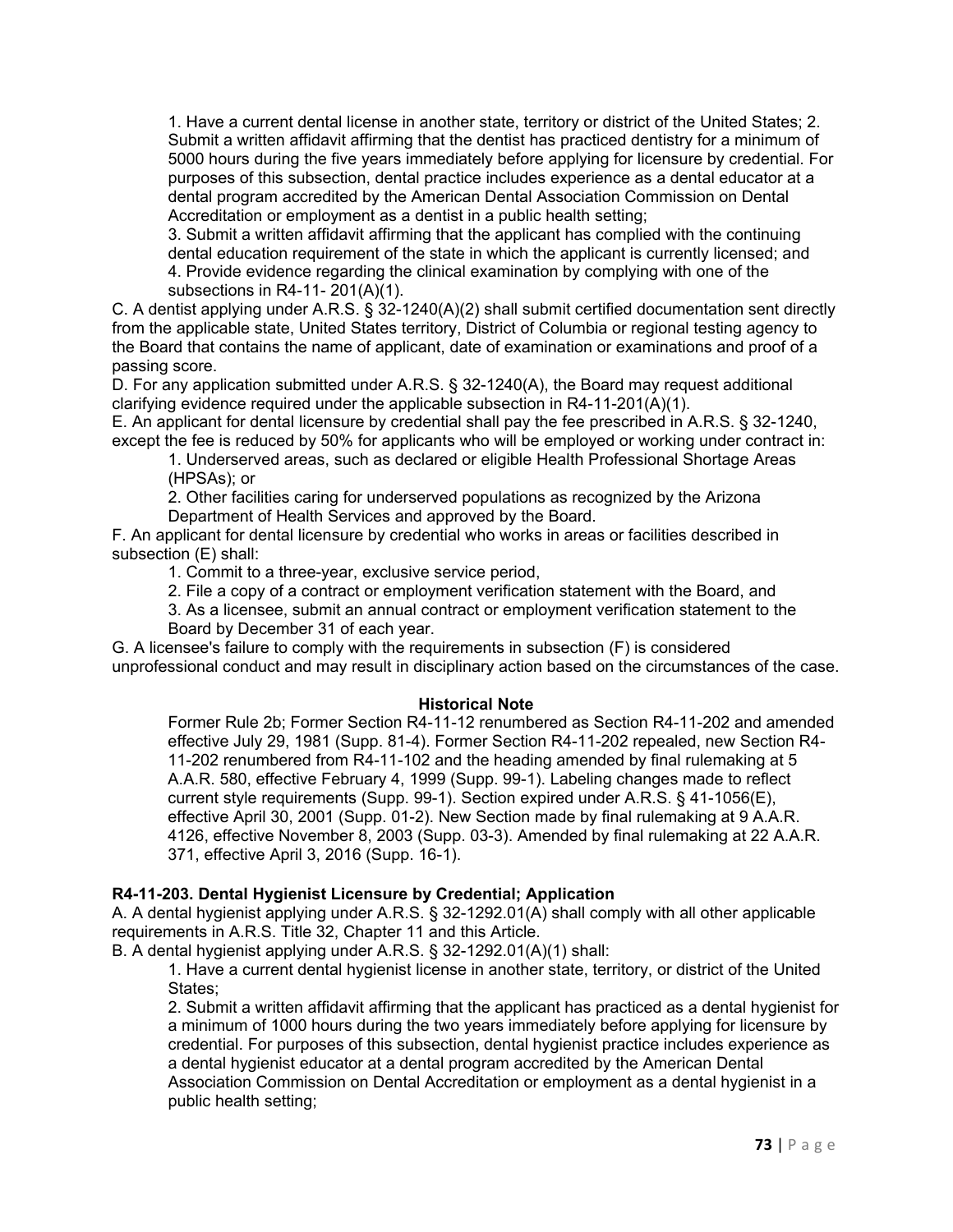1. Have a current dental license in another state, territory or district of the United States; 2. Submit a written affidavit affirming that the dentist has practiced dentistry for a minimum of 5000 hours during the five years immediately before applying for licensure by credential. For purposes of this subsection, dental practice includes experience as a dental educator at a dental program accredited by the American Dental Association Commission on Dental Accreditation or employment as a dentist in a public health setting;

3. Submit a written affidavit affirming that the applicant has complied with the continuing dental education requirement of the state in which the applicant is currently licensed; and

4. Provide evidence regarding the clinical examination by complying with one of the subsections in R4-11- 201(A)(1).

C. A dentist applying under A.R.S. § 32-1240(A)(2) shall submit certified documentation sent directly from the applicable state, United States territory, District of Columbia or regional testing agency to the Board that contains the name of applicant, date of examination or examinations and proof of a passing score.

D. For any application submitted under A.R.S. § 32-1240(A), the Board may request additional clarifying evidence required under the applicable subsection in R4-11-201(A)(1).

E. An applicant for dental licensure by credential shall pay the fee prescribed in A.R.S. § 32-1240, except the fee is reduced by 50% for applicants who will be employed or working under contract in:

1. Underserved areas, such as declared or eligible Health Professional Shortage Areas (HPSAs); or

2. Other facilities caring for underserved populations as recognized by the Arizona Department of Health Services and approved by the Board.

F. An applicant for dental licensure by credential who works in areas or facilities described in subsection (E) shall:

1. Commit to a three-year, exclusive service period,

2. File a copy of a contract or employment verification statement with the Board, and

3. As a licensee, submit an annual contract or employment verification statement to the Board by December 31 of each year.

G. A licensee's failure to comply with the requirements in subsection (F) is considered unprofessional conduct and may result in disciplinary action based on the circumstances of the case.

**Historical Note**

Former Rule 2b; Former Section R4-11-12 renumbered as Section R4-11-202 and amended effective July 29, 1981 (Supp. 81-4). Former Section R4-11-202 repealed, new Section R4-11-202 renumbered from R4-11-102 and the heading amended by final rulemaking at 5 A.A.R. 580, effective February 4, 1999 (Supp. 99-1). Labeling changes made to reflect current style requirements (Supp. 99-1). Section expired under A.R.S. § 41-1056(E), effective April 30, 2001 (Supp. 01-2). New Section made by final rulemaking at 9 A.A.R. 4126, effective November 8, 2003 (Supp. 03-3). Amended by final rulemaking at 22 A.A.R. 371, effective April 3, 2016 (Supp. 16-1).

**R4-11-203. Dental Hygienist Licensure by Credential; Application**

A. A dental hygienist applying under A.R.S. § 32-1292.01(A) shall comply with all other applicable requirements in A.R.S. Title 32, Chapter 11 and this Article.

B. A dental hygienist applying under A.R.S. § 32-1292.01(A)(1) shall:

1. Have a current dental hygienist license in another state, territory, or district of the United States;

2. Submit a written affidavit affirming that the applicant has practiced as a dental hygienist for a minimum of 1000 hours during the two years immediately before applying for licensure by credential. For purposes of this subsection, dental hygienist practice includes experience as a dental hygienist educator at a dental program accredited by the American Dental Association Commission on Dental Accreditation or employment as a dental hygienist in a public health setting;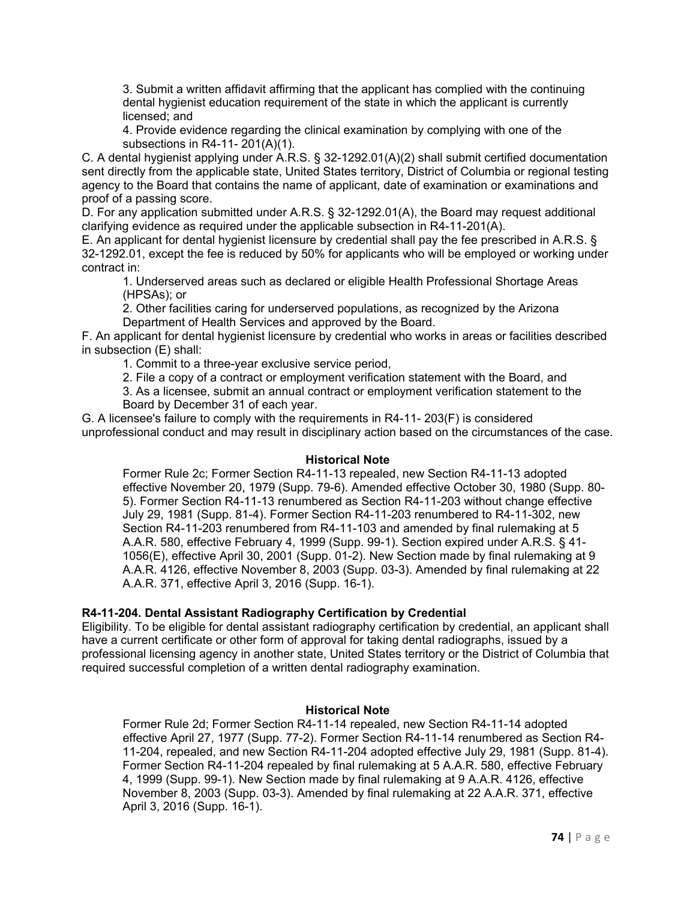3. Submit a written affidavit affirming that the applicant has complied with the continuing dental hygienist education requirement of the state in which the applicant is currently licensed; and

4. Provide evidence regarding the clinical examination by complying with one of the subsections in R4-11- 201(A)(1).

C. A dental hygienist applying under A.R.S. § 32-1292.01(A)(2) shall submit certified documentation sent directly from the applicable state, United States territory, District of Columbia or regional testing agency to the Board that contains the name of applicant, date of examination or examinations and proof of a passing score.

D. For any application submitted under A.R.S. § 32-1292.01(A), the Board may request additional clarifying evidence as required under the applicable subsection in R4-11-201(A).

E. An applicant for dental hygienist licensure by credential shall pay the fee prescribed in A.R.S. § 32-1292.01, except the fee is reduced by 50% for applicants who will be employed or working under contract in:

1. Underserved areas such as declared or eligible Health Professional Shortage Areas (HPSAs); or

2. Other facilities caring for underserved populations, as recognized by the Arizona Department of Health Services and approved by the Board.

F. An applicant for dental hygienist licensure by credential who works in areas or facilities described in subsection (E) shall:

1. Commit to a three-year exclusive service period,

2. File a copy of a contract or employment verification statement with the Board, and

3. As a licensee, submit an annual contract or employment verification statement to the Board by December 31 of each year.

G. A licensee's failure to comply with the requirements in R4-11- 203(F) is considered unprofessional conduct and may result in disciplinary action based on the circumstances of the case.

**Historical Note**

Former Rule 2c; Former Section R4-11-13 repealed, new Section R4-11-13 adopted effective November 20, 1979 (Supp. 79-6). Amended effective October 30, 1980 (Supp. 80-5). Former Section R4-11-13 renumbered as Section R4-11-203 without change effective July 29, 1981 (Supp. 81-4). Former Section R4-11-203 renumbered to R4-11-302, new Section R4-11-203 renumbered from R4-11-103 and amended by final rulemaking at 5 A.A.R. 580, effective February 4, 1999 (Supp. 99-1). Section expired under A.R.S. § 41-1056(E), effective April 30, 2001 (Supp. 01-2). New Section made by final rulemaking at 9 A.A.R. 4126, effective November 8, 2003 (Supp. 03-3). Amended by final rulemaking at 22 A.A.R. 371, effective April 3, 2016 (Supp. 16-1).

### R4-11-204. Dental Assistant Radiography Certification by Credential

Eligibility. To be eligible for dental assistant radiography certification by credential, an applicant shall have a current certificate or other form of approval for taking dental radiographs, issued by a professional licensing agency in another state, United States territory or the District of Columbia that required successful completion of a written dental radiography examination.

**Historical Note**

Former Rule 2d; Former Section R4-11-14 repealed, new Section R4-11-14 adopted effective April 27, 1977 (Supp. 77-2). Former Section R4-11-14 renumbered as Section R4-11-204, repealed, and new Section R4-11-204 adopted effective July 29, 1981 (Supp. 81-4). Former Section R4-11-204 repealed by final rulemaking at 5 A.A.R. 580, effective February 4, 1999 (Supp. 99-1). New Section made by final rulemaking at 9 A.A.R. 4126, effective November 8, 2003 (Supp. 03-3). Amended by final rulemaking at 22 A.A.R. 371, effective April 3, 2016 (Supp. 16-1).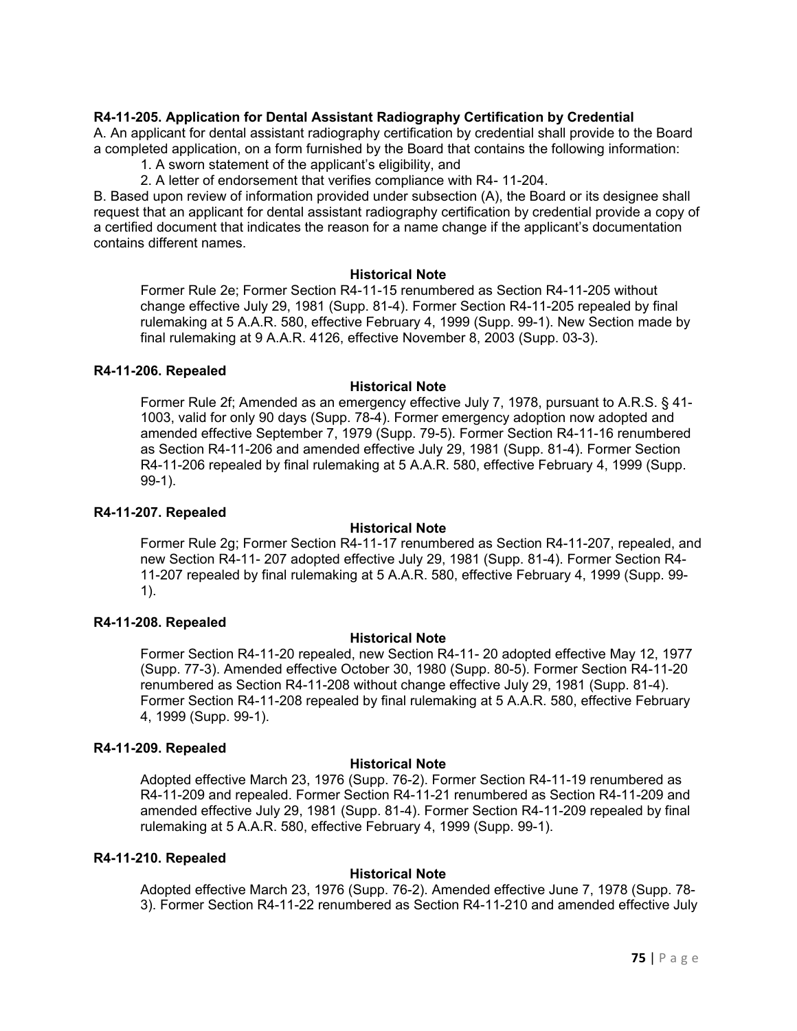**R4-11-205. Application for Dental Assistant Radiography Certification by Credential**

A. An applicant for dental assistant radiography certification by credential shall provide to the Board a completed application, on a form furnished by the Board that contains the following information:

1. A sworn statement of the applicant's eligibility, and
2. A letter of endorsement that verifies compliance with R4- 11-204.

B. Based upon review of information provided under subsection (A), the Board or its designee shall request that an applicant for dental assistant radiography certification by credential provide a copy of a certified document that indicates the reason for a name change if the applicant's documentation contains different names.

**Historical Note**

Former Rule 2e; Former Section R4-11-15 renumbered as Section R4-11-205 without change effective July 29, 1981 (Supp. 81-4). Former Section R4-11-205 repealed by final rulemaking at 5 A.A.R. 580, effective February 4, 1999 (Supp. 99-1). New Section made by final rulemaking at 9 A.A.R. 4126, effective November 8, 2003 (Supp. 03-3).

**R4-11-206. Repealed**

**Historical Note**

Former Rule 2f; Amended as an emergency effective July 7, 1978, pursuant to A.R.S. § 41-1003, valid for only 90 days (Supp. 78-4). Former emergency adoption now adopted and amended effective September 7, 1979 (Supp. 79-5). Former Section R4-11-16 renumbered as Section R4-11-206 and amended effective July 29, 1981 (Supp. 81-4). Former Section R4-11-206 repealed by final rulemaking at 5 A.A.R. 580, effective February 4, 1999 (Supp. 99-1).

**R4-11-207. Repealed**

**Historical Note**

Former Rule 2g; Former Section R4-11-17 renumbered as Section R4-11-207, repealed, and new Section R4-11- 207 adopted effective July 29, 1981 (Supp. 81-4). Former Section R4-11-207 repealed by final rulemaking at 5 A.A.R. 580, effective February 4, 1999 (Supp. 99-1).

**R4-11-208. Repealed**

**Historical Note**

Former Section R4-11-20 repealed, new Section R4-11- 20 adopted effective May 12, 1977 (Supp. 77-3). Amended effective October 30, 1980 (Supp. 80-5). Former Section R4-11-20 renumbered as Section R4-11-208 without change effective July 29, 1981 (Supp. 81-4). Former Section R4-11-208 repealed by final rulemaking at 5 A.A.R. 580, effective February 4, 1999 (Supp. 99-1).

**R4-11-209. Repealed**

**Historical Note**

Adopted effective March 23, 1976 (Supp. 76-2). Former Section R4-11-19 renumbered as R4-11-209 and repealed. Former Section R4-11-21 renumbered as Section R4-11-209 and amended effective July 29, 1981 (Supp. 81-4). Former Section R4-11-209 repealed by final rulemaking at 5 A.A.R. 580, effective February 4, 1999 (Supp. 99-1).

**R4-11-210. Repealed**

**Historical Note**

Adopted effective March 23, 1976 (Supp. 76-2). Amended effective June 7, 1978 (Supp. 78-3). Former Section R4-11-22 renumbered as Section R4-11-210 and amended effective July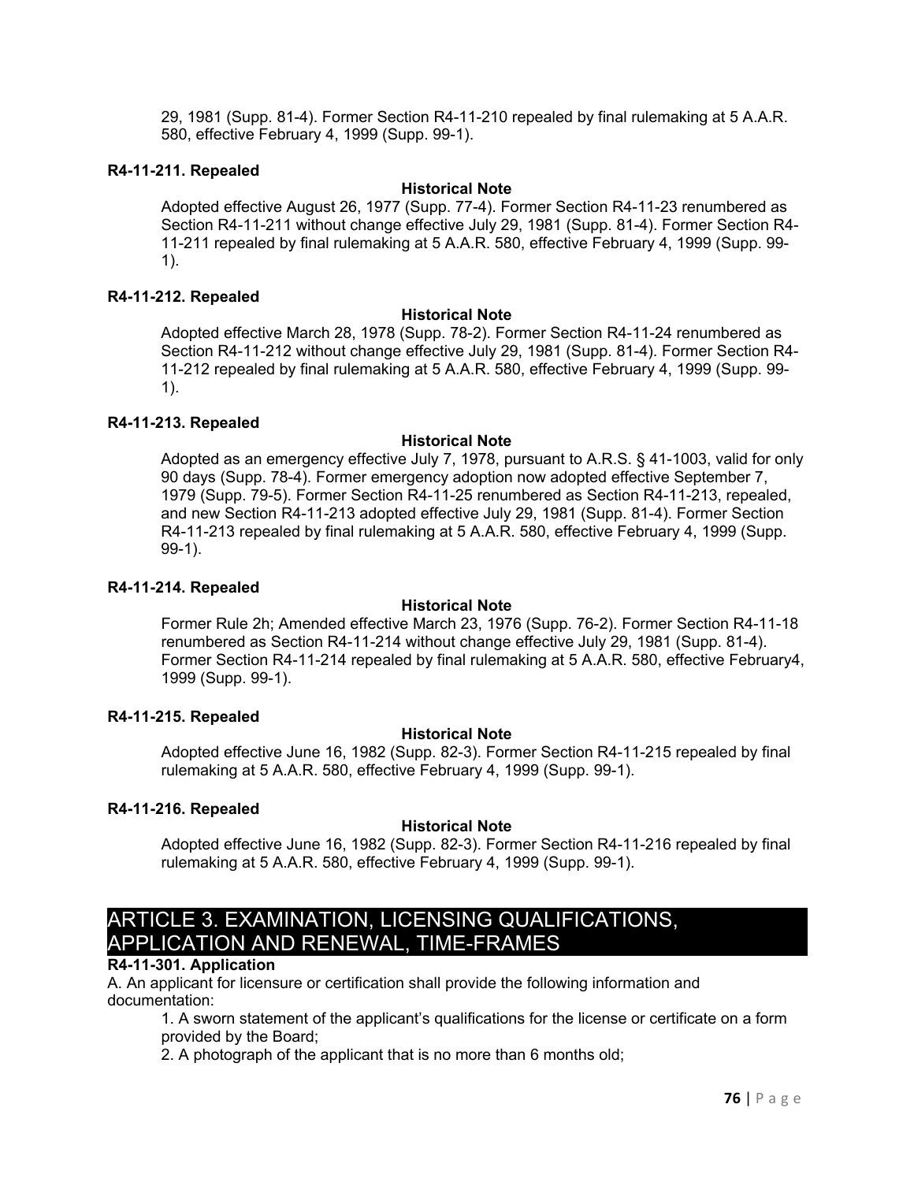29, 1981 (Supp. 81-4). Former Section R4-11-210 repealed by final rulemaking at 5 A.A.R. 580, effective February 4, 1999 (Supp. 99-1).

**R4-11-211. Repealed**

**Historical Note**

Adopted effective August 26, 1977 (Supp. 77-4). Former Section R4-11-23 renumbered as Section R4-11-211 without change effective July 29, 1981 (Supp. 81-4). Former Section R4-11-211 repealed by final rulemaking at 5 A.A.R. 580, effective February 4, 1999 (Supp. 99-1).

**R4-11-212. Repealed**

**Historical Note**

Adopted effective March 28, 1978 (Supp. 78-2). Former Section R4-11-24 renumbered as Section R4-11-212 without change effective July 29, 1981 (Supp. 81-4). Former Section R4-11-212 repealed by final rulemaking at 5 A.A.R. 580, effective February 4, 1999 (Supp. 99-1).

**R4-11-213. Repealed**

**Historical Note**

Adopted as an emergency effective July 7, 1978, pursuant to A.R.S. § 41-1003, valid for only 90 days (Supp. 78-4). Former emergency adoption now adopted effective September 7, 1979 (Supp. 79-5). Former Section R4-11-25 renumbered as Section R4-11-213, repealed, and new Section R4-11-213 adopted effective July 29, 1981 (Supp. 81-4). Former Section R4-11-213 repealed by final rulemaking at 5 A.A.R. 580, effective February 4, 1999 (Supp. 99-1).

**R4-11-214. Repealed**

**Historical Note**

Former Rule 2h; Amended effective March 23, 1976 (Supp. 76-2). Former Section R4-11-18 renumbered as Section R4-11-214 without change effective July 29, 1981 (Supp. 81-4). Former Section R4-11-214 repealed by final rulemaking at 5 A.A.R. 580, effective February4, 1999 (Supp. 99-1).

**R4-11-215. Repealed**

**Historical Note**

Adopted effective June 16, 1982 (Supp. 82-3). Former Section R4-11-215 repealed by final rulemaking at 5 A.A.R. 580, effective February 4, 1999 (Supp. 99-1).

**R4-11-216. Repealed**

**Historical Note**

Adopted effective June 16, 1982 (Supp. 82-3). Former Section R4-11-216 repealed by final rulemaking at 5 A.A.R. 580, effective February 4, 1999 (Supp. 99-1).

## ARTICLE 3. EXAMINATION, LICENSING QUALIFICATIONS, APPLICATION AND RENEWAL, TIME-FRAMES

**R4-11-301. Application**

A. An applicant for licensure or certification shall provide the following information and documentation:

1. A sworn statement of the applicant's qualifications for the license or certificate on a form provided by the Board;
2. A photograph of the applicant that is no more than 6 months old;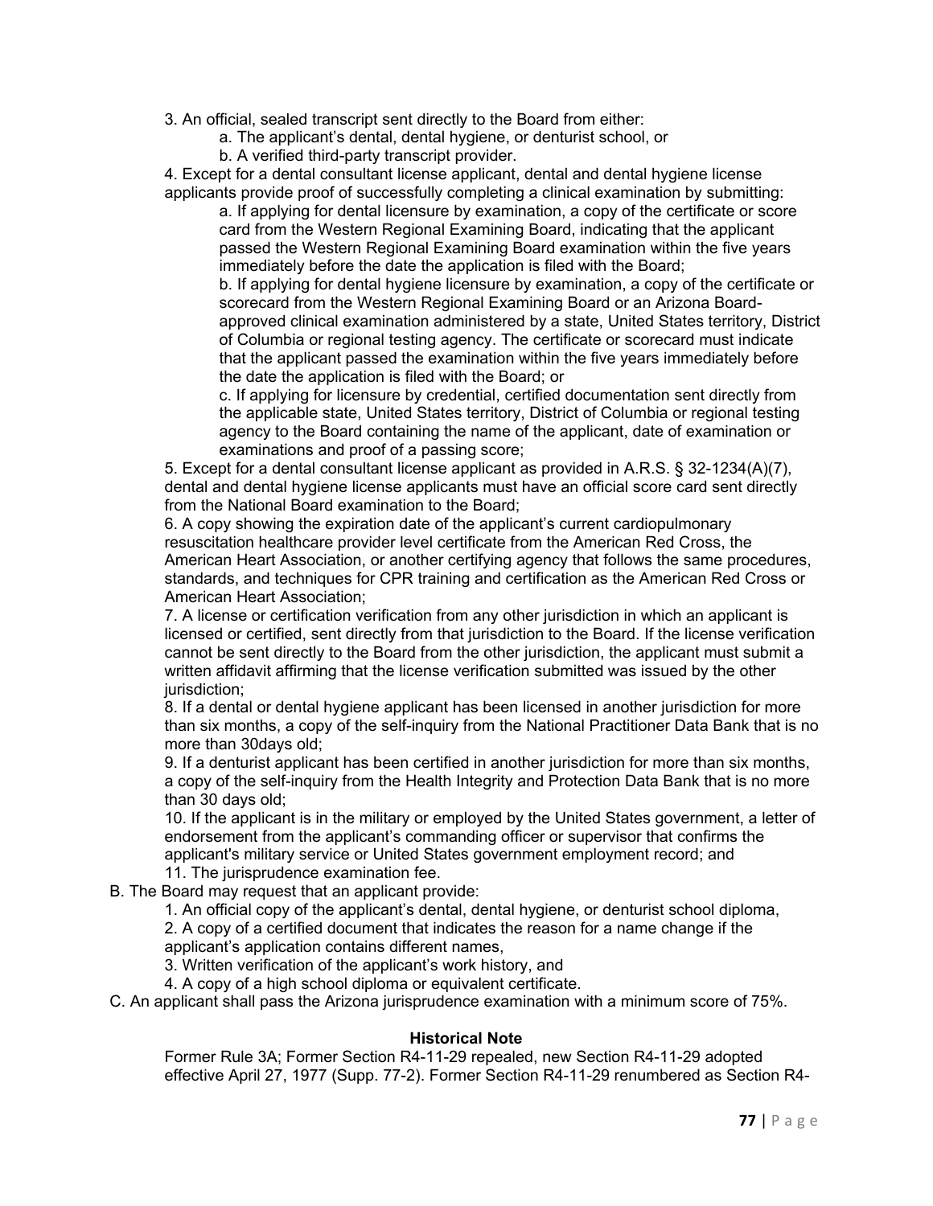3. An official, sealed transcript sent directly to the Board from either:
    a. The applicant's dental, dental hygiene, or denturist school, or
    b. A verified third-party transcript provider.

4. Except for a dental consultant license applicant, dental and dental hygiene license applicants provide proof of successfully completing a clinical examination by submitting:
    a. If applying for dental licensure by examination, a copy of the certificate or score card from the Western Regional Examining Board, indicating that the applicant passed the Western Regional Examining Board examination within the five years immediately before the date the application is filed with the Board;
    b. If applying for dental hygiene licensure by examination, a copy of the certificate or scorecard from the Western Regional Examining Board or an Arizona Board-approved clinical examination administered by a state, United States territory, District of Columbia or regional testing agency. The certificate or scorecard must indicate that the applicant passed the examination within the five years immediately before the date the application is filed with the Board; or
    c. If applying for licensure by credential, certified documentation sent directly from the applicable state, United States territory, District of Columbia or regional testing agency to the Board containing the name of the applicant, date of examination or examinations and proof of a passing score;

5. Except for a dental consultant license applicant as provided in A.R.S. § 32-1234(A)(7), dental and dental hygiene license applicants must have an official score card sent directly from the National Board examination to the Board;

6. A copy showing the expiration date of the applicant's current cardiopulmonary resuscitation healthcare provider level certificate from the American Red Cross, the American Heart Association, or another certifying agency that follows the same procedures, standards, and techniques for CPR training and certification as the American Red Cross or American Heart Association;

7. A license or certification verification from any other jurisdiction in which an applicant is licensed or certified, sent directly from that jurisdiction to the Board. If the license verification cannot be sent directly to the Board from the other jurisdiction, the applicant must submit a written affidavit affirming that the license verification submitted was issued by the other jurisdiction;

8. If a dental or dental hygiene applicant has been licensed in another jurisdiction for more than six months, a copy of the self-inquiry from the National Practitioner Data Bank that is no more than 30days old;

9. If a denturist applicant has been certified in another jurisdiction for more than six months, a copy of the self-inquiry from the Health Integrity and Protection Data Bank that is no more than 30 days old;

10. If the applicant is in the military or employed by the United States government, a letter of endorsement from the applicant's commanding officer or supervisor that confirms the applicant's military service or United States government employment record; and

11. The jurisprudence examination fee.

B. The Board may request that an applicant provide:
    1. An official copy of the applicant's dental, dental hygiene, or denturist school diploma,
    2. A copy of a certified document that indicates the reason for a name change if the applicant's application contains different names,
    3. Written verification of the applicant's work history, and
    4. A copy of a high school diploma or equivalent certificate.

C. An applicant shall pass the Arizona jurisprudence examination with a minimum score of 75%.

**Historical Note**

Former Rule 3A; Former Section R4-11-29 repealed, new Section R4-11-29 adopted effective April 27, 1977 (Supp. 77-2). Former Section R4-11-29 renumbered as Section R4-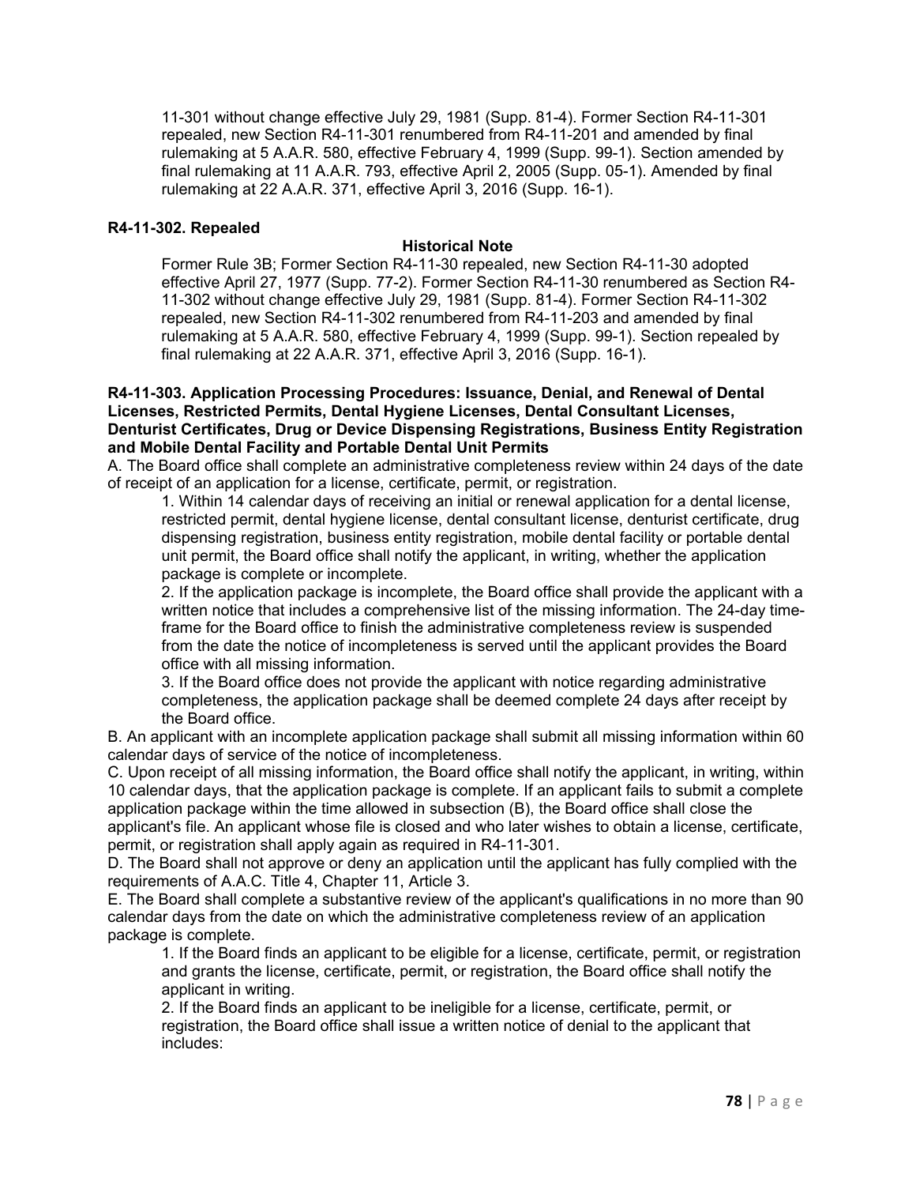11-301 without change effective July 29, 1981 (Supp. 81-4). Former Section R4-11-301 repealed, new Section R4-11-301 renumbered from R4-11-201 and amended by final rulemaking at 5 A.A.R. 580, effective February 4, 1999 (Supp. 99-1). Section amended by final rulemaking at 11 A.A.R. 793, effective April 2, 2005 (Supp. 05-1). Amended by final rulemaking at 22 A.A.R. 371, effective April 3, 2016 (Supp. 16-1).

**R4-11-302. Repealed**

**Historical Note**

Former Rule 3B; Former Section R4-11-30 repealed, new Section R4-11-30 adopted effective April 27, 1977 (Supp. 77-2). Former Section R4-11-30 renumbered as Section R4-11-302 without change effective July 29, 1981 (Supp. 81-4). Former Section R4-11-302 repealed, new Section R4-11-302 renumbered from R4-11-203 and amended by final rulemaking at 5 A.A.R. 580, effective February 4, 1999 (Supp. 99-1). Section repealed by final rulemaking at 22 A.A.R. 371, effective April 3, 2016 (Supp. 16-1).

**R4-11-303. Application Processing Procedures: Issuance, Denial, and Renewal of Dental Licenses, Restricted Permits, Dental Hygiene Licenses, Dental Consultant Licenses, Denturist Certificates, Drug or Device Dispensing Registrations, Business Entity Registration and Mobile Dental Facility and Portable Dental Unit Permits**

A. The Board office shall complete an administrative completeness review within 24 days of the date of receipt of an application for a license, certificate, permit, or registration.

1. Within 14 calendar days of receiving an initial or renewal application for a dental license, restricted permit, dental hygiene license, dental consultant license, denturist certificate, drug dispensing registration, business entity registration, mobile dental facility or portable dental unit permit, the Board office shall notify the applicant, in writing, whether the application package is complete or incomplete.
2. If the application package is incomplete, the Board office shall provide the applicant with a written notice that includes a comprehensive list of the missing information. The 24-day time-frame for the Board office to finish the administrative completeness review is suspended from the date the notice of incompleteness is served until the applicant provides the Board office with all missing information.
3. If the Board office does not provide the applicant with notice regarding administrative completeness, the application package shall be deemed complete 24 days after receipt by the Board office.

B. An applicant with an incomplete application package shall submit all missing information within 60 calendar days of service of the notice of incompleteness.

C. Upon receipt of all missing information, the Board office shall notify the applicant, in writing, within 10 calendar days, that the application package is complete. If an applicant fails to submit a complete application package within the time allowed in subsection (B), the Board office shall close the applicant's file. An applicant whose file is closed and who later wishes to obtain a license, certificate, permit, or registration shall apply again as required in R4-11-301.

D. The Board shall not approve or deny an application until the applicant has fully complied with the requirements of A.A.C. Title 4, Chapter 11, Article 3.

E. The Board shall complete a substantive review of the applicant's qualifications in no more than 90 calendar days from the date on which the administrative completeness review of an application package is complete.

1. If the Board finds an applicant to be eligible for a license, certificate, permit, or registration and grants the license, certificate, permit, or registration, the Board office shall notify the applicant in writing.
2. If the Board finds an applicant to be ineligible for a license, certificate, permit, or registration, the Board office shall issue a written notice of denial to the applicant that includes: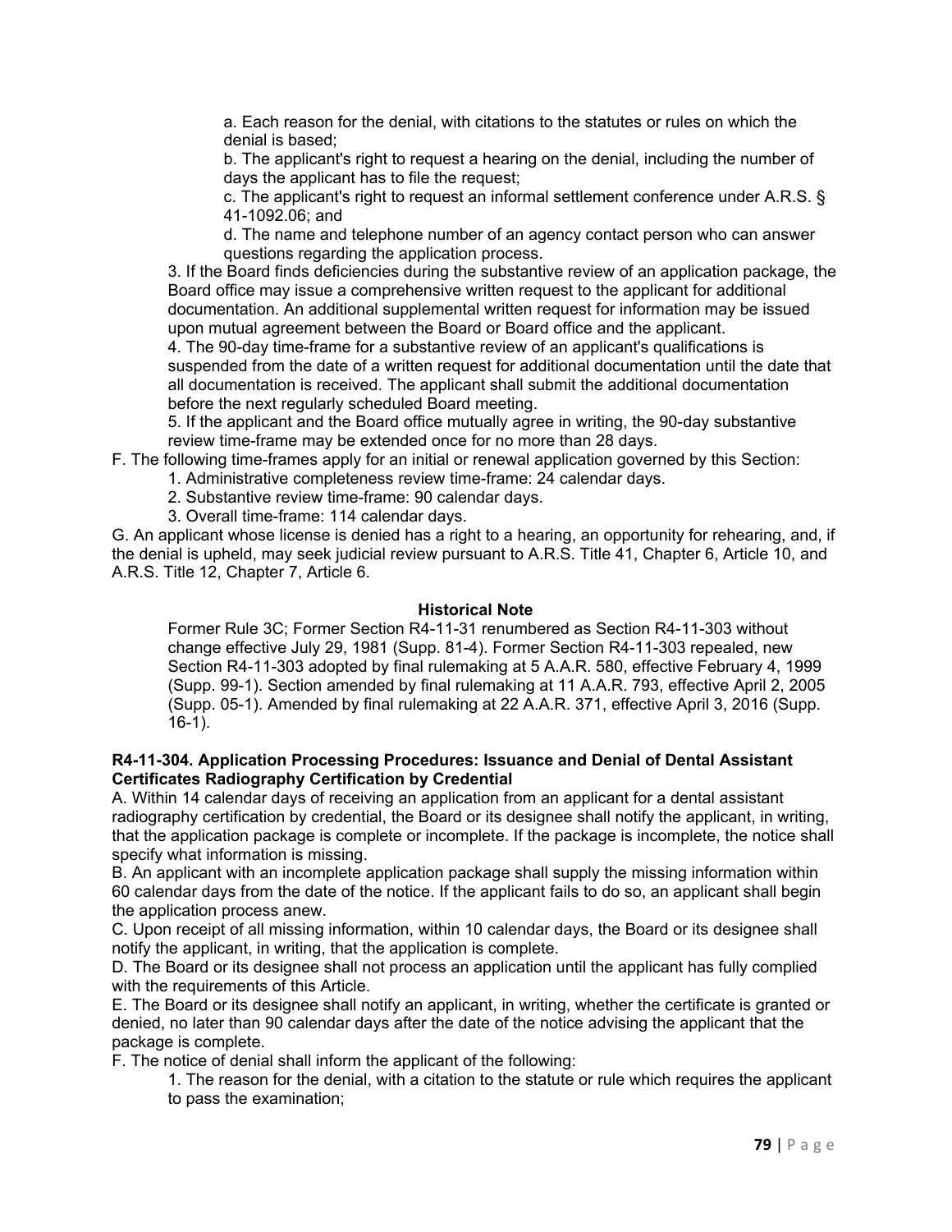a. Each reason for the denial, with citations to the statutes or rules on which the denial is based;

b. The applicant's right to request a hearing on the denial, including the number of days the applicant has to file the request;

c. The applicant's right to request an informal settlement conference under A.R.S. § 41-1092.06; and

d. The name and telephone number of an agency contact person who can answer questions regarding the application process.

3. If the Board finds deficiencies during the substantive review of an application package, the Board office may issue a comprehensive written request to the applicant for additional documentation. An additional supplemental written request for information may be issued upon mutual agreement between the Board or Board office and the applicant.

4. The 90-day time-frame for a substantive review of an applicant's qualifications is suspended from the date of a written request for additional documentation until the date that all documentation is received. The applicant shall submit the additional documentation before the next regularly scheduled Board meeting.

5. If the applicant and the Board office mutually agree in writing, the 90-day substantive review time-frame may be extended once for no more than 28 days.

F. The following time-frames apply for an initial or renewal application governed by this Section:

1. Administrative completeness review time-frame: 24 calendar days.
2. Substantive review time-frame: 90 calendar days.
3. Overall time-frame: 114 calendar days.

G. An applicant whose license is denied has a right to a hearing, an opportunity for rehearing, and, if the denial is upheld, may seek judicial review pursuant to A.R.S. Title 41, Chapter 6, Article 10, and A.R.S. Title 12, Chapter 7, Article 6.

**Historical Note**

Former Rule 3C; Former Section R4-11-31 renumbered as Section R4-11-303 without change effective July 29, 1981 (Supp. 81-4). Former Section R4-11-303 repealed, new Section R4-11-303 adopted by final rulemaking at 5 A.A.R. 580, effective February 4, 1999 (Supp. 99-1). Section amended by final rulemaking at 11 A.A.R. 793, effective April 2, 2005 (Supp. 05-1). Amended by final rulemaking at 22 A.A.R. 371, effective April 3, 2016 (Supp. 16-1).

**R4-11-304. Application Processing Procedures: Issuance and Denial of Dental Assistant Certificates Radiography Certification by Credential**

A. Within 14 calendar days of receiving an application from an applicant for a dental assistant radiography certification by credential, the Board or its designee shall notify the applicant, in writing, that the application package is complete or incomplete. If the package is incomplete, the notice shall specify what information is missing.

B. An applicant with an incomplete application package shall supply the missing information within 60 calendar days from the date of the notice. If the applicant fails to do so, an applicant shall begin the application process anew.

C. Upon receipt of all missing information, within 10 calendar days, the Board or its designee shall notify the applicant, in writing, that the application is complete.

D. The Board or its designee shall not process an application until the applicant has fully complied with the requirements of this Article.

E. The Board or its designee shall notify an applicant, in writing, whether the certificate is granted or denied, no later than 90 calendar days after the date of the notice advising the applicant that the package is complete.

F. The notice of denial shall inform the applicant of the following:

1. The reason for the denial, with a citation to the statute or rule which requires the applicant to pass the examination;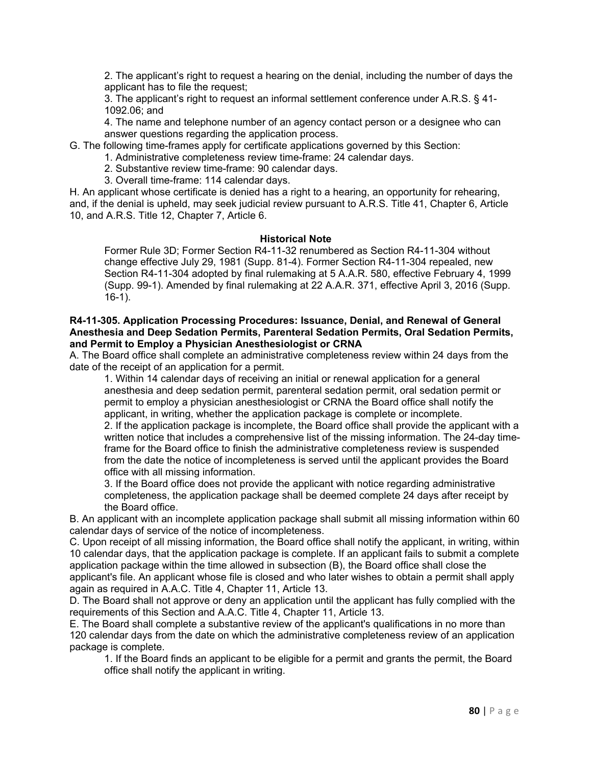2. The applicant's right to request a hearing on the denial, including the number of days the applicant has to file the request;

3. The applicant's right to request an informal settlement conference under A.R.S. § 41-1092.06; and

4. The name and telephone number of an agency contact person or a designee who can answer questions regarding the application process.

G. The following time-frames apply for certificate applications governed by this Section:

1. Administrative completeness review time-frame: 24 calendar days.
2. Substantive review time-frame: 90 calendar days.
3. Overall time-frame: 114 calendar days.

H. An applicant whose certificate is denied has a right to a hearing, an opportunity for rehearing, and, if the denial is upheld, may seek judicial review pursuant to A.R.S. Title 41, Chapter 6, Article 10, and A.R.S. Title 12, Chapter 7, Article 6.

**Historical Note**

Former Rule 3D; Former Section R4-11-32 renumbered as Section R4-11-304 without change effective July 29, 1981 (Supp. 81-4). Former Section R4-11-304 repealed, new Section R4-11-304 adopted by final rulemaking at 5 A.A.R. 580, effective February 4, 1999 (Supp. 99-1). Amended by final rulemaking at 22 A.A.R. 371, effective April 3, 2016 (Supp. 16-1).

**R4-11-305. Application Processing Procedures: Issuance, Denial, and Renewal of General Anesthesia and Deep Sedation Permits, Parenteral Sedation Permits, Oral Sedation Permits, and Permit to Employ a Physician Anesthesiologist or CRNA**

A. The Board office shall complete an administrative completeness review within 24 days from the date of the receipt of an application for a permit.

1. Within 14 calendar days of receiving an initial or renewal application for a general anesthesia and deep sedation permit, parenteral sedation permit, oral sedation permit or permit to employ a physician anesthesiologist or CRNA the Board office shall notify the applicant, in writing, whether the application package is complete or incomplete.

2. If the application package is incomplete, the Board office shall provide the applicant with a written notice that includes a comprehensive list of the missing information. The 24-day time-frame for the Board office to finish the administrative completeness review is suspended from the date the notice of incompleteness is served until the applicant provides the Board office with all missing information.

3. If the Board office does not provide the applicant with notice regarding administrative completeness, the application package shall be deemed complete 24 days after receipt by the Board office.

B. An applicant with an incomplete application package shall submit all missing information within 60 calendar days of service of the notice of incompleteness.

C. Upon receipt of all missing information, the Board office shall notify the applicant, in writing, within 10 calendar days, that the application package is complete. If an applicant fails to submit a complete application package within the time allowed in subsection (B), the Board office shall close the applicant's file. An applicant whose file is closed and who later wishes to obtain a permit shall apply again as required in A.A.C. Title 4, Chapter 11, Article 13.

D. The Board shall not approve or deny an application until the applicant has fully complied with the requirements of this Section and A.A.C. Title 4, Chapter 11, Article 13.

E. The Board shall complete a substantive review of the applicant's qualifications in no more than 120 calendar days from the date on which the administrative completeness review of an application package is complete.

1. If the Board finds an applicant to be eligible for a permit and grants the permit, the Board office shall notify the applicant in writing.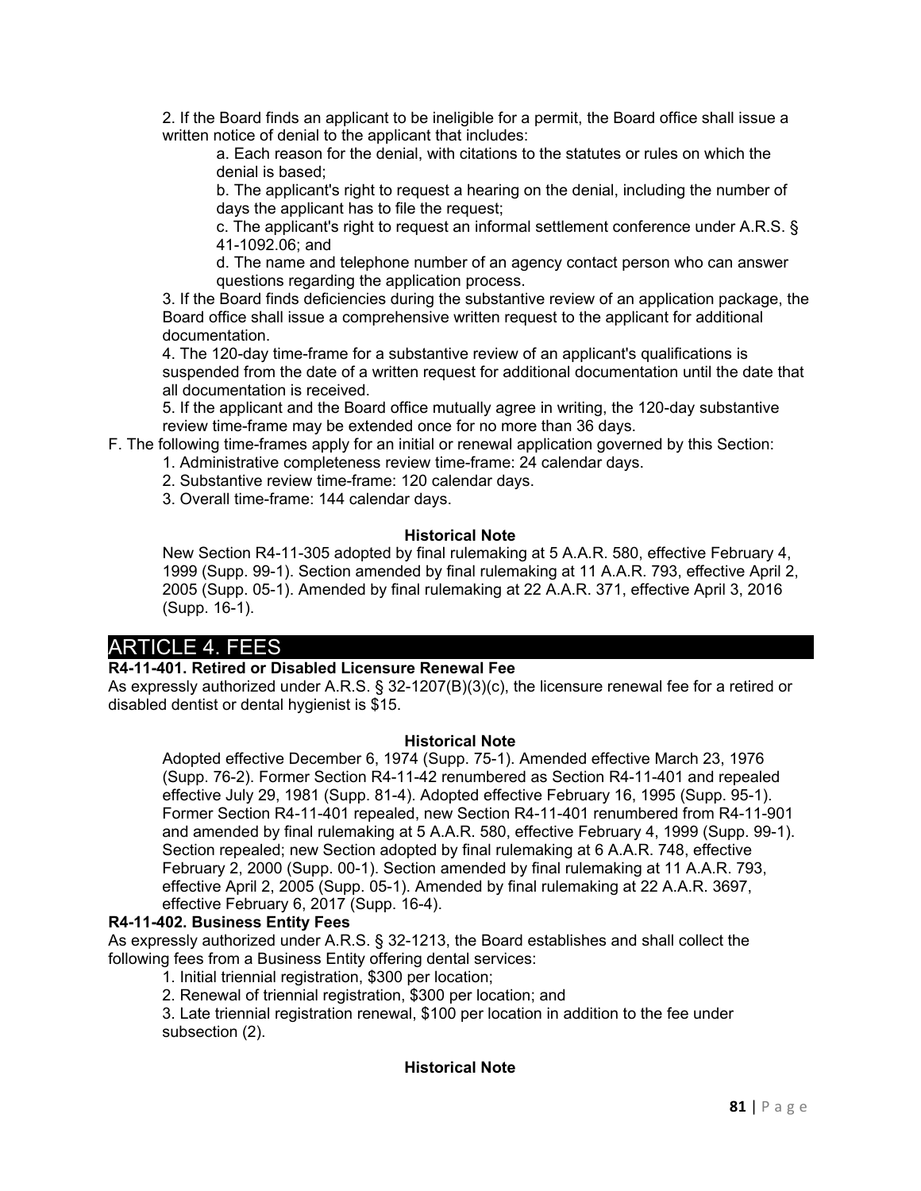2. If the Board finds an applicant to be ineligible for a permit, the Board office shall issue a written notice of denial to the applicant that includes:

a. Each reason for the denial, with citations to the statutes or rules on which the denial is based;

b. The applicant's right to request a hearing on the denial, including the number of days the applicant has to file the request;

c. The applicant's right to request an informal settlement conference under A.R.S. § 41-1092.06; and

d. The name and telephone number of an agency contact person who can answer questions regarding the application process.

3. If the Board finds deficiencies during the substantive review of an application package, the Board office shall issue a comprehensive written request to the applicant for additional documentation.

4. The 120-day time-frame for a substantive review of an applicant's qualifications is suspended from the date of a written request for additional documentation until the date that all documentation is received.

5. If the applicant and the Board office mutually agree in writing, the 120-day substantive review time-frame may be extended once for no more than 36 days.

F. The following time-frames apply for an initial or renewal application governed by this Section:

1. Administrative completeness review time-frame: 24 calendar days.
2. Substantive review time-frame: 120 calendar days.
3. Overall time-frame: 144 calendar days.

**Historical Note**

New Section R4-11-305 adopted by final rulemaking at 5 A.A.R. 580, effective February 4, 1999 (Supp. 99-1). Section amended by final rulemaking at 11 A.A.R. 793, effective April 2, 2005 (Supp. 05-1). Amended by final rulemaking at 22 A.A.R. 371, effective April 3, 2016 (Supp. 16-1).

## ARTICLE 4. FEES

**R4-11-401. Retired or Disabled Licensure Renewal Fee**

As expressly authorized under A.R.S. § 32-1207(B)(3)(c), the licensure renewal fee for a retired or disabled dentist or dental hygienist is $15.

**Historical Note**

Adopted effective December 6, 1974 (Supp. 75-1). Amended effective March 23, 1976 (Supp. 76-2). Former Section R4-11-42 renumbered as Section R4-11-401 and repealed effective July 29, 1981 (Supp. 81-4). Adopted effective February 16, 1995 (Supp. 95-1). Former Section R4-11-401 repealed, new Section R4-11-401 renumbered from R4-11-901 and amended by final rulemaking at 5 A.A.R. 580, effective February 4, 1999 (Supp. 99-1). Section repealed; new Section adopted by final rulemaking at 6 A.A.R. 748, effective February 2, 2000 (Supp. 00-1). Section amended by final rulemaking at 11 A.A.R. 793, effective April 2, 2005 (Supp. 05-1). Amended by final rulemaking at 22 A.A.R. 3697, effective February 6, 2017 (Supp. 16-4).

**R4-11-402. Business Entity Fees**

As expressly authorized under A.R.S. § 32-1213, the Board establishes and shall collect the following fees from a Business Entity offering dental services:

1. Initial triennial registration, $300 per location;
2. Renewal of triennial registration, $300 per location; and
3. Late triennial registration renewal, $100 per location in addition to the fee under subsection (2).

**Historical Note**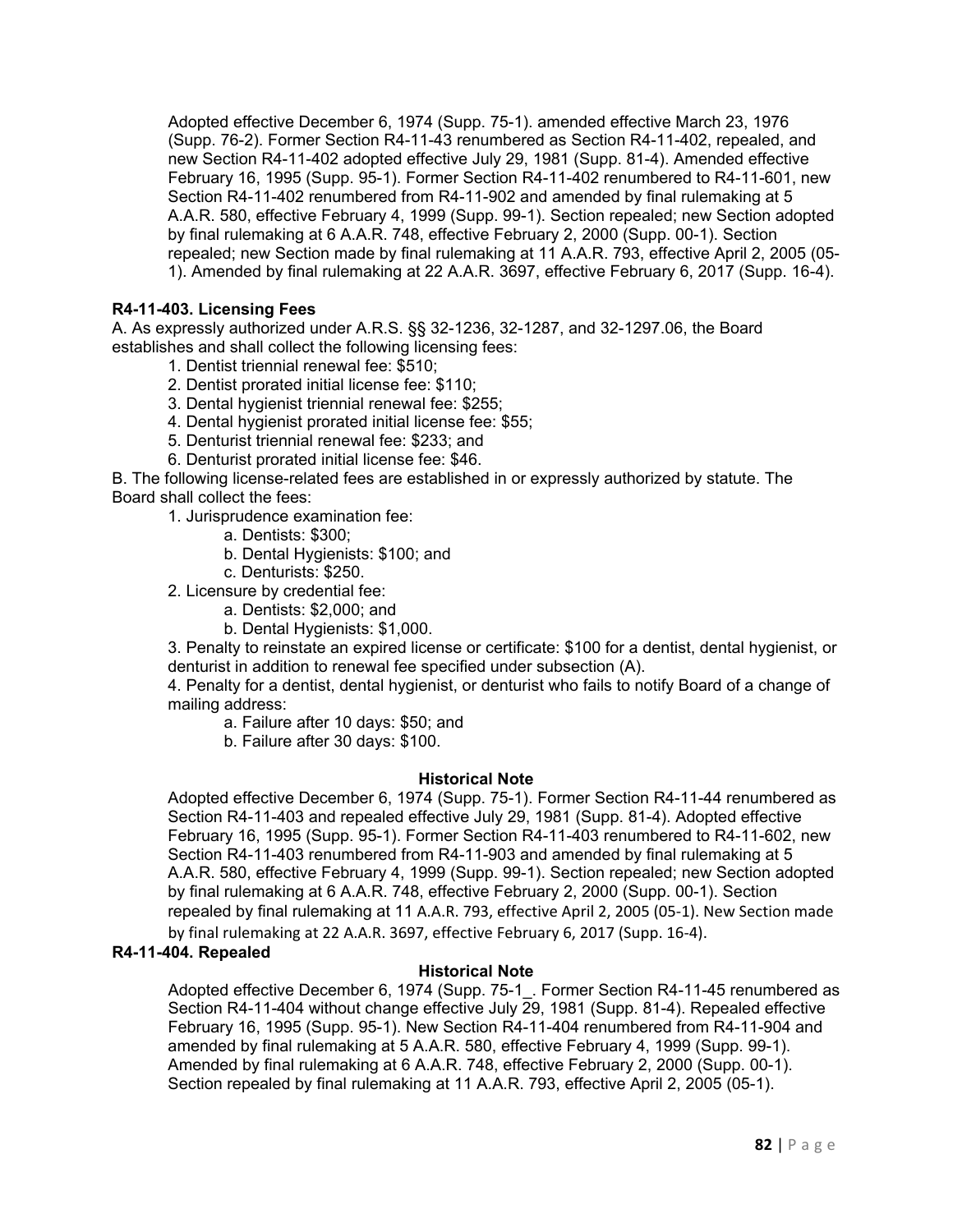Adopted effective December 6, 1974 (Supp. 75-1). amended effective March 23, 1976 (Supp. 76-2). Former Section R4-11-43 renumbered as Section R4-11-402, repealed, and new Section R4-11-402 adopted effective July 29, 1981 (Supp. 81-4). Amended effective February 16, 1995 (Supp. 95-1). Former Section R4-11-402 renumbered to R4-11-601, new Section R4-11-402 renumbered from R4-11-902 and amended by final rulemaking at 5 A.A.R. 580, effective February 4, 1999 (Supp. 99-1). Section repealed; new Section adopted by final rulemaking at 6 A.A.R. 748, effective February 2, 2000 (Supp. 00-1). Section repealed; new Section made by final rulemaking at 11 A.A.R. 793, effective April 2, 2005 (05-1). Amended by final rulemaking at 22 A.A.R. 3697, effective February 6, 2017 (Supp. 16-4).

**R4-11-403. Licensing Fees**

A. As expressly authorized under A.R.S. §§ 32-1236, 32-1287, and 32-1297.06, the Board establishes and shall collect the following licensing fees:

1. Dentist triennial renewal fee: $510;
2. Dentist prorated initial license fee: $110;
3. Dental hygienist triennial renewal fee: $255;
4. Dental hygienist prorated initial license fee: $55;
5. Denturist triennial renewal fee: $233; and
6. Denturist prorated initial license fee: $46.

B. The following license-related fees are established in or expressly authorized by statute. The Board shall collect the fees:

1. Jurisprudence examination fee:
   a. Dentists: $300;
   b. Dental Hygienists: $100; and
   c. Denturists: $250.
2. Licensure by credential fee:
   a. Dentists: $2,000; and
   b. Dental Hygienists: $1,000.
3. Penalty to reinstate an expired license or certificate: $100 for a dentist, dental hygienist, or denturist in addition to renewal fee specified under subsection (A).
4. Penalty for a dentist, dental hygienist, or denturist who fails to notify Board of a change of mailing address:
   a. Failure after 10 days: $50; and
   b. Failure after 30 days: $100.

**Historical Note**

Adopted effective December 6, 1974 (Supp. 75-1). Former Section R4-11-44 renumbered as Section R4-11-403 and repealed effective July 29, 1981 (Supp. 81-4). Adopted effective February 16, 1995 (Supp. 95-1). Former Section R4-11-403 renumbered to R4-11-602, new Section R4-11-403 renumbered from R4-11-903 and amended by final rulemaking at 5 A.A.R. 580, effective February 4, 1999 (Supp. 99-1). Section repealed; new Section adopted by final rulemaking at 6 A.A.R. 748, effective February 2, 2000 (Supp. 00-1). Section repealed by final rulemaking at 11 A.A.R. 793, effective April 2, 2005 (05-1). New Section made by final rulemaking at 22 A.A.R. 3697, effective February 6, 2017 (Supp. 16-4).

**R4-11-404. Repealed**

**Historical Note**

Adopted effective December 6, 1974 (Supp. 75-1_. Former Section R4-11-45 renumbered as Section R4-11-404 without change effective July 29, 1981 (Supp. 81-4). Repealed effective February 16, 1995 (Supp. 95-1). New Section R4-11-404 renumbered from R4-11-904 and amended by final rulemaking at 5 A.A.R. 580, effective February 4, 1999 (Supp. 99-1). Amended by final rulemaking at 6 A.A.R. 748, effective February 2, 2000 (Supp. 00-1). Section repealed by final rulemaking at 11 A.A.R. 793, effective April 2, 2005 (05-1).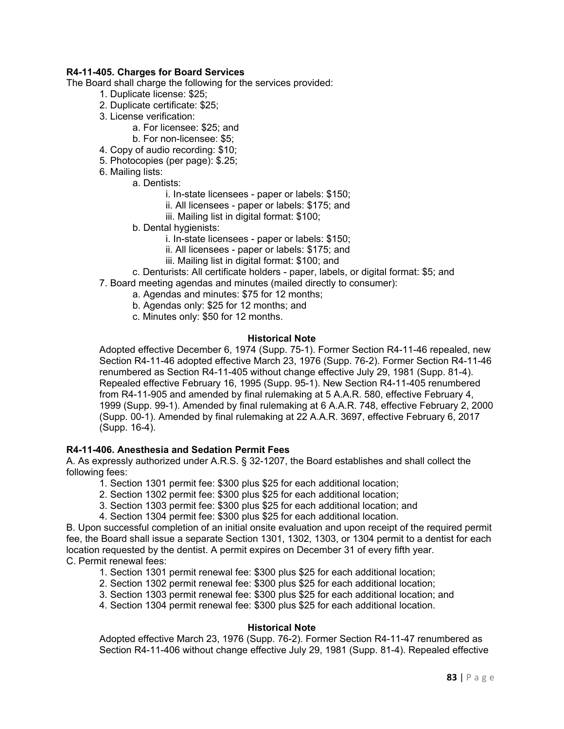**R4-11-405. Charges for Board Services**

The Board shall charge the following for the services provided:

1. Duplicate license: $25;
2. Duplicate certificate: $25;
3. License verification:
   a. For licensee: $25; and
   b. For non-licensee: $5;
4. Copy of audio recording: $10;
5. Photocopies (per page): $.25;
6. Mailing lists:
   a. Dentists:
      i. In-state licensees - paper or labels: $150;
      ii. All licensees - paper or labels: $175; and
      iii. Mailing list in digital format: $100;
   b. Dental hygienists:
      i. In-state licensees - paper or labels: $150;
      ii. All licensees - paper or labels: $175; and
      iii. Mailing list in digital format: $100; and
   c. Denturists: All certificate holders - paper, labels, or digital format: $5; and
7. Board meeting agendas and minutes (mailed directly to consumer):
   a. Agendas and minutes: $75 for 12 months;
   b. Agendas only: $25 for 12 months; and
   c. Minutes only: $50 for 12 months.

**Historical Note**

Adopted effective December 6, 1974 (Supp. 75-1). Former Section R4-11-46 repealed, new Section R4-11-46 adopted effective March 23, 1976 (Supp. 76-2). Former Section R4-11-46 renumbered as Section R4-11-405 without change effective July 29, 1981 (Supp. 81-4). Repealed effective February 16, 1995 (Supp. 95-1). New Section R4-11-405 renumbered from R4-11-905 and amended by final rulemaking at 5 A.A.R. 580, effective February 4, 1999 (Supp. 99-1). Amended by final rulemaking at 6 A.A.R. 748, effective February 2, 2000 (Supp. 00-1). Amended by final rulemaking at 22 A.A.R. 3697, effective February 6, 2017 (Supp. 16-4).

**R4-11-406. Anesthesia and Sedation Permit Fees**

A. As expressly authorized under A.R.S. § 32-1207, the Board establishes and shall collect the following fees:

1. Section 1301 permit fee: $300 plus $25 for each additional location;
2. Section 1302 permit fee: $300 plus $25 for each additional location;
3. Section 1303 permit fee: $300 plus $25 for each additional location; and
4. Section 1304 permit fee: $300 plus $25 for each additional location.

B. Upon successful completion of an initial onsite evaluation and upon receipt of the required permit fee, the Board shall issue a separate Section 1301, 1302, 1303, or 1304 permit to a dentist for each location requested by the dentist. A permit expires on December 31 of every fifth year.

C. Permit renewal fees:

1. Section 1301 permit renewal fee: $300 plus $25 for each additional location;
2. Section 1302 permit renewal fee: $300 plus $25 for each additional location;
3. Section 1303 permit renewal fee: $300 plus $25 for each additional location; and
4. Section 1304 permit renewal fee: $300 plus $25 for each additional location.

**Historical Note**

Adopted effective March 23, 1976 (Supp. 76-2). Former Section R4-11-47 renumbered as Section R4-11-406 without change effective July 29, 1981 (Supp. 81-4). Repealed effective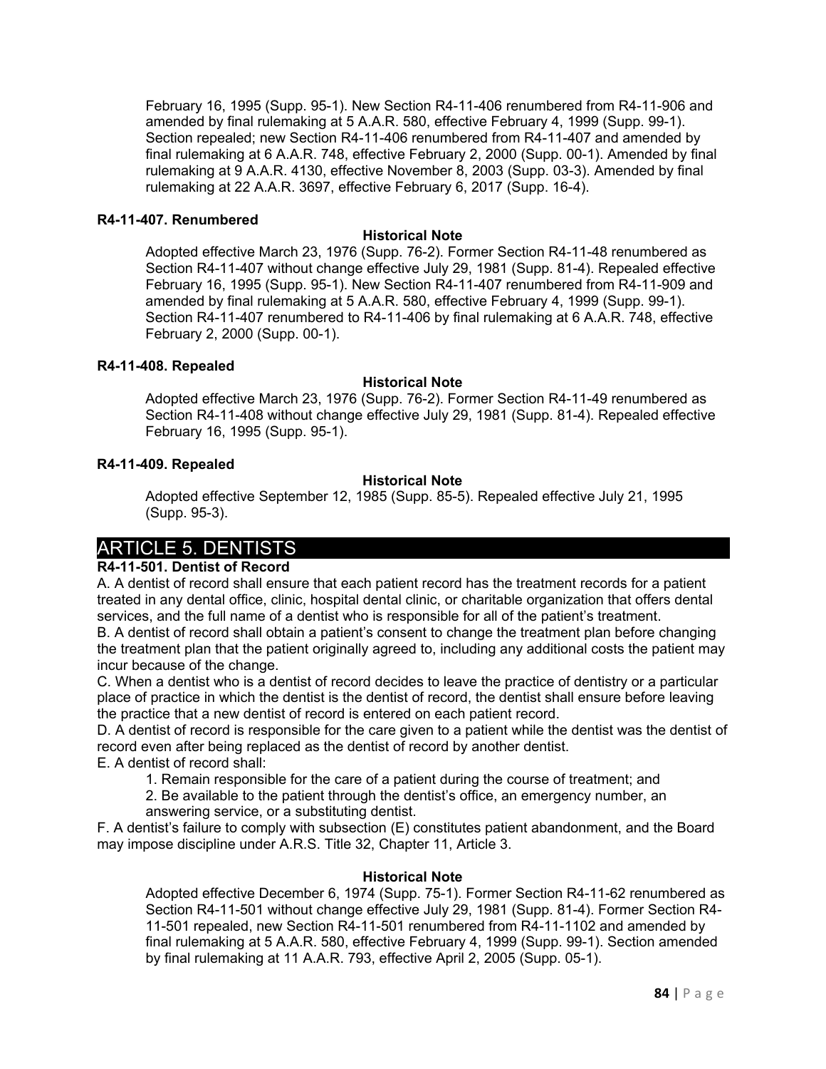February 16, 1995 (Supp. 95-1). New Section R4-11-406 renumbered from R4-11-906 and amended by final rulemaking at 5 A.A.R. 580, effective February 4, 1999 (Supp. 99-1). Section repealed; new Section R4-11-406 renumbered from R4-11-407 and amended by final rulemaking at 6 A.A.R. 748, effective February 2, 2000 (Supp. 00-1). Amended by final rulemaking at 9 A.A.R. 4130, effective November 8, 2003 (Supp. 03-3). Amended by final rulemaking at 22 A.A.R. 3697, effective February 6, 2017 (Supp. 16-4).

**R4-11-407. Renumbered**

**Historical Note**

Adopted effective March 23, 1976 (Supp. 76-2). Former Section R4-11-48 renumbered as Section R4-11-407 without change effective July 29, 1981 (Supp. 81-4). Repealed effective February 16, 1995 (Supp. 95-1). New Section R4-11-407 renumbered from R4-11-909 and amended by final rulemaking at 5 A.A.R. 580, effective February 4, 1999 (Supp. 99-1). Section R4-11-407 renumbered to R4-11-406 by final rulemaking at 6 A.A.R. 748, effective February 2, 2000 (Supp. 00-1).

**R4-11-408. Repealed**

**Historical Note**

Adopted effective March 23, 1976 (Supp. 76-2). Former Section R4-11-49 renumbered as Section R4-11-408 without change effective July 29, 1981 (Supp. 81-4). Repealed effective February 16, 1995 (Supp. 95-1).

**R4-11-409. Repealed**

**Historical Note**

Adopted effective September 12, 1985 (Supp. 85-5). Repealed effective July 21, 1995 (Supp. 95-3).

## ARTICLE 5. DENTISTS

**R4-11-501. Dentist of Record**

A. A dentist of record shall ensure that each patient record has the treatment records for a patient treated in any dental office, clinic, hospital dental clinic, or charitable organization that offers dental services, and the full name of a dentist who is responsible for all of the patient's treatment.

B. A dentist of record shall obtain a patient's consent to change the treatment plan before changing the treatment plan that the patient originally agreed to, including any additional costs the patient may incur because of the change.

C. When a dentist who is a dentist of record decides to leave the practice of dentistry or a particular place of practice in which the dentist is the dentist of record, the dentist shall ensure before leaving the practice that a new dentist of record is entered on each patient record.

D. A dentist of record is responsible for the care given to a patient while the dentist was the dentist of record even after being replaced as the dentist of record by another dentist.

E. A dentist of record shall:

1. Remain responsible for the care of a patient during the course of treatment; and
2. Be available to the patient through the dentist's office, an emergency number, an answering service, or a substituting dentist.

F. A dentist's failure to comply with subsection (E) constitutes patient abandonment, and the Board may impose discipline under A.R.S. Title 32, Chapter 11, Article 3.

**Historical Note**

Adopted effective December 6, 1974 (Supp. 75-1). Former Section R4-11-62 renumbered as Section R4-11-501 without change effective July 29, 1981 (Supp. 81-4). Former Section R4-11-501 repealed, new Section R4-11-501 renumbered from R4-11-1102 and amended by final rulemaking at 5 A.A.R. 580, effective February 4, 1999 (Supp. 99-1). Section amended by final rulemaking at 11 A.A.R. 793, effective April 2, 2005 (Supp. 05-1).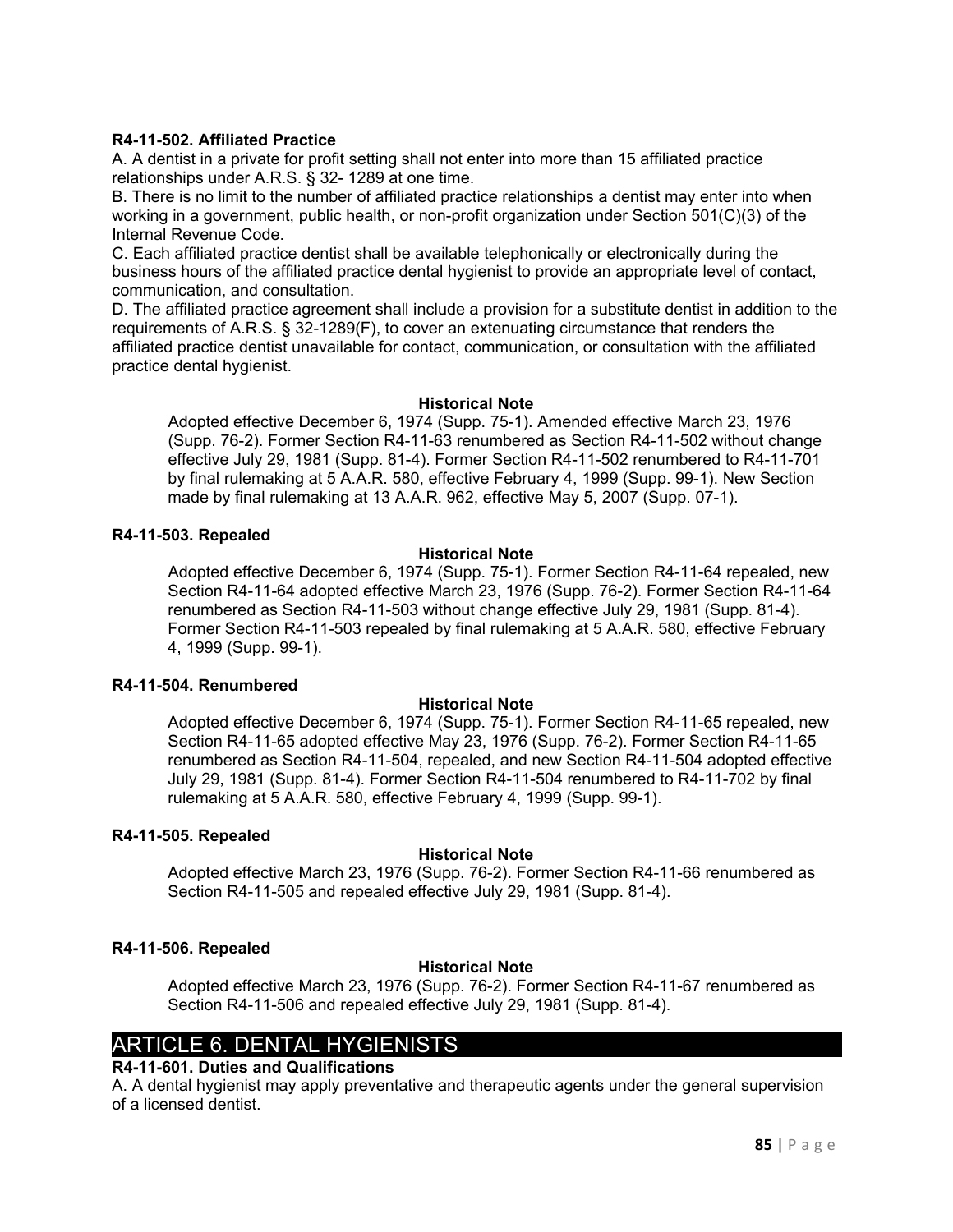### R4-11-502. Affiliated Practice

A. A dentist in a private for profit setting shall not enter into more than 15 affiliated practice relationships under A.R.S. § 32- 1289 at one time.

B. There is no limit to the number of affiliated practice relationships a dentist may enter into when working in a government, public health, or non-profit organization under Section 501(C)(3) of the Internal Revenue Code.

C. Each affiliated practice dentist shall be available telephonically or electronically during the business hours of the affiliated practice dental hygienist to provide an appropriate level of contact, communication, and consultation.

D. The affiliated practice agreement shall include a provision for a substitute dentist in addition to the requirements of A.R.S. § 32-1289(F), to cover an extenuating circumstance that renders the affiliated practice dentist unavailable for contact, communication, or consultation with the affiliated practice dental hygienist.

**Historical Note**

Adopted effective December 6, 1974 (Supp. 75-1). Amended effective March 23, 1976 (Supp. 76-2). Former Section R4-11-63 renumbered as Section R4-11-502 without change effective July 29, 1981 (Supp. 81-4). Former Section R4-11-502 renumbered to R4-11-701 by final rulemaking at 5 A.A.R. 580, effective February 4, 1999 (Supp. 99-1). New Section made by final rulemaking at 13 A.A.R. 962, effective May 5, 2007 (Supp. 07-1).

### R4-11-503. Repealed

**Historical Note**

Adopted effective December 6, 1974 (Supp. 75-1). Former Section R4-11-64 repealed, new Section R4-11-64 adopted effective March 23, 1976 (Supp. 76-2). Former Section R4-11-64 renumbered as Section R4-11-503 without change effective July 29, 1981 (Supp. 81-4). Former Section R4-11-503 repealed by final rulemaking at 5 A.A.R. 580, effective February 4, 1999 (Supp. 99-1).

### R4-11-504. Renumbered

**Historical Note**

Adopted effective December 6, 1974 (Supp. 75-1). Former Section R4-11-65 repealed, new Section R4-11-65 adopted effective May 23, 1976 (Supp. 76-2). Former Section R4-11-65 renumbered as Section R4-11-504, repealed, and new Section R4-11-504 adopted effective July 29, 1981 (Supp. 81-4). Former Section R4-11-504 renumbered to R4-11-702 by final rulemaking at 5 A.A.R. 580, effective February 4, 1999 (Supp. 99-1).

### R4-11-505. Repealed

**Historical Note**

Adopted effective March 23, 1976 (Supp. 76-2). Former Section R4-11-66 renumbered as Section R4-11-505 and repealed effective July 29, 1981 (Supp. 81-4).

### R4-11-506. Repealed

**Historical Note**

Adopted effective March 23, 1976 (Supp. 76-2). Former Section R4-11-67 renumbered as Section R4-11-506 and repealed effective July 29, 1981 (Supp. 81-4).

## ARTICLE 6. DENTAL HYGIENISTS

### R4-11-601. Duties and Qualifications

A. A dental hygienist may apply preventative and therapeutic agents under the general supervision of a licensed dentist.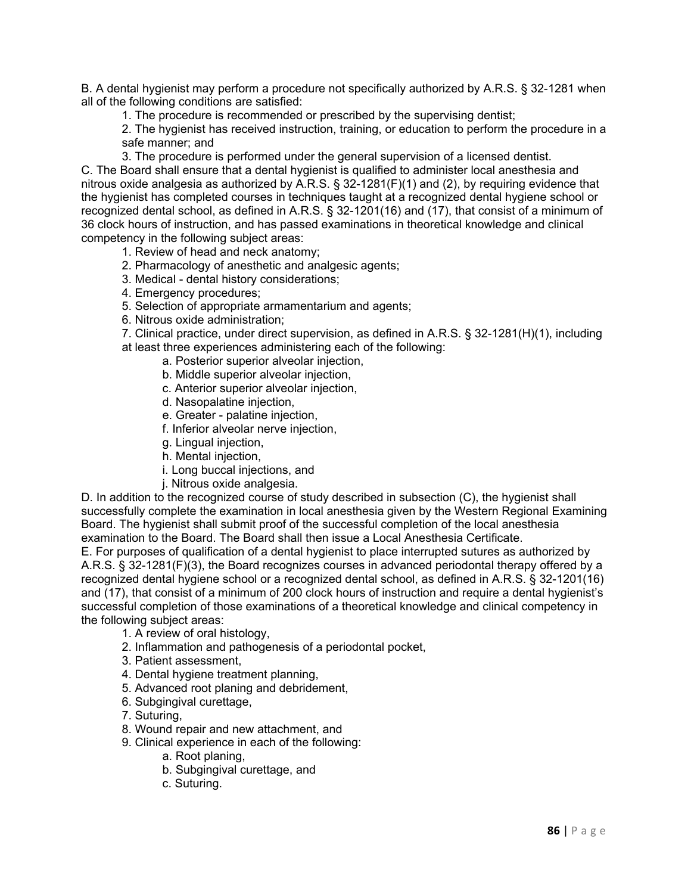B. A dental hygienist may perform a procedure not specifically authorized by A.R.S. § 32-1281 when all of the following conditions are satisfied:

1. The procedure is recommended or prescribed by the supervising dentist;
2. The hygienist has received instruction, training, or education to perform the procedure in a safe manner; and
3. The procedure is performed under the general supervision of a licensed dentist.

C. The Board shall ensure that a dental hygienist is qualified to administer local anesthesia and nitrous oxide analgesia as authorized by A.R.S. § 32-1281(F)(1) and (2), by requiring evidence that the hygienist has completed courses in techniques taught at a recognized dental hygiene school or recognized dental school, as defined in A.R.S. § 32-1201(16) and (17), that consist of a minimum of 36 clock hours of instruction, and has passed examinations in theoretical knowledge and clinical competency in the following subject areas:

1. Review of head and neck anatomy;
2. Pharmacology of anesthetic and analgesic agents;
3. Medical - dental history considerations;
4. Emergency procedures;
5. Selection of appropriate armamentarium and agents;
6. Nitrous oxide administration;
7. Clinical practice, under direct supervision, as defined in A.R.S. § 32-1281(H)(1), including at least three experiences administering each of the following:
    a. Posterior superior alveolar injection,
    b. Middle superior alveolar injection,
    c. Anterior superior alveolar injection,
    d. Nasopalatine injection,
    e. Greater - palatine injection,
    f. Inferior alveolar nerve injection,
    g. Lingual injection,
    h. Mental injection,
    i. Long buccal injections, and
    j. Nitrous oxide analgesia.

D. In addition to the recognized course of study described in subsection (C), the hygienist shall successfully complete the examination in local anesthesia given by the Western Regional Examining Board. The hygienist shall submit proof of the successful completion of the local anesthesia examination to the Board. The Board shall then issue a Local Anesthesia Certificate.

E. For purposes of qualification of a dental hygienist to place interrupted sutures as authorized by A.R.S. § 32-1281(F)(3), the Board recognizes courses in advanced periodontal therapy offered by a recognized dental hygiene school or a recognized dental school, as defined in A.R.S. § 32-1201(16) and (17), that consist of a minimum of 200 clock hours of instruction and require a dental hygienist's successful completion of those examinations of a theoretical knowledge and clinical competency in the following subject areas:

1. A review of oral histology,
2. Inflammation and pathogenesis of a periodontal pocket,
3. Patient assessment,
4. Dental hygiene treatment planning,
5. Advanced root planing and debridement,
6. Subgingival curettage,
7. Suturing,
8. Wound repair and new attachment, and
9. Clinical experience in each of the following:
    a. Root planing,
    b. Subgingival curettage, and
    c. Suturing.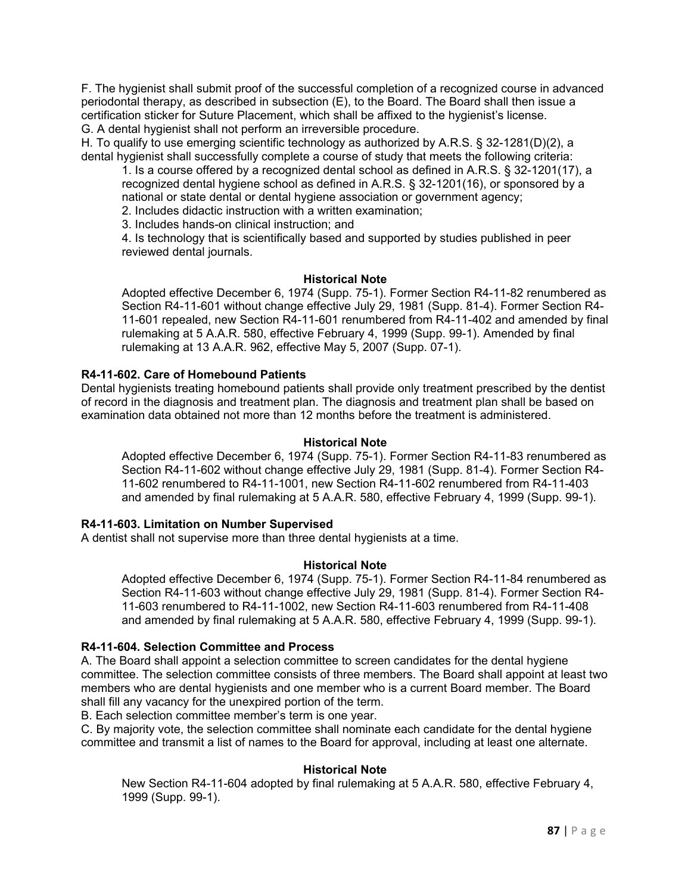F. The hygienist shall submit proof of the successful completion of a recognized course in advanced periodontal therapy, as described in subsection (E), to the Board. The Board shall then issue a certification sticker for Suture Placement, which shall be affixed to the hygienist's license.

G. A dental hygienist shall not perform an irreversible procedure.

H. To qualify to use emerging scientific technology as authorized by A.R.S. § 32-1281(D)(2), a dental hygienist shall successfully complete a course of study that meets the following criteria:

1. Is a course offered by a recognized dental school as defined in A.R.S. § 32-1201(17), a recognized dental hygiene school as defined in A.R.S. § 32-1201(16), or sponsored by a national or state dental or dental hygiene association or government agency;
2. Includes didactic instruction with a written examination;
3. Includes hands-on clinical instruction; and
4. Is technology that is scientifically based and supported by studies published in peer reviewed dental journals.

**Historical Note**

Adopted effective December 6, 1974 (Supp. 75-1). Former Section R4-11-82 renumbered as Section R4-11-601 without change effective July 29, 1981 (Supp. 81-4). Former Section R4-11-601 repealed, new Section R4-11-601 renumbered from R4-11-402 and amended by final rulemaking at 5 A.A.R. 580, effective February 4, 1999 (Supp. 99-1). Amended by final rulemaking at 13 A.A.R. 962, effective May 5, 2007 (Supp. 07-1).

### R4-11-602. Care of Homebound Patients

Dental hygienists treating homebound patients shall provide only treatment prescribed by the dentist of record in the diagnosis and treatment plan. The diagnosis and treatment plan shall be based on examination data obtained not more than 12 months before the treatment is administered.

**Historical Note**

Adopted effective December 6, 1974 (Supp. 75-1). Former Section R4-11-83 renumbered as Section R4-11-602 without change effective July 29, 1981 (Supp. 81-4). Former Section R4-11-602 renumbered to R4-11-1001, new Section R4-11-602 renumbered from R4-11-403 and amended by final rulemaking at 5 A.A.R. 580, effective February 4, 1999 (Supp. 99-1).

### R4-11-603. Limitation on Number Supervised

A dentist shall not supervise more than three dental hygienists at a time.

**Historical Note**

Adopted effective December 6, 1974 (Supp. 75-1). Former Section R4-11-84 renumbered as Section R4-11-603 without change effective July 29, 1981 (Supp. 81-4). Former Section R4-11-603 renumbered to R4-11-1002, new Section R4-11-603 renumbered from R4-11-408 and amended by final rulemaking at 5 A.A.R. 580, effective February 4, 1999 (Supp. 99-1).

### R4-11-604. Selection Committee and Process

A. The Board shall appoint a selection committee to screen candidates for the dental hygiene committee. The selection committee consists of three members. The Board shall appoint at least two members who are dental hygienists and one member who is a current Board member. The Board shall fill any vacancy for the unexpired portion of the term.

B. Each selection committee member's term is one year.

C. By majority vote, the selection committee shall nominate each candidate for the dental hygiene committee and transmit a list of names to the Board for approval, including at least one alternate.

**Historical Note**

New Section R4-11-604 adopted by final rulemaking at 5 A.A.R. 580, effective February 4, 1999 (Supp. 99-1).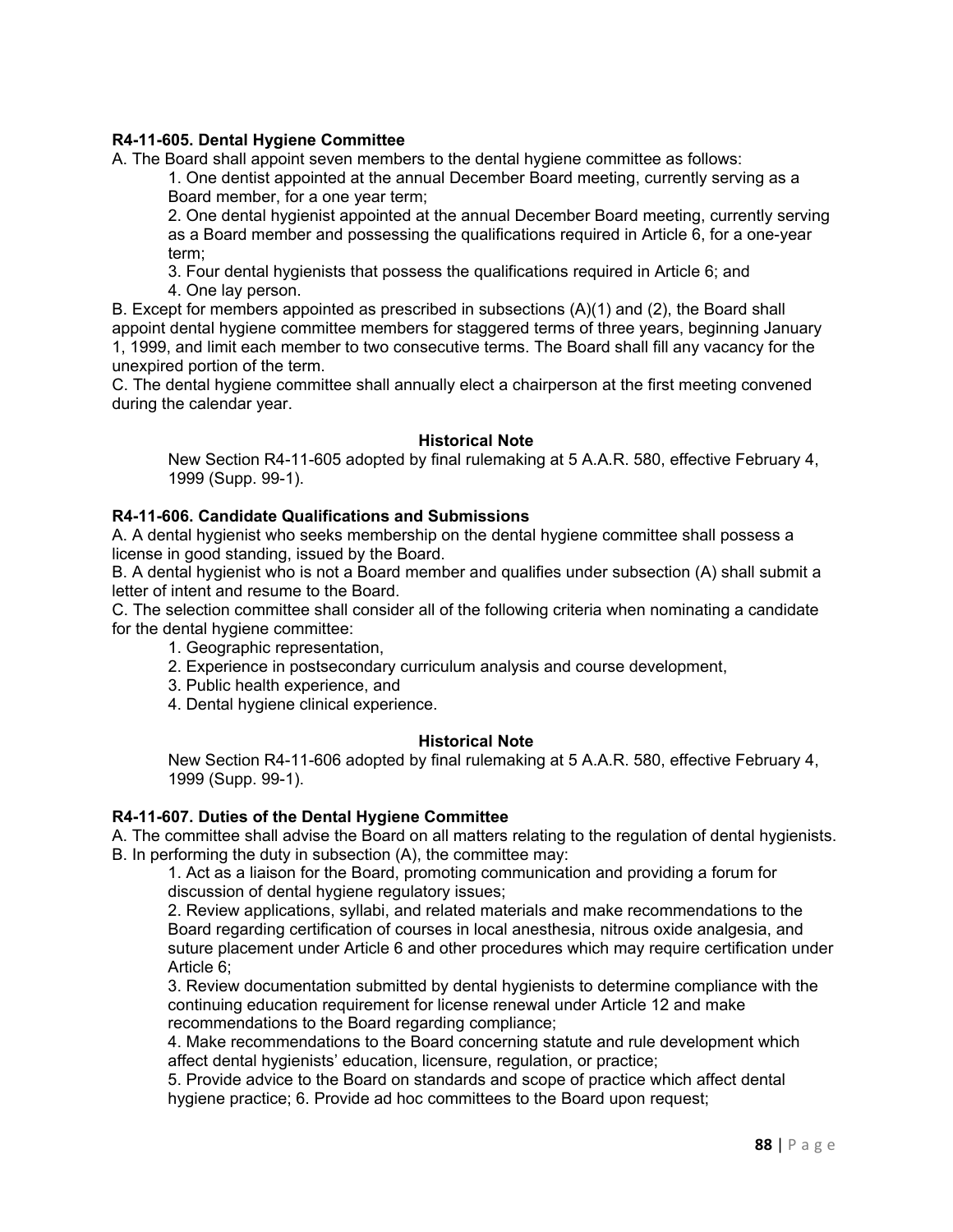### R4-11-605. Dental Hygiene Committee

A. The Board shall appoint seven members to the dental hygiene committee as follows:

1. One dentist appointed at the annual December Board meeting, currently serving as a Board member, for a one year term;
2. One dental hygienist appointed at the annual December Board meeting, currently serving as a Board member and possessing the qualifications required in Article 6, for a one-year term;
3. Four dental hygienists that possess the qualifications required in Article 6; and
4. One lay person.

B. Except for members appointed as prescribed in subsections (A)(1) and (2), the Board shall appoint dental hygiene committee members for staggered terms of three years, beginning January 1, 1999, and limit each member to two consecutive terms. The Board shall fill any vacancy for the unexpired portion of the term.

C. The dental hygiene committee shall annually elect a chairperson at the first meeting convened during the calendar year.

**Historical Note**

New Section R4-11-605 adopted by final rulemaking at 5 A.A.R. 580, effective February 4, 1999 (Supp. 99-1).

### R4-11-606. Candidate Qualifications and Submissions

A. A dental hygienist who seeks membership on the dental hygiene committee shall possess a license in good standing, issued by the Board.

B. A dental hygienist who is not a Board member and qualifies under subsection (A) shall submit a letter of intent and resume to the Board.

C. The selection committee shall consider all of the following criteria when nominating a candidate for the dental hygiene committee:

1. Geographic representation,
2. Experience in postsecondary curriculum analysis and course development,
3. Public health experience, and
4. Dental hygiene clinical experience.

**Historical Note**

New Section R4-11-606 adopted by final rulemaking at 5 A.A.R. 580, effective February 4, 1999 (Supp. 99-1).

### R4-11-607. Duties of the Dental Hygiene Committee

A. The committee shall advise the Board on all matters relating to the regulation of dental hygienists.

B. In performing the duty in subsection (A), the committee may:

1. Act as a liaison for the Board, promoting communication and providing a forum for discussion of dental hygiene regulatory issues;
2. Review applications, syllabi, and related materials and make recommendations to the Board regarding certification of courses in local anesthesia, nitrous oxide analgesia, and suture placement under Article 6 and other procedures which may require certification under Article 6;
3. Review documentation submitted by dental hygienists to determine compliance with the continuing education requirement for license renewal under Article 12 and make recommendations to the Board regarding compliance;
4. Make recommendations to the Board concerning statute and rule development which affect dental hygienists' education, licensure, regulation, or practice;
5. Provide advice to the Board on standards and scope of practice which affect dental hygiene practice; 6. Provide ad hoc committees to the Board upon request;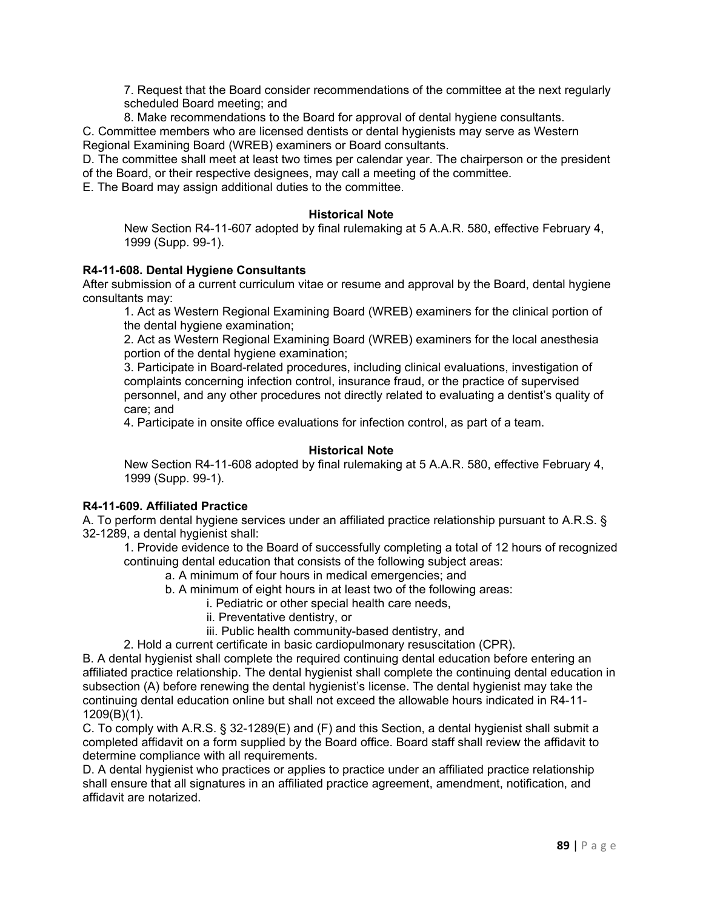7. Request that the Board consider recommendations of the committee at the next regularly scheduled Board meeting; and

8. Make recommendations to the Board for approval of dental hygiene consultants.

C. Committee members who are licensed dentists or dental hygienists may serve as Western Regional Examining Board (WREB) examiners or Board consultants.

D. The committee shall meet at least two times per calendar year. The chairperson or the president of the Board, or their respective designees, may call a meeting of the committee.

E. The Board may assign additional duties to the committee.

**Historical Note**

New Section R4-11-607 adopted by final rulemaking at 5 A.A.R. 580, effective February 4, 1999 (Supp. 99-1).

**R4-11-608. Dental Hygiene Consultants**

After submission of a current curriculum vitae or resume and approval by the Board, dental hygiene consultants may:

1. Act as Western Regional Examining Board (WREB) examiners for the clinical portion of the dental hygiene examination;
2. Act as Western Regional Examining Board (WREB) examiners for the local anesthesia portion of the dental hygiene examination;
3. Participate in Board-related procedures, including clinical evaluations, investigation of complaints concerning infection control, insurance fraud, or the practice of supervised personnel, and any other procedures not directly related to evaluating a dentist's quality of care; and
4. Participate in onsite office evaluations for infection control, as part of a team.

**Historical Note**

New Section R4-11-608 adopted by final rulemaking at 5 A.A.R. 580, effective February 4, 1999 (Supp. 99-1).

**R4-11-609. Affiliated Practice**

A. To perform dental hygiene services under an affiliated practice relationship pursuant to A.R.S. § 32-1289, a dental hygienist shall:

1. Provide evidence to the Board of successfully completing a total of 12 hours of recognized continuing dental education that consists of the following subject areas:
   a. A minimum of four hours in medical emergencies; and
   b. A minimum of eight hours in at least two of the following areas:
      i. Pediatric or other special health care needs,
      ii. Preventative dentistry, or
      iii. Public health community-based dentistry, and
2. Hold a current certificate in basic cardiopulmonary resuscitation (CPR).

B. A dental hygienist shall complete the required continuing dental education before entering an affiliated practice relationship. The dental hygienist shall complete the continuing dental education in subsection (A) before renewing the dental hygienist's license. The dental hygienist may take the continuing dental education online but shall not exceed the allowable hours indicated in R4-11-1209(B)(1).

C. To comply with A.R.S. § 32-1289(E) and (F) and this Section, a dental hygienist shall submit a completed affidavit on a form supplied by the Board office. Board staff shall review the affidavit to determine compliance with all requirements.

D. A dental hygienist who practices or applies to practice under an affiliated practice relationship shall ensure that all signatures in an affiliated practice agreement, amendment, notification, and affidavit are notarized.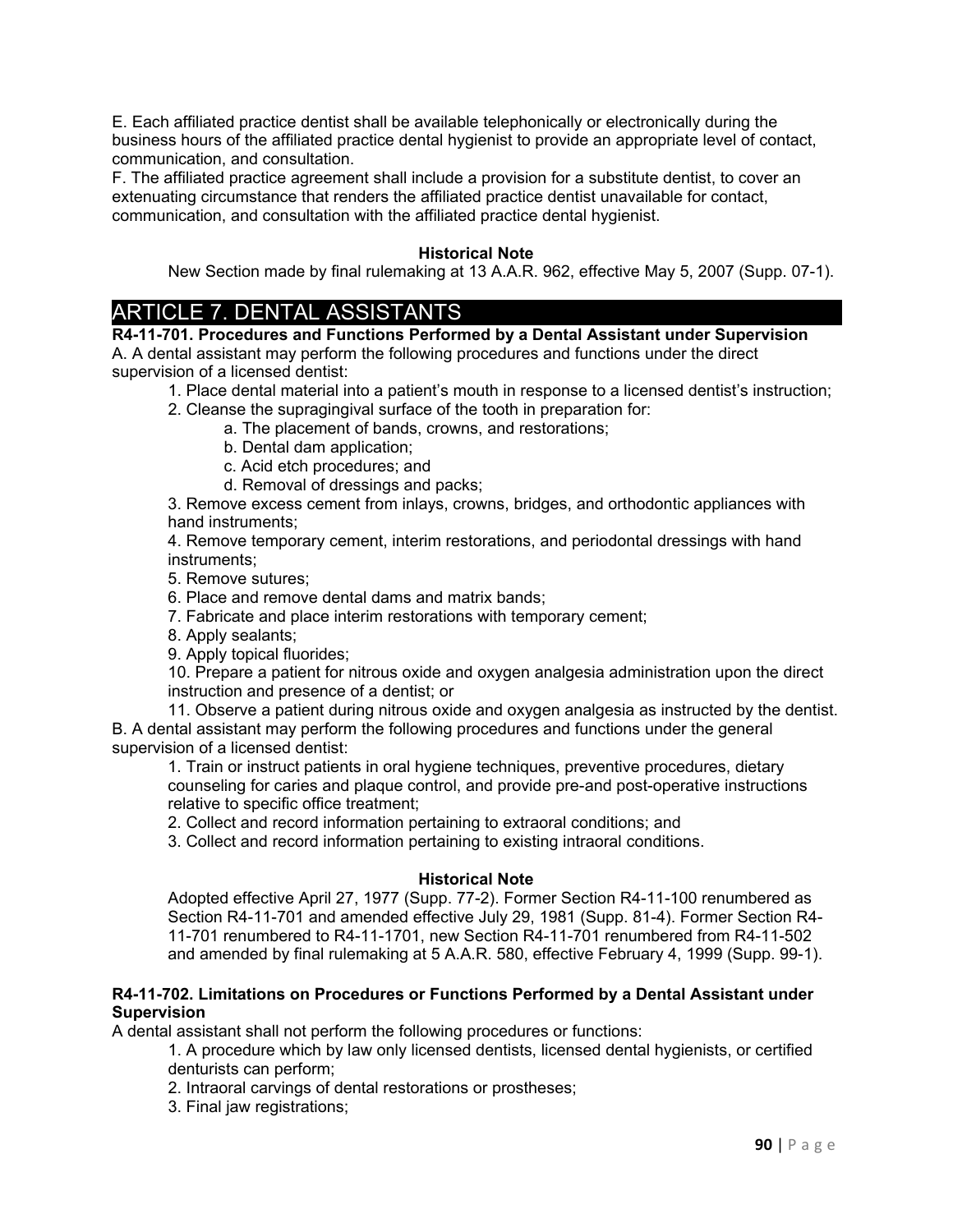E. Each affiliated practice dentist shall be available telephonically or electronically during the business hours of the affiliated practice dental hygienist to provide an appropriate level of contact, communication, and consultation.

F. The affiliated practice agreement shall include a provision for a substitute dentist, to cover an extenuating circumstance that renders the affiliated practice dentist unavailable for contact, communication, and consultation with the affiliated practice dental hygienist.

**Historical Note**

New Section made by final rulemaking at 13 A.A.R. 962, effective May 5, 2007 (Supp. 07-1).

# ARTICLE 7. DENTAL ASSISTANTS

**R4-11-701. Procedures and Functions Performed by a Dental Assistant under Supervision**

A. A dental assistant may perform the following procedures and functions under the direct supervision of a licensed dentist:

1. Place dental material into a patient's mouth in response to a licensed dentist's instruction;
2. Cleanse the supragingival surface of the tooth in preparation for:
   a. The placement of bands, crowns, and restorations;
   b. Dental dam application;
   c. Acid etch procedures; and
   d. Removal of dressings and packs;
3. Remove excess cement from inlays, crowns, bridges, and orthodontic appliances with hand instruments;
4. Remove temporary cement, interim restorations, and periodontal dressings with hand instruments;
5. Remove sutures;
6. Place and remove dental dams and matrix bands;
7. Fabricate and place interim restorations with temporary cement;
8. Apply sealants;
9. Apply topical fluorides;
10. Prepare a patient for nitrous oxide and oxygen analgesia administration upon the direct instruction and presence of a dentist; or
11. Observe a patient during nitrous oxide and oxygen analgesia as instructed by the dentist.

B. A dental assistant may perform the following procedures and functions under the general supervision of a licensed dentist:

1. Train or instruct patients in oral hygiene techniques, preventive procedures, dietary counseling for caries and plaque control, and provide pre-and post-operative instructions relative to specific office treatment;
2. Collect and record information pertaining to extraoral conditions; and
3. Collect and record information pertaining to existing intraoral conditions.

**Historical Note**

Adopted effective April 27, 1977 (Supp. 77-2). Former Section R4-11-100 renumbered as Section R4-11-701 and amended effective July 29, 1981 (Supp. 81-4). Former Section R4-11-701 renumbered to R4-11-1701, new Section R4-11-701 renumbered from R4-11-502 and amended by final rulemaking at 5 A.A.R. 580, effective February 4, 1999 (Supp. 99-1).

**R4-11-702. Limitations on Procedures or Functions Performed by a Dental Assistant under Supervision**

A dental assistant shall not perform the following procedures or functions:

1. A procedure which by law only licensed dentists, licensed dental hygienists, or certified denturists can perform;
2. Intraoral carvings of dental restorations or prostheses;
3. Final jaw registrations;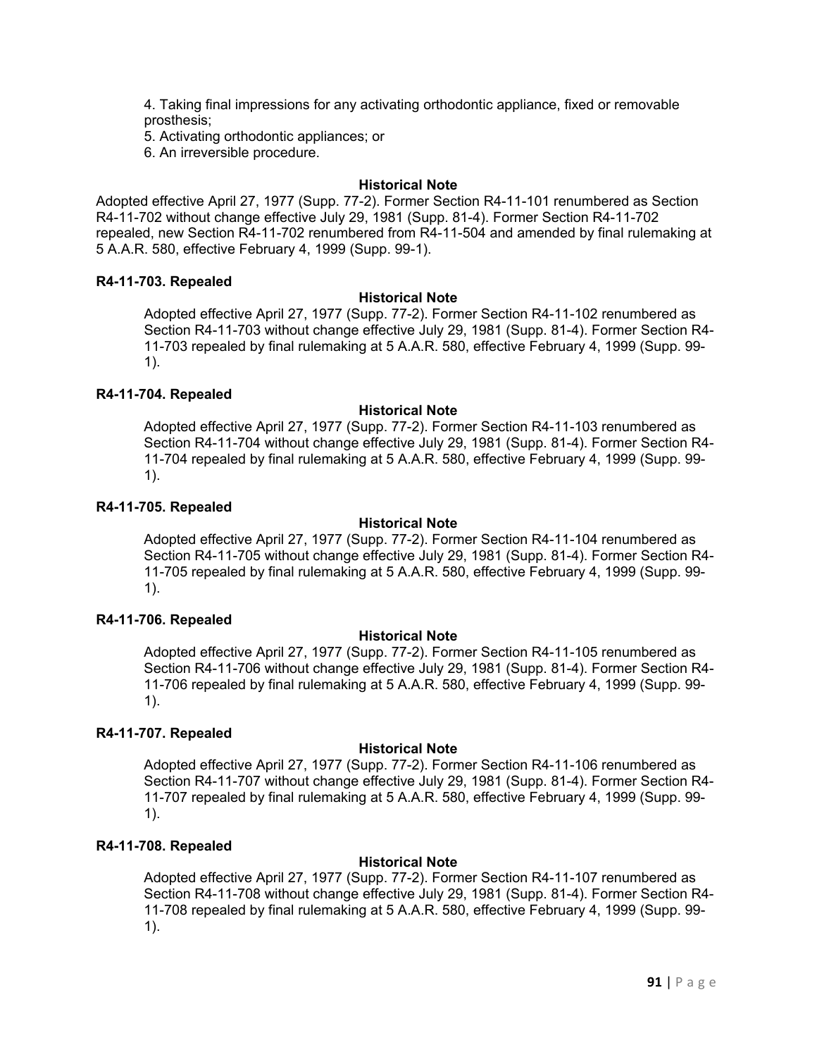4. Taking final impressions for any activating orthodontic appliance, fixed or removable prosthesis;
5. Activating orthodontic appliances; or
6. An irreversible procedure.

**Historical Note**

Adopted effective April 27, 1977 (Supp. 77-2). Former Section R4-11-101 renumbered as Section R4-11-702 without change effective July 29, 1981 (Supp. 81-4). Former Section R4-11-702 repealed, new Section R4-11-702 renumbered from R4-11-504 and amended by final rulemaking at 5 A.A.R. 580, effective February 4, 1999 (Supp. 99-1).

**R4-11-703. Repealed**

**Historical Note**

Adopted effective April 27, 1977 (Supp. 77-2). Former Section R4-11-102 renumbered as Section R4-11-703 without change effective July 29, 1981 (Supp. 81-4). Former Section R4-11-703 repealed by final rulemaking at 5 A.A.R. 580, effective February 4, 1999 (Supp. 99-1).

**R4-11-704. Repealed**

**Historical Note**

Adopted effective April 27, 1977 (Supp. 77-2). Former Section R4-11-103 renumbered as Section R4-11-704 without change effective July 29, 1981 (Supp. 81-4). Former Section R4-11-704 repealed by final rulemaking at 5 A.A.R. 580, effective February 4, 1999 (Supp. 99-1).

**R4-11-705. Repealed**

**Historical Note**

Adopted effective April 27, 1977 (Supp. 77-2). Former Section R4-11-104 renumbered as Section R4-11-705 without change effective July 29, 1981 (Supp. 81-4). Former Section R4-11-705 repealed by final rulemaking at 5 A.A.R. 580, effective February 4, 1999 (Supp. 99-1).

**R4-11-706. Repealed**

**Historical Note**

Adopted effective April 27, 1977 (Supp. 77-2). Former Section R4-11-105 renumbered as Section R4-11-706 without change effective July 29, 1981 (Supp. 81-4). Former Section R4-11-706 repealed by final rulemaking at 5 A.A.R. 580, effective February 4, 1999 (Supp. 99-1).

**R4-11-707. Repealed**

**Historical Note**

Adopted effective April 27, 1977 (Supp. 77-2). Former Section R4-11-106 renumbered as Section R4-11-707 without change effective July 29, 1981 (Supp. 81-4). Former Section R4-11-707 repealed by final rulemaking at 5 A.A.R. 580, effective February 4, 1999 (Supp. 99-1).

**R4-11-708. Repealed**

**Historical Note**

Adopted effective April 27, 1977 (Supp. 77-2). Former Section R4-11-107 renumbered as Section R4-11-708 without change effective July 29, 1981 (Supp. 81-4). Former Section R4-11-708 repealed by final rulemaking at 5 A.A.R. 580, effective February 4, 1999 (Supp. 99-1).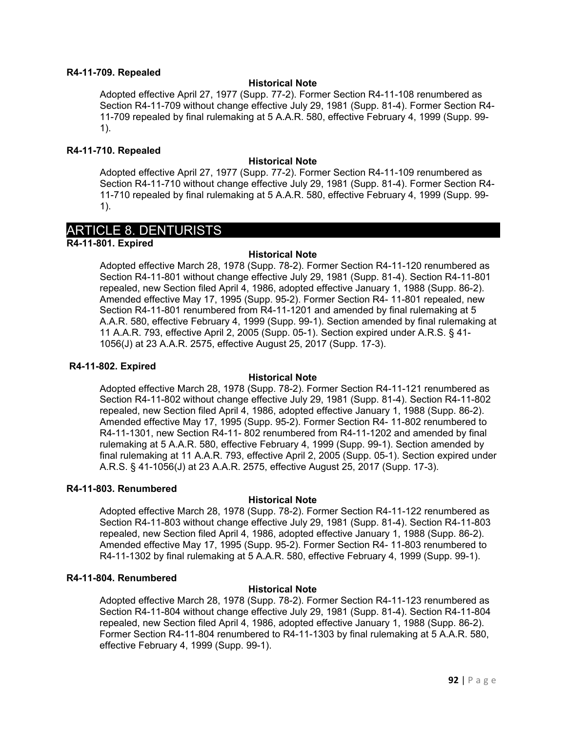#### R4-11-709. Repealed

**Historical Note**

Adopted effective April 27, 1977 (Supp. 77-2). Former Section R4-11-108 renumbered as Section R4-11-709 without change effective July 29, 1981 (Supp. 81-4). Former Section R4-11-709 repealed by final rulemaking at 5 A.A.R. 580, effective February 4, 1999 (Supp. 99-1).

#### R4-11-710. Repealed

**Historical Note**

Adopted effective April 27, 1977 (Supp. 77-2). Former Section R4-11-109 renumbered as Section R4-11-710 without change effective July 29, 1981 (Supp. 81-4). Former Section R4-11-710 repealed by final rulemaking at 5 A.A.R. 580, effective February 4, 1999 (Supp. 99-1).

## ARTICLE 8. DENTURISTS

#### R4-11-801. Expired

**Historical Note**

Adopted effective March 28, 1978 (Supp. 78-2). Former Section R4-11-120 renumbered as Section R4-11-801 without change effective July 29, 1981 (Supp. 81-4). Section R4-11-801 repealed, new Section filed April 4, 1986, adopted effective January 1, 1988 (Supp. 86-2). Amended effective May 17, 1995 (Supp. 95-2). Former Section R4- 11-801 repealed, new Section R4-11-801 renumbered from R4-11-1201 and amended by final rulemaking at 5 A.A.R. 580, effective February 4, 1999 (Supp. 99-1). Section amended by final rulemaking at 11 A.A.R. 793, effective April 2, 2005 (Supp. 05-1). Section expired under A.R.S. § 41-1056(J) at 23 A.A.R. 2575, effective August 25, 2017 (Supp. 17-3).

#### R4-11-802. Expired

**Historical Note**

Adopted effective March 28, 1978 (Supp. 78-2). Former Section R4-11-121 renumbered as Section R4-11-802 without change effective July 29, 1981 (Supp. 81-4). Section R4-11-802 repealed, new Section filed April 4, 1986, adopted effective January 1, 1988 (Supp. 86-2). Amended effective May 17, 1995 (Supp. 95-2). Former Section R4- 11-802 renumbered to R4-11-1301, new Section R4-11- 802 renumbered from R4-11-1202 and amended by final rulemaking at 5 A.A.R. 580, effective February 4, 1999 (Supp. 99-1). Section amended by final rulemaking at 11 A.A.R. 793, effective April 2, 2005 (Supp. 05-1). Section expired under A.R.S. § 41-1056(J) at 23 A.A.R. 2575, effective August 25, 2017 (Supp. 17-3).

#### R4-11-803. Renumbered

**Historical Note**

Adopted effective March 28, 1978 (Supp. 78-2). Former Section R4-11-122 renumbered as Section R4-11-803 without change effective July 29, 1981 (Supp. 81-4). Section R4-11-803 repealed, new Section filed April 4, 1986, adopted effective January 1, 1988 (Supp. 86-2). Amended effective May 17, 1995 (Supp. 95-2). Former Section R4- 11-803 renumbered to R4-11-1302 by final rulemaking at 5 A.A.R. 580, effective February 4, 1999 (Supp. 99-1).

#### R4-11-804. Renumbered

**Historical Note**

Adopted effective March 28, 1978 (Supp. 78-2). Former Section R4-11-123 renumbered as Section R4-11-804 without change effective July 29, 1981 (Supp. 81-4). Section R4-11-804 repealed, new Section filed April 4, 1986, adopted effective January 1, 1988 (Supp. 86-2). Former Section R4-11-804 renumbered to R4-11-1303 by final rulemaking at 5 A.A.R. 580, effective February 4, 1999 (Supp. 99-1).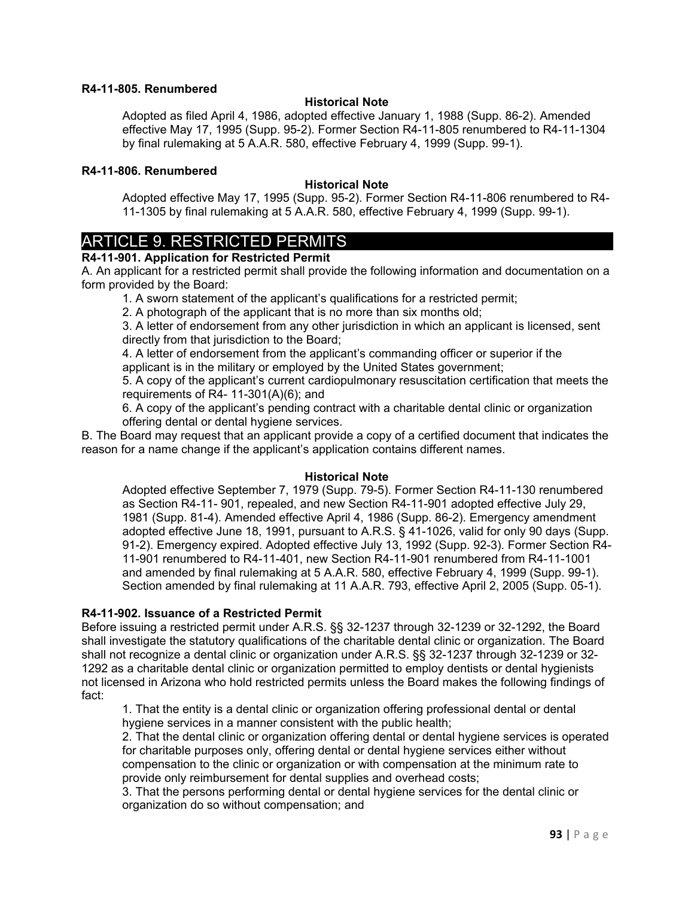**R4-11-805. Renumbered**

**Historical Note**

Adopted as filed April 4, 1986, adopted effective January 1, 1988 (Supp. 86-2). Amended effective May 17, 1995 (Supp. 95-2). Former Section R4-11-805 renumbered to R4-11-1304 by final rulemaking at 5 A.A.R. 580, effective February 4, 1999 (Supp. 99-1).

**R4-11-806. Renumbered**

**Historical Note**

Adopted effective May 17, 1995 (Supp. 95-2). Former Section R4-11-806 renumbered to R4-11-1305 by final rulemaking at 5 A.A.R. 580, effective February 4, 1999 (Supp. 99-1).

# ARTICLE 9. RESTRICTED PERMITS

**R4-11-901. Application for Restricted Permit**

A. An applicant for a restricted permit shall provide the following information and documentation on a form provided by the Board:

1. A sworn statement of the applicant's qualifications for a restricted permit;
2. A photograph of the applicant that is no more than six months old;
3. A letter of endorsement from any other jurisdiction in which an applicant is licensed, sent directly from that jurisdiction to the Board;
4. A letter of endorsement from the applicant's commanding officer or superior if the applicant is in the military or employed by the United States government;
5. A copy of the applicant's current cardiopulmonary resuscitation certification that meets the requirements of R4- 11-301(A)(6); and
6. A copy of the applicant's pending contract with a charitable dental clinic or organization offering dental or dental hygiene services.

B. The Board may request that an applicant provide a copy of a certified document that indicates the reason for a name change if the applicant's application contains different names.

**Historical Note**

Adopted effective September 7, 1979 (Supp. 79-5). Former Section R4-11-130 renumbered as Section R4-11- 901, repealed, and new Section R4-11-901 adopted effective July 29, 1981 (Supp. 81-4). Amended effective April 4, 1986 (Supp. 86-2). Emergency amendment adopted effective June 18, 1991, pursuant to A.R.S. § 41-1026, valid for only 90 days (Supp. 91-2). Emergency expired. Adopted effective July 13, 1992 (Supp. 92-3). Former Section R4-11-901 renumbered to R4-11-401, new Section R4-11-901 renumbered from R4-11-1001 and amended by final rulemaking at 5 A.A.R. 580, effective February 4, 1999 (Supp. 99-1). Section amended by final rulemaking at 11 A.A.R. 793, effective April 2, 2005 (Supp. 05-1).

**R4-11-902. Issuance of a Restricted Permit**

Before issuing a restricted permit under A.R.S. §§ 32-1237 through 32-1239 or 32-1292, the Board shall investigate the statutory qualifications of the charitable dental clinic or organization. The Board shall not recognize a dental clinic or organization under A.R.S. §§ 32-1237 through 32-1239 or 32-1292 as a charitable dental clinic or organization permitted to employ dentists or dental hygienists not licensed in Arizona who hold restricted permits unless the Board makes the following findings of fact:

1. That the entity is a dental clinic or organization offering professional dental or dental hygiene services in a manner consistent with the public health;
2. That the dental clinic or organization offering dental or dental hygiene services is operated for charitable purposes only, offering dental or dental hygiene services either without compensation to the clinic or organization or with compensation at the minimum rate to provide only reimbursement for dental supplies and overhead costs;
3. That the persons performing dental or dental hygiene services for the dental clinic or organization do so without compensation; and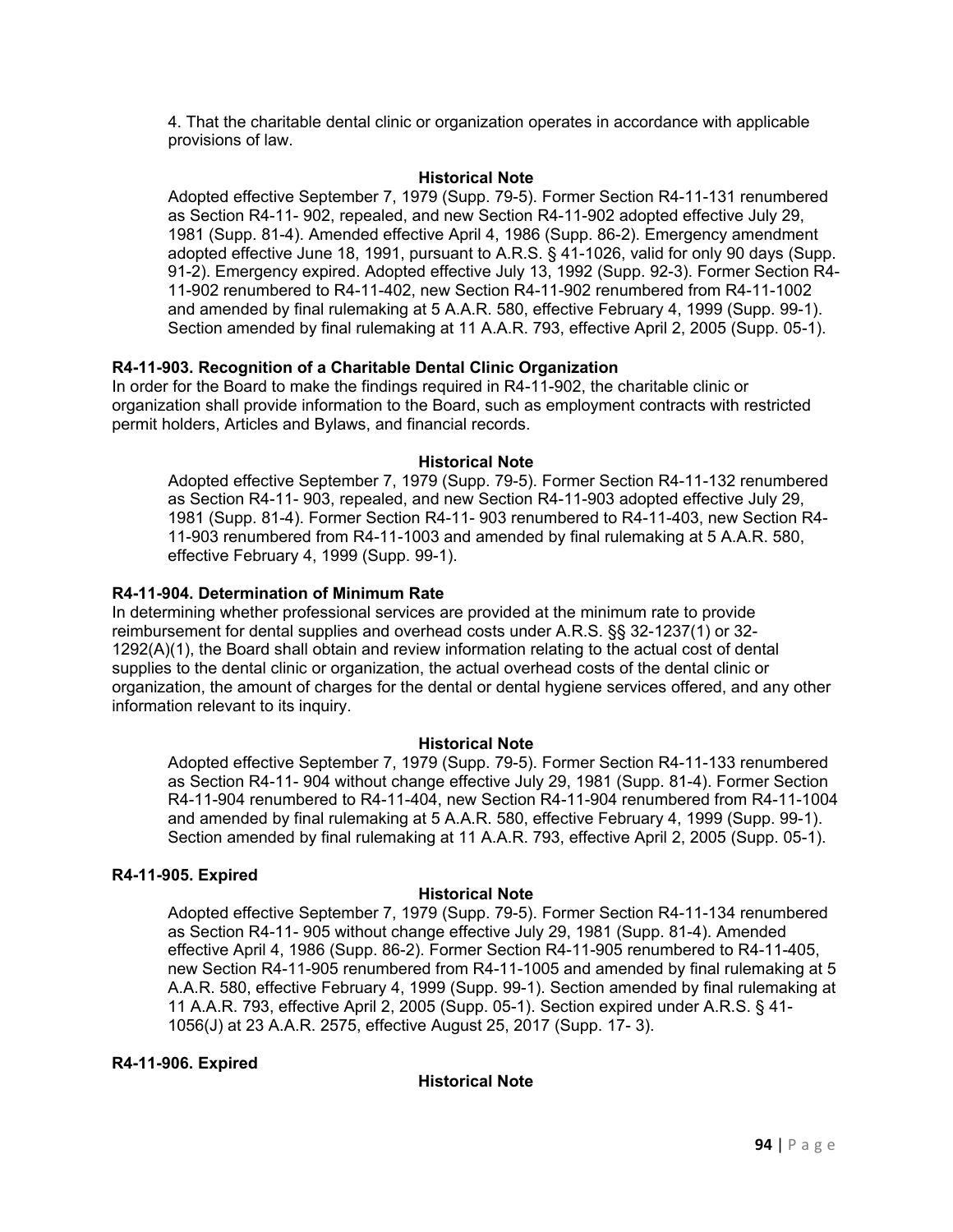4. That the charitable dental clinic or organization operates in accordance with applicable provisions of law.

**Historical Note**

Adopted effective September 7, 1979 (Supp. 79-5). Former Section R4-11-131 renumbered as Section R4-11- 902, repealed, and new Section R4-11-902 adopted effective July 29, 1981 (Supp. 81-4). Amended effective April 4, 1986 (Supp. 86-2). Emergency amendment adopted effective June 18, 1991, pursuant to A.R.S. § 41-1026, valid for only 90 days (Supp. 91-2). Emergency expired. Adopted effective July 13, 1992 (Supp. 92-3). Former Section R4-11-902 renumbered to R4-11-402, new Section R4-11-902 renumbered from R4-11-1002 and amended by final rulemaking at 5 A.A.R. 580, effective February 4, 1999 (Supp. 99-1). Section amended by final rulemaking at 11 A.A.R. 793, effective April 2, 2005 (Supp. 05-1).

**R4-11-903. Recognition of a Charitable Dental Clinic Organization**

In order for the Board to make the findings required in R4-11-902, the charitable clinic or organization shall provide information to the Board, such as employment contracts with restricted permit holders, Articles and Bylaws, and financial records.

**Historical Note**

Adopted effective September 7, 1979 (Supp. 79-5). Former Section R4-11-132 renumbered as Section R4-11- 903, repealed, and new Section R4-11-903 adopted effective July 29, 1981 (Supp. 81-4). Former Section R4-11- 903 renumbered to R4-11-403, new Section R4-11-903 renumbered from R4-11-1003 and amended by final rulemaking at 5 A.A.R. 580, effective February 4, 1999 (Supp. 99-1).

**R4-11-904. Determination of Minimum Rate**

In determining whether professional services are provided at the minimum rate to provide reimbursement for dental supplies and overhead costs under A.R.S. §§ 32-1237(1) or 32-1292(A)(1), the Board shall obtain and review information relating to the actual cost of dental supplies to the dental clinic or organization, the actual overhead costs of the dental clinic or organization, the amount of charges for the dental or dental hygiene services offered, and any other information relevant to its inquiry.

**Historical Note**

Adopted effective September 7, 1979 (Supp. 79-5). Former Section R4-11-133 renumbered as Section R4-11- 904 without change effective July 29, 1981 (Supp. 81-4). Former Section R4-11-904 renumbered to R4-11-404, new Section R4-11-904 renumbered from R4-11-1004 and amended by final rulemaking at 5 A.A.R. 580, effective February 4, 1999 (Supp. 99-1). Section amended by final rulemaking at 11 A.A.R. 793, effective April 2, 2005 (Supp. 05-1).

**R4-11-905. Expired**

**Historical Note**

Adopted effective September 7, 1979 (Supp. 79-5). Former Section R4-11-134 renumbered as Section R4-11- 905 without change effective July 29, 1981 (Supp. 81-4). Amended effective April 4, 1986 (Supp. 86-2). Former Section R4-11-905 renumbered to R4-11-405, new Section R4-11-905 renumbered from R4-11-1005 and amended by final rulemaking at 5 A.A.R. 580, effective February 4, 1999 (Supp. 99-1). Section amended by final rulemaking at 11 A.A.R. 793, effective April 2, 2005 (Supp. 05-1). Section expired under A.R.S. § 41-1056(J) at 23 A.A.R. 2575, effective August 25, 2017 (Supp. 17- 3).

**R4-11-906. Expired**

**Historical Note**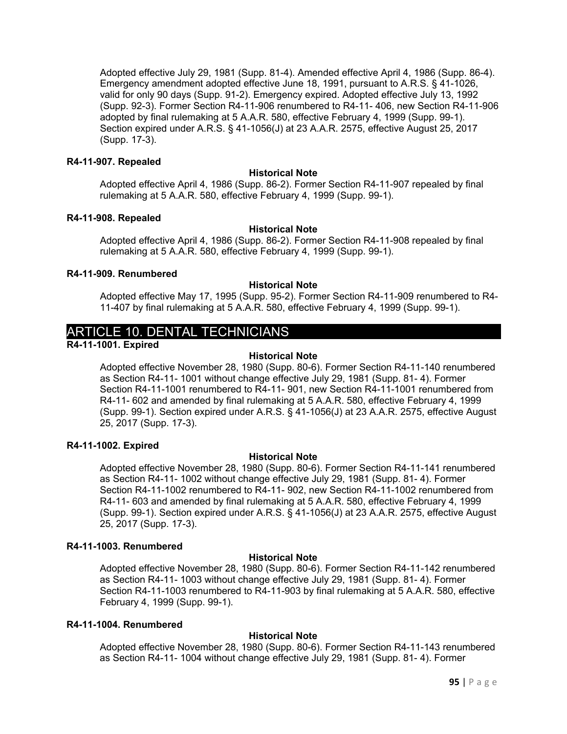Adopted effective July 29, 1981 (Supp. 81-4). Amended effective April 4, 1986 (Supp. 86-4). Emergency amendment adopted effective June 18, 1991, pursuant to A.R.S. § 41-1026, valid for only 90 days (Supp. 91-2). Emergency expired. Adopted effective July 13, 1992 (Supp. 92-3). Former Section R4-11-906 renumbered to R4-11- 406, new Section R4-11-906 adopted by final rulemaking at 5 A.A.R. 580, effective February 4, 1999 (Supp. 99-1). Section expired under A.R.S. § 41-1056(J) at 23 A.A.R. 2575, effective August 25, 2017 (Supp. 17-3).

**R4-11-907. Repealed**

**Historical Note**

Adopted effective April 4, 1986 (Supp. 86-2). Former Section R4-11-907 repealed by final rulemaking at 5 A.A.R. 580, effective February 4, 1999 (Supp. 99-1).

**R4-11-908. Repealed**

**Historical Note**

Adopted effective April 4, 1986 (Supp. 86-2). Former Section R4-11-908 repealed by final rulemaking at 5 A.A.R. 580, effective February 4, 1999 (Supp. 99-1).

**R4-11-909. Renumbered**

**Historical Note**

Adopted effective May 17, 1995 (Supp. 95-2). Former Section R4-11-909 renumbered to R4-11-407 by final rulemaking at 5 A.A.R. 580, effective February 4, 1999 (Supp. 99-1).

## ARTICLE 10. DENTAL TECHNICIANS

**R4-11-1001. Expired**

**Historical Note**

Adopted effective November 28, 1980 (Supp. 80-6). Former Section R4-11-140 renumbered as Section R4-11- 1001 without change effective July 29, 1981 (Supp. 81- 4). Former Section R4-11-1001 renumbered to R4-11- 901, new Section R4-11-1001 renumbered from R4-11- 602 and amended by final rulemaking at 5 A.A.R. 580, effective February 4, 1999 (Supp. 99-1). Section expired under A.R.S. § 41-1056(J) at 23 A.A.R. 2575, effective August 25, 2017 (Supp. 17-3).

**R4-11-1002. Expired**

**Historical Note**

Adopted effective November 28, 1980 (Supp. 80-6). Former Section R4-11-141 renumbered as Section R4-11- 1002 without change effective July 29, 1981 (Supp. 81- 4). Former Section R4-11-1002 renumbered to R4-11- 902, new Section R4-11-1002 renumbered from R4-11- 603 and amended by final rulemaking at 5 A.A.R. 580, effective February 4, 1999 (Supp. 99-1). Section expired under A.R.S. § 41-1056(J) at 23 A.A.R. 2575, effective August 25, 2017 (Supp. 17-3).

**R4-11-1003. Renumbered**

**Historical Note**

Adopted effective November 28, 1980 (Supp. 80-6). Former Section R4-11-142 renumbered as Section R4-11- 1003 without change effective July 29, 1981 (Supp. 81- 4). Former Section R4-11-1003 renumbered to R4-11-903 by final rulemaking at 5 A.A.R. 580, effective February 4, 1999 (Supp. 99-1).

**R4-11-1004. Renumbered**

**Historical Note**

Adopted effective November 28, 1980 (Supp. 80-6). Former Section R4-11-143 renumbered as Section R4-11- 1004 without change effective July 29, 1981 (Supp. 81- 4). Former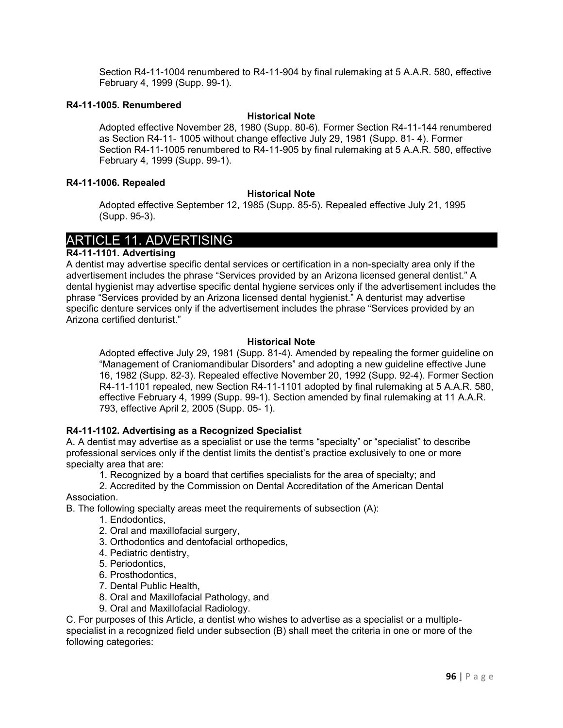Section R4-11-1004 renumbered to R4-11-904 by final rulemaking at 5 A.A.R. 580, effective February 4, 1999 (Supp. 99-1).

**R4-11-1005. Renumbered**

**Historical Note**

Adopted effective November 28, 1980 (Supp. 80-6). Former Section R4-11-144 renumbered as Section R4-11- 1005 without change effective July 29, 1981 (Supp. 81- 4). Former Section R4-11-1005 renumbered to R4-11-905 by final rulemaking at 5 A.A.R. 580, effective February 4, 1999 (Supp. 99-1).

**R4-11-1006. Repealed**

**Historical Note**

Adopted effective September 12, 1985 (Supp. 85-5). Repealed effective July 21, 1995 (Supp. 95-3).

## ARTICLE 11. ADVERTISING

**R4-11-1101. Advertising**

A dentist may advertise specific dental services or certification in a non-specialty area only if the advertisement includes the phrase "Services provided by an Arizona licensed general dentist." A dental hygienist may advertise specific dental hygiene services only if the advertisement includes the phrase "Services provided by an Arizona licensed dental hygienist." A denturist may advertise specific denture services only if the advertisement includes the phrase "Services provided by an Arizona certified denturist."

**Historical Note**

Adopted effective July 29, 1981 (Supp. 81-4). Amended by repealing the former guideline on "Management of Craniomandibular Disorders" and adopting a new guideline effective June 16, 1982 (Supp. 82-3). Repealed effective November 20, 1992 (Supp. 92-4). Former Section R4-11-1101 repealed, new Section R4-11-1101 adopted by final rulemaking at 5 A.A.R. 580, effective February 4, 1999 (Supp. 99-1). Section amended by final rulemaking at 11 A.A.R. 793, effective April 2, 2005 (Supp. 05- 1).

**R4-11-1102. Advertising as a Recognized Specialist**

A. A dentist may advertise as a specialist or use the terms "specialty" or "specialist" to describe professional services only if the dentist limits the dentist's practice exclusively to one or more specialty area that are:

1. Recognized by a board that certifies specialists for the area of specialty; and
2. Accredited by the Commission on Dental Accreditation of the American Dental Association.

B. The following specialty areas meet the requirements of subsection (A):

1. Endodontics,
2. Oral and maxillofacial surgery,
3. Orthodontics and dentofacial orthopedics,
4. Pediatric dentistry,
5. Periodontics,
6. Prosthodontics,
7. Dental Public Health,
8. Oral and Maxillofacial Pathology, and
9. Oral and Maxillofacial Radiology.

C. For purposes of this Article, a dentist who wishes to advertise as a specialist or a multiple-specialist in a recognized field under subsection (B) shall meet the criteria in one or more of the following categories: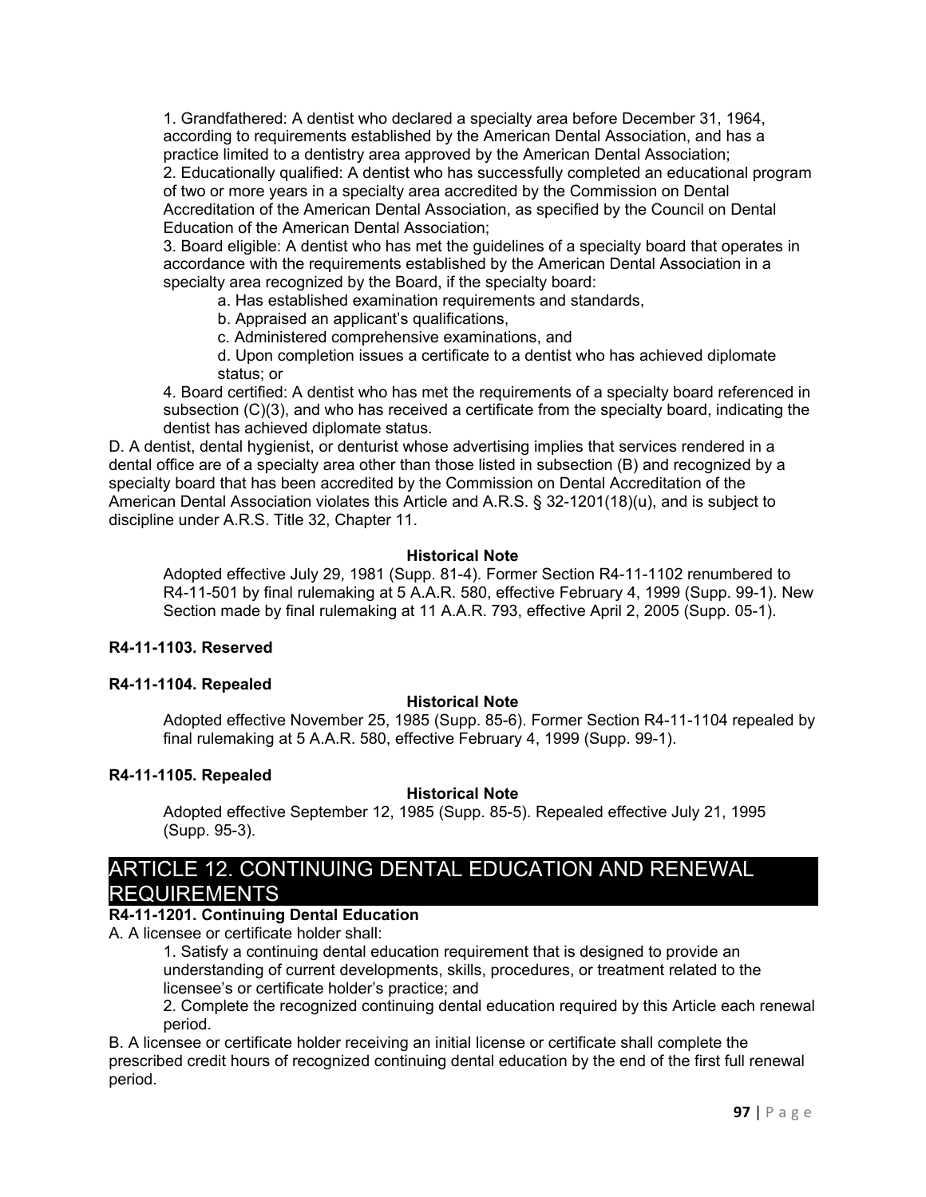1. Grandfathered: A dentist who declared a specialty area before December 31, 1964, according to requirements established by the American Dental Association, and has a practice limited to a dentistry area approved by the American Dental Association;
2. Educationally qualified: A dentist who has successfully completed an educational program of two or more years in a specialty area accredited by the Commission on Dental Accreditation of the American Dental Association, as specified by the Council on Dental Education of the American Dental Association;
3. Board eligible: A dentist who has met the guidelines of a specialty board that operates in accordance with the requirements established by the American Dental Association in a specialty area recognized by the Board, if the specialty board:
    a. Has established examination requirements and standards,
    b. Appraised an applicant's qualifications,
    c. Administered comprehensive examinations, and
    d. Upon completion issues a certificate to a dentist who has achieved diplomate status; or
4. Board certified: A dentist who has met the requirements of a specialty board referenced in subsection (C)(3), and who has received a certificate from the specialty board, indicating the dentist has achieved diplomate status.

D. A dentist, dental hygienist, or denturist whose advertising implies that services rendered in a dental office are of a specialty area other than those listed in subsection (B) and recognized by a specialty board that has been accredited by the Commission on Dental Accreditation of the American Dental Association violates this Article and A.R.S. § 32-1201(18)(u), and is subject to discipline under A.R.S. Title 32, Chapter 11.

**Historical Note**

Adopted effective July 29, 1981 (Supp. 81-4). Former Section R4-11-1102 renumbered to R4-11-501 by final rulemaking at 5 A.A.R. 580, effective February 4, 1999 (Supp. 99-1). New Section made by final rulemaking at 11 A.A.R. 793, effective April 2, 2005 (Supp. 05-1).

**R4-11-1103. Reserved**

**R4-11-1104. Repealed**

**Historical Note**

Adopted effective November 25, 1985 (Supp. 85-6). Former Section R4-11-1104 repealed by final rulemaking at 5 A.A.R. 580, effective February 4, 1999 (Supp. 99-1).

**R4-11-1105. Repealed**

**Historical Note**

Adopted effective September 12, 1985 (Supp. 85-5). Repealed effective July 21, 1995 (Supp. 95-3).

## ARTICLE 12. CONTINUING DENTAL EDUCATION AND RENEWAL REQUIREMENTS

**R4-11-1201. Continuing Dental Education**

A. A licensee or certificate holder shall:

1. Satisfy a continuing dental education requirement that is designed to provide an understanding of current developments, skills, procedures, or treatment related to the licensee's or certificate holder's practice; and
2. Complete the recognized continuing dental education required by this Article each renewal period.

B. A licensee or certificate holder receiving an initial license or certificate shall complete the prescribed credit hours of recognized continuing dental education by the end of the first full renewal period.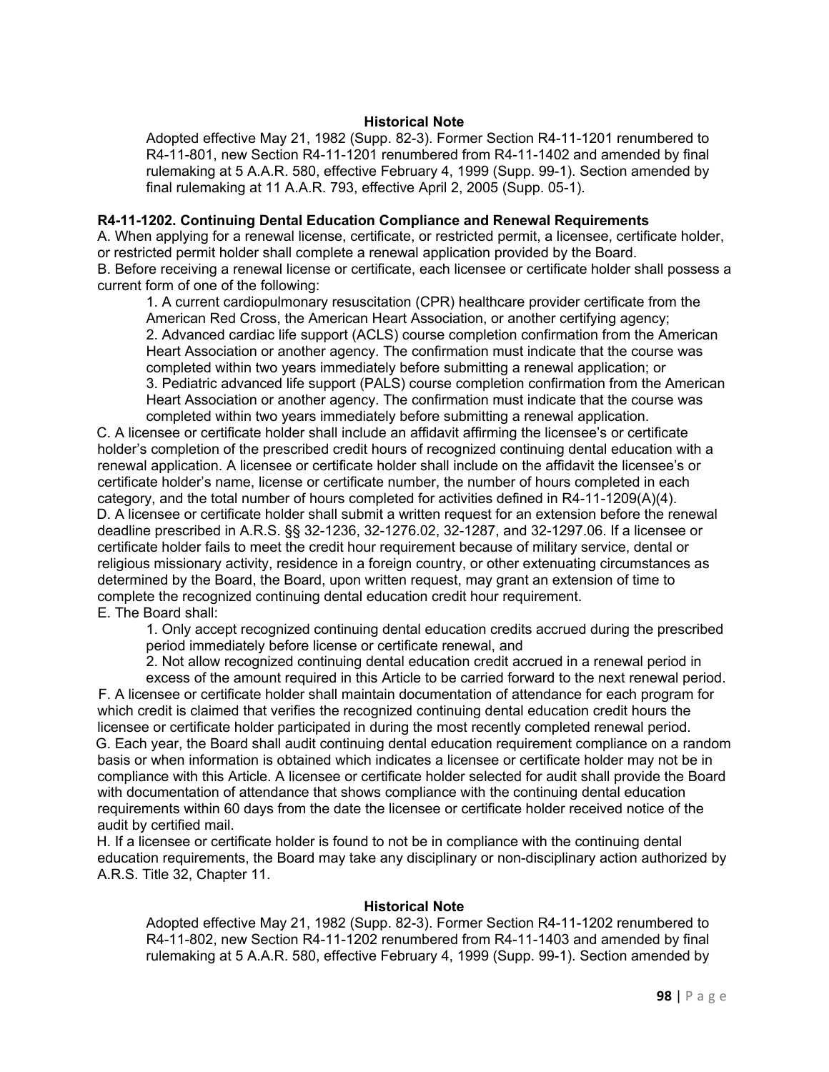**Historical Note**

Adopted effective May 21, 1982 (Supp. 82-3). Former Section R4-11-1201 renumbered to R4-11-801, new Section R4-11-1201 renumbered from R4-11-1402 and amended by final rulemaking at 5 A.A.R. 580, effective February 4, 1999 (Supp. 99-1). Section amended by final rulemaking at 11 A.A.R. 793, effective April 2, 2005 (Supp. 05-1).

**R4-11-1202. Continuing Dental Education Compliance and Renewal Requirements**

A. When applying for a renewal license, certificate, or restricted permit, a licensee, certificate holder, or restricted permit holder shall complete a renewal application provided by the Board.

B. Before receiving a renewal license or certificate, each licensee or certificate holder shall possess a current form of one of the following:

1. A current cardiopulmonary resuscitation (CPR) healthcare provider certificate from the American Red Cross, the American Heart Association, or another certifying agency;
2. Advanced cardiac life support (ACLS) course completion confirmation from the American Heart Association or another agency. The confirmation must indicate that the course was completed within two years immediately before submitting a renewal application; or
3. Pediatric advanced life support (PALS) course completion confirmation from the American Heart Association or another agency. The confirmation must indicate that the course was completed within two years immediately before submitting a renewal application.

C. A licensee or certificate holder shall include an affidavit affirming the licensee's or certificate holder's completion of the prescribed credit hours of recognized continuing dental education with a renewal application. A licensee or certificate holder shall include on the affidavit the licensee's or certificate holder's name, license or certificate number, the number of hours completed in each category, and the total number of hours completed for activities defined in R4-11-1209(A)(4).

D. A licensee or certificate holder shall submit a written request for an extension before the renewal deadline prescribed in A.R.S. §§ 32-1236, 32-1276.02, 32-1287, and 32-1297.06. If a licensee or certificate holder fails to meet the credit hour requirement because of military service, dental or religious missionary activity, residence in a foreign country, or other extenuating circumstances as determined by the Board, the Board, upon written request, may grant an extension of time to complete the recognized continuing dental education credit hour requirement.

E. The Board shall:

1. Only accept recognized continuing dental education credits accrued during the prescribed period immediately before license or certificate renewal, and
2. Not allow recognized continuing dental education credit accrued in a renewal period in excess of the amount required in this Article to be carried forward to the next renewal period.

F. A licensee or certificate holder shall maintain documentation of attendance for each program for which credit is claimed that verifies the recognized continuing dental education credit hours the licensee or certificate holder participated in during the most recently completed renewal period.

G. Each year, the Board shall audit continuing dental education requirement compliance on a random basis or when information is obtained which indicates a licensee or certificate holder may not be in compliance with this Article. A licensee or certificate holder selected for audit shall provide the Board with documentation of attendance that shows compliance with the continuing dental education requirements within 60 days from the date the licensee or certificate holder received notice of the audit by certified mail.

H. If a licensee or certificate holder is found to not be in compliance with the continuing dental education requirements, the Board may take any disciplinary or non-disciplinary action authorized by A.R.S. Title 32, Chapter 11.

**Historical Note**

Adopted effective May 21, 1982 (Supp. 82-3). Former Section R4-11-1202 renumbered to R4-11-802, new Section R4-11-1202 renumbered from R4-11-1403 and amended by final rulemaking at 5 A.A.R. 580, effective February 4, 1999 (Supp. 99-1). Section amended by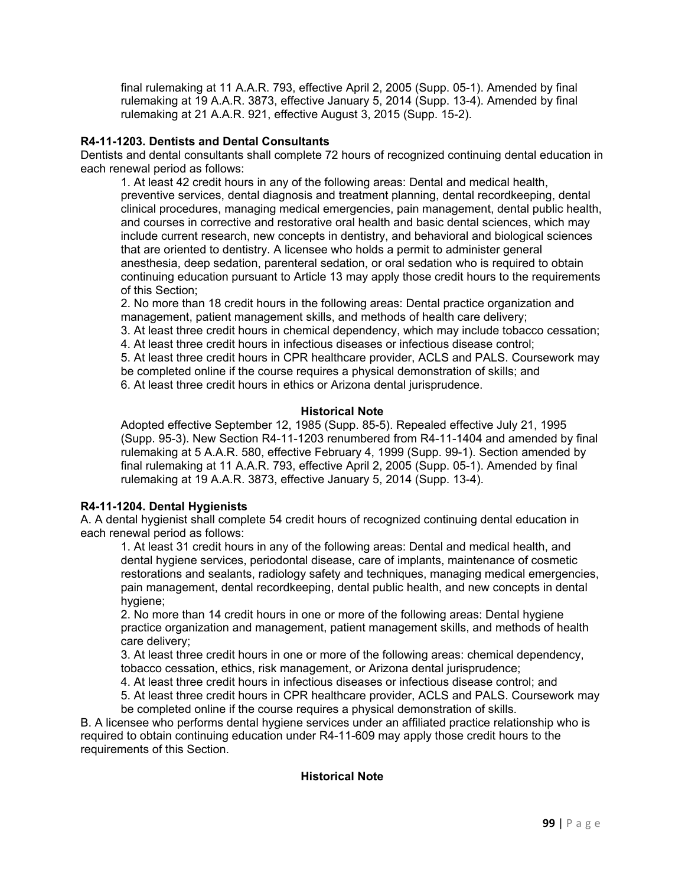final rulemaking at 11 A.A.R. 793, effective April 2, 2005 (Supp. 05-1). Amended by final rulemaking at 19 A.A.R. 3873, effective January 5, 2014 (Supp. 13-4). Amended by final rulemaking at 21 A.A.R. 921, effective August 3, 2015 (Supp. 15-2).

**R4-11-1203. Dentists and Dental Consultants**

Dentists and dental consultants shall complete 72 hours of recognized continuing dental education in each renewal period as follows:

1. At least 42 credit hours in any of the following areas: Dental and medical health, preventive services, dental diagnosis and treatment planning, dental recordkeeping, dental clinical procedures, managing medical emergencies, pain management, dental public health, and courses in corrective and restorative oral health and basic dental sciences, which may include current research, new concepts in dentistry, and behavioral and biological sciences that are oriented to dentistry. A licensee who holds a permit to administer general anesthesia, deep sedation, parenteral sedation, or oral sedation who is required to obtain continuing education pursuant to Article 13 may apply those credit hours to the requirements of this Section;
2. No more than 18 credit hours in the following areas: Dental practice organization and management, patient management skills, and methods of health care delivery;
3. At least three credit hours in chemical dependency, which may include tobacco cessation;
4. At least three credit hours in infectious diseases or infectious disease control;
5. At least three credit hours in CPR healthcare provider, ACLS and PALS. Coursework may be completed online if the course requires a physical demonstration of skills; and
6. At least three credit hours in ethics or Arizona dental jurisprudence.

**Historical Note**

Adopted effective September 12, 1985 (Supp. 85-5). Repealed effective July 21, 1995 (Supp. 95-3). New Section R4-11-1203 renumbered from R4-11-1404 and amended by final rulemaking at 5 A.A.R. 580, effective February 4, 1999 (Supp. 99-1). Section amended by final rulemaking at 11 A.A.R. 793, effective April 2, 2005 (Supp. 05-1). Amended by final rulemaking at 19 A.A.R. 3873, effective January 5, 2014 (Supp. 13-4).

**R4-11-1204. Dental Hygienists**

A. A dental hygienist shall complete 54 credit hours of recognized continuing dental education in each renewal period as follows:

1. At least 31 credit hours in any of the following areas: Dental and medical health, and dental hygiene services, periodontal disease, care of implants, maintenance of cosmetic restorations and sealants, radiology safety and techniques, managing medical emergencies, pain management, dental recordkeeping, dental public health, and new concepts in dental hygiene;
2. No more than 14 credit hours in one or more of the following areas: Dental hygiene practice organization and management, patient management skills, and methods of health care delivery;
3. At least three credit hours in one or more of the following areas: chemical dependency, tobacco cessation, ethics, risk management, or Arizona dental jurisprudence;
4. At least three credit hours in infectious diseases or infectious disease control; and
5. At least three credit hours in CPR healthcare provider, ACLS and PALS. Coursework may be completed online if the course requires a physical demonstration of skills.

B. A licensee who performs dental hygiene services under an affiliated practice relationship who is required to obtain continuing education under R4-11-609 may apply those credit hours to the requirements of this Section.

**Historical Note**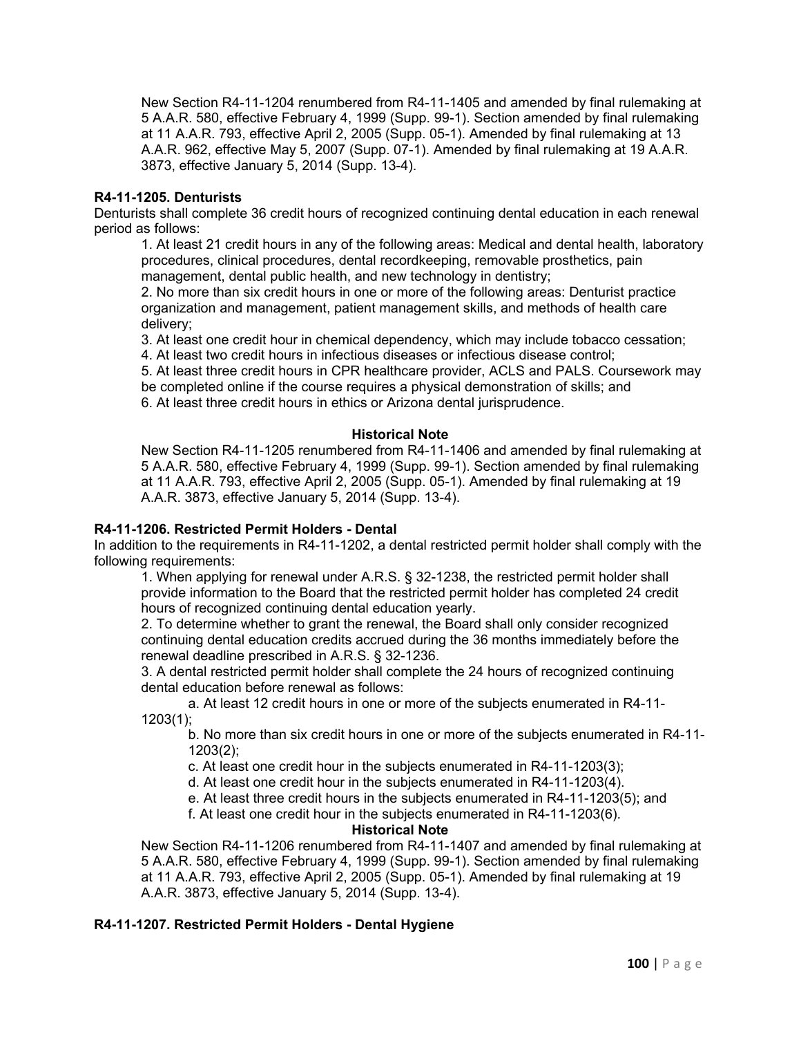New Section R4-11-1204 renumbered from R4-11-1405 and amended by final rulemaking at 5 A.A.R. 580, effective February 4, 1999 (Supp. 99-1). Section amended by final rulemaking at 11 A.A.R. 793, effective April 2, 2005 (Supp. 05-1). Amended by final rulemaking at 13 A.A.R. 962, effective May 5, 2007 (Supp. 07-1). Amended by final rulemaking at 19 A.A.R. 3873, effective January 5, 2014 (Supp. 13-4).

**R4-11-1205. Denturists**

Denturists shall complete 36 credit hours of recognized continuing dental education in each renewal period as follows:

1. At least 21 credit hours in any of the following areas: Medical and dental health, laboratory procedures, clinical procedures, dental recordkeeping, removable prosthetics, pain management, dental public health, and new technology in dentistry;
2. No more than six credit hours in one or more of the following areas: Denturist practice organization and management, patient management skills, and methods of health care delivery;
3. At least one credit hour in chemical dependency, which may include tobacco cessation;
4. At least two credit hours in infectious diseases or infectious disease control;
5. At least three credit hours in CPR healthcare provider, ACLS and PALS. Coursework may be completed online if the course requires a physical demonstration of skills; and
6. At least three credit hours in ethics or Arizona dental jurisprudence.

**Historical Note**

New Section R4-11-1205 renumbered from R4-11-1406 and amended by final rulemaking at 5 A.A.R. 580, effective February 4, 1999 (Supp. 99-1). Section amended by final rulemaking at 11 A.A.R. 793, effective April 2, 2005 (Supp. 05-1). Amended by final rulemaking at 19 A.A.R. 3873, effective January 5, 2014 (Supp. 13-4).

**R4-11-1206. Restricted Permit Holders - Dental**

In addition to the requirements in R4-11-1202, a dental restricted permit holder shall comply with the following requirements:

1. When applying for renewal under A.R.S. § 32-1238, the restricted permit holder shall provide information to the Board that the restricted permit holder has completed 24 credit hours of recognized continuing dental education yearly.
2. To determine whether to grant the renewal, the Board shall only consider recognized continuing dental education credits accrued during the 36 months immediately before the renewal deadline prescribed in A.R.S. § 32-1236.
3. A dental restricted permit holder shall complete the 24 hours of recognized continuing dental education before renewal as follows:
   a. At least 12 credit hours in one or more of the subjects enumerated in R4-11-1203(1);
   b. No more than six credit hours in one or more of the subjects enumerated in R4-11-1203(2);
   c. At least one credit hour in the subjects enumerated in R4-11-1203(3);
   d. At least one credit hour in the subjects enumerated in R4-11-1203(4).
   e. At least three credit hours in the subjects enumerated in R4-11-1203(5); and
   f. At least one credit hour in the subjects enumerated in R4-11-1203(6).

**Historical Note**

New Section R4-11-1206 renumbered from R4-11-1407 and amended by final rulemaking at 5 A.A.R. 580, effective February 4, 1999 (Supp. 99-1). Section amended by final rulemaking at 11 A.A.R. 793, effective April 2, 2005 (Supp. 05-1). Amended by final rulemaking at 19 A.A.R. 3873, effective January 5, 2014 (Supp. 13-4).

**R4-11-1207. Restricted Permit Holders - Dental Hygiene**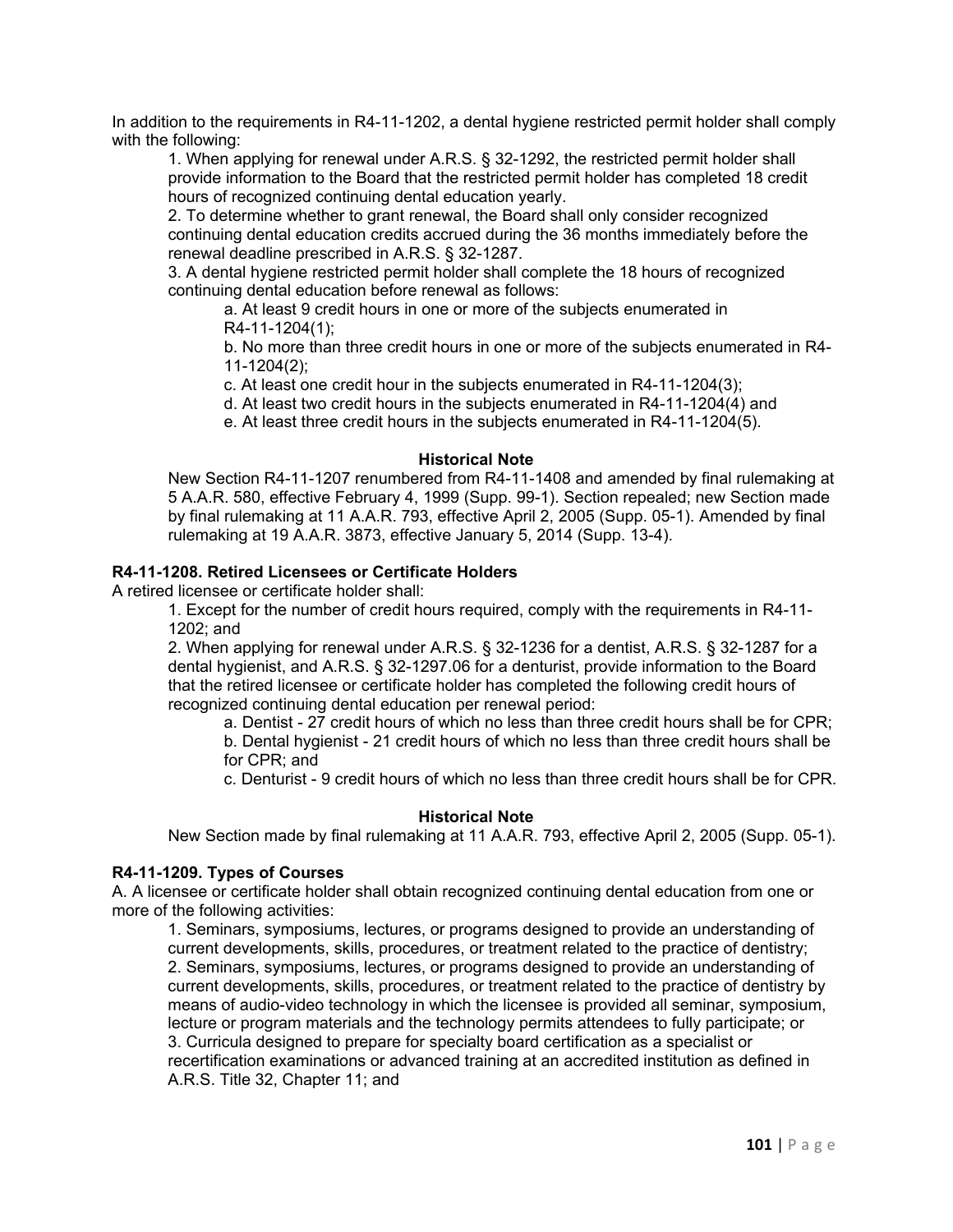In addition to the requirements in R4-11-1202, a dental hygiene restricted permit holder shall comply with the following:

1. When applying for renewal under A.R.S. § 32-1292, the restricted permit holder shall provide information to the Board that the restricted permit holder has completed 18 credit hours of recognized continuing dental education yearly.
2. To determine whether to grant renewal, the Board shall only consider recognized continuing dental education credits accrued during the 36 months immediately before the renewal deadline prescribed in A.R.S. § 32-1287.
3. A dental hygiene restricted permit holder shall complete the 18 hours of recognized continuing dental education before renewal as follows:
   a. At least 9 credit hours in one or more of the subjects enumerated in R4-11-1204(1);
   b. No more than three credit hours in one or more of the subjects enumerated in R4-11-1204(2);
   c. At least one credit hour in the subjects enumerated in R4-11-1204(3);
   d. At least two credit hours in the subjects enumerated in R4-11-1204(4) and
   e. At least three credit hours in the subjects enumerated in R4-11-1204(5).

**Historical Note**

New Section R4-11-1207 renumbered from R4-11-1408 and amended by final rulemaking at 5 A.A.R. 580, effective February 4, 1999 (Supp. 99-1). Section repealed; new Section made by final rulemaking at 11 A.A.R. 793, effective April 2, 2005 (Supp. 05-1). Amended by final rulemaking at 19 A.A.R. 3873, effective January 5, 2014 (Supp. 13-4).

**R4-11-1208. Retired Licensees or Certificate Holders**

A retired licensee or certificate holder shall:

1. Except for the number of credit hours required, comply with the requirements in R4-11-1202; and
2. When applying for renewal under A.R.S. § 32-1236 for a dentist, A.R.S. § 32-1287 for a dental hygienist, and A.R.S. § 32-1297.06 for a denturist, provide information to the Board that the retired licensee or certificate holder has completed the following credit hours of recognized continuing dental education per renewal period:
   a. Dentist - 27 credit hours of which no less than three credit hours shall be for CPR;
   b. Dental hygienist - 21 credit hours of which no less than three credit hours shall be for CPR; and
   c. Denturist - 9 credit hours of which no less than three credit hours shall be for CPR.

**Historical Note**

New Section made by final rulemaking at 11 A.A.R. 793, effective April 2, 2005 (Supp. 05-1).

**R4-11-1209. Types of Courses**

A. A licensee or certificate holder shall obtain recognized continuing dental education from one or more of the following activities:

1. Seminars, symposiums, lectures, or programs designed to provide an understanding of current developments, skills, procedures, or treatment related to the practice of dentistry;
2. Seminars, symposiums, lectures, or programs designed to provide an understanding of current developments, skills, procedures, or treatment related to the practice of dentistry by means of audio-video technology in which the licensee is provided all seminar, symposium, lecture or program materials and the technology permits attendees to fully participate; or
3. Curricula designed to prepare for specialty board certification as a specialist or recertification examinations or advanced training at an accredited institution as defined in A.R.S. Title 32, Chapter 11; and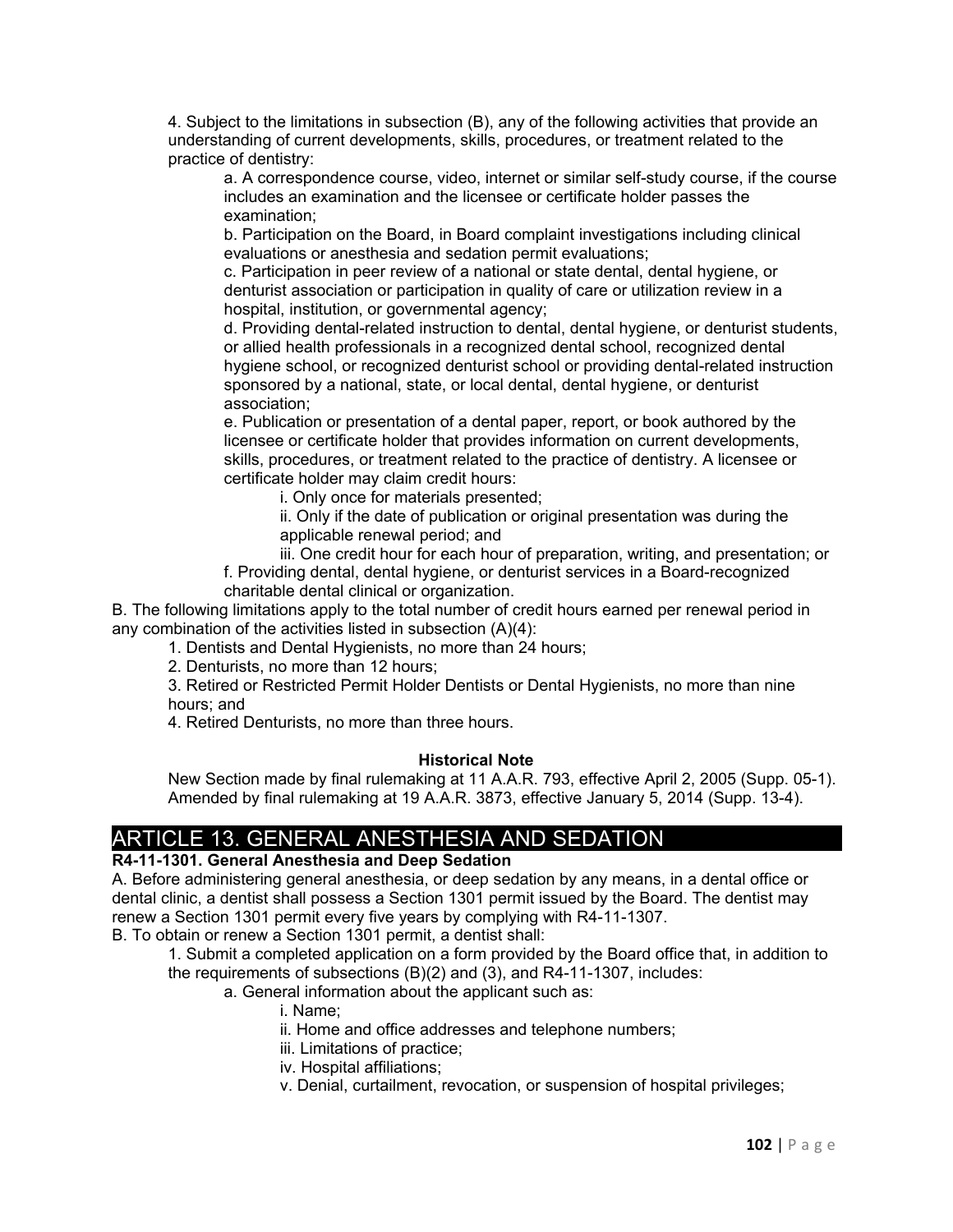4. Subject to the limitations in subsection (B), any of the following activities that provide an understanding of current developments, skills, procedures, or treatment related to the practice of dentistry:

a. A correspondence course, video, internet or similar self-study course, if the course includes an examination and the licensee or certificate holder passes the examination;

b. Participation on the Board, in Board complaint investigations including clinical evaluations or anesthesia and sedation permit evaluations;

c. Participation in peer review of a national or state dental, dental hygiene, or denturist association or participation in quality of care or utilization review in a hospital, institution, or governmental agency;

d. Providing dental-related instruction to dental, dental hygiene, or denturist students, or allied health professionals in a recognized dental school, recognized dental hygiene school, or recognized denturist school or providing dental-related instruction sponsored by a national, state, or local dental, dental hygiene, or denturist association;

e. Publication or presentation of a dental paper, report, or book authored by the licensee or certificate holder that provides information on current developments, skills, procedures, or treatment related to the practice of dentistry. A licensee or certificate holder may claim credit hours:

i. Only once for materials presented;

ii. Only if the date of publication or original presentation was during the applicable renewal period; and

iii. One credit hour for each hour of preparation, writing, and presentation; or

f. Providing dental, dental hygiene, or denturist services in a Board-recognized charitable dental clinical or organization.

B. The following limitations apply to the total number of credit hours earned per renewal period in any combination of the activities listed in subsection (A)(4):

1. Dentists and Dental Hygienists, no more than 24 hours;

2. Denturists, no more than 12 hours;

3. Retired or Restricted Permit Holder Dentists or Dental Hygienists, no more than nine hours; and

4. Retired Denturists, no more than three hours.

**Historical Note**

New Section made by final rulemaking at 11 A.A.R. 793, effective April 2, 2005 (Supp. 05-1). Amended by final rulemaking at 19 A.A.R. 3873, effective January 5, 2014 (Supp. 13-4).

# ARTICLE 13. GENERAL ANESTHESIA AND SEDATION

**R4-11-1301. General Anesthesia and Deep Sedation**

A. Before administering general anesthesia, or deep sedation by any means, in a dental office or dental clinic, a dentist shall possess a Section 1301 permit issued by the Board. The dentist may renew a Section 1301 permit every five years by complying with R4-11-1307.

B. To obtain or renew a Section 1301 permit, a dentist shall:

1. Submit a completed application on a form provided by the Board office that, in addition to the requirements of subsections (B)(2) and (3), and R4-11-1307, includes:

a. General information about the applicant such as:

i. Name;

ii. Home and office addresses and telephone numbers;

iii. Limitations of practice;

iv. Hospital affiliations;

v. Denial, curtailment, revocation, or suspension of hospital privileges;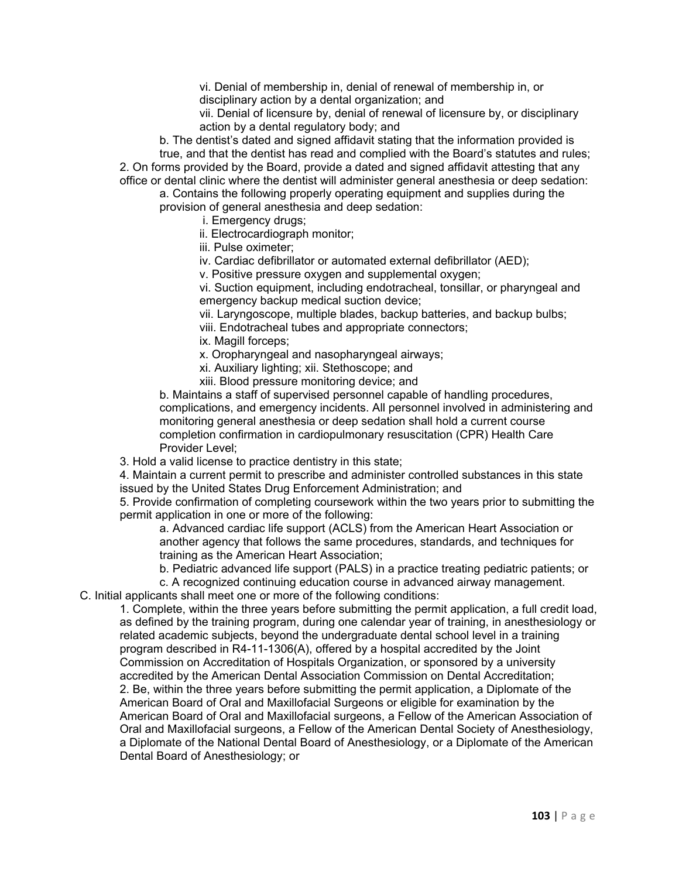vi. Denial of membership in, denial of renewal of membership in, or disciplinary action by a dental organization; and

vii. Denial of licensure by, denial of renewal of licensure by, or disciplinary action by a dental regulatory body; and

b. The dentist's dated and signed affidavit stating that the information provided is true, and that the dentist has read and complied with the Board's statutes and rules;

2. On forms provided by the Board, provide a dated and signed affidavit attesting that any office or dental clinic where the dentist will administer general anesthesia or deep sedation:

a. Contains the following properly operating equipment and supplies during the provision of general anesthesia and deep sedation:

i. Emergency drugs;

ii. Electrocardiograph monitor;

iii. Pulse oximeter;

iv. Cardiac defibrillator or automated external defibrillator (AED);

v. Positive pressure oxygen and supplemental oxygen;

vi. Suction equipment, including endotracheal, tonsillar, or pharyngeal and emergency backup medical suction device;

vii. Laryngoscope, multiple blades, backup batteries, and backup bulbs;

viii. Endotracheal tubes and appropriate connectors;

ix. Magill forceps;

x. Oropharyngeal and nasopharyngeal airways;

xi. Auxiliary lighting; xii. Stethoscope; and

xiii. Blood pressure monitoring device; and

b. Maintains a staff of supervised personnel capable of handling procedures, complications, and emergency incidents. All personnel involved in administering and monitoring general anesthesia or deep sedation shall hold a current course completion confirmation in cardiopulmonary resuscitation (CPR) Health Care Provider Level;

3. Hold a valid license to practice dentistry in this state;

4. Maintain a current permit to prescribe and administer controlled substances in this state issued by the United States Drug Enforcement Administration; and

5. Provide confirmation of completing coursework within the two years prior to submitting the permit application in one or more of the following:

a. Advanced cardiac life support (ACLS) from the American Heart Association or another agency that follows the same procedures, standards, and techniques for training as the American Heart Association;

b. Pediatric advanced life support (PALS) in a practice treating pediatric patients; or

c. A recognized continuing education course in advanced airway management.

C. Initial applicants shall meet one or more of the following conditions:

1. Complete, within the three years before submitting the permit application, a full credit load, as defined by the training program, during one calendar year of training, in anesthesiology or related academic subjects, beyond the undergraduate dental school level in a training program described in R4-11-1306(A), offered by a hospital accredited by the Joint Commission on Accreditation of Hospitals Organization, or sponsored by a university accredited by the American Dental Association Commission on Dental Accreditation;

2. Be, within the three years before submitting the permit application, a Diplomate of the American Board of Oral and Maxillofacial Surgeons or eligible for examination by the American Board of Oral and Maxillofacial surgeons, a Fellow of the American Association of Oral and Maxillofacial surgeons, a Fellow of the American Dental Society of Anesthesiology, a Diplomate of the National Dental Board of Anesthesiology, or a Diplomate of the American Dental Board of Anesthesiology; or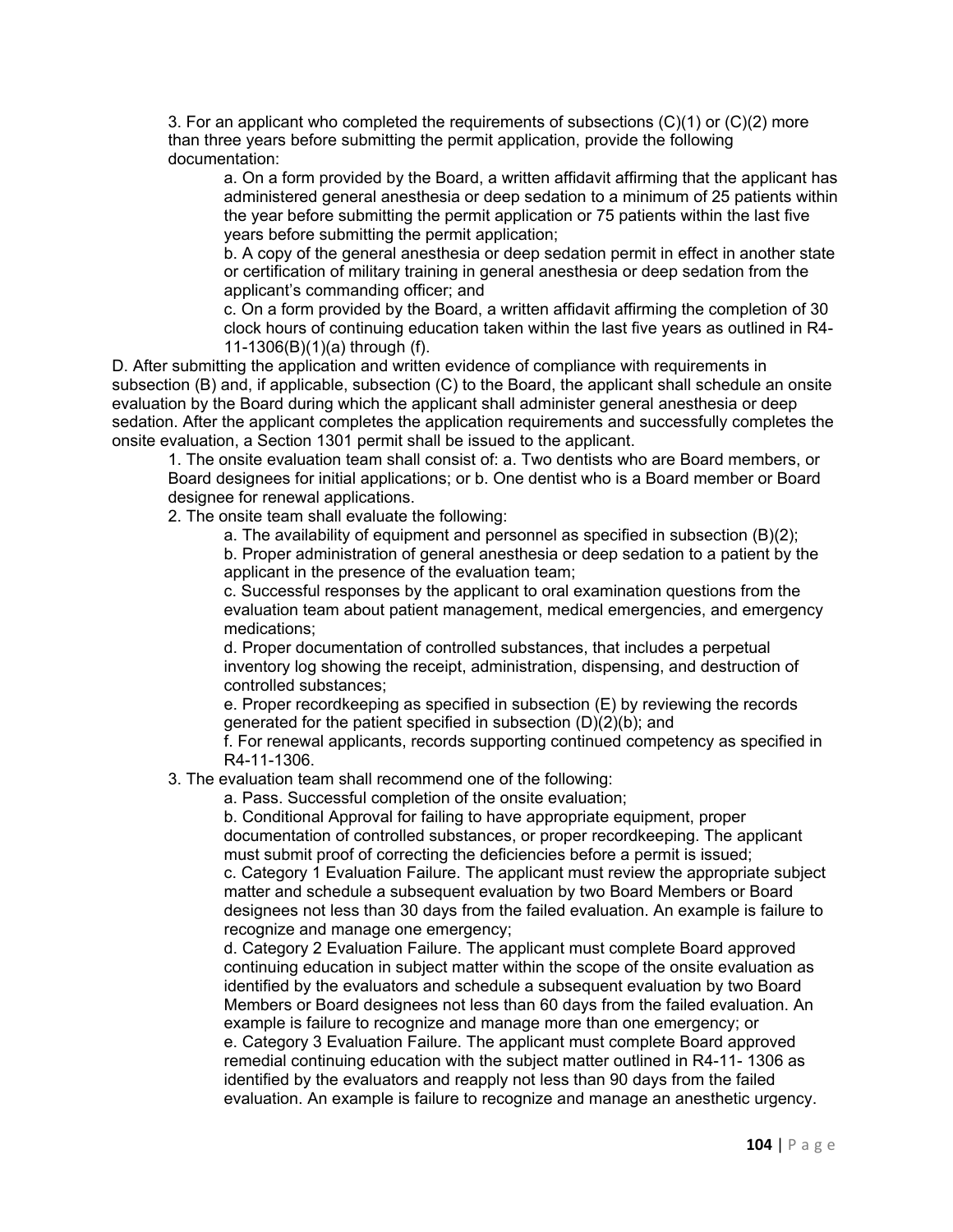3. For an applicant who completed the requirements of subsections (C)(1) or (C)(2) more than three years before submitting the permit application, provide the following documentation:

   a. On a form provided by the Board, a written affidavit affirming that the applicant has administered general anesthesia or deep sedation to a minimum of 25 patients within the year before submitting the permit application or 75 patients within the last five years before submitting the permit application;

   b. A copy of the general anesthesia or deep sedation permit in effect in another state or certification of military training in general anesthesia or deep sedation from the applicant's commanding officer; and

   c. On a form provided by the Board, a written affidavit affirming the completion of 30 clock hours of continuing education taken within the last five years as outlined in R4-11-1306(B)(1)(a) through (f).

D. After submitting the application and written evidence of compliance with requirements in subsection (B) and, if applicable, subsection (C) to the Board, the applicant shall schedule an onsite evaluation by the Board during which the applicant shall administer general anesthesia or deep sedation. After the applicant completes the application requirements and successfully completes the onsite evaluation, a Section 1301 permit shall be issued to the applicant.

1. The onsite evaluation team shall consist of: a. Two dentists who are Board members, or Board designees for initial applications; or b. One dentist who is a Board member or Board designee for renewal applications.

2. The onsite team shall evaluate the following:

   a. The availability of equipment and personnel as specified in subsection (B)(2);

   b. Proper administration of general anesthesia or deep sedation to a patient by the applicant in the presence of the evaluation team;

   c. Successful responses by the applicant to oral examination questions from the evaluation team about patient management, medical emergencies, and emergency medications;

   d. Proper documentation of controlled substances, that includes a perpetual inventory log showing the receipt, administration, dispensing, and destruction of controlled substances;

   e. Proper recordkeeping as specified in subsection (E) by reviewing the records generated for the patient specified in subsection (D)(2)(b); and

   f. For renewal applicants, records supporting continued competency as specified in R4-11-1306.

3. The evaluation team shall recommend one of the following:

   a. Pass. Successful completion of the onsite evaluation;

   b. Conditional Approval for failing to have appropriate equipment, proper documentation of controlled substances, or proper recordkeeping. The applicant must submit proof of correcting the deficiencies before a permit is issued;

   c. Category 1 Evaluation Failure. The applicant must review the appropriate subject matter and schedule a subsequent evaluation by two Board Members or Board designees not less than 30 days from the failed evaluation. An example is failure to recognize and manage one emergency;

   d. Category 2 Evaluation Failure. The applicant must complete Board approved continuing education in subject matter within the scope of the onsite evaluation as identified by the evaluators and schedule a subsequent evaluation by two Board Members or Board designees not less than 60 days from the failed evaluation. An example is failure to recognize and manage more than one emergency; or

   e. Category 3 Evaluation Failure. The applicant must complete Board approved remedial continuing education with the subject matter outlined in R4-11- 1306 as identified by the evaluators and reapply not less than 90 days from the failed evaluation. An example is failure to recognize and manage an anesthetic urgency.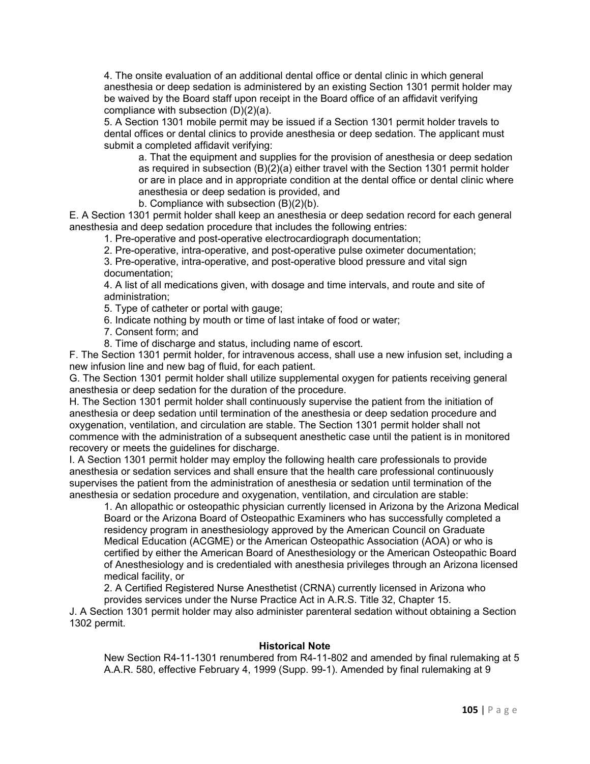4. The onsite evaluation of an additional dental office or dental clinic in which general anesthesia or deep sedation is administered by an existing Section 1301 permit holder may be waived by the Board staff upon receipt in the Board office of an affidavit verifying compliance with subsection (D)(2)(a).

5. A Section 1301 mobile permit may be issued if a Section 1301 permit holder travels to dental offices or dental clinics to provide anesthesia or deep sedation. The applicant must submit a completed affidavit verifying:

a. That the equipment and supplies for the provision of anesthesia or deep sedation as required in subsection (B)(2)(a) either travel with the Section 1301 permit holder or are in place and in appropriate condition at the dental office or dental clinic where anesthesia or deep sedation is provided, and

b. Compliance with subsection (B)(2)(b).

E. A Section 1301 permit holder shall keep an anesthesia or deep sedation record for each general anesthesia and deep sedation procedure that includes the following entries:

1. Pre-operative and post-operative electrocardiograph documentation;
2. Pre-operative, intra-operative, and post-operative pulse oximeter documentation;
3. Pre-operative, intra-operative, and post-operative blood pressure and vital sign documentation;
4. A list of all medications given, with dosage and time intervals, and route and site of administration;
5. Type of catheter or portal with gauge;
6. Indicate nothing by mouth or time of last intake of food or water;
7. Consent form; and
8. Time of discharge and status, including name of escort.

F. The Section 1301 permit holder, for intravenous access, shall use a new infusion set, including a new infusion line and new bag of fluid, for each patient.

G. The Section 1301 permit holder shall utilize supplemental oxygen for patients receiving general anesthesia or deep sedation for the duration of the procedure.

H. The Section 1301 permit holder shall continuously supervise the patient from the initiation of anesthesia or deep sedation until termination of the anesthesia or deep sedation procedure and oxygenation, ventilation, and circulation are stable. The Section 1301 permit holder shall not commence with the administration of a subsequent anesthetic case until the patient is in monitored recovery or meets the guidelines for discharge.

I. A Section 1301 permit holder may employ the following health care professionals to provide anesthesia or sedation services and shall ensure that the health care professional continuously supervises the patient from the administration of anesthesia or sedation until termination of the anesthesia or sedation procedure and oxygenation, ventilation, and circulation are stable:

1. An allopathic or osteopathic physician currently licensed in Arizona by the Arizona Medical Board or the Arizona Board of Osteopathic Examiners who has successfully completed a residency program in anesthesiology approved by the American Council on Graduate Medical Education (ACGME) or the American Osteopathic Association (AOA) or who is certified by either the American Board of Anesthesiology or the American Osteopathic Board of Anesthesiology and is credentialed with anesthesia privileges through an Arizona licensed medical facility, or

2. A Certified Registered Nurse Anesthetist (CRNA) currently licensed in Arizona who provides services under the Nurse Practice Act in A.R.S. Title 32, Chapter 15.

J. A Section 1301 permit holder may also administer parenteral sedation without obtaining a Section 1302 permit.

**Historical Note**

New Section R4-11-1301 renumbered from R4-11-802 and amended by final rulemaking at 5 A.A.R. 580, effective February 4, 1999 (Supp. 99-1). Amended by final rulemaking at 9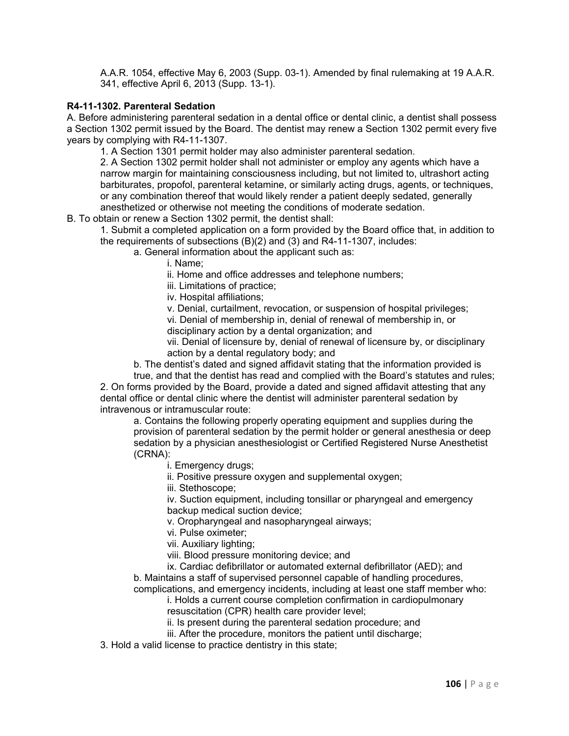A.A.R. 1054, effective May 6, 2003 (Supp. 03-1). Amended by final rulemaking at 19 A.A.R. 341, effective April 6, 2013 (Supp. 13-1).

**R4-11-1302. Parenteral Sedation**

A. Before administering parenteral sedation in a dental office or dental clinic, a dentist shall possess a Section 1302 permit issued by the Board. The dentist may renew a Section 1302 permit every five years by complying with R4-11-1307.

1. A Section 1301 permit holder may also administer parenteral sedation.
2. A Section 1302 permit holder shall not administer or employ any agents which have a narrow margin for maintaining consciousness including, but not limited to, ultrashort acting barbiturates, propofol, parenteral ketamine, or similarly acting drugs, agents, or techniques, or any combination thereof that would likely render a patient deeply sedated, generally anesthetized or otherwise not meeting the conditions of moderate sedation.

B. To obtain or renew a Section 1302 permit, the dentist shall:

1. Submit a completed application on a form provided by the Board office that, in addition to the requirements of subsections (B)(2) and (3) and R4-11-1307, includes:
   a. General information about the applicant such as:
      i. Name;
      ii. Home and office addresses and telephone numbers;
      iii. Limitations of practice;
      iv. Hospital affiliations;
      v. Denial, curtailment, revocation, or suspension of hospital privileges;
      vi. Denial of membership in, denial of renewal of membership in, or disciplinary action by a dental organization; and
      vii. Denial of licensure by, denial of renewal of licensure by, or disciplinary action by a dental regulatory body; and
   b. The dentist's dated and signed affidavit stating that the information provided is true, and that the dentist has read and complied with the Board's statutes and rules;
2. On forms provided by the Board, provide a dated and signed affidavit attesting that any dental office or dental clinic where the dentist will administer parenteral sedation by intravenous or intramuscular route:
   a. Contains the following properly operating equipment and supplies during the provision of parenteral sedation by the permit holder or general anesthesia or deep sedation by a physician anesthesiologist or Certified Registered Nurse Anesthetist (CRNA):
      i. Emergency drugs;
      ii. Positive pressure oxygen and supplemental oxygen;
      iii. Stethoscope;
      iv. Suction equipment, including tonsillar or pharyngeal and emergency backup medical suction device;
      v. Oropharyngeal and nasopharyngeal airways;
      vi. Pulse oximeter;
      vii. Auxiliary lighting;
      viii. Blood pressure monitoring device; and
      ix. Cardiac defibrillator or automated external defibrillator (AED); and
   b. Maintains a staff of supervised personnel capable of handling procedures, complications, and emergency incidents, including at least one staff member who:
      i. Holds a current course completion confirmation in cardiopulmonary resuscitation (CPR) health care provider level;
      ii. Is present during the parenteral sedation procedure; and
      iii. After the procedure, monitors the patient until discharge;
3. Hold a valid license to practice dentistry in this state;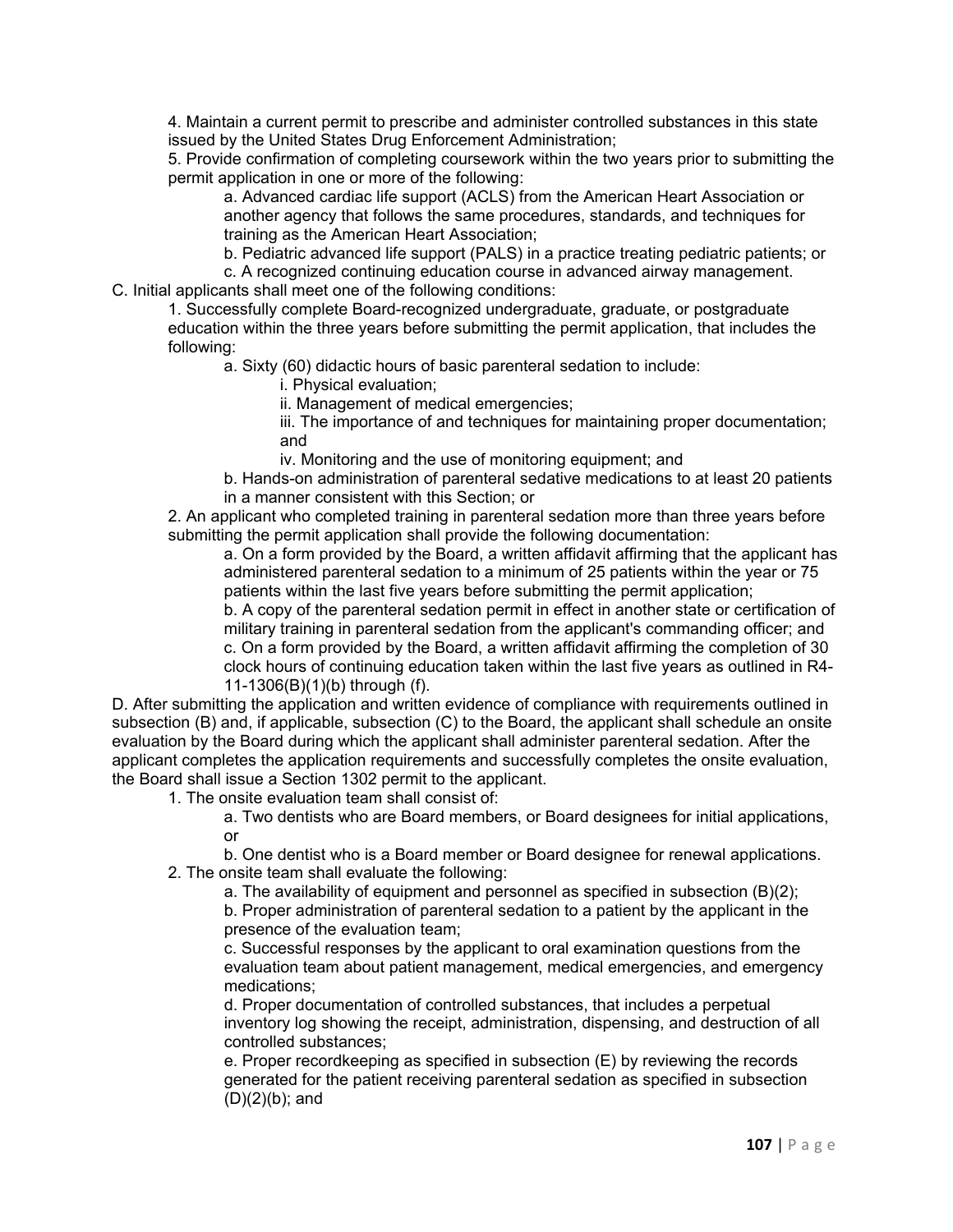4. Maintain a current permit to prescribe and administer controlled substances in this state issued by the United States Drug Enforcement Administration;

5. Provide confirmation of completing coursework within the two years prior to submitting the permit application in one or more of the following:

a. Advanced cardiac life support (ACLS) from the American Heart Association or another agency that follows the same procedures, standards, and techniques for training as the American Heart Association;

b. Pediatric advanced life support (PALS) in a practice treating pediatric patients; or

c. A recognized continuing education course in advanced airway management.

C. Initial applicants shall meet one of the following conditions:

1. Successfully complete Board-recognized undergraduate, graduate, or postgraduate education within the three years before submitting the permit application, that includes the following:

a. Sixty (60) didactic hours of basic parenteral sedation to include:

i. Physical evaluation;

ii. Management of medical emergencies;

iii. The importance of and techniques for maintaining proper documentation; and

iv. Monitoring and the use of monitoring equipment; and

b. Hands-on administration of parenteral sedative medications to at least 20 patients in a manner consistent with this Section; or

2. An applicant who completed training in parenteral sedation more than three years before submitting the permit application shall provide the following documentation:

a. On a form provided by the Board, a written affidavit affirming that the applicant has administered parenteral sedation to a minimum of 25 patients within the year or 75 patients within the last five years before submitting the permit application;

b. A copy of the parenteral sedation permit in effect in another state or certification of military training in parenteral sedation from the applicant's commanding officer; and

c. On a form provided by the Board, a written affidavit affirming the completion of 30 clock hours of continuing education taken within the last five years as outlined in R4-11-1306(B)(1)(b) through (f).

D. After submitting the application and written evidence of compliance with requirements outlined in subsection (B) and, if applicable, subsection (C) to the Board, the applicant shall schedule an onsite evaluation by the Board during which the applicant shall administer parenteral sedation. After the applicant completes the application requirements and successfully completes the onsite evaluation, the Board shall issue a Section 1302 permit to the applicant.

1. The onsite evaluation team shall consist of:

a. Two dentists who are Board members, or Board designees for initial applications, or

b. One dentist who is a Board member or Board designee for renewal applications.

2. The onsite team shall evaluate the following:

a. The availability of equipment and personnel as specified in subsection (B)(2);

b. Proper administration of parenteral sedation to a patient by the applicant in the presence of the evaluation team;

c. Successful responses by the applicant to oral examination questions from the evaluation team about patient management, medical emergencies, and emergency medications;

d. Proper documentation of controlled substances, that includes a perpetual inventory log showing the receipt, administration, dispensing, and destruction of all controlled substances;

e. Proper recordkeeping as specified in subsection (E) by reviewing the records generated for the patient receiving parenteral sedation as specified in subsection (D)(2)(b); and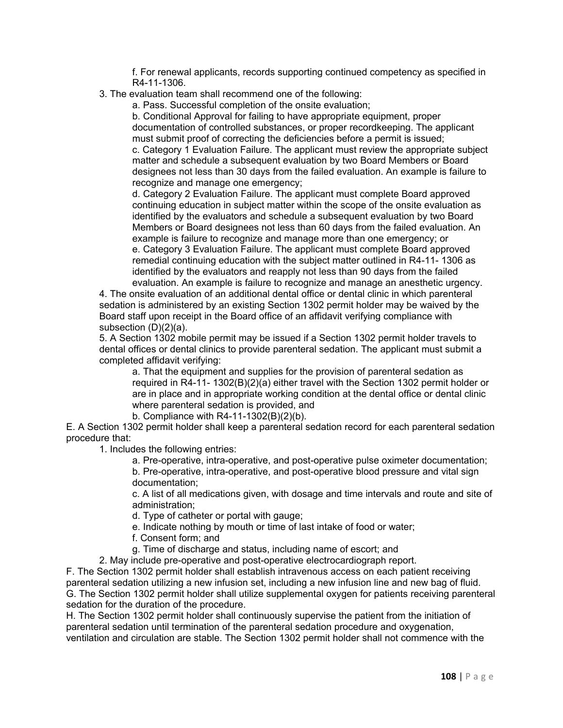f. For renewal applicants, records supporting continued competency as specified in R4-11-1306.

3. The evaluation team shall recommend one of the following:

   a. Pass. Successful completion of the onsite evaluation;

   b. Conditional Approval for failing to have appropriate equipment, proper documentation of controlled substances, or proper recordkeeping. The applicant must submit proof of correcting the deficiencies before a permit is issued;

   c. Category 1 Evaluation Failure. The applicant must review the appropriate subject matter and schedule a subsequent evaluation by two Board Members or Board designees not less than 30 days from the failed evaluation. An example is failure to recognize and manage one emergency;

   d. Category 2 Evaluation Failure. The applicant must complete Board approved continuing education in subject matter within the scope of the onsite evaluation as identified by the evaluators and schedule a subsequent evaluation by two Board Members or Board designees not less than 60 days from the failed evaluation. An example is failure to recognize and manage more than one emergency; or

   e. Category 3 Evaluation Failure. The applicant must complete Board approved remedial continuing education with the subject matter outlined in R4-11- 1306 as identified by the evaluators and reapply not less than 90 days from the failed evaluation. An example is failure to recognize and manage an anesthetic urgency.

4. The onsite evaluation of an additional dental office or dental clinic in which parenteral sedation is administered by an existing Section 1302 permit holder may be waived by the Board staff upon receipt in the Board office of an affidavit verifying compliance with subsection (D)(2)(a).

5. A Section 1302 mobile permit may be issued if a Section 1302 permit holder travels to dental offices or dental clinics to provide parenteral sedation. The applicant must submit a completed affidavit verifying:

   a. That the equipment and supplies for the provision of parenteral sedation as required in R4-11- 1302(B)(2)(a) either travel with the Section 1302 permit holder or are in place and in appropriate working condition at the dental office or dental clinic where parenteral sedation is provided, and

   b. Compliance with R4-11-1302(B)(2)(b).

E. A Section 1302 permit holder shall keep a parenteral sedation record for each parenteral sedation procedure that:

1. Includes the following entries:

   a. Pre-operative, intra-operative, and post-operative pulse oximeter documentation;

   b. Pre-operative, intra-operative, and post-operative blood pressure and vital sign documentation;

   c. A list of all medications given, with dosage and time intervals and route and site of administration;

   d. Type of catheter or portal with gauge;

   e. Indicate nothing by mouth or time of last intake of food or water;

   f. Consent form; and

   g. Time of discharge and status, including name of escort; and

2. May include pre-operative and post-operative electrocardiograph report.

F. The Section 1302 permit holder shall establish intravenous access on each patient receiving parenteral sedation utilizing a new infusion set, including a new infusion line and new bag of fluid.

G. The Section 1302 permit holder shall utilize supplemental oxygen for patients receiving parenteral sedation for the duration of the procedure.

H. The Section 1302 permit holder shall continuously supervise the patient from the initiation of parenteral sedation until termination of the parenteral sedation procedure and oxygenation, ventilation and circulation are stable. The Section 1302 permit holder shall not commence with the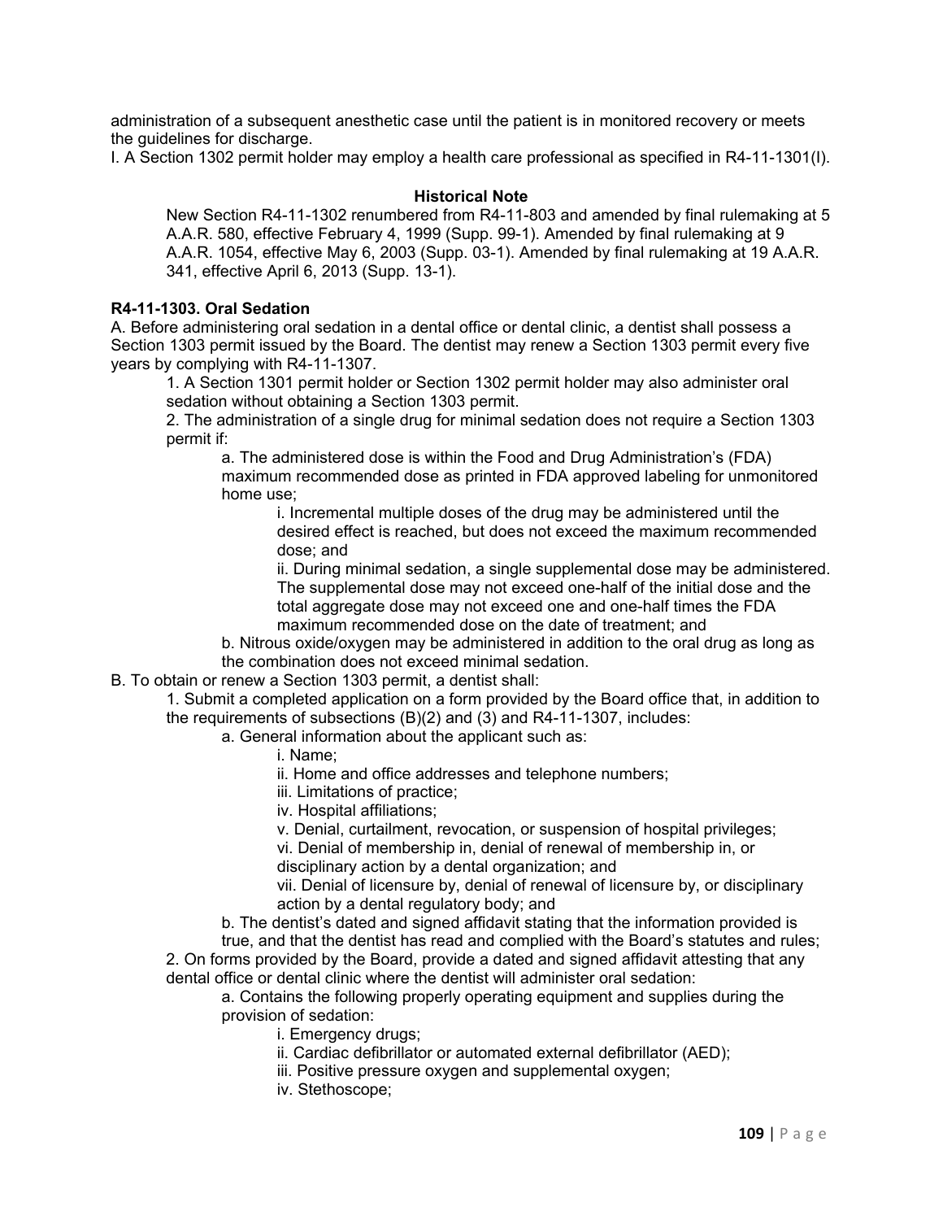administration of a subsequent anesthetic case until the patient is in monitored recovery or meets the guidelines for discharge.

I. A Section 1302 permit holder may employ a health care professional as specified in R4-11-1301(I).

**Historical Note**

New Section R4-11-1302 renumbered from R4-11-803 and amended by final rulemaking at 5 A.A.R. 580, effective February 4, 1999 (Supp. 99-1). Amended by final rulemaking at 9 A.A.R. 1054, effective May 6, 2003 (Supp. 03-1). Amended by final rulemaking at 19 A.A.R. 341, effective April 6, 2013 (Supp. 13-1).

**R4-11-1303. Oral Sedation**

A. Before administering oral sedation in a dental office or dental clinic, a dentist shall possess a Section 1303 permit issued by the Board. The dentist may renew a Section 1303 permit every five years by complying with R4-11-1307.

1. A Section 1301 permit holder or Section 1302 permit holder may also administer oral sedation without obtaining a Section 1303 permit.
2. The administration of a single drug for minimal sedation does not require a Section 1303 permit if:
   a. The administered dose is within the Food and Drug Administration's (FDA) maximum recommended dose as printed in FDA approved labeling for unmonitored home use;
      i. Incremental multiple doses of the drug may be administered until the desired effect is reached, but does not exceed the maximum recommended dose; and
      ii. During minimal sedation, a single supplemental dose may be administered. The supplemental dose may not exceed one-half of the initial dose and the total aggregate dose may not exceed one and one-half times the FDA maximum recommended dose on the date of treatment; and
   b. Nitrous oxide/oxygen may be administered in addition to the oral drug as long as the combination does not exceed minimal sedation.

B. To obtain or renew a Section 1303 permit, a dentist shall:

1. Submit a completed application on a form provided by the Board office that, in addition to the requirements of subsections (B)(2) and (3) and R4-11-1307, includes:
   a. General information about the applicant such as:
      i. Name;
      ii. Home and office addresses and telephone numbers;
      iii. Limitations of practice;
      iv. Hospital affiliations;
      v. Denial, curtailment, revocation, or suspension of hospital privileges;
      vi. Denial of membership in, denial of renewal of membership in, or disciplinary action by a dental organization; and
      vii. Denial of licensure by, denial of renewal of licensure by, or disciplinary action by a dental regulatory body; and
   b. The dentist's dated and signed affidavit stating that the information provided is true, and that the dentist has read and complied with the Board's statutes and rules;
2. On forms provided by the Board, provide a dated and signed affidavit attesting that any dental office or dental clinic where the dentist will administer oral sedation:
   a. Contains the following properly operating equipment and supplies during the provision of sedation:
      i. Emergency drugs;
      ii. Cardiac defibrillator or automated external defibrillator (AED);
      iii. Positive pressure oxygen and supplemental oxygen;
      iv. Stethoscope;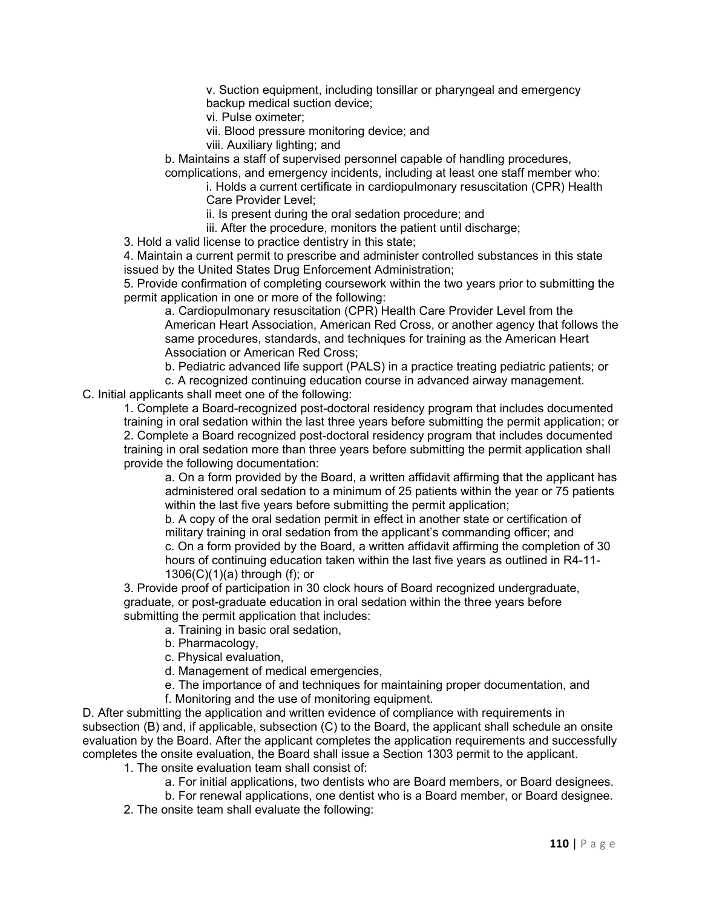v. Suction equipment, including tonsillar or pharyngeal and emergency backup medical suction device;

vi. Pulse oximeter;

vii. Blood pressure monitoring device; and

viii. Auxiliary lighting; and

b. Maintains a staff of supervised personnel capable of handling procedures, complications, and emergency incidents, including at least one staff member who:

i. Holds a current certificate in cardiopulmonary resuscitation (CPR) Health Care Provider Level;

ii. Is present during the oral sedation procedure; and

iii. After the procedure, monitors the patient until discharge;

3. Hold a valid license to practice dentistry in this state;

4. Maintain a current permit to prescribe and administer controlled substances in this state issued by the United States Drug Enforcement Administration;

5. Provide confirmation of completing coursework within the two years prior to submitting the permit application in one or more of the following:

a. Cardiopulmonary resuscitation (CPR) Health Care Provider Level from the American Heart Association, American Red Cross, or another agency that follows the same procedures, standards, and techniques for training as the American Heart Association or American Red Cross;

b. Pediatric advanced life support (PALS) in a practice treating pediatric patients; or

c. A recognized continuing education course in advanced airway management.

C. Initial applicants shall meet one of the following:

1. Complete a Board-recognized post-doctoral residency program that includes documented training in oral sedation within the last three years before submitting the permit application; or

2. Complete a Board recognized post-doctoral residency program that includes documented training in oral sedation more than three years before submitting the permit application shall provide the following documentation:

a. On a form provided by the Board, a written affidavit affirming that the applicant has administered oral sedation to a minimum of 25 patients within the year or 75 patients within the last five years before submitting the permit application;

b. A copy of the oral sedation permit in effect in another state or certification of military training in oral sedation from the applicant's commanding officer; and

c. On a form provided by the Board, a written affidavit affirming the completion of 30 hours of continuing education taken within the last five years as outlined in R4-11-1306(C)(1)(a) through (f); or

3. Provide proof of participation in 30 clock hours of Board recognized undergraduate, graduate, or post-graduate education in oral sedation within the three years before submitting the permit application that includes:

a. Training in basic oral sedation,

b. Pharmacology,

c. Physical evaluation,

d. Management of medical emergencies,

e. The importance of and techniques for maintaining proper documentation, and

f. Monitoring and the use of monitoring equipment.

D. After submitting the application and written evidence of compliance with requirements in subsection (B) and, if applicable, subsection (C) to the Board, the applicant shall schedule an onsite evaluation by the Board. After the applicant completes the application requirements and successfully completes the onsite evaluation, the Board shall issue a Section 1303 permit to the applicant.

1. The onsite evaluation team shall consist of:

a. For initial applications, two dentists who are Board members, or Board designees.

b. For renewal applications, one dentist who is a Board member, or Board designee.

2. The onsite team shall evaluate the following: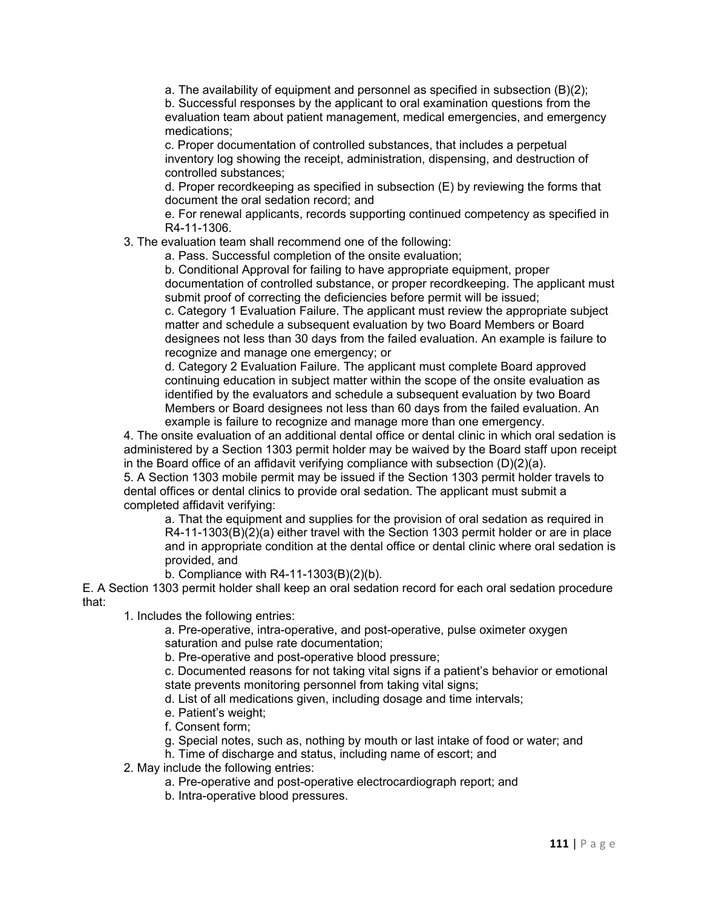a. The availability of equipment and personnel as specified in subsection (B)(2);

b. Successful responses by the applicant to oral examination questions from the evaluation team about patient management, medical emergencies, and emergency medications;

c. Proper documentation of controlled substances, that includes a perpetual inventory log showing the receipt, administration, dispensing, and destruction of controlled substances;

d. Proper recordkeeping as specified in subsection (E) by reviewing the forms that document the oral sedation record; and

e. For renewal applicants, records supporting continued competency as specified in R4-11-1306.

3. The evaluation team shall recommend one of the following:

a. Pass. Successful completion of the onsite evaluation;

b. Conditional Approval for failing to have appropriate equipment, proper documentation of controlled substance, or proper recordkeeping. The applicant must submit proof of correcting the deficiencies before permit will be issued;

c. Category 1 Evaluation Failure. The applicant must review the appropriate subject matter and schedule a subsequent evaluation by two Board Members or Board designees not less than 30 days from the failed evaluation. An example is failure to recognize and manage one emergency; or

d. Category 2 Evaluation Failure. The applicant must complete Board approved continuing education in subject matter within the scope of the onsite evaluation as identified by the evaluators and schedule a subsequent evaluation by two Board Members or Board designees not less than 60 days from the failed evaluation. An example is failure to recognize and manage more than one emergency.

4. The onsite evaluation of an additional dental office or dental clinic in which oral sedation is administered by a Section 1303 permit holder may be waived by the Board staff upon receipt in the Board office of an affidavit verifying compliance with subsection (D)(2)(a).

5. A Section 1303 mobile permit may be issued if the Section 1303 permit holder travels to dental offices or dental clinics to provide oral sedation. The applicant must submit a completed affidavit verifying:

a. That the equipment and supplies for the provision of oral sedation as required in R4-11-1303(B)(2)(a) either travel with the Section 1303 permit holder or are in place and in appropriate condition at the dental office or dental clinic where oral sedation is provided, and

b. Compliance with R4-11-1303(B)(2)(b).

E. A Section 1303 permit holder shall keep an oral sedation record for each oral sedation procedure that:

1. Includes the following entries:

a. Pre-operative, intra-operative, and post-operative, pulse oximeter oxygen saturation and pulse rate documentation;

b. Pre-operative and post-operative blood pressure;

c. Documented reasons for not taking vital signs if a patient's behavior or emotional state prevents monitoring personnel from taking vital signs;

d. List of all medications given, including dosage and time intervals;

e. Patient's weight;

f. Consent form;

g. Special notes, such as, nothing by mouth or last intake of food or water; and

h. Time of discharge and status, including name of escort; and

2. May include the following entries:

a. Pre-operative and post-operative electrocardiograph report; and

b. Intra-operative blood pressures.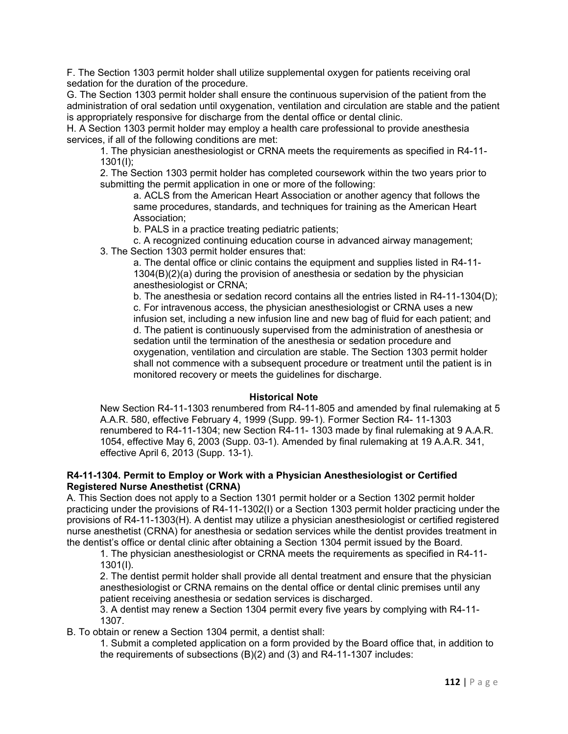F. The Section 1303 permit holder shall utilize supplemental oxygen for patients receiving oral sedation for the duration of the procedure.

G. The Section 1303 permit holder shall ensure the continuous supervision of the patient from the administration of oral sedation until oxygenation, ventilation and circulation are stable and the patient is appropriately responsive for discharge from the dental office or dental clinic.

H. A Section 1303 permit holder may employ a health care professional to provide anesthesia services, if all of the following conditions are met:

1. The physician anesthesiologist or CRNA meets the requirements as specified in R4-11-1301(I);
2. The Section 1303 permit holder has completed coursework within the two years prior to submitting the permit application in one or more of the following:
   a. ACLS from the American Heart Association or another agency that follows the same procedures, standards, and techniques for training as the American Heart Association;
   b. PALS in a practice treating pediatric patients;
   c. A recognized continuing education course in advanced airway management;
3. The Section 1303 permit holder ensures that:
   a. The dental office or clinic contains the equipment and supplies listed in R4-11-1304(B)(2)(a) during the provision of anesthesia or sedation by the physician anesthesiologist or CRNA;
   b. The anesthesia or sedation record contains all the entries listed in R4-11-1304(D);
   c. For intravenous access, the physician anesthesiologist or CRNA uses a new infusion set, including a new infusion line and new bag of fluid for each patient; and
   d. The patient is continuously supervised from the administration of anesthesia or sedation until the termination of the anesthesia or sedation procedure and oxygenation, ventilation and circulation are stable. The Section 1303 permit holder shall not commence with a subsequent procedure or treatment until the patient is in monitored recovery or meets the guidelines for discharge.

**Historical Note**

New Section R4-11-1303 renumbered from R4-11-805 and amended by final rulemaking at 5 A.A.R. 580, effective February 4, 1999 (Supp. 99-1). Former Section R4- 11-1303 renumbered to R4-11-1304; new Section R4-11- 1303 made by final rulemaking at 9 A.A.R. 1054, effective May 6, 2003 (Supp. 03-1). Amended by final rulemaking at 19 A.A.R. 341, effective April 6, 2013 (Supp. 13-1).

**R4-11-1304. Permit to Employ or Work with a Physician Anesthesiologist or Certified Registered Nurse Anesthetist (CRNA)**

A. This Section does not apply to a Section 1301 permit holder or a Section 1302 permit holder practicing under the provisions of R4-11-1302(I) or a Section 1303 permit holder practicing under the provisions of R4-11-1303(H). A dentist may utilize a physician anesthesiologist or certified registered nurse anesthetist (CRNA) for anesthesia or sedation services while the dentist provides treatment in the dentist's office or dental clinic after obtaining a Section 1304 permit issued by the Board.

1. The physician anesthesiologist or CRNA meets the requirements as specified in R4-11-1301(I).
2. The dentist permit holder shall provide all dental treatment and ensure that the physician anesthesiologist or CRNA remains on the dental office or dental clinic premises until any patient receiving anesthesia or sedation services is discharged.
3. A dentist may renew a Section 1304 permit every five years by complying with R4-11-1307.

B. To obtain or renew a Section 1304 permit, a dentist shall:

1. Submit a completed application on a form provided by the Board office that, in addition to the requirements of subsections (B)(2) and (3) and R4-11-1307 includes: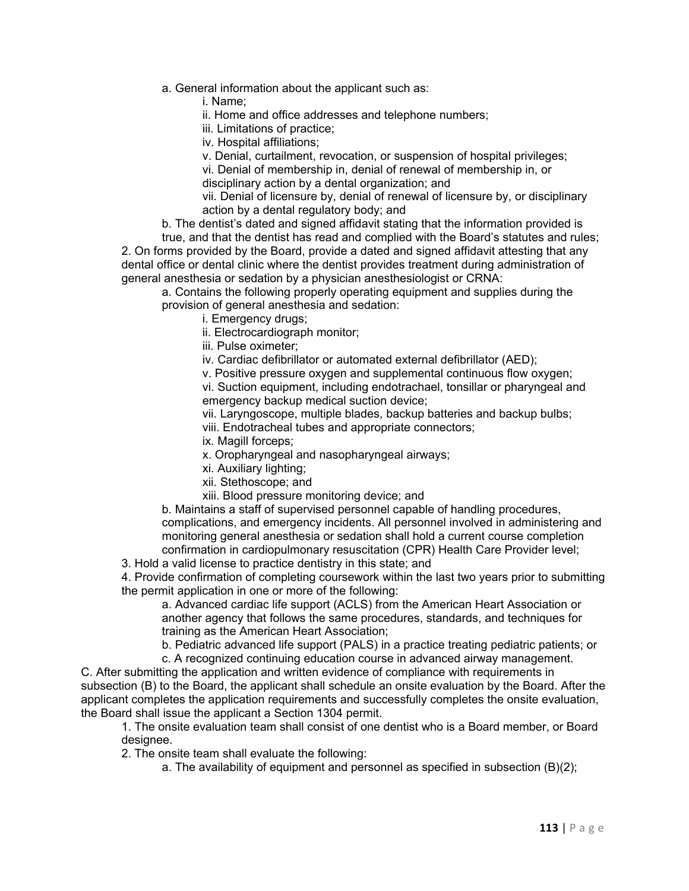a. General information about the applicant such as:

i. Name;

ii. Home and office addresses and telephone numbers;

iii. Limitations of practice;

iv. Hospital affiliations;

v. Denial, curtailment, revocation, or suspension of hospital privileges;

vi. Denial of membership in, denial of renewal of membership in, or disciplinary action by a dental organization; and

vii. Denial of licensure by, denial of renewal of licensure by, or disciplinary action by a dental regulatory body; and

b. The dentist's dated and signed affidavit stating that the information provided is true, and that the dentist has read and complied with the Board's statutes and rules;

2. On forms provided by the Board, provide a dated and signed affidavit attesting that any dental office or dental clinic where the dentist provides treatment during administration of general anesthesia or sedation by a physician anesthesiologist or CRNA:

a. Contains the following properly operating equipment and supplies during the provision of general anesthesia and sedation:

i. Emergency drugs;

ii. Electrocardiograph monitor;

iii. Pulse oximeter;

iv. Cardiac defibrillator or automated external defibrillator (AED);

v. Positive pressure oxygen and supplemental continuous flow oxygen;

vi. Suction equipment, including endotrachael, tonsillar or pharyngeal and emergency backup medical suction device;

vii. Laryngoscope, multiple blades, backup batteries and backup bulbs;

viii. Endotracheal tubes and appropriate connectors;

ix. Magill forceps;

x. Oropharyngeal and nasopharyngeal airways;

xi. Auxiliary lighting;

xii. Stethoscope; and

xiii. Blood pressure monitoring device; and

b. Maintains a staff of supervised personnel capable of handling procedures, complications, and emergency incidents. All personnel involved in administering and monitoring general anesthesia or sedation shall hold a current course completion confirmation in cardiopulmonary resuscitation (CPR) Health Care Provider level;

3. Hold a valid license to practice dentistry in this state; and

4. Provide confirmation of completing coursework within the last two years prior to submitting the permit application in one or more of the following:

a. Advanced cardiac life support (ACLS) from the American Heart Association or another agency that follows the same procedures, standards, and techniques for training as the American Heart Association;

b. Pediatric advanced life support (PALS) in a practice treating pediatric patients; or

c. A recognized continuing education course in advanced airway management.

C. After submitting the application and written evidence of compliance with requirements in subsection (B) to the Board, the applicant shall schedule an onsite evaluation by the Board. After the applicant completes the application requirements and successfully completes the onsite evaluation, the Board shall issue the applicant a Section 1304 permit.

1. The onsite evaluation team shall consist of one dentist who is a Board member, or Board designee.

2. The onsite team shall evaluate the following:

a. The availability of equipment and personnel as specified in subsection (B)(2);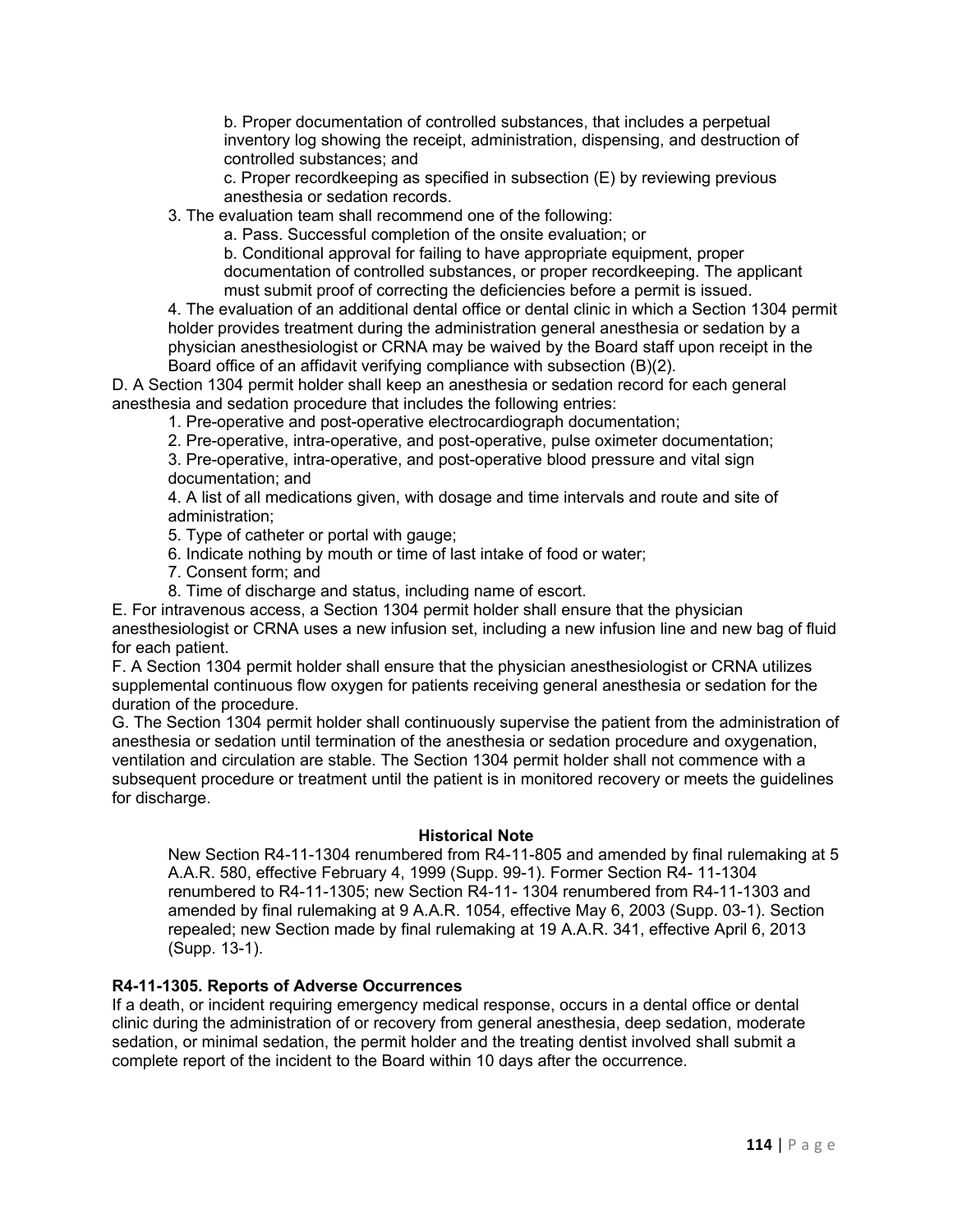b. Proper documentation of controlled substances, that includes a perpetual inventory log showing the receipt, administration, dispensing, and destruction of controlled substances; and

c. Proper recordkeeping as specified in subsection (E) by reviewing previous anesthesia or sedation records.

3. The evaluation team shall recommend one of the following:

a. Pass. Successful completion of the onsite evaluation; or

b. Conditional approval for failing to have appropriate equipment, proper documentation of controlled substances, or proper recordkeeping. The applicant must submit proof of correcting the deficiencies before a permit is issued.

4. The evaluation of an additional dental office or dental clinic in which a Section 1304 permit holder provides treatment during the administration general anesthesia or sedation by a physician anesthesiologist or CRNA may be waived by the Board staff upon receipt in the Board office of an affidavit verifying compliance with subsection (B)(2).

D. A Section 1304 permit holder shall keep an anesthesia or sedation record for each general anesthesia and sedation procedure that includes the following entries:

1. Pre-operative and post-operative electrocardiograph documentation;
2. Pre-operative, intra-operative, and post-operative, pulse oximeter documentation;
3. Pre-operative, intra-operative, and post-operative blood pressure and vital sign documentation; and
4. A list of all medications given, with dosage and time intervals and route and site of administration;
5. Type of catheter or portal with gauge;
6. Indicate nothing by mouth or time of last intake of food or water;
7. Consent form; and
8. Time of discharge and status, including name of escort.

E. For intravenous access, a Section 1304 permit holder shall ensure that the physician anesthesiologist or CRNA uses a new infusion set, including a new infusion line and new bag of fluid for each patient.

F. A Section 1304 permit holder shall ensure that the physician anesthesiologist or CRNA utilizes supplemental continuous flow oxygen for patients receiving general anesthesia or sedation for the duration of the procedure.

G. The Section 1304 permit holder shall continuously supervise the patient from the administration of anesthesia or sedation until termination of the anesthesia or sedation procedure and oxygenation, ventilation and circulation are stable. The Section 1304 permit holder shall not commence with a subsequent procedure or treatment until the patient is in monitored recovery or meets the guidelines for discharge.

**Historical Note**

New Section R4-11-1304 renumbered from R4-11-805 and amended by final rulemaking at 5 A.A.R. 580, effective February 4, 1999 (Supp. 99-1). Former Section R4- 11-1304 renumbered to R4-11-1305; new Section R4-11- 1304 renumbered from R4-11-1303 and amended by final rulemaking at 9 A.A.R. 1054, effective May 6, 2003 (Supp. 03-1). Section repealed; new Section made by final rulemaking at 19 A.A.R. 341, effective April 6, 2013 (Supp. 13-1).

**R4-11-1305. Reports of Adverse Occurrences**

If a death, or incident requiring emergency medical response, occurs in a dental office or dental clinic during the administration of or recovery from general anesthesia, deep sedation, moderate sedation, or minimal sedation, the permit holder and the treating dentist involved shall submit a complete report of the incident to the Board within 10 days after the occurrence.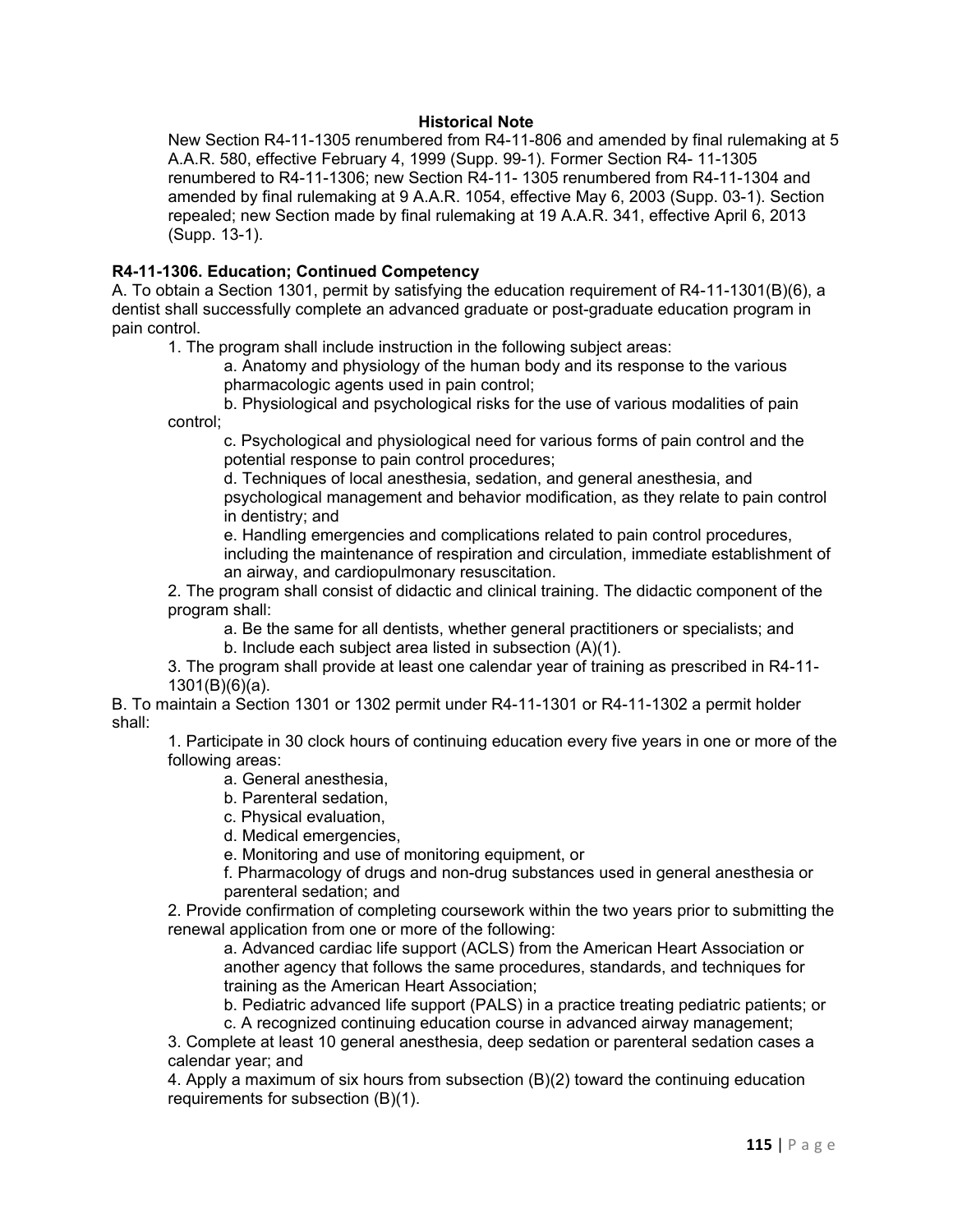**Historical Note**

New Section R4-11-1305 renumbered from R4-11-806 and amended by final rulemaking at 5 A.A.R. 580, effective February 4, 1999 (Supp. 99-1). Former Section R4- 11-1305 renumbered to R4-11-1306; new Section R4-11- 1305 renumbered from R4-11-1304 and amended by final rulemaking at 9 A.A.R. 1054, effective May 6, 2003 (Supp. 03-1). Section repealed; new Section made by final rulemaking at 19 A.A.R. 341, effective April 6, 2013 (Supp. 13-1).

**R4-11-1306. Education; Continued Competency**

A. To obtain a Section 1301, permit by satisfying the education requirement of R4-11-1301(B)(6), a dentist shall successfully complete an advanced graduate or post-graduate education program in pain control.

1. The program shall include instruction in the following subject areas:
    a. Anatomy and physiology of the human body and its response to the various pharmacologic agents used in pain control;
    b. Physiological and psychological risks for the use of various modalities of pain control;
    c. Psychological and physiological need for various forms of pain control and the potential response to pain control procedures;
    d. Techniques of local anesthesia, sedation, and general anesthesia, and psychological management and behavior modification, as they relate to pain control in dentistry; and
    e. Handling emergencies and complications related to pain control procedures, including the maintenance of respiration and circulation, immediate establishment of an airway, and cardiopulmonary resuscitation.
2. The program shall consist of didactic and clinical training. The didactic component of the program shall:
    a. Be the same for all dentists, whether general practitioners or specialists; and
    b. Include each subject area listed in subsection (A)(1).
3. The program shall provide at least one calendar year of training as prescribed in R4-11-1301(B)(6)(a).

B. To maintain a Section 1301 or 1302 permit under R4-11-1301 or R4-11-1302 a permit holder shall:

1. Participate in 30 clock hours of continuing education every five years in one or more of the following areas:
    a. General anesthesia,
    b. Parenteral sedation,
    c. Physical evaluation,
    d. Medical emergencies,
    e. Monitoring and use of monitoring equipment, or
    f. Pharmacology of drugs and non-drug substances used in general anesthesia or parenteral sedation; and
2. Provide confirmation of completing coursework within the two years prior to submitting the renewal application from one or more of the following:
    a. Advanced cardiac life support (ACLS) from the American Heart Association or another agency that follows the same procedures, standards, and techniques for training as the American Heart Association;
    b. Pediatric advanced life support (PALS) in a practice treating pediatric patients; or
    c. A recognized continuing education course in advanced airway management;
3. Complete at least 10 general anesthesia, deep sedation or parenteral sedation cases a calendar year; and
4. Apply a maximum of six hours from subsection (B)(2) toward the continuing education requirements for subsection (B)(1).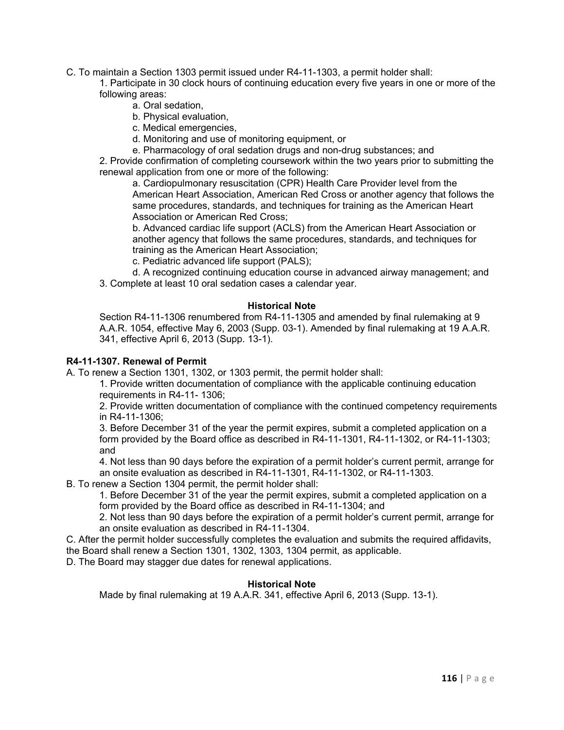C. To maintain a Section 1303 permit issued under R4-11-1303, a permit holder shall:

1. Participate in 30 clock hours of continuing education every five years in one or more of the following areas:
    a. Oral sedation,
    b. Physical evaluation,
    c. Medical emergencies,
    d. Monitoring and use of monitoring equipment, or
    e. Pharmacology of oral sedation drugs and non-drug substances; and
2. Provide confirmation of completing coursework within the two years prior to submitting the renewal application from one or more of the following:
    a. Cardiopulmonary resuscitation (CPR) Health Care Provider level from the American Heart Association, American Red Cross or another agency that follows the same procedures, standards, and techniques for training as the American Heart Association or American Red Cross;
    b. Advanced cardiac life support (ACLS) from the American Heart Association or another agency that follows the same procedures, standards, and techniques for training as the American Heart Association;
    c. Pediatric advanced life support (PALS);
    d. A recognized continuing education course in advanced airway management; and
3. Complete at least 10 oral sedation cases a calendar year.

**Historical Note**

Section R4-11-1306 renumbered from R4-11-1305 and amended by final rulemaking at 9 A.A.R. 1054, effective May 6, 2003 (Supp. 03-1). Amended by final rulemaking at 19 A.A.R. 341, effective April 6, 2013 (Supp. 13-1).

**R4-11-1307. Renewal of Permit**

A. To renew a Section 1301, 1302, or 1303 permit, the permit holder shall:

1. Provide written documentation of compliance with the applicable continuing education requirements in R4-11- 1306;
2. Provide written documentation of compliance with the continued competency requirements in R4-11-1306;
3. Before December 31 of the year the permit expires, submit a completed application on a form provided by the Board office as described in R4-11-1301, R4-11-1302, or R4-11-1303; and
4. Not less than 90 days before the expiration of a permit holder's current permit, arrange for an onsite evaluation as described in R4-11-1301, R4-11-1302, or R4-11-1303.

B. To renew a Section 1304 permit, the permit holder shall:

1. Before December 31 of the year the permit expires, submit a completed application on a form provided by the Board office as described in R4-11-1304; and
2. Not less than 90 days before the expiration of a permit holder's current permit, arrange for an onsite evaluation as described in R4-11-1304.

C. After the permit holder successfully completes the evaluation and submits the required affidavits, the Board shall renew a Section 1301, 1302, 1303, 1304 permit, as applicable.

D. The Board may stagger due dates for renewal applications.

**Historical Note**

Made by final rulemaking at 19 A.A.R. 341, effective April 6, 2013 (Supp. 13-1).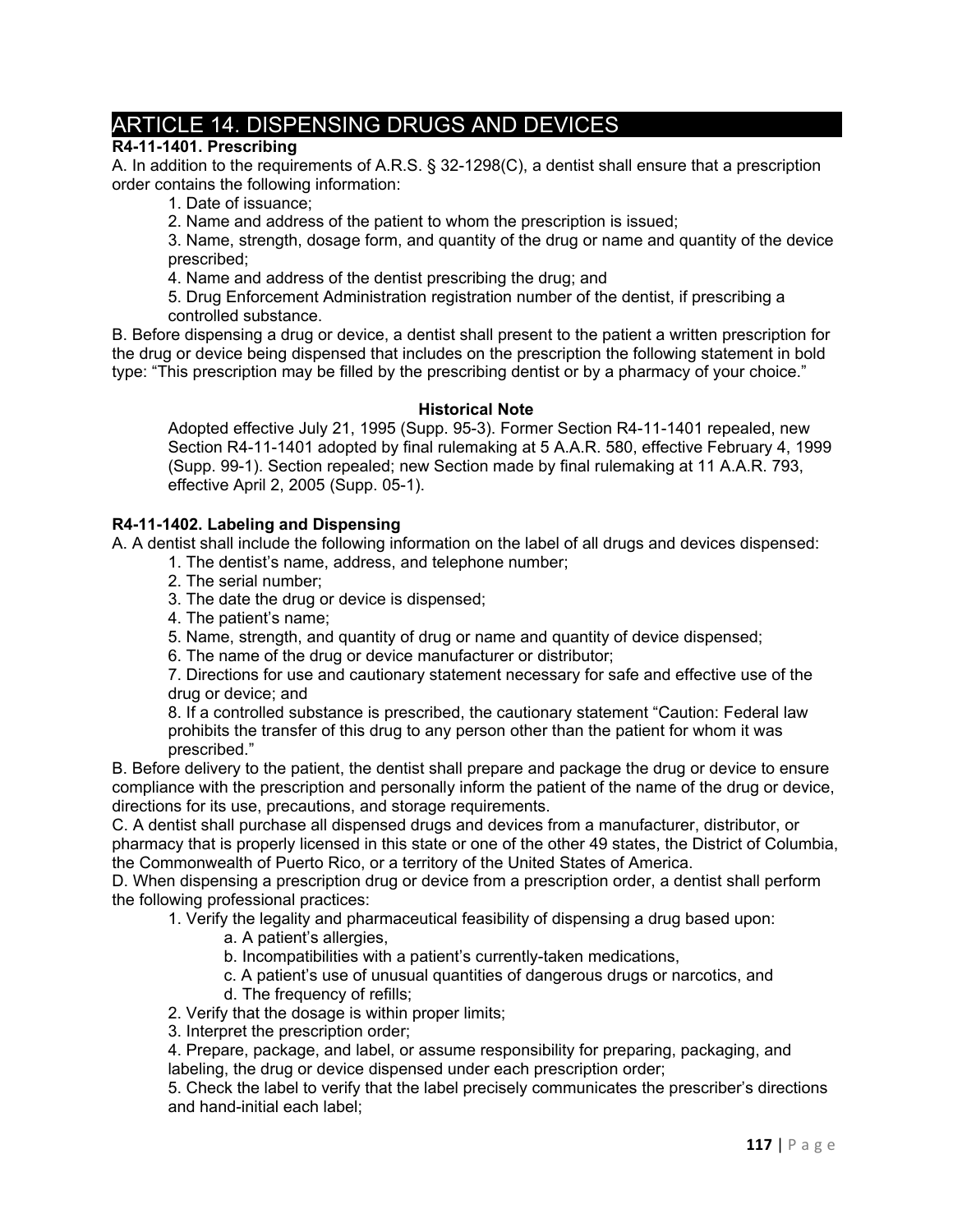# ARTICLE 14. DISPENSING DRUGS AND DEVICES

### R4-11-1401. Prescribing

A. In addition to the requirements of A.R.S. § 32-1298(C), a dentist shall ensure that a prescription order contains the following information:

1. Date of issuance;
2. Name and address of the patient to whom the prescription is issued;
3. Name, strength, dosage form, and quantity of the drug or name and quantity of the device prescribed;
4. Name and address of the dentist prescribing the drug; and
5. Drug Enforcement Administration registration number of the dentist, if prescribing a controlled substance.

B. Before dispensing a drug or device, a dentist shall present to the patient a written prescription for the drug or device being dispensed that includes on the prescription the following statement in bold type: "This prescription may be filled by the prescribing dentist or by a pharmacy of your choice."

**Historical Note**

Adopted effective July 21, 1995 (Supp. 95-3). Former Section R4-11-1401 repealed, new Section R4-11-1401 adopted by final rulemaking at 5 A.A.R. 580, effective February 4, 1999 (Supp. 99-1). Section repealed; new Section made by final rulemaking at 11 A.A.R. 793, effective April 2, 2005 (Supp. 05-1).

### R4-11-1402. Labeling and Dispensing

A. A dentist shall include the following information on the label of all drugs and devices dispensed:

1. The dentist's name, address, and telephone number;
2. The serial number;
3. The date the drug or device is dispensed;
4. The patient's name;
5. Name, strength, and quantity of drug or name and quantity of device dispensed;
6. The name of the drug or device manufacturer or distributor;
7. Directions for use and cautionary statement necessary for safe and effective use of the drug or device; and
8. If a controlled substance is prescribed, the cautionary statement "Caution: Federal law prohibits the transfer of this drug to any person other than the patient for whom it was prescribed."

B. Before delivery to the patient, the dentist shall prepare and package the drug or device to ensure compliance with the prescription and personally inform the patient of the name of the drug or device, directions for its use, precautions, and storage requirements.

C. A dentist shall purchase all dispensed drugs and devices from a manufacturer, distributor, or pharmacy that is properly licensed in this state or one of the other 49 states, the District of Columbia, the Commonwealth of Puerto Rico, or a territory of the United States of America.

D. When dispensing a prescription drug or device from a prescription order, a dentist shall perform the following professional practices:

1. Verify the legality and pharmaceutical feasibility of dispensing a drug based upon:
   a. A patient's allergies,
   b. Incompatibilities with a patient's currently-taken medications,
   c. A patient's use of unusual quantities of dangerous drugs or narcotics, and
   d. The frequency of refills;
2. Verify that the dosage is within proper limits;
3. Interpret the prescription order;
4. Prepare, package, and label, or assume responsibility for preparing, packaging, and labeling, the drug or device dispensed under each prescription order;
5. Check the label to verify that the label precisely communicates the prescriber's directions and hand-initial each label;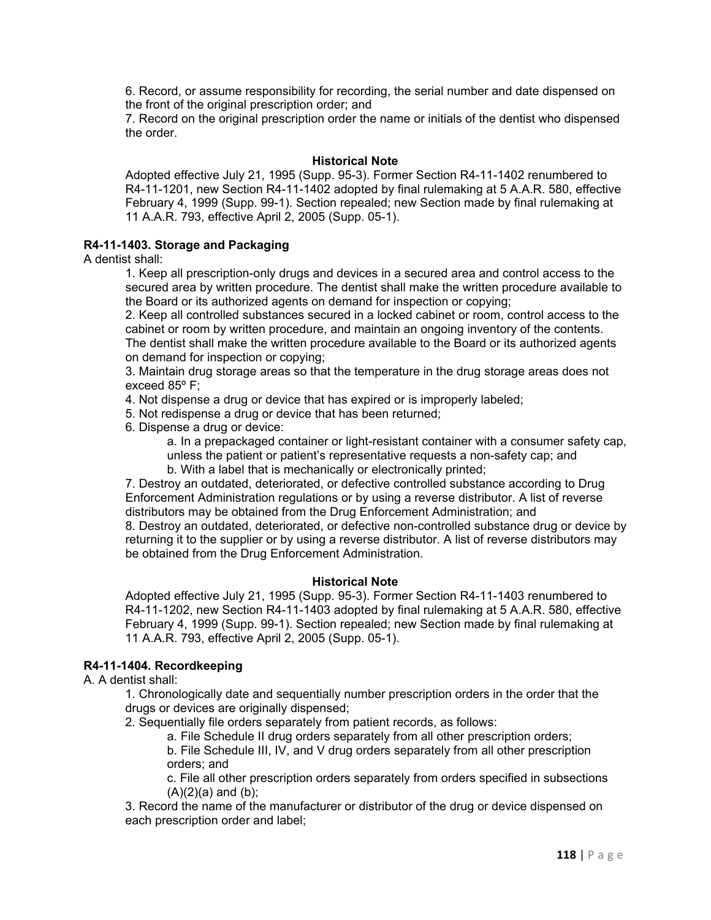6. Record, or assume responsibility for recording, the serial number and date dispensed on the front of the original prescription order; and

7. Record on the original prescription order the name or initials of the dentist who dispensed the order.

**Historical Note**

Adopted effective July 21, 1995 (Supp. 95-3). Former Section R4-11-1402 renumbered to R4-11-1201, new Section R4-11-1402 adopted by final rulemaking at 5 A.A.R. 580, effective February 4, 1999 (Supp. 99-1). Section repealed; new Section made by final rulemaking at 11 A.A.R. 793, effective April 2, 2005 (Supp. 05-1).

**R4-11-1403. Storage and Packaging**

A dentist shall:

1. Keep all prescription-only drugs and devices in a secured area and control access to the secured area by written procedure. The dentist shall make the written procedure available to the Board or its authorized agents on demand for inspection or copying;
2. Keep all controlled substances secured in a locked cabinet or room, control access to the cabinet or room by written procedure, and maintain an ongoing inventory of the contents. The dentist shall make the written procedure available to the Board or its authorized agents on demand for inspection or copying;
3. Maintain drug storage areas so that the temperature in the drug storage areas does not exceed 85º F;
4. Not dispense a drug or device that has expired or is improperly labeled;
5. Not redispense a drug or device that has been returned;
6. Dispense a drug or device:
   a. In a prepackaged container or light-resistant container with a consumer safety cap, unless the patient or patient's representative requests a non-safety cap; and
   b. With a label that is mechanically or electronically printed;
7. Destroy an outdated, deteriorated, or defective controlled substance according to Drug Enforcement Administration regulations or by using a reverse distributor. A list of reverse distributors may be obtained from the Drug Enforcement Administration; and
8. Destroy an outdated, deteriorated, or defective non-controlled substance drug or device by returning it to the supplier or by using a reverse distributor. A list of reverse distributors may be obtained from the Drug Enforcement Administration.

**Historical Note**

Adopted effective July 21, 1995 (Supp. 95-3). Former Section R4-11-1403 renumbered to R4-11-1202, new Section R4-11-1403 adopted by final rulemaking at 5 A.A.R. 580, effective February 4, 1999 (Supp. 99-1). Section repealed; new Section made by final rulemaking at 11 A.A.R. 793, effective April 2, 2005 (Supp. 05-1).

**R4-11-1404. Recordkeeping**

A. A dentist shall:

1. Chronologically date and sequentially number prescription orders in the order that the drugs or devices are originally dispensed;
2. Sequentially file orders separately from patient records, as follows:
   a. File Schedule II drug orders separately from all other prescription orders;
   b. File Schedule III, IV, and V drug orders separately from all other prescription orders; and
   c. File all other prescription orders separately from orders specified in subsections (A)(2)(a) and (b);
3. Record the name of the manufacturer or distributor of the drug or device dispensed on each prescription order and label;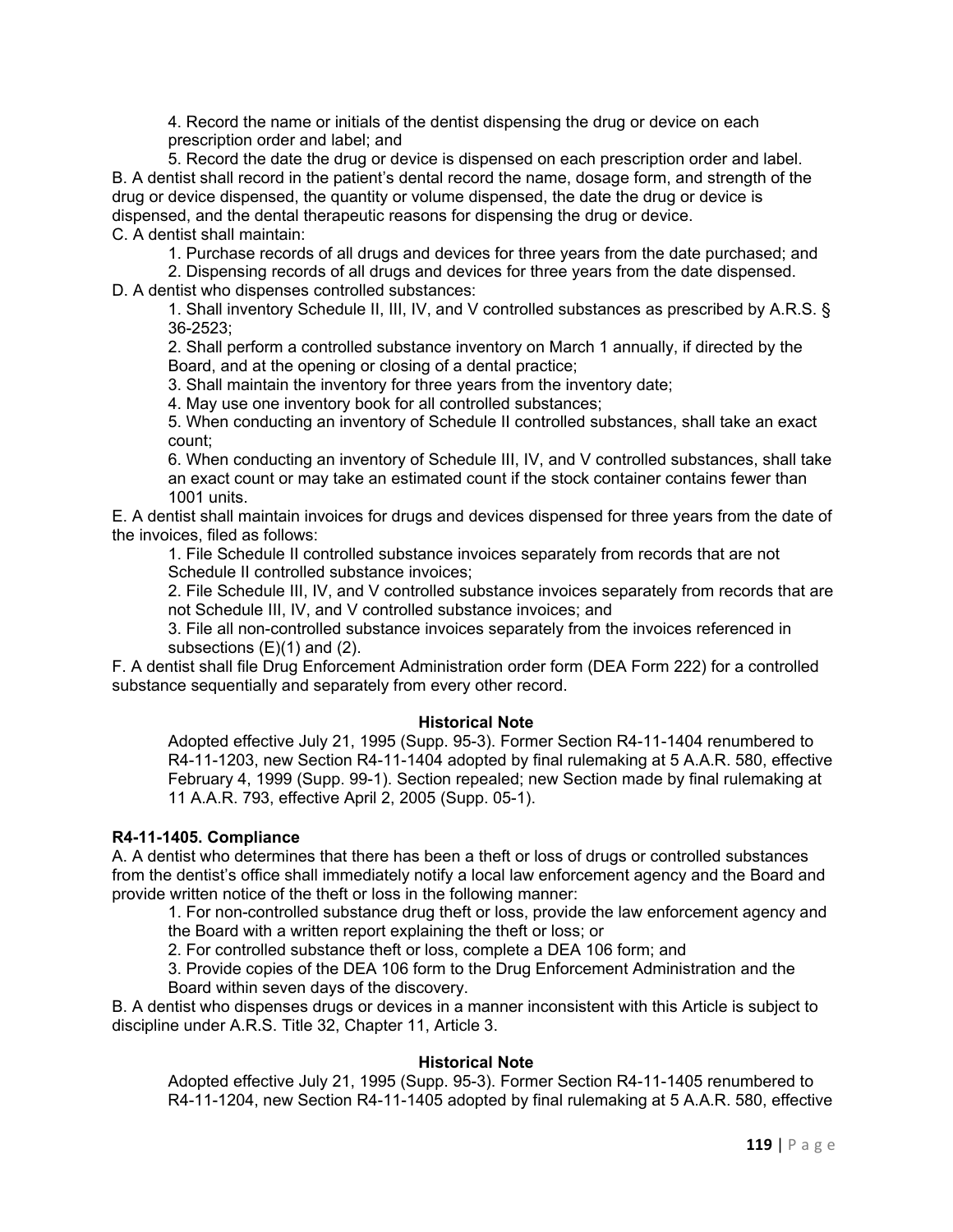4. Record the name or initials of the dentist dispensing the drug or device on each prescription order and label; and

5. Record the date the drug or device is dispensed on each prescription order and label.

B. A dentist shall record in the patient's dental record the name, dosage form, and strength of the drug or device dispensed, the quantity or volume dispensed, the date the drug or device is dispensed, and the dental therapeutic reasons for dispensing the drug or device.

C. A dentist shall maintain:

1. Purchase records of all drugs and devices for three years from the date purchased; and

2. Dispensing records of all drugs and devices for three years from the date dispensed.

D. A dentist who dispenses controlled substances:

1. Shall inventory Schedule II, III, IV, and V controlled substances as prescribed by A.R.S. § 36-2523;

2. Shall perform a controlled substance inventory on March 1 annually, if directed by the Board, and at the opening or closing of a dental practice;

3. Shall maintain the inventory for three years from the inventory date;

4. May use one inventory book for all controlled substances;

5. When conducting an inventory of Schedule II controlled substances, shall take an exact count;

6. When conducting an inventory of Schedule III, IV, and V controlled substances, shall take an exact count or may take an estimated count if the stock container contains fewer than 1001 units.

E. A dentist shall maintain invoices for drugs and devices dispensed for three years from the date of the invoices, filed as follows:

1. File Schedule II controlled substance invoices separately from records that are not Schedule II controlled substance invoices;

2. File Schedule III, IV, and V controlled substance invoices separately from records that are not Schedule III, IV, and V controlled substance invoices; and

3. File all non-controlled substance invoices separately from the invoices referenced in subsections (E)(1) and (2).

F. A dentist shall file Drug Enforcement Administration order form (DEA Form 222) for a controlled substance sequentially and separately from every other record.

**Historical Note**

Adopted effective July 21, 1995 (Supp. 95-3). Former Section R4-11-1404 renumbered to R4-11-1203, new Section R4-11-1404 adopted by final rulemaking at 5 A.A.R. 580, effective February 4, 1999 (Supp. 99-1). Section repealed; new Section made by final rulemaking at 11 A.A.R. 793, effective April 2, 2005 (Supp. 05-1).

### R4-11-1405. Compliance

A. A dentist who determines that there has been a theft or loss of drugs or controlled substances from the dentist's office shall immediately notify a local law enforcement agency and the Board and provide written notice of the theft or loss in the following manner:

1. For non-controlled substance drug theft or loss, provide the law enforcement agency and the Board with a written report explaining the theft or loss; or

2. For controlled substance theft or loss, complete a DEA 106 form; and

3. Provide copies of the DEA 106 form to the Drug Enforcement Administration and the Board within seven days of the discovery.

B. A dentist who dispenses drugs or devices in a manner inconsistent with this Article is subject to discipline under A.R.S. Title 32, Chapter 11, Article 3.

**Historical Note**

Adopted effective July 21, 1995 (Supp. 95-3). Former Section R4-11-1405 renumbered to R4-11-1204, new Section R4-11-1405 adopted by final rulemaking at 5 A.A.R. 580, effective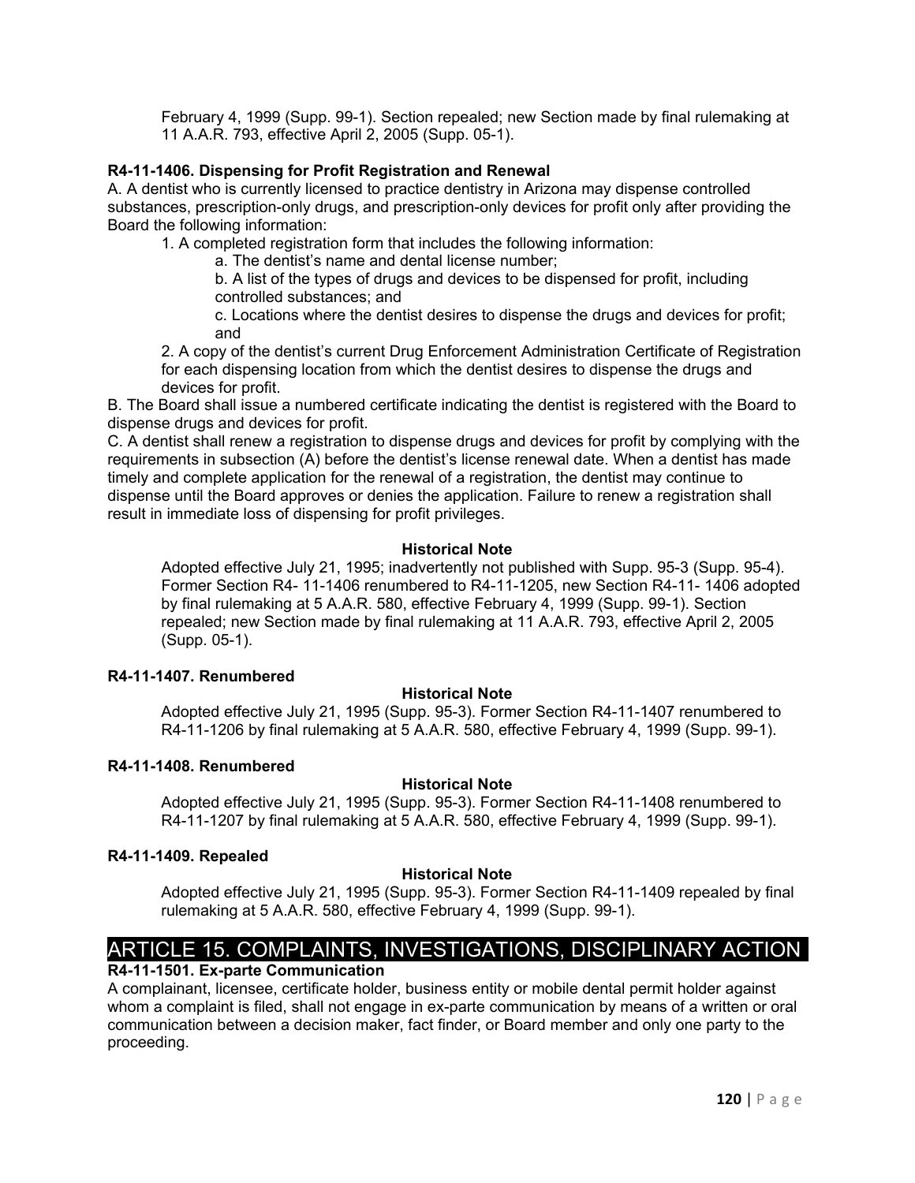February 4, 1999 (Supp. 99-1). Section repealed; new Section made by final rulemaking at 11 A.A.R. 793, effective April 2, 2005 (Supp. 05-1).

**R4-11-1406. Dispensing for Profit Registration and Renewal**

A. A dentist who is currently licensed to practice dentistry in Arizona may dispense controlled substances, prescription-only drugs, and prescription-only devices for profit only after providing the Board the following information:

1. A completed registration form that includes the following information:
   - a. The dentist's name and dental license number;
   - b. A list of the types of drugs and devices to be dispensed for profit, including controlled substances; and
   - c. Locations where the dentist desires to dispense the drugs and devices for profit; and
2. A copy of the dentist's current Drug Enforcement Administration Certificate of Registration for each dispensing location from which the dentist desires to dispense the drugs and devices for profit.

B. The Board shall issue a numbered certificate indicating the dentist is registered with the Board to dispense drugs and devices for profit.

C. A dentist shall renew a registration to dispense drugs and devices for profit by complying with the requirements in subsection (A) before the dentist's license renewal date. When a dentist has made timely and complete application for the renewal of a registration, the dentist may continue to dispense until the Board approves or denies the application. Failure to renew a registration shall result in immediate loss of dispensing for profit privileges.

**Historical Note**

Adopted effective July 21, 1995; inadvertently not published with Supp. 95-3 (Supp. 95-4). Former Section R4- 11-1406 renumbered to R4-11-1205, new Section R4-11- 1406 adopted by final rulemaking at 5 A.A.R. 580, effective February 4, 1999 (Supp. 99-1). Section repealed; new Section made by final rulemaking at 11 A.A.R. 793, effective April 2, 2005 (Supp. 05-1).

**R4-11-1407. Renumbered**

**Historical Note**

Adopted effective July 21, 1995 (Supp. 95-3). Former Section R4-11-1407 renumbered to R4-11-1206 by final rulemaking at 5 A.A.R. 580, effective February 4, 1999 (Supp. 99-1).

**R4-11-1408. Renumbered**

**Historical Note**

Adopted effective July 21, 1995 (Supp. 95-3). Former Section R4-11-1408 renumbered to R4-11-1207 by final rulemaking at 5 A.A.R. 580, effective February 4, 1999 (Supp. 99-1).

**R4-11-1409. Repealed**

**Historical Note**

Adopted effective July 21, 1995 (Supp. 95-3). Former Section R4-11-1409 repealed by final rulemaking at 5 A.A.R. 580, effective February 4, 1999 (Supp. 99-1).

## ARTICLE 15. COMPLAINTS, INVESTIGATIONS, DISCIPLINARY ACTION

**R4-11-1501. Ex-parte Communication**

A complainant, licensee, certificate holder, business entity or mobile dental permit holder against whom a complaint is filed, shall not engage in ex-parte communication by means of a written or oral communication between a decision maker, fact finder, or Board member and only one party to the proceeding.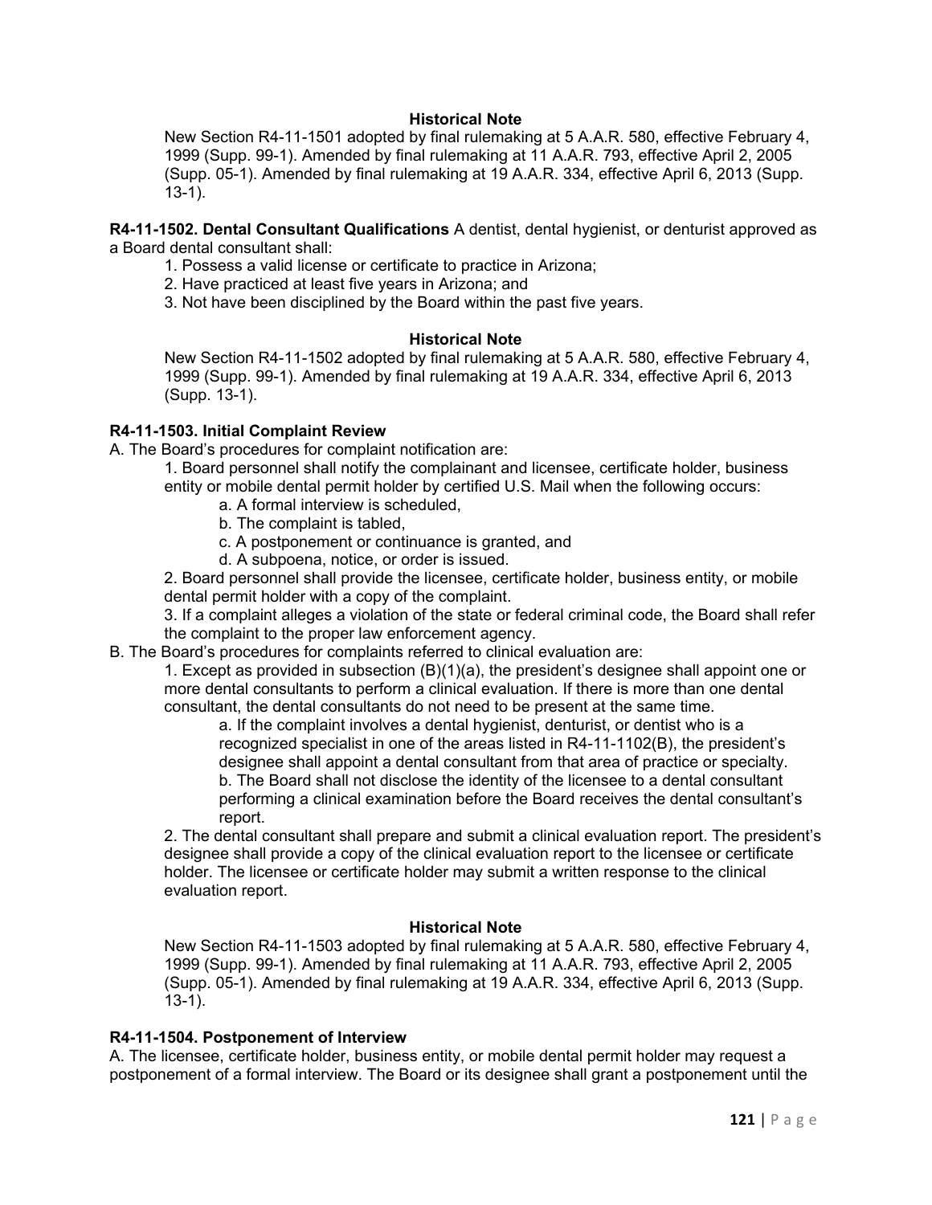**Historical Note**

New Section R4-11-1501 adopted by final rulemaking at 5 A.A.R. 580, effective February 4, 1999 (Supp. 99-1). Amended by final rulemaking at 11 A.A.R. 793, effective April 2, 2005 (Supp. 05-1). Amended by final rulemaking at 19 A.A.R. 334, effective April 6, 2013 (Supp. 13-1).

**R4-11-1502. Dental Consultant Qualifications** A dentist, dental hygienist, or denturist approved as a Board dental consultant shall:

1. Possess a valid license or certificate to practice in Arizona;
2. Have practiced at least five years in Arizona; and
3. Not have been disciplined by the Board within the past five years.

**Historical Note**

New Section R4-11-1502 adopted by final rulemaking at 5 A.A.R. 580, effective February 4, 1999 (Supp. 99-1). Amended by final rulemaking at 19 A.A.R. 334, effective April 6, 2013 (Supp. 13-1).

**R4-11-1503. Initial Complaint Review**

A. The Board's procedures for complaint notification are:

1. Board personnel shall notify the complainant and licensee, certificate holder, business entity or mobile dental permit holder by certified U.S. Mail when the following occurs:
    a. A formal interview is scheduled,
    b. The complaint is tabled,
    c. A postponement or continuance is granted, and
    d. A subpoena, notice, or order is issued.
2. Board personnel shall provide the licensee, certificate holder, business entity, or mobile dental permit holder with a copy of the complaint.
3. If a complaint alleges a violation of the state or federal criminal code, the Board shall refer the complaint to the proper law enforcement agency.

B. The Board's procedures for complaints referred to clinical evaluation are:

1. Except as provided in subsection (B)(1)(a), the president's designee shall appoint one or more dental consultants to perform a clinical evaluation. If there is more than one dental consultant, the dental consultants do not need to be present at the same time.
    a. If the complaint involves a dental hygienist, denturist, or dentist who is a recognized specialist in one of the areas listed in R4-11-1102(B), the president's designee shall appoint a dental consultant from that area of practice or specialty.
    b. The Board shall not disclose the identity of the licensee to a dental consultant performing a clinical examination before the Board receives the dental consultant's report.
2. The dental consultant shall prepare and submit a clinical evaluation report. The president's designee shall provide a copy of the clinical evaluation report to the licensee or certificate holder. The licensee or certificate holder may submit a written response to the clinical evaluation report.

**Historical Note**

New Section R4-11-1503 adopted by final rulemaking at 5 A.A.R. 580, effective February 4, 1999 (Supp. 99-1). Amended by final rulemaking at 11 A.A.R. 793, effective April 2, 2005 (Supp. 05-1). Amended by final rulemaking at 19 A.A.R. 334, effective April 6, 2013 (Supp. 13-1).

**R4-11-1504. Postponement of Interview**

A. The licensee, certificate holder, business entity, or mobile dental permit holder may request a postponement of a formal interview. The Board or its designee shall grant a postponement until the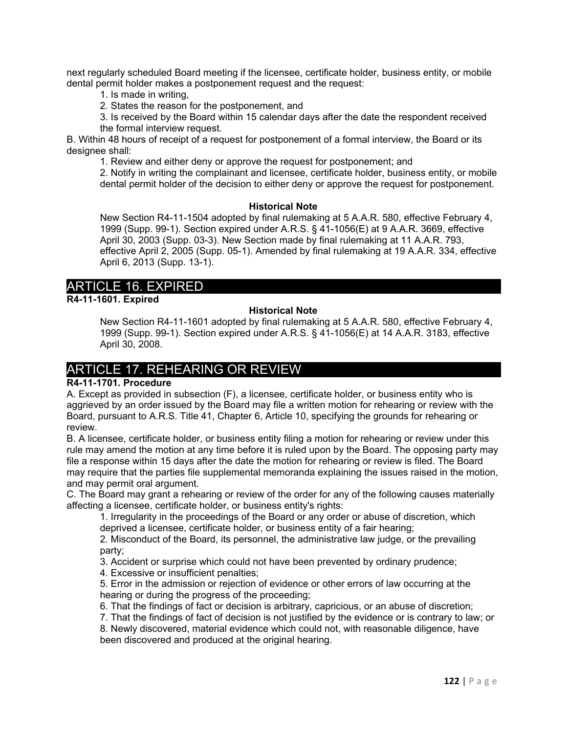next regularly scheduled Board meeting if the licensee, certificate holder, business entity, or mobile dental permit holder makes a postponement request and the request:

1. Is made in writing,
2. States the reason for the postponement, and
3. Is received by the Board within 15 calendar days after the date the respondent received the formal interview request.

B. Within 48 hours of receipt of a request for postponement of a formal interview, the Board or its designee shall:

1. Review and either deny or approve the request for postponement; and
2. Notify in writing the complainant and licensee, certificate holder, business entity, or mobile dental permit holder of the decision to either deny or approve the request for postponement.

**Historical Note**

New Section R4-11-1504 adopted by final rulemaking at 5 A.A.R. 580, effective February 4, 1999 (Supp. 99-1). Section expired under A.R.S. § 41-1056(E) at 9 A.A.R. 3669, effective April 30, 2003 (Supp. 03-3). New Section made by final rulemaking at 11 A.A.R. 793, effective April 2, 2005 (Supp. 05-1). Amended by final rulemaking at 19 A.A.R. 334, effective April 6, 2013 (Supp. 13-1).

## ARTICLE 16. EXPIRED

**R4-11-1601. Expired**

**Historical Note**

New Section R4-11-1601 adopted by final rulemaking at 5 A.A.R. 580, effective February 4, 1999 (Supp. 99-1). Section expired under A.R.S. § 41-1056(E) at 14 A.A.R. 3183, effective April 30, 2008.

## ARTICLE 17. REHEARING OR REVIEW

**R4-11-1701. Procedure**

A. Except as provided in subsection (F), a licensee, certificate holder, or business entity who is aggrieved by an order issued by the Board may file a written motion for rehearing or review with the Board, pursuant to A.R.S. Title 41, Chapter 6, Article 10, specifying the grounds for rehearing or review.

B. A licensee, certificate holder, or business entity filing a motion for rehearing or review under this rule may amend the motion at any time before it is ruled upon by the Board. The opposing party may file a response within 15 days after the date the motion for rehearing or review is filed. The Board may require that the parties file supplemental memoranda explaining the issues raised in the motion, and may permit oral argument.

C. The Board may grant a rehearing or review of the order for any of the following causes materially affecting a licensee, certificate holder, or business entity's rights:

1. Irregularity in the proceedings of the Board or any order or abuse of discretion, which deprived a licensee, certificate holder, or business entity of a fair hearing;
2. Misconduct of the Board, its personnel, the administrative law judge, or the prevailing party;
3. Accident or surprise which could not have been prevented by ordinary prudence;
4. Excessive or insufficient penalties;
5. Error in the admission or rejection of evidence or other errors of law occurring at the hearing or during the progress of the proceeding;
6. That the findings of fact or decision is arbitrary, capricious, or an abuse of discretion;
7. That the findings of fact of decision is not justified by the evidence or is contrary to law; or
8. Newly discovered, material evidence which could not, with reasonable diligence, have been discovered and produced at the original hearing.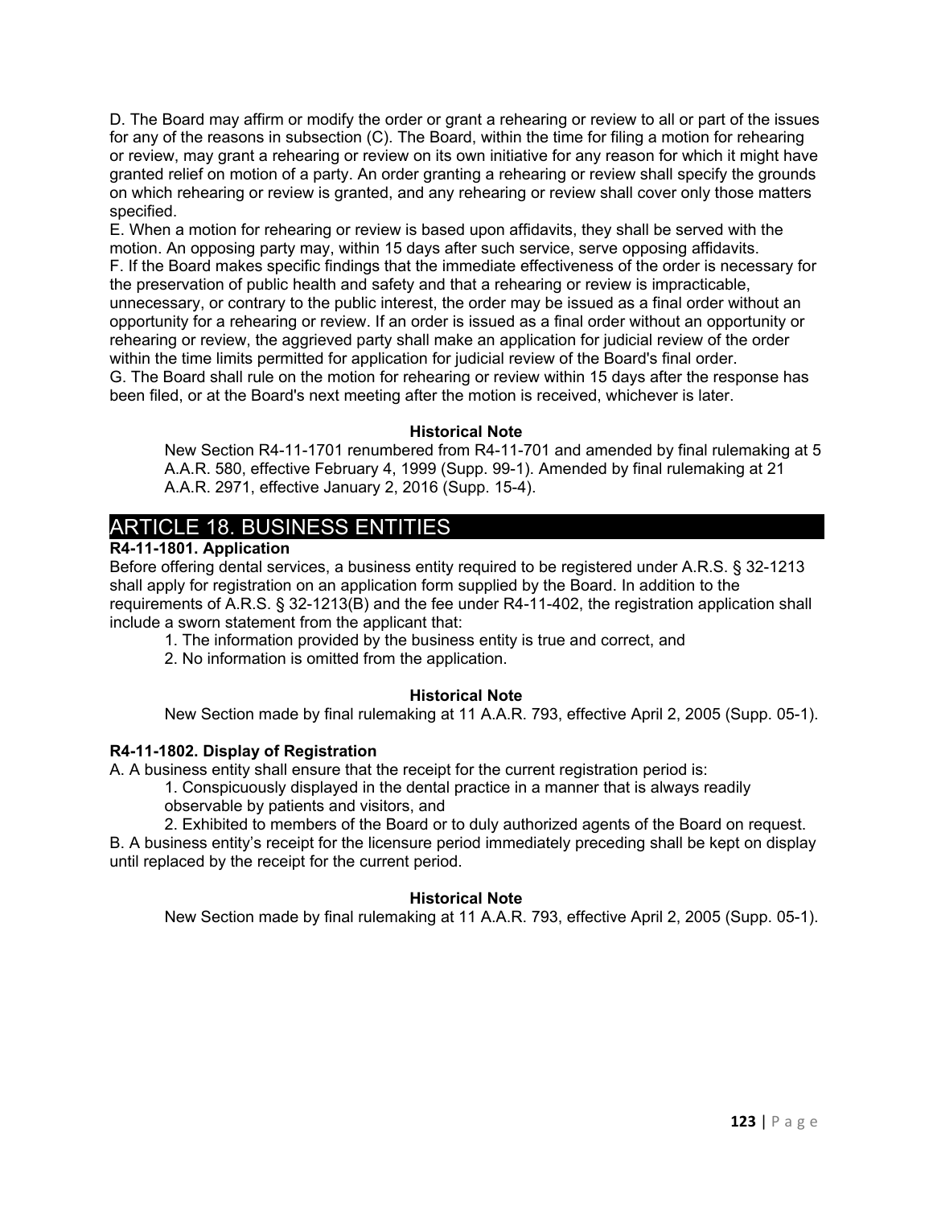D. The Board may affirm or modify the order or grant a rehearing or review to all or part of the issues for any of the reasons in subsection (C). The Board, within the time for filing a motion for rehearing or review, may grant a rehearing or review on its own initiative for any reason for which it might have granted relief on motion of a party. An order granting a rehearing or review shall specify the grounds on which rehearing or review is granted, and any rehearing or review shall cover only those matters specified.

E. When a motion for rehearing or review is based upon affidavits, they shall be served with the motion. An opposing party may, within 15 days after such service, serve opposing affidavits.

F. If the Board makes specific findings that the immediate effectiveness of the order is necessary for the preservation of public health and safety and that a rehearing or review is impracticable, unnecessary, or contrary to the public interest, the order may be issued as a final order without an opportunity for a rehearing or review. If an order is issued as a final order without an opportunity or rehearing or review, the aggrieved party shall make an application for judicial review of the order within the time limits permitted for application for judicial review of the Board's final order.

G. The Board shall rule on the motion for rehearing or review within 15 days after the response has been filed, or at the Board's next meeting after the motion is received, whichever is later.

**Historical Note**

New Section R4-11-1701 renumbered from R4-11-701 and amended by final rulemaking at 5 A.A.R. 580, effective February 4, 1999 (Supp. 99-1). Amended by final rulemaking at 21 A.A.R. 2971, effective January 2, 2016 (Supp. 15-4).

## ARTICLE 18. BUSINESS ENTITIES

**R4-11-1801. Application**

Before offering dental services, a business entity required to be registered under A.R.S. § 32-1213 shall apply for registration on an application form supplied by the Board. In addition to the requirements of A.R.S. § 32-1213(B) and the fee under R4-11-402, the registration application shall include a sworn statement from the applicant that:

1. The information provided by the business entity is true and correct, and
2. No information is omitted from the application.

**Historical Note**

New Section made by final rulemaking at 11 A.A.R. 793, effective April 2, 2005 (Supp. 05-1).

**R4-11-1802. Display of Registration**

A. A business entity shall ensure that the receipt for the current registration period is:

1. Conspicuously displayed in the dental practice in a manner that is always readily observable by patients and visitors, and
2. Exhibited to members of the Board or to duly authorized agents of the Board on request.

B. A business entity's receipt for the licensure period immediately preceding shall be kept on display until replaced by the receipt for the current period.

**Historical Note**

New Section made by final rulemaking at 11 A.A.R. 793, effective April 2, 2005 (Supp. 05-1).